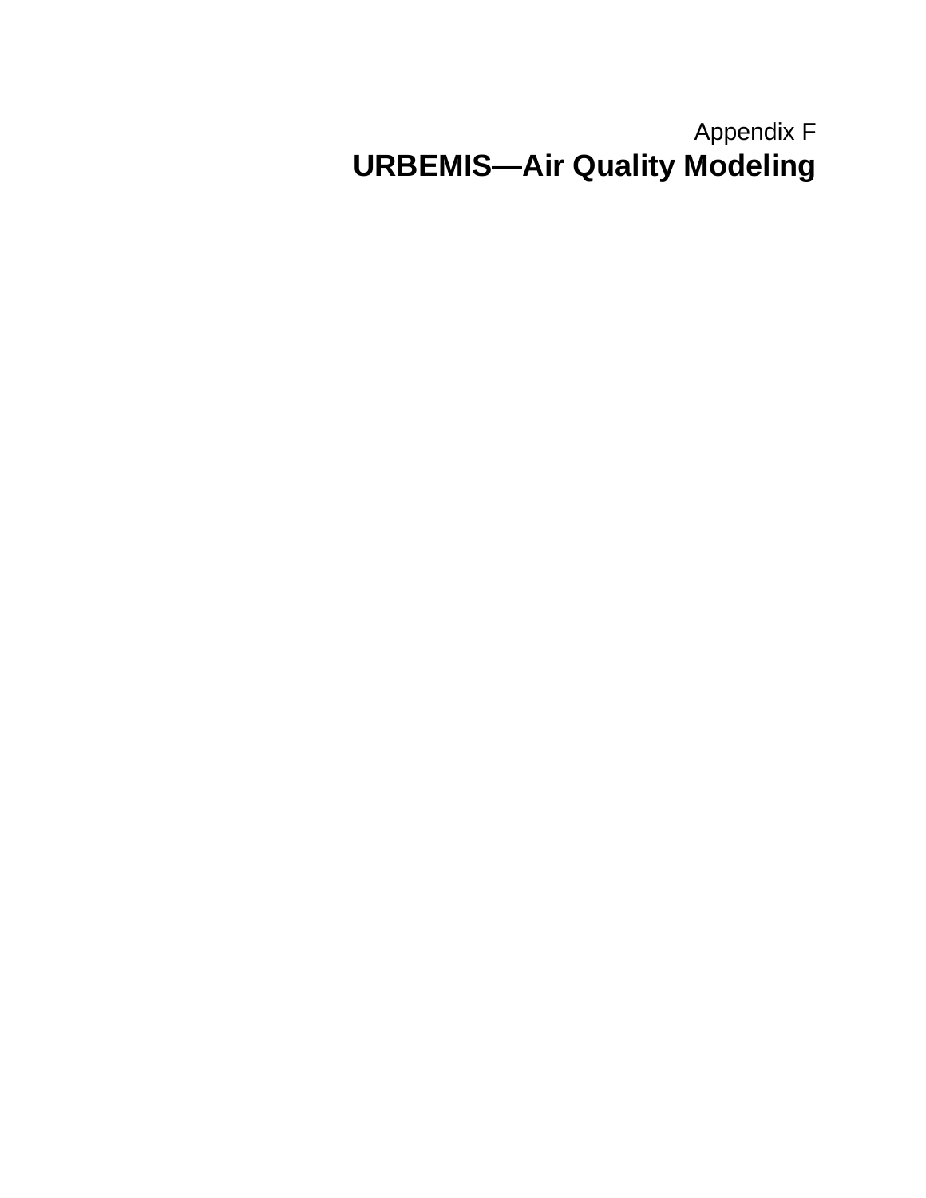Appendix F

# URBEMIS—Air Quality Modeling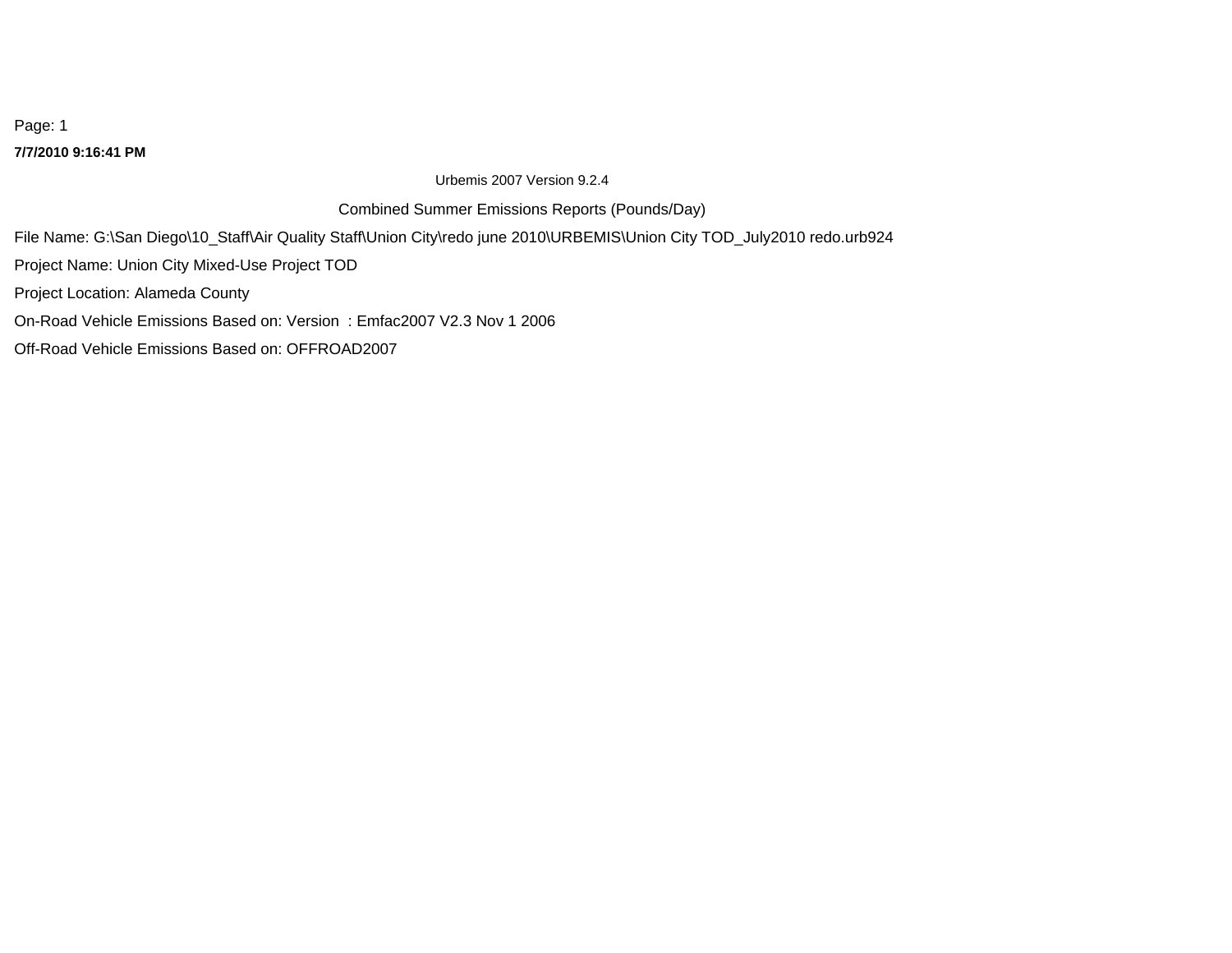**7/7/2010 9:16:41 PM**

Urbemis 2007 Version 9.2.4

Combined Summer Emissions Reports (Pounds/Day)

File Name: G:\San Diego\10_Staff\Air Quality Staff\Union City\redo june 2010\URBEMIS\Union City TOD_July2010 redo.urb924

Project Name: Union City Mixed-Use Project TOD

Project Location: Alameda County

On-Road Vehicle Emissions Based on: Version : Emfac2007 V2.3 Nov 1 2006

Off-Road Vehicle Emissions Based on: OFFROAD2007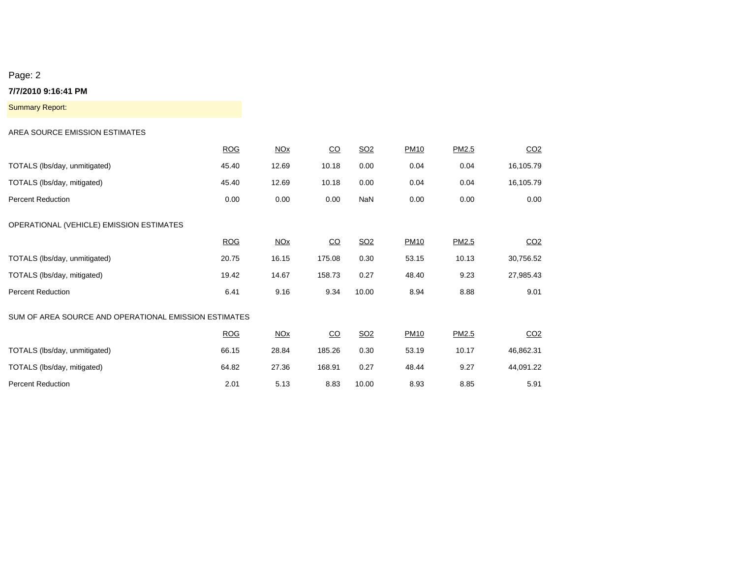Page: 2

**7/7/2010 9:16:41 PM**

Summary Report:

AREA SOURCE EMISSION ESTIMATES

| | ROG | NOx | CO | SO2 | PM10 | PM2.5 | CO2 |
|---|---|---|---|---|---|---|---|
| TOTALS (lbs/day, unmitigated) | 45.40 | 12.69 | 10.18 | 0.00 | 0.04 | 0.04 | 16,105.79 |
| TOTALS (lbs/day, mitigated) | 45.40 | 12.69 | 10.18 | 0.00 | 0.04 | 0.04 | 16,105.79 |
| Percent Reduction | 0.00 | 0.00 | 0.00 | NaN | 0.00 | 0.00 | 0.00 |

OPERATIONAL (VEHICLE) EMISSION ESTIMATES

| | ROG | NOx | CO | SO2 | PM10 | PM2.5 | CO2 |
|---|---|---|---|---|---|---|---|
| TOTALS (lbs/day, unmitigated) | 20.75 | 16.15 | 175.08 | 0.30 | 53.15 | 10.13 | 30,756.52 |
| TOTALS (lbs/day, mitigated) | 19.42 | 14.67 | 158.73 | 0.27 | 48.40 | 9.23 | 27,985.43 |
| Percent Reduction | 6.41 | 9.16 | 9.34 | 10.00 | 8.94 | 8.88 | 9.01 |

SUM OF AREA SOURCE AND OPERATIONAL EMISSION ESTIMATES

| | ROG | NOx | CO | SO2 | PM10 | PM2.5 | CO2 |
|---|---|---|---|---|---|---|---|
| TOTALS (lbs/day, unmitigated) | 66.15 | 28.84 | 185.26 | 0.30 | 53.19 | 10.17 | 46,862.31 |
| TOTALS (lbs/day, mitigated) | 64.82 | 27.36 | 168.91 | 0.27 | 48.44 | 9.27 | 44,091.22 |
| Percent Reduction | 2.01 | 5.13 | 8.83 | 10.00 | 8.93 | 8.85 | 5.91 |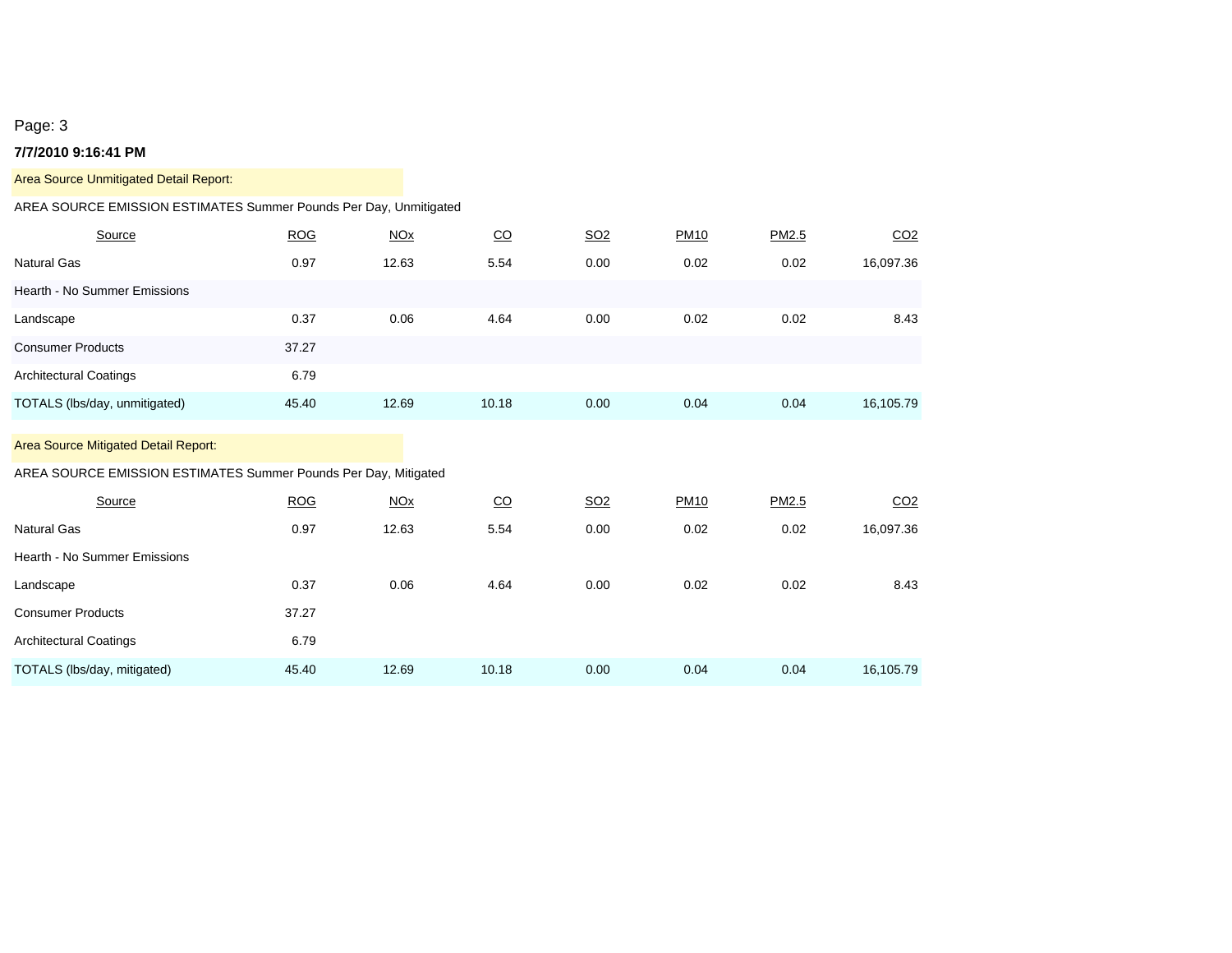Page: 3

**7/7/2010 9:16:41 PM**

Area Source Unmitigated Detail Report:

AREA SOURCE EMISSION ESTIMATES Summer Pounds Per Day, Unmitigated

| Source | ROG | NOx | CO | SO2 | PM10 | PM2.5 | CO2 |
|---|---|---|---|---|---|---|---|
| Natural Gas | 0.97 | 12.63 | 5.54 | 0.00 | 0.02 | 0.02 | 16,097.36 |
| Hearth - No Summer Emissions | | | | | | | |
| Landscape | 0.37 | 0.06 | 4.64 | 0.00 | 0.02 | 0.02 | 8.43 |
| Consumer Products | 37.27 | | | | | | |
| Architectural Coatings | 6.79 | | | | | | |
| TOTALS (lbs/day, unmitigated) | 45.40 | 12.69 | 10.18 | 0.00 | 0.04 | 0.04 | 16,105.79 |

Area Source Mitigated Detail Report:

AREA SOURCE EMISSION ESTIMATES Summer Pounds Per Day, Mitigated

| Source | ROG | NOx | CO | SO2 | PM10 | PM2.5 | CO2 |
|---|---|---|---|---|---|---|---|
| Natural Gas | 0.97 | 12.63 | 5.54 | 0.00 | 0.02 | 0.02 | 16,097.36 |
| Hearth - No Summer Emissions | | | | | | | |
| Landscape | 0.37 | 0.06 | 4.64 | 0.00 | 0.02 | 0.02 | 8.43 |
| Consumer Products | 37.27 | | | | | | |
| Architectural Coatings | 6.79 | | | | | | |
| TOTALS (lbs/day, mitigated) | 45.40 | 12.69 | 10.18 | 0.00 | 0.04 | 0.04 | 16,105.79 |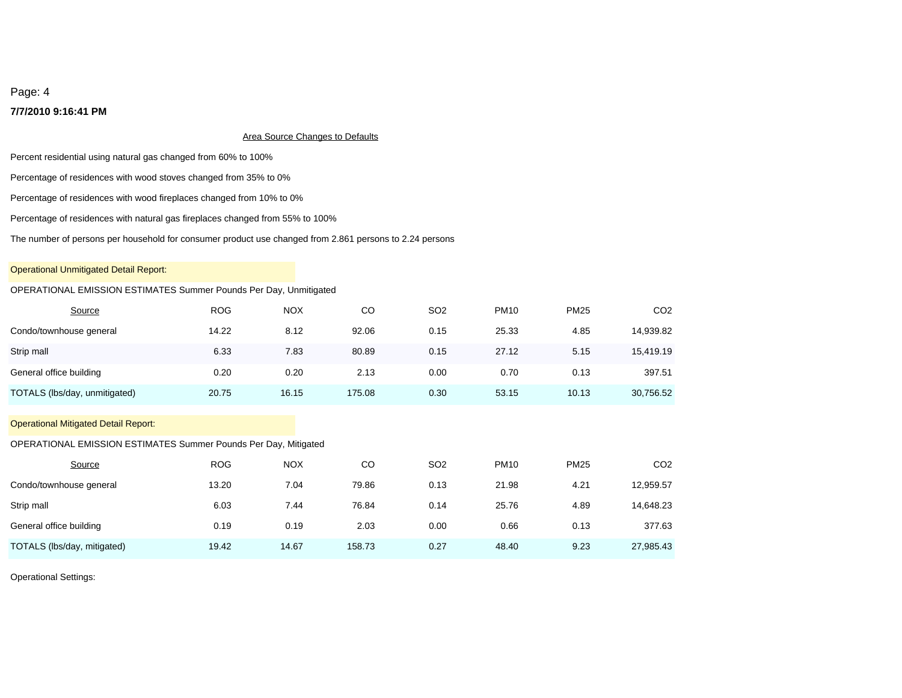Page: 4

**7/7/2010 9:16:41 PM**

Area Source Changes to Defaults

Percent residential using natural gas changed from 60% to 100%

Percentage of residences with wood stoves changed from 35% to 0%

Percentage of residences with wood fireplaces changed from 10% to 0%

Percentage of residences with natural gas fireplaces changed from 55% to 100%

The number of persons per household for consumer product use changed from 2.861 persons to 2.24 persons

Operational Unmitigated Detail Report:

OPERATIONAL EMISSION ESTIMATES Summer Pounds Per Day, Unmitigated

| Source | ROG | NOX | CO | SO2 | PM10 | PM25 | CO2 |
|---|---|---|---|---|---|---|---|
| Condo/townhouse general | 14.22 | 8.12 | 92.06 | 0.15 | 25.33 | 4.85 | 14,939.82 |
| Strip mall | 6.33 | 7.83 | 80.89 | 0.15 | 27.12 | 5.15 | 15,419.19 |
| General office building | 0.20 | 0.20 | 2.13 | 0.00 | 0.70 | 0.13 | 397.51 |
| TOTALS (lbs/day, unmitigated) | 20.75 | 16.15 | 175.08 | 0.30 | 53.15 | 10.13 | 30,756.52 |

Operational Mitigated Detail Report:

OPERATIONAL EMISSION ESTIMATES Summer Pounds Per Day, Mitigated

| Source | ROG | NOX | CO | SO2 | PM10 | PM25 | CO2 |
|---|---|---|---|---|---|---|---|
| Condo/townhouse general | 13.20 | 7.04 | 79.86 | 0.13 | 21.98 | 4.21 | 12,959.57 |
| Strip mall | 6.03 | 7.44 | 76.84 | 0.14 | 25.76 | 4.89 | 14,648.23 |
| General office building | 0.19 | 0.19 | 2.03 | 0.00 | 0.66 | 0.13 | 377.63 |
| TOTALS (lbs/day, mitigated) | 19.42 | 14.67 | 158.73 | 0.27 | 48.40 | 9.23 | 27,985.43 |

Operational Settings: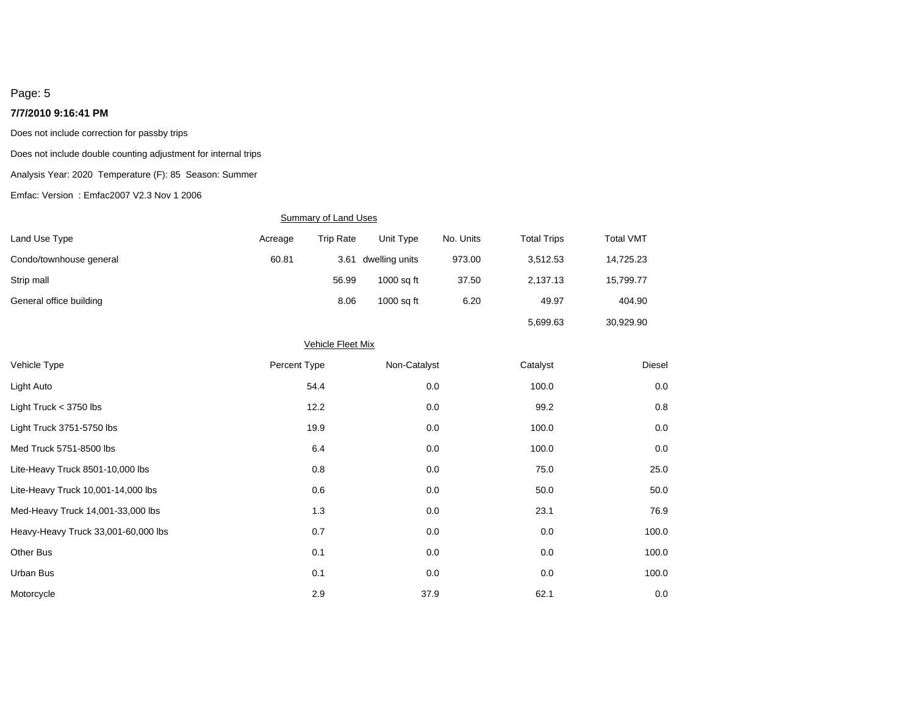Page: 5

**7/7/2010 9:16:41 PM**

Does not include correction for passby trips

Does not include double counting adjustment for internal trips

Analysis Year: 2020  Temperature (F): 85  Season: Summer

Emfac: Version  : Emfac2007 V2.3 Nov 1 2006

Summary of Land Uses

| Land Use Type | Acreage | Trip Rate | Unit Type | No. Units | Total Trips | Total VMT |
|---|---|---|---|---|---|---|
| Condo/townhouse general | 60.81 | 3.61 | dwelling units | 973.00 | 3,512.53 | 14,725.23 |
| Strip mall | | 56.99 | 1000 sq ft | 37.50 | 2,137.13 | 15,799.77 |
| General office building | | 8.06 | 1000 sq ft | 6.20 | 49.97 | 404.90 |
| | | | | | 5,699.63 | 30,929.90 |

Vehicle Fleet Mix

| Vehicle Type | Percent Type | Non-Catalyst | Catalyst | Diesel |
|---|---|---|---|---|
| Light Auto | 54.4 | 0.0 | 100.0 | 0.0 |
| Light Truck < 3750 lbs | 12.2 | 0.0 | 99.2 | 0.8 |
| Light Truck 3751-5750 lbs | 19.9 | 0.0 | 100.0 | 0.0 |
| Med Truck 5751-8500 lbs | 6.4 | 0.0 | 100.0 | 0.0 |
| Lite-Heavy Truck 8501-10,000 lbs | 0.8 | 0.0 | 75.0 | 25.0 |
| Lite-Heavy Truck 10,001-14,000 lbs | 0.6 | 0.0 | 50.0 | 50.0 |
| Med-Heavy Truck 14,001-33,000 lbs | 1.3 | 0.0 | 23.1 | 76.9 |
| Heavy-Heavy Truck 33,001-60,000 lbs | 0.7 | 0.0 | 0.0 | 100.0 |
| Other Bus | 0.1 | 0.0 | 0.0 | 100.0 |
| Urban Bus | 0.1 | 0.0 | 0.0 | 100.0 |
| Motorcycle | 2.9 | 37.9 | 62.1 | 0.0 |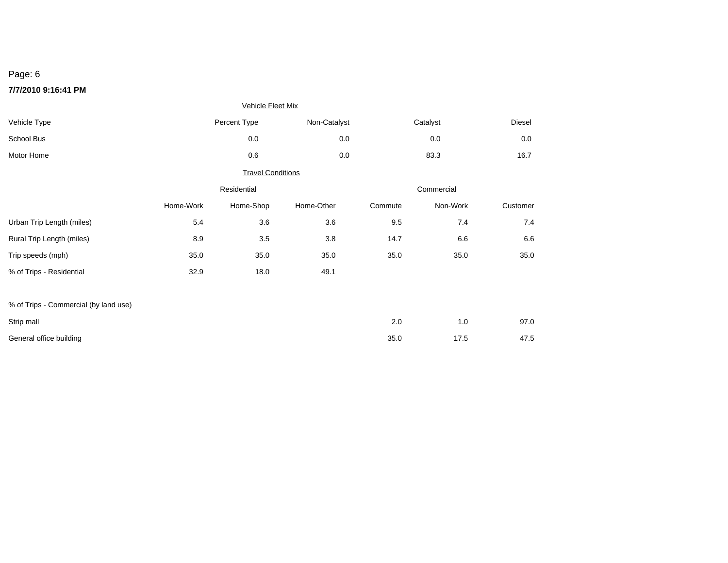Page: 6

**7/7/2010 9:16:41 PM**

Vehicle Fleet Mix

| Vehicle Type | Percent Type | Non-Catalyst | Catalyst | Diesel |
|---|---|---|---|---|
| School Bus | 0.0 | 0.0 | 0.0 | 0.0 |
| Motor Home | 0.6 | 0.0 | 83.3 | 16.7 |

Travel Conditions

| | Residential | | | Commercial | | |
|---|---|---|---|---|---|---|
| | Home-Work | Home-Shop | Home-Other | Commute | Non-Work | Customer |
| Urban Trip Length (miles) | 5.4 | 3.6 | 3.6 | 9.5 | 7.4 | 7.4 |
| Rural Trip Length (miles) | 8.9 | 3.5 | 3.8 | 14.7 | 6.6 | 6.6 |
| Trip speeds (mph) | 35.0 | 35.0 | 35.0 | 35.0 | 35.0 | 35.0 |
| % of Trips - Residential | 32.9 | 18.0 | 49.1 | | | |
| % of Trips - Commercial (by land use) | | | | | | |
| Strip mall | | | | 2.0 | 1.0 | 97.0 |
| General office building | | | | 35.0 | 17.5 | 47.5 |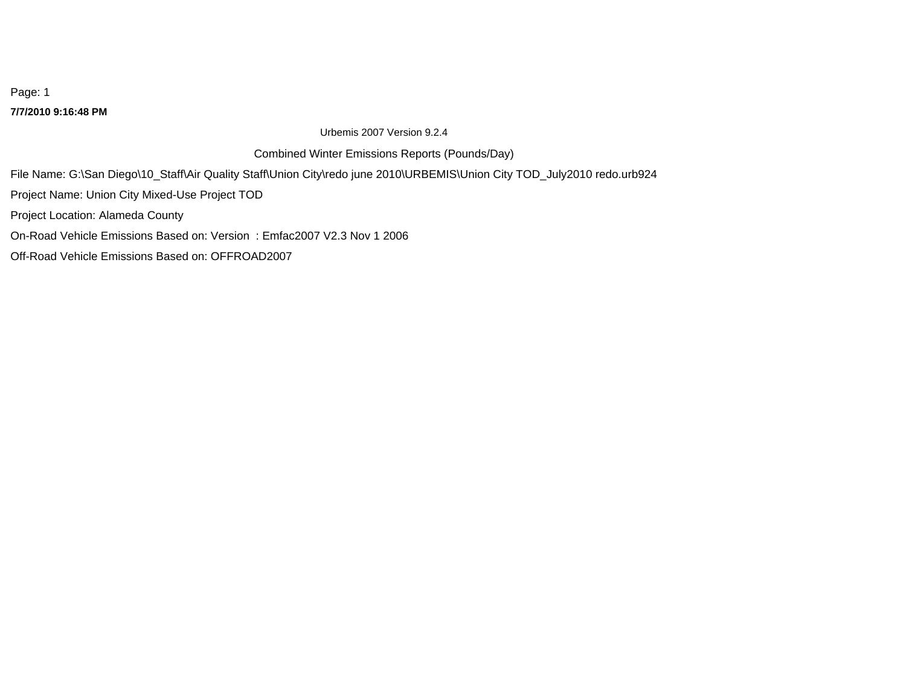**7/7/2010 9:16:48 PM**

Urbemis 2007 Version 9.2.4

Combined Winter Emissions Reports (Pounds/Day)

File Name: G:\San Diego\10_Staff\Air Quality Staff\Union City\redo june 2010\URBEMIS\Union City TOD_July2010 redo.urb924

Project Name: Union City Mixed-Use Project TOD

Project Location: Alameda County

On-Road Vehicle Emissions Based on: Version  : Emfac2007 V2.3 Nov 1 2006

Off-Road Vehicle Emissions Based on: OFFROAD2007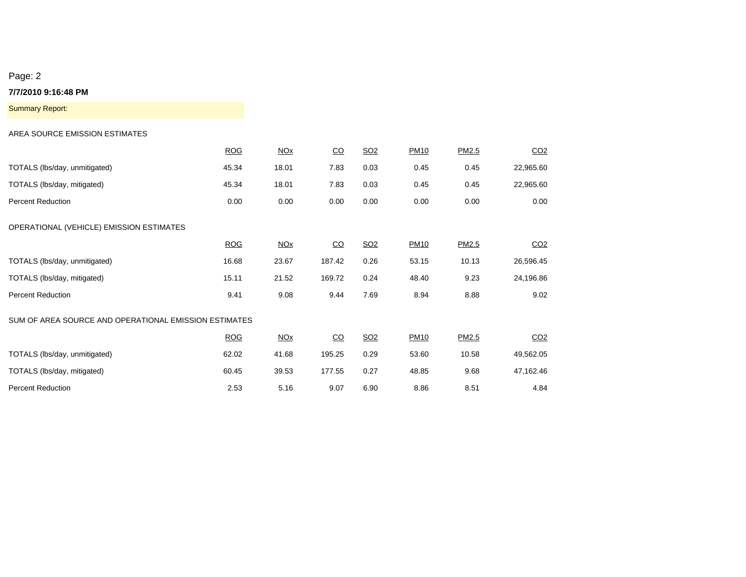7/7/2010 9:16:48 PM

Summary Report:

AREA SOURCE EMISSION ESTIMATES

| | ROG | NOx | CO | SO2 | PM10 | PM2.5 | CO2 |
|---|---|---|---|---|---|---|---|
| TOTALS (lbs/day, unmitigated) | 45.34 | 18.01 | 7.83 | 0.03 | 0.45 | 0.45 | 22,965.60 |
| TOTALS (lbs/day, mitigated) | 45.34 | 18.01 | 7.83 | 0.03 | 0.45 | 0.45 | 22,965.60 |
| Percent Reduction | 0.00 | 0.00 | 0.00 | 0.00 | 0.00 | 0.00 | 0.00 |

OPERATIONAL (VEHICLE) EMISSION ESTIMATES

| | ROG | NOx | CO | SO2 | PM10 | PM2.5 | CO2 |
|---|---|---|---|---|---|---|---|
| TOTALS (lbs/day, unmitigated) | 16.68 | 23.67 | 187.42 | 0.26 | 53.15 | 10.13 | 26,596.45 |
| TOTALS (lbs/day, mitigated) | 15.11 | 21.52 | 169.72 | 0.24 | 48.40 | 9.23 | 24,196.86 |
| Percent Reduction | 9.41 | 9.08 | 9.44 | 7.69 | 8.94 | 8.88 | 9.02 |

SUM OF AREA SOURCE AND OPERATIONAL EMISSION ESTIMATES

| | ROG | NOx | CO | SO2 | PM10 | PM2.5 | CO2 |
|---|---|---|---|---|---|---|---|
| TOTALS (lbs/day, unmitigated) | 62.02 | 41.68 | 195.25 | 0.29 | 53.60 | 10.58 | 49,562.05 |
| TOTALS (lbs/day, mitigated) | 60.45 | 39.53 | 177.55 | 0.27 | 48.85 | 9.68 | 47,162.46 |
| Percent Reduction | 2.53 | 5.16 | 9.07 | 6.90 | 8.86 | 8.51 | 4.84 |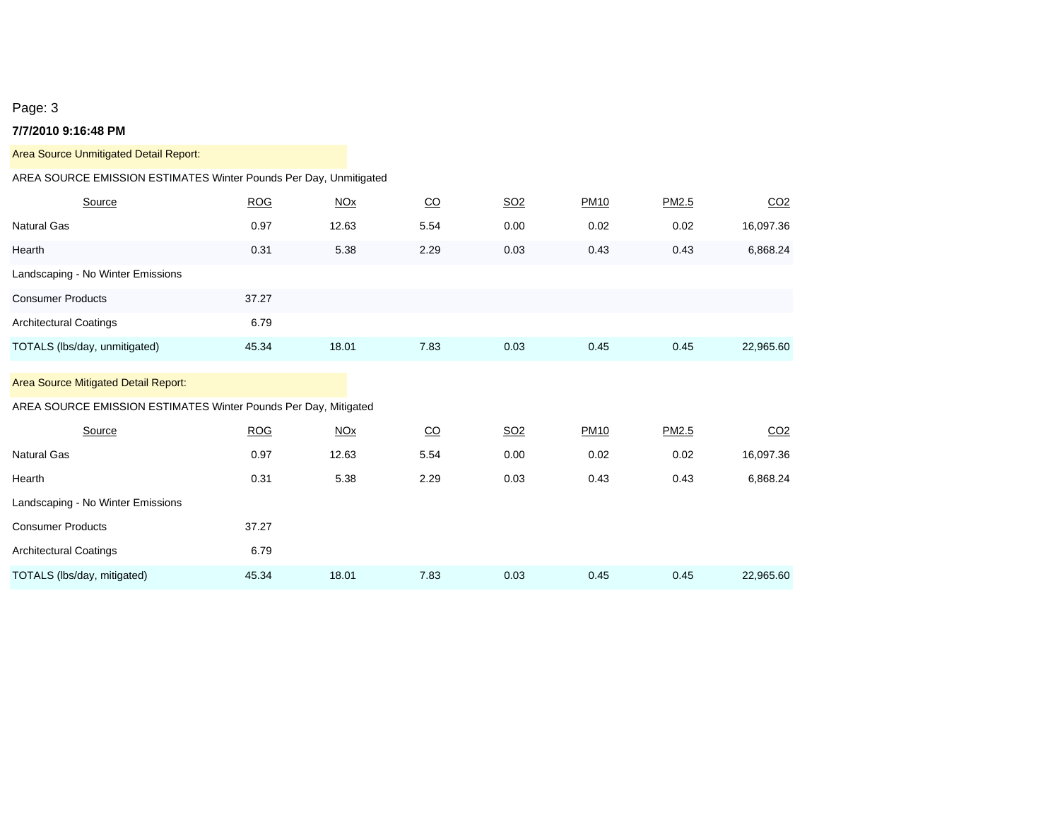Page: 3

**7/7/2010 9:16:48 PM**

Area Source Unmitigated Detail Report:

AREA SOURCE EMISSION ESTIMATES Winter Pounds Per Day, Unmitigated

| Source | ROG | NOx | CO | SO2 | PM10 | PM2.5 | CO2 |
|---|---|---|---|---|---|---|---|
| Natural Gas | 0.97 | 12.63 | 5.54 | 0.00 | 0.02 | 0.02 | 16,097.36 |
| Hearth | 0.31 | 5.38 | 2.29 | 0.03 | 0.43 | 0.43 | 6,868.24 |
| Landscaping - No Winter Emissions | | | | | | | |
| Consumer Products | 37.27 | | | | | | |
| Architectural Coatings | 6.79 | | | | | | |
| TOTALS (lbs/day, unmitigated) | 45.34 | 18.01 | 7.83 | 0.03 | 0.45 | 0.45 | 22,965.60 |

Area Source Mitigated Detail Report:

AREA SOURCE EMISSION ESTIMATES Winter Pounds Per Day, Mitigated

| Source | ROG | NOx | CO | SO2 | PM10 | PM2.5 | CO2 |
|---|---|---|---|---|---|---|---|
| Natural Gas | 0.97 | 12.63 | 5.54 | 0.00 | 0.02 | 0.02 | 16,097.36 |
| Hearth | 0.31 | 5.38 | 2.29 | 0.03 | 0.43 | 0.43 | 6,868.24 |
| Landscaping - No Winter Emissions | | | | | | | |
| Consumer Products | 37.27 | | | | | | |
| Architectural Coatings | 6.79 | | | | | | |
| TOTALS (lbs/day, mitigated) | 45.34 | 18.01 | 7.83 | 0.03 | 0.45 | 0.45 | 22,965.60 |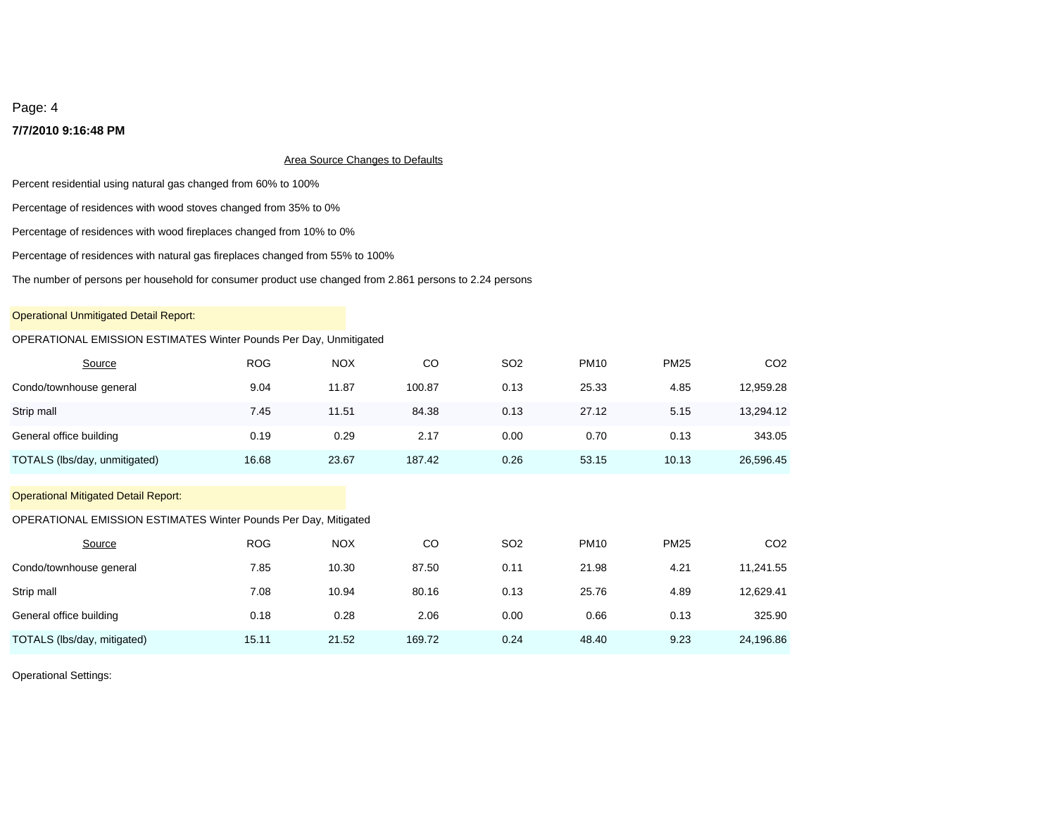Area Source Changes to Defaults

Percent residential using natural gas changed from 60% to 100%

Percentage of residences with wood stoves changed from 35% to 0%

Percentage of residences with wood fireplaces changed from 10% to 0%

Percentage of residences with natural gas fireplaces changed from 55% to 100%

The number of persons per household for consumer product use changed from 2.861 persons to 2.24 persons

Operational Unmitigated Detail Report:

OPERATIONAL EMISSION ESTIMATES Winter Pounds Per Day, Unmitigated

| Source | ROG | NOX | CO | SO2 | PM10 | PM25 | CO2 |
|---|---|---|---|---|---|---|---|
| Condo/townhouse general | 9.04 | 11.87 | 100.87 | 0.13 | 25.33 | 4.85 | 12,959.28 |
| Strip mall | 7.45 | 11.51 | 84.38 | 0.13 | 27.12 | 5.15 | 13,294.12 |
| General office building | 0.19 | 0.29 | 2.17 | 0.00 | 0.70 | 0.13 | 343.05 |
| TOTALS (lbs/day, unmitigated) | 16.68 | 23.67 | 187.42 | 0.26 | 53.15 | 10.13 | 26,596.45 |

Operational Mitigated Detail Report:

OPERATIONAL EMISSION ESTIMATES Winter Pounds Per Day, Mitigated

| Source | ROG | NOX | CO | SO2 | PM10 | PM25 | CO2 |
|---|---|---|---|---|---|---|---|
| Condo/townhouse general | 7.85 | 10.30 | 87.50 | 0.11 | 21.98 | 4.21 | 11,241.55 |
| Strip mall | 7.08 | 10.94 | 80.16 | 0.13 | 25.76 | 4.89 | 12,629.41 |
| General office building | 0.18 | 0.28 | 2.06 | 0.00 | 0.66 | 0.13 | 325.90 |
| TOTALS (lbs/day, mitigated) | 15.11 | 21.52 | 169.72 | 0.24 | 48.40 | 9.23 | 24,196.86 |

Operational Settings: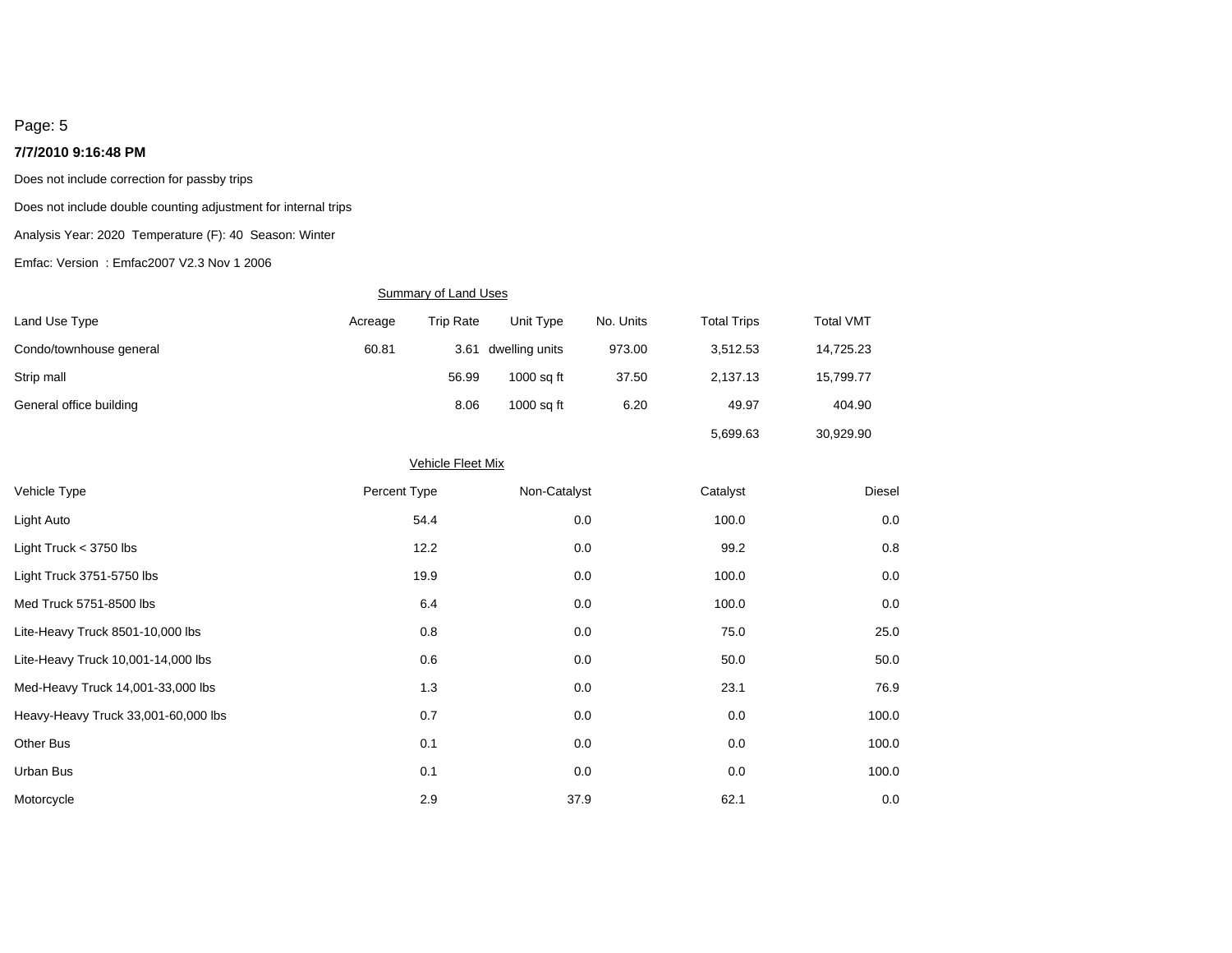Page: 5

**7/7/2010 9:16:48 PM**

Does not include correction for passby trips

Does not include double counting adjustment for internal trips

Analysis Year: 2020 Temperature (F): 40 Season: Winter

Emfac: Version : Emfac2007 V2.3 Nov 1 2006

Summary of Land Uses

| Land Use Type | Acreage | Trip Rate | Unit Type | No. Units | Total Trips | Total VMT |
|---|---|---|---|---|---|---|
| Condo/townhouse general | 60.81 | 3.61 | dwelling units | 973.00 | 3,512.53 | 14,725.23 |
| Strip mall | | 56.99 | 1000 sq ft | 37.50 | 2,137.13 | 15,799.77 |
| General office building | | 8.06 | 1000 sq ft | 6.20 | 49.97 | 404.90 |
| | | | | | 5,699.63 | 30,929.90 |

Vehicle Fleet Mix

| Vehicle Type | Percent Type | Non-Catalyst | Catalyst | Diesel |
|---|---|---|---|---|
| Light Auto | 54.4 | 0.0 | 100.0 | 0.0 |
| Light Truck < 3750 lbs | 12.2 | 0.0 | 99.2 | 0.8 |
| Light Truck 3751-5750 lbs | 19.9 | 0.0 | 100.0 | 0.0 |
| Med Truck 5751-8500 lbs | 6.4 | 0.0 | 100.0 | 0.0 |
| Lite-Heavy Truck 8501-10,000 lbs | 0.8 | 0.0 | 75.0 | 25.0 |
| Lite-Heavy Truck 10,001-14,000 lbs | 0.6 | 0.0 | 50.0 | 50.0 |
| Med-Heavy Truck 14,001-33,000 lbs | 1.3 | 0.0 | 23.1 | 76.9 |
| Heavy-Heavy Truck 33,001-60,000 lbs | 0.7 | 0.0 | 0.0 | 100.0 |
| Other Bus | 0.1 | 0.0 | 0.0 | 100.0 |
| Urban Bus | 0.1 | 0.0 | 0.0 | 100.0 |
| Motorcycle | 2.9 | 37.9 | 62.1 | 0.0 |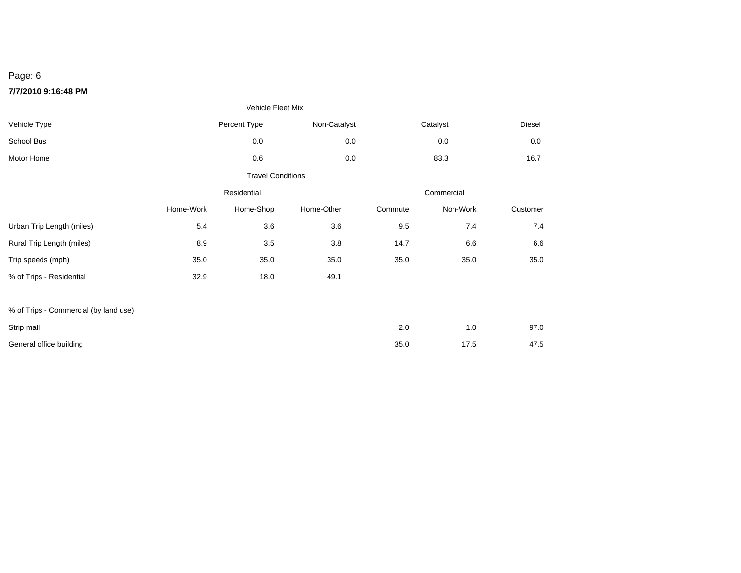Page: 6

**7/7/2010 9:16:48 PM**

Vehicle Fleet Mix

| Vehicle Type | Percent Type | Non-Catalyst | Catalyst | Diesel |
|---|---|---|---|---|
| School Bus | 0.0 | 0.0 | 0.0 | 0.0 |
| Motor Home | 0.6 | 0.0 | 83.3 | 16.7 |

Travel Conditions

| | Residential | | | Commercial | | |
|---|---|---|---|---|---|---|
| | Home-Work | Home-Shop | Home-Other | Commute | Non-Work | Customer |
| Urban Trip Length (miles) | 5.4 | 3.6 | 3.6 | 9.5 | 7.4 | 7.4 |
| Rural Trip Length (miles) | 8.9 | 3.5 | 3.8 | 14.7 | 6.6 | 6.6 |
| Trip speeds (mph) | 35.0 | 35.0 | 35.0 | 35.0 | 35.0 | 35.0 |
| % of Trips - Residential | 32.9 | 18.0 | 49.1 | | | |
| % of Trips - Commercial (by land use) | | | | | | |
| Strip mall | | | | 2.0 | 1.0 | 97.0 |
| General office building | | | | 35.0 | 17.5 | 47.5 |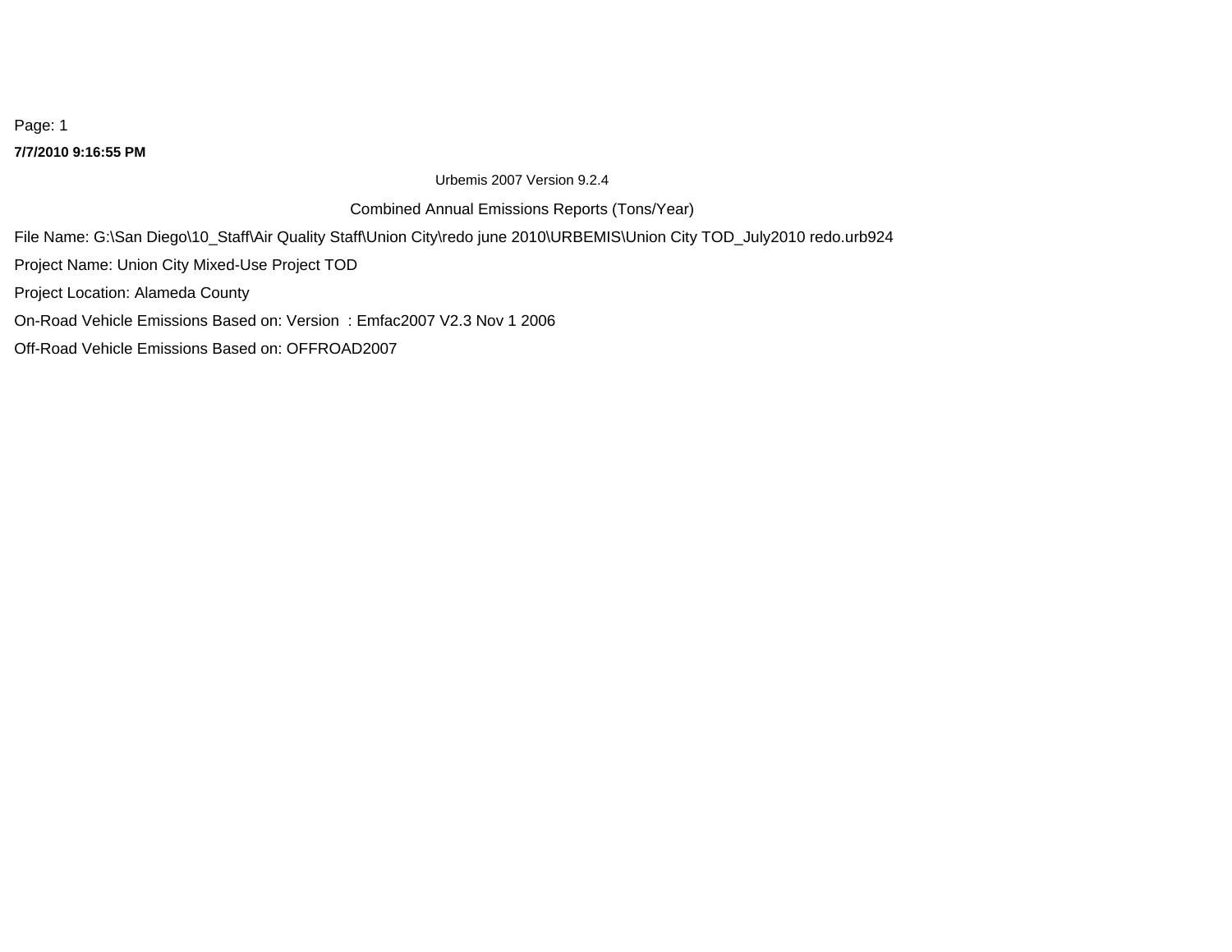**7/7/2010 9:16:55 PM**

Urbemis 2007 Version 9.2.4

Combined Annual Emissions Reports (Tons/Year)

File Name: G:\San Diego\10_Staff\Air Quality Staff\Union City\redo june 2010\URBEMIS\Union City TOD_July2010 redo.urb924

Project Name: Union City Mixed-Use Project TOD

Project Location: Alameda County

On-Road Vehicle Emissions Based on: Version  : Emfac2007 V2.3 Nov 1 2006

Off-Road Vehicle Emissions Based on: OFFROAD2007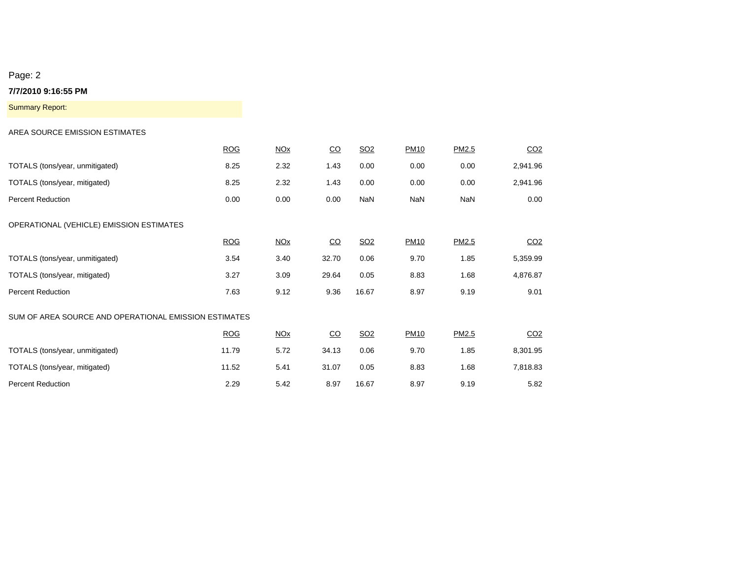Page: 2

**7/7/2010 9:16:55 PM**

Summary Report:

AREA SOURCE EMISSION ESTIMATES

| | ROG | NOx | CO | SO2 | PM10 | PM2.5 | CO2 |
|---|---|---|---|---|---|---|---|
| TOTALS (tons/year, unmitigated) | 8.25 | 2.32 | 1.43 | 0.00 | 0.00 | 0.00 | 2,941.96 |
| TOTALS (tons/year, mitigated) | 8.25 | 2.32 | 1.43 | 0.00 | 0.00 | 0.00 | 2,941.96 |
| Percent Reduction | 0.00 | 0.00 | 0.00 | NaN | NaN | NaN | 0.00 |

OPERATIONAL (VEHICLE) EMISSION ESTIMATES

| | ROG | NOx | CO | SO2 | PM10 | PM2.5 | CO2 |
|---|---|---|---|---|---|---|---|
| TOTALS (tons/year, unmitigated) | 3.54 | 3.40 | 32.70 | 0.06 | 9.70 | 1.85 | 5,359.99 |
| TOTALS (tons/year, mitigated) | 3.27 | 3.09 | 29.64 | 0.05 | 8.83 | 1.68 | 4,876.87 |
| Percent Reduction | 7.63 | 9.12 | 9.36 | 16.67 | 8.97 | 9.19 | 9.01 |

SUM OF AREA SOURCE AND OPERATIONAL EMISSION ESTIMATES

| | ROG | NOx | CO | SO2 | PM10 | PM2.5 | CO2 |
|---|---|---|---|---|---|---|---|
| TOTALS (tons/year, unmitigated) | 11.79 | 5.72 | 34.13 | 0.06 | 9.70 | 1.85 | 8,301.95 |
| TOTALS (tons/year, mitigated) | 11.52 | 5.41 | 31.07 | 0.05 | 8.83 | 1.68 | 7,818.83 |
| Percent Reduction | 2.29 | 5.42 | 8.97 | 16.67 | 8.97 | 9.19 | 5.82 |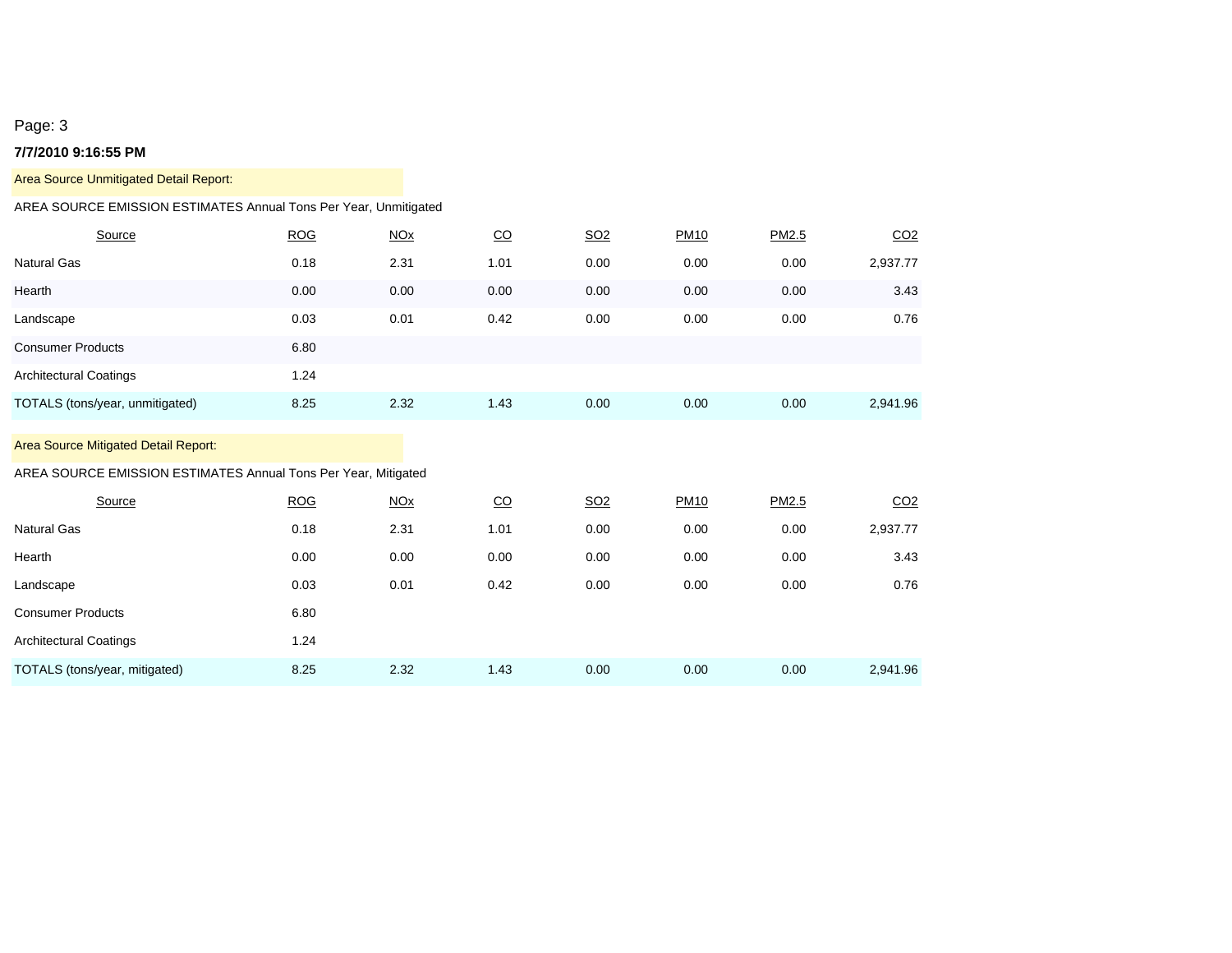**7/7/2010 9:16:55 PM**

Area Source Unmitigated Detail Report:

AREA SOURCE EMISSION ESTIMATES Annual Tons Per Year, Unmitigated

| Source | ROG | NOx | CO | SO2 | PM10 | PM2.5 | CO2 |
|---|---|---|---|---|---|---|---|
| Natural Gas | 0.18 | 2.31 | 1.01 | 0.00 | 0.00 | 0.00 | 2,937.77 |
| Hearth | 0.00 | 0.00 | 0.00 | 0.00 | 0.00 | 0.00 | 3.43 |
| Landscape | 0.03 | 0.01 | 0.42 | 0.00 | 0.00 | 0.00 | 0.76 |
| Consumer Products | 6.80 | | | | | | |
| Architectural Coatings | 1.24 | | | | | | |
| TOTALS (tons/year, unmitigated) | 8.25 | 2.32 | 1.43 | 0.00 | 0.00 | 0.00 | 2,941.96 |

Area Source Mitigated Detail Report:

AREA SOURCE EMISSION ESTIMATES Annual Tons Per Year, Mitigated

| Source | ROG | NOx | CO | SO2 | PM10 | PM2.5 | CO2 |
|---|---|---|---|---|---|---|---|
| Natural Gas | 0.18 | 2.31 | 1.01 | 0.00 | 0.00 | 0.00 | 2,937.77 |
| Hearth | 0.00 | 0.00 | 0.00 | 0.00 | 0.00 | 0.00 | 3.43 |
| Landscape | 0.03 | 0.01 | 0.42 | 0.00 | 0.00 | 0.00 | 0.76 |
| Consumer Products | 6.80 | | | | | | |
| Architectural Coatings | 1.24 | | | | | | |
| TOTALS (tons/year, mitigated) | 8.25 | 2.32 | 1.43 | 0.00 | 0.00 | 0.00 | 2,941.96 |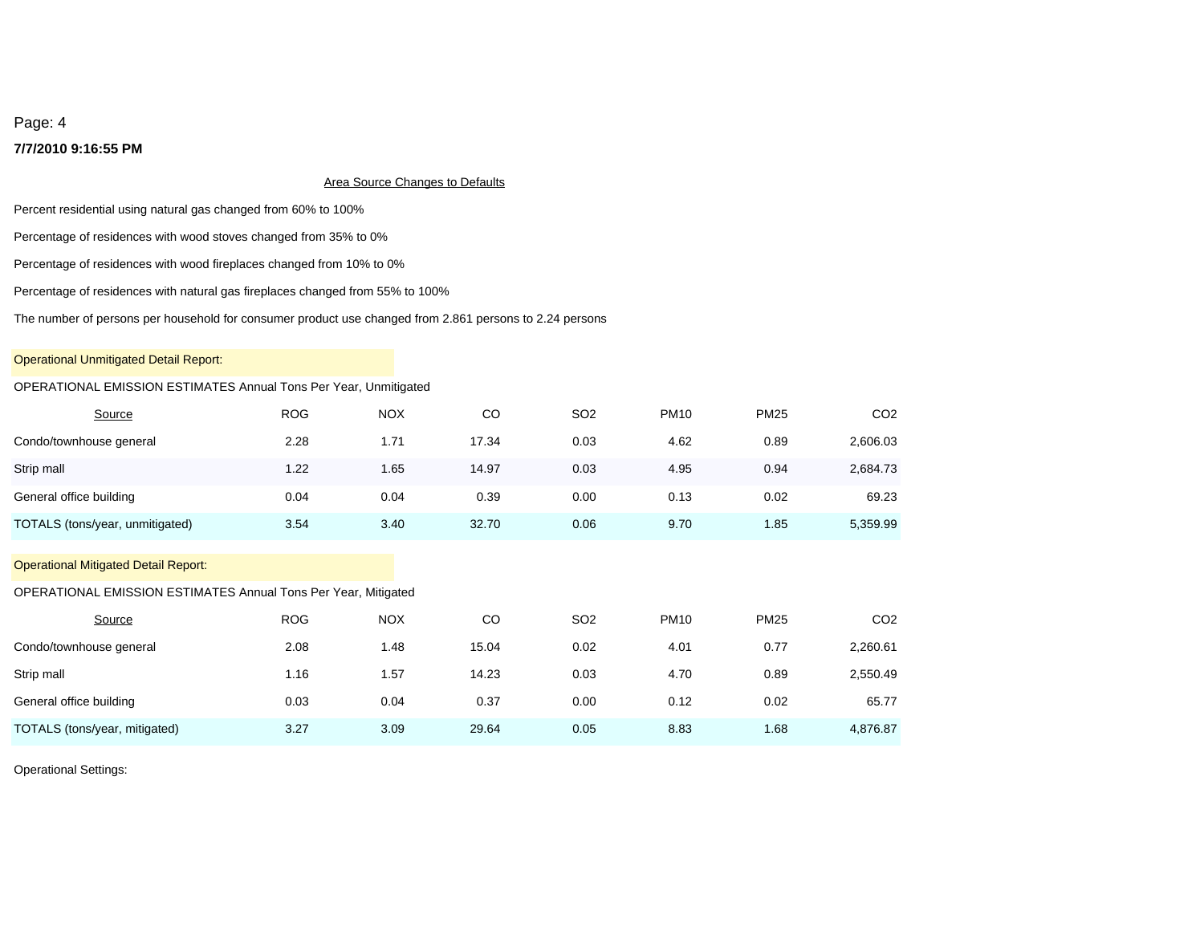Page: 4

**7/7/2010 9:16:55 PM**

Area Source Changes to Defaults

Percent residential using natural gas changed from 60% to 100%

Percentage of residences with wood stoves changed from 35% to 0%

Percentage of residences with wood fireplaces changed from 10% to 0%

Percentage of residences with natural gas fireplaces changed from 55% to 100%

The number of persons per household for consumer product use changed from 2.861 persons to 2.24 persons

Operational Unmitigated Detail Report:

OPERATIONAL EMISSION ESTIMATES Annual Tons Per Year, Unmitigated

| Source | ROG | NOX | CO | SO2 | PM10 | PM25 | CO2 |
|---|---|---|---|---|---|---|---|
| Condo/townhouse general | 2.28 | 1.71 | 17.34 | 0.03 | 4.62 | 0.89 | 2,606.03 |
| Strip mall | 1.22 | 1.65 | 14.97 | 0.03 | 4.95 | 0.94 | 2,684.73 |
| General office building | 0.04 | 0.04 | 0.39 | 0.00 | 0.13 | 0.02 | 69.23 |
| TOTALS (tons/year, unmitigated) | 3.54 | 3.40 | 32.70 | 0.06 | 9.70 | 1.85 | 5,359.99 |

Operational Mitigated Detail Report:

OPERATIONAL EMISSION ESTIMATES Annual Tons Per Year, Mitigated

| Source | ROG | NOX | CO | SO2 | PM10 | PM25 | CO2 |
|---|---|---|---|---|---|---|---|
| Condo/townhouse general | 2.08 | 1.48 | 15.04 | 0.02 | 4.01 | 0.77 | 2,260.61 |
| Strip mall | 1.16 | 1.57 | 14.23 | 0.03 | 4.70 | 0.89 | 2,550.49 |
| General office building | 0.03 | 0.04 | 0.37 | 0.00 | 0.12 | 0.02 | 65.77 |
| TOTALS (tons/year, mitigated) | 3.27 | 3.09 | 29.64 | 0.05 | 8.83 | 1.68 | 4,876.87 |

Operational Settings: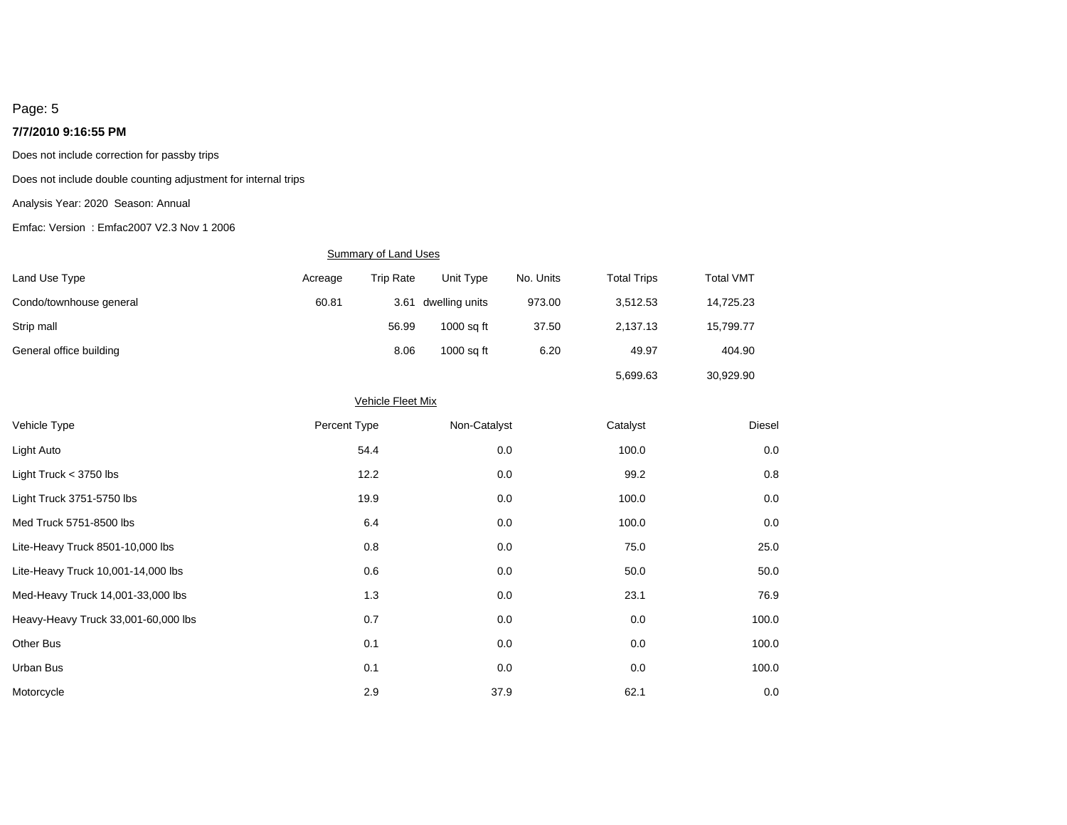Page: 5

**7/7/2010 9:16:55 PM**

Does not include correction for passby trips

Does not include double counting adjustment for internal trips

Analysis Year: 2020 Season: Annual

Emfac: Version : Emfac2007 V2.3 Nov 1 2006

Summary of Land Uses

| Land Use Type | Acreage | Trip Rate | Unit Type | No. Units | Total Trips | Total VMT |
|---|---|---|---|---|---|---|
| Condo/townhouse general | 60.81 | 3.61 | dwelling units | 973.00 | 3,512.53 | 14,725.23 |
| Strip mall | | 56.99 | 1000 sq ft | 37.50 | 2,137.13 | 15,799.77 |
| General office building | | 8.06 | 1000 sq ft | 6.20 | 49.97 | 404.90 |
| | | | | | 5,699.63 | 30,929.90 |

Vehicle Fleet Mix

| Vehicle Type | Percent Type | Non-Catalyst | Catalyst | Diesel |
|---|---|---|---|---|
| Light Auto | 54.4 | 0.0 | 100.0 | 0.0 |
| Light Truck < 3750 lbs | 12.2 | 0.0 | 99.2 | 0.8 |
| Light Truck 3751-5750 lbs | 19.9 | 0.0 | 100.0 | 0.0 |
| Med Truck 5751-8500 lbs | 6.4 | 0.0 | 100.0 | 0.0 |
| Lite-Heavy Truck 8501-10,000 lbs | 0.8 | 0.0 | 75.0 | 25.0 |
| Lite-Heavy Truck 10,001-14,000 lbs | 0.6 | 0.0 | 50.0 | 50.0 |
| Med-Heavy Truck 14,001-33,000 lbs | 1.3 | 0.0 | 23.1 | 76.9 |
| Heavy-Heavy Truck 33,001-60,000 lbs | 0.7 | 0.0 | 0.0 | 100.0 |
| Other Bus | 0.1 | 0.0 | 0.0 | 100.0 |
| Urban Bus | 0.1 | 0.0 | 0.0 | 100.0 |
| Motorcycle | 2.9 | 37.9 | 62.1 | 0.0 |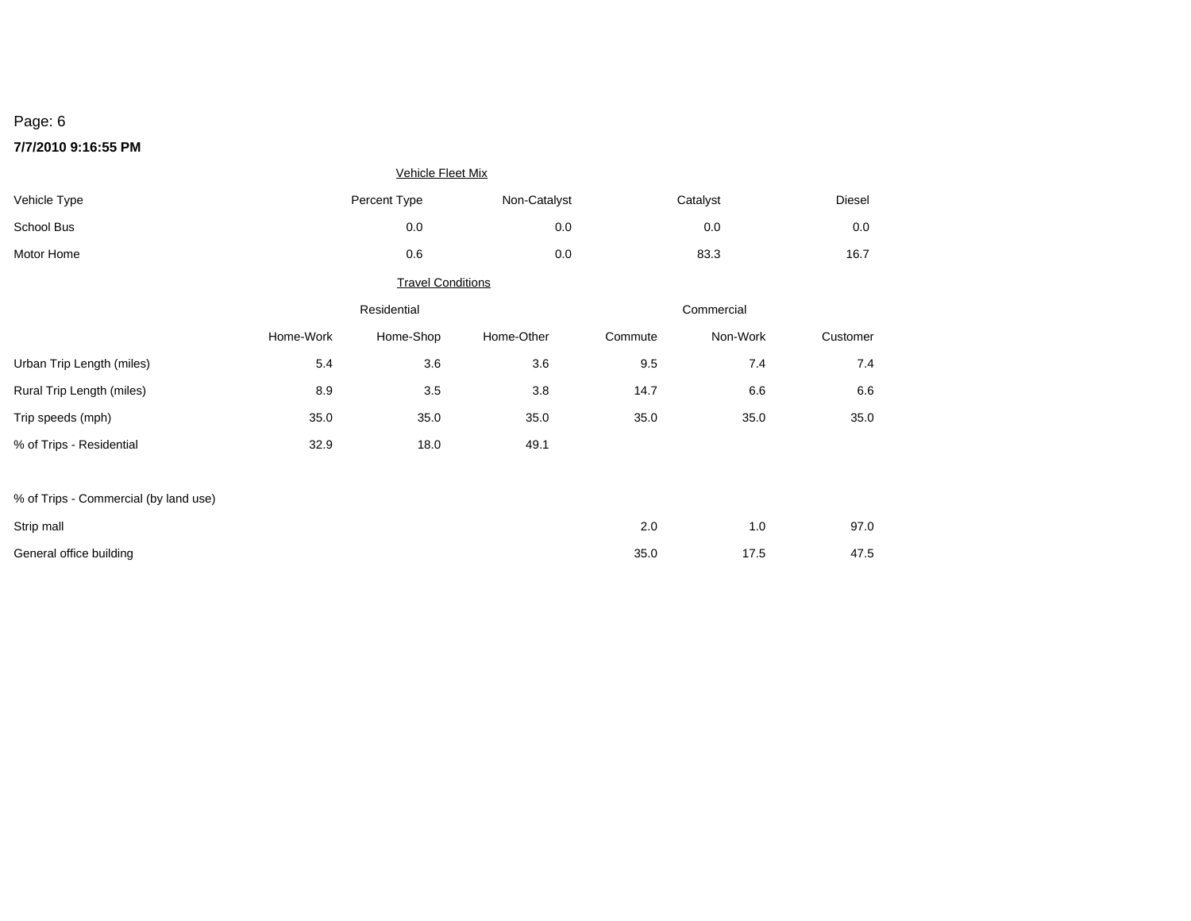Page: 6

**7/7/2010 9:16:55 PM**

Vehicle Fleet Mix

| Vehicle Type | Percent Type | Non-Catalyst | Catalyst | Diesel |
|---|---|---|---|---|
| School Bus | 0.0 | 0.0 | 0.0 | 0.0 |
| Motor Home | 0.6 | 0.0 | 83.3 | 16.7 |

Travel Conditions

| | Residential | | | Commercial | | |
|---|---|---|---|---|---|---|
| | Home-Work | Home-Shop | Home-Other | Commute | Non-Work | Customer |
| Urban Trip Length (miles) | 5.4 | 3.6 | 3.6 | 9.5 | 7.4 | 7.4 |
| Rural Trip Length (miles) | 8.9 | 3.5 | 3.8 | 14.7 | 6.6 | 6.6 |
| Trip speeds (mph) | 35.0 | 35.0 | 35.0 | 35.0 | 35.0 | 35.0 |
| % of Trips - Residential | 32.9 | 18.0 | 49.1 | | | |
| | | | | | | |
| % of Trips - Commercial (by land use) | | | | | | |
| Strip mall | | | | 2.0 | 1.0 | 97.0 |
| General office building | | | | 35.0 | 17.5 | 47.5 |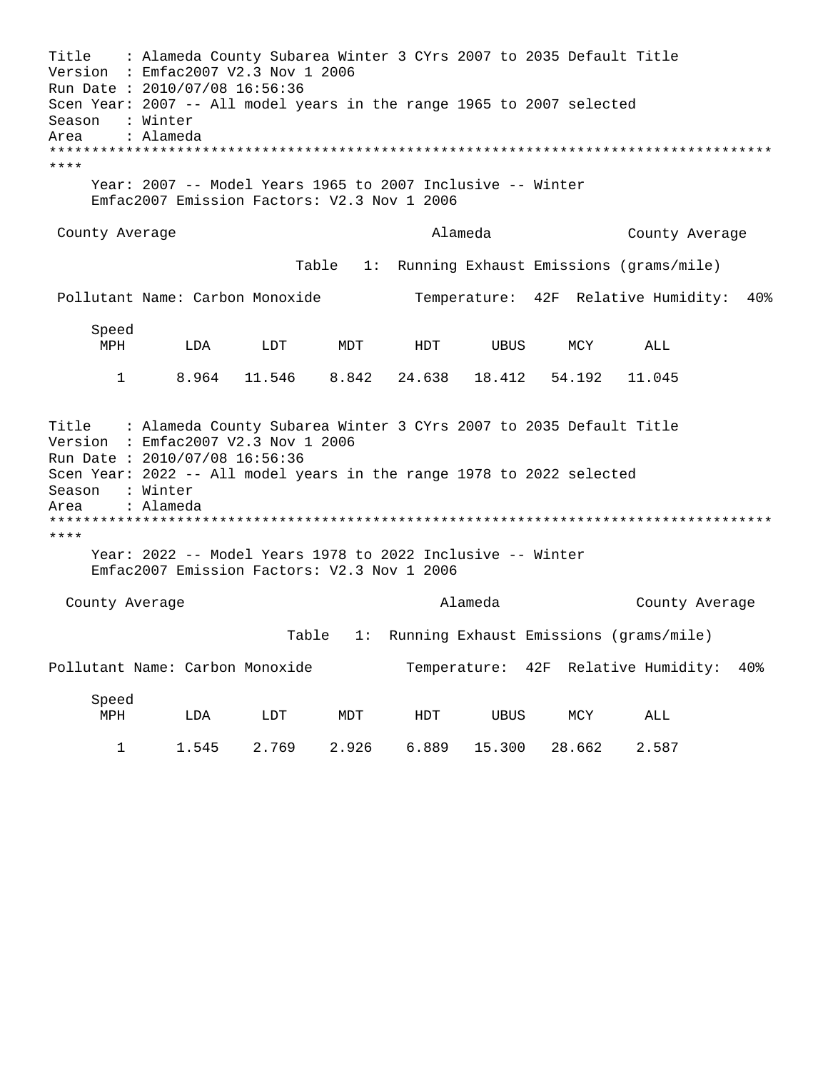Title : Alameda County Subarea Winter 3 CYrs 2007 to 2035 Default Title
Version : Emfac2007 V2.3 Nov 1 2006
Run Date : 2010/07/08 16:56:36
Scen Year: 2007 -- All model years in the range 1965 to 2007 selected
Season : Winter
Area : Alameda

************************************************************************************

Year: 2007 -- Model Years 1965 to 2007 Inclusive -- Winter
Emfac2007 Emission Factors: V2.3 Nov 1 2006

County Average Alameda County Average

Table 1: Running Exhaust Emissions (grams/mile)

Pollutant Name: Carbon Monoxide Temperature: 42F Relative Humidity: 40%

| Speed MPH | LDA | LDT | MDT | HDT | UBUS | MCY | ALL |
|---|---|---|---|---|---|---|---|
| 1 | 8.964 | 11.546 | 8.842 | 24.638 | 18.412 | 54.192 | 11.045 |

Title : Alameda County Subarea Winter 3 CYrs 2007 to 2035 Default Title
Version : Emfac2007 V2.3 Nov 1 2006
Run Date : 2010/07/08 16:56:36
Scen Year: 2022 -- All model years in the range 1978 to 2022 selected
Season : Winter
Area : Alameda

************************************************************************************

Year: 2022 -- Model Years 1978 to 2022 Inclusive -- Winter
Emfac2007 Emission Factors: V2.3 Nov 1 2006

County Average Alameda County Average

Table 1: Running Exhaust Emissions (grams/mile)

Pollutant Name: Carbon Monoxide Temperature: 42F Relative Humidity: 40%

| Speed MPH | LDA | LDT | MDT | HDT | UBUS | MCY | ALL |
|---|---|---|---|---|---|---|---|
| 1 | 1.545 | 2.769 | 2.926 | 6.889 | 15.300 | 28.662 | 2.587 |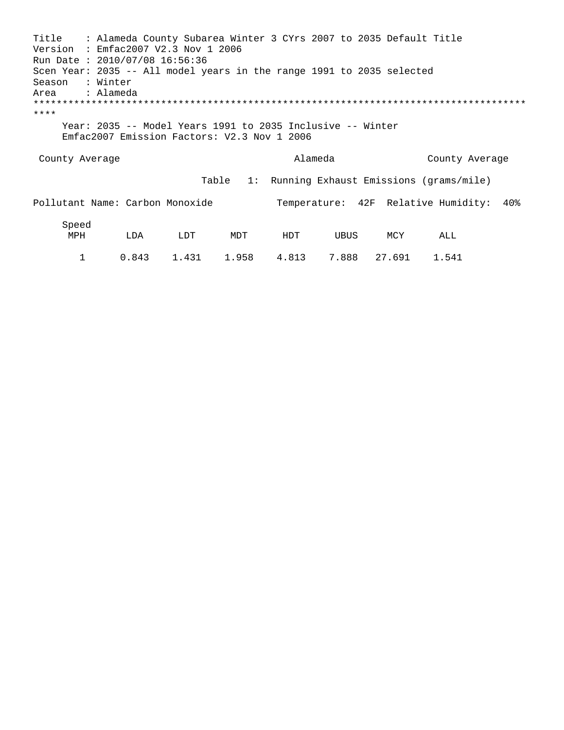Title : Alameda County Subarea Winter 3 CYrs 2007 to 2035 Default Title
Version : Emfac2007 V2.3 Nov 1 2006
Run Date : 2010/07/08 16:56:36
Scen Year: 2035 -- All model years in the range 1991 to 2035 selected
Season : Winter
Area : Alameda

************************************************************************************

Year: 2035 -- Model Years 1991 to 2035 Inclusive -- Winter
Emfac2007 Emission Factors: V2.3 Nov 1 2006

County Average Alameda County Average

Table 1: Running Exhaust Emissions (grams/mile)

Pollutant Name: Carbon Monoxide Temperature: 42F Relative Humidity: 40%

| Speed MPH | LDA | LDT | MDT | HDT | UBUS | MCY | ALL |
|---|---|---|---|---|---|---|---|
| 1 | 0.843 | 1.431 | 1.958 | 4.813 | 7.888 | 27.691 | 1.541 |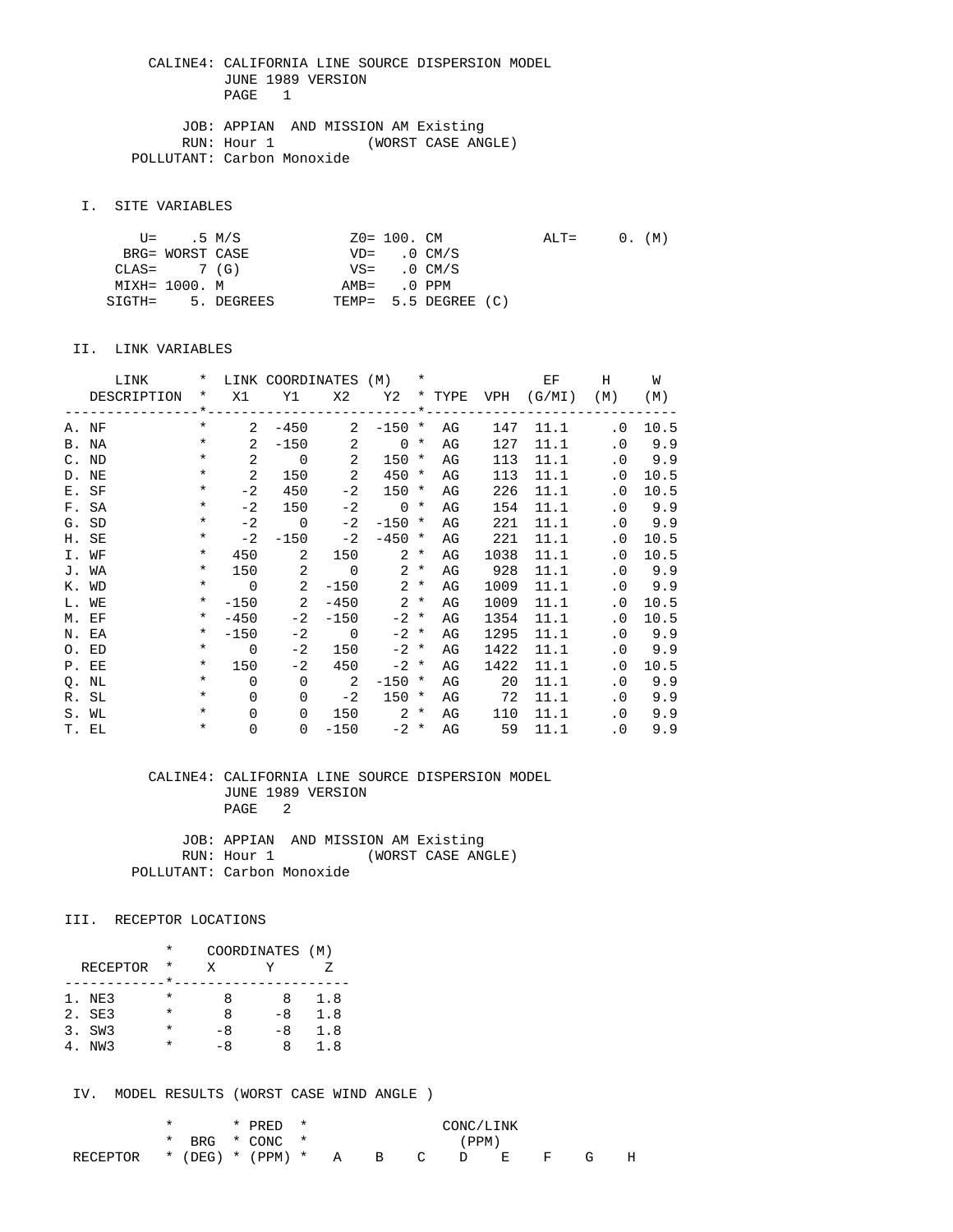CALINE4: CALIFORNIA LINE SOURCE DISPERSION MODEL
JUNE 1989 VERSION
PAGE 1

JOB: APPIAN AND MISSION AM Existing
RUN: Hour 1 (WORST CASE ANGLE)
POLLUTANT: Carbon Monoxide

## I. SITE VARIABLES

```
        U=    .5 M/S              Z0= 100. CM            ALT=     0. (M)
      BRG= WORST CASE             VD=    .0 CM/S
     CLAS=     7 (G)              VS=    .0 CM/S
     MIXH= 1000. M               AMB=    .0 PPM
    SIGTH=     5. DEGREES        TEMP=  5.5 DEGREE (C)
```

## II. LINK VARIABLES

| LINK DESCRIPTION | X1 | Y1 | X2 | Y2 | TYPE | VPH | EF (G/MI) | H (M) | W (M) |
|---|---|---|---|---|---|---|---|---|---|
| A. NF | 2 | -450 | 2 | -150 | AG | 147 | 11.1 | .0 | 10.5 |
| B. NA | 2 | -150 | 2 | 0 | AG | 127 | 11.1 | .0 | 9.9 |
| C. ND | 2 | 0 | 2 | 150 | AG | 113 | 11.1 | .0 | 9.9 |
| D. NE | 2 | 150 | 2 | 450 | AG | 113 | 11.1 | .0 | 10.5 |
| E. SF | -2 | 450 | -2 | 150 | AG | 226 | 11.1 | .0 | 10.5 |
| F. SA | -2 | 150 | -2 | 0 | AG | 154 | 11.1 | .0 | 9.9 |
| G. SD | -2 | 0 | -2 | -150 | AG | 221 | 11.1 | .0 | 9.9 |
| H. SE | -2 | -150 | -2 | -450 | AG | 221 | 11.1 | .0 | 10.5 |
| I. WF | 450 | 2 | 150 | 2 | AG | 1038 | 11.1 | .0 | 10.5 |
| J. WA | 150 | 2 | 0 | 2 | AG | 928 | 11.1 | .0 | 9.9 |
| K. WD | 0 | 2 | -150 | 2 | AG | 1009 | 11.1 | .0 | 9.9 |
| L. WE | -150 | 2 | -450 | 2 | AG | 1009 | 11.1 | .0 | 10.5 |
| M. EF | -450 | -2 | -150 | -2 | AG | 1354 | 11.1 | .0 | 10.5 |
| N. EA | -150 | -2 | 0 | -2 | AG | 1295 | 11.1 | .0 | 9.9 |
| O. ED | 0 | -2 | 150 | -2 | AG | 1422 | 11.1 | .0 | 9.9 |
| P. EE | 150 | -2 | 450 | -2 | AG | 1422 | 11.1 | .0 | 10.5 |
| Q. NL | 0 | 0 | 2 | -150 | AG | 20 | 11.1 | .0 | 9.9 |
| R. SL | 0 | 0 | -2 | 150 | AG | 72 | 11.1 | .0 | 9.9 |
| S. WL | 0 | 0 | 150 | 2 | AG | 110 | 11.1 | .0 | 9.9 |
| T. EL | 0 | 0 | -150 | -2 | AG | 59 | 11.1 | .0 | 9.9 |

CALINE4: CALIFORNIA LINE SOURCE DISPERSION MODEL
JUNE 1989 VERSION
PAGE 2

JOB: APPIAN AND MISSION AM Existing
RUN: Hour 1 (WORST CASE ANGLE)
POLLUTANT: Carbon Monoxide

## III. RECEPTOR LOCATIONS

| RECEPTOR | X | Y | Z |
|---|---|---|---|
| 1. NE3 | 8 | 8 | 1.8 |
| 2. SE3 | 8 | -8 | 1.8 |
| 3. SW3 | -8 | -8 | 1.8 |
| 4. NW3 | -8 | 8 | 1.8 |

## IV. MODEL RESULTS (WORST CASE WIND ANGLE )

| RECEPTOR | BRG (DEG) | PRED CONC (PPM) | A | B | C | D | E | F | G | H |
|---|---|---|---|---|---|---|---|---|---|---|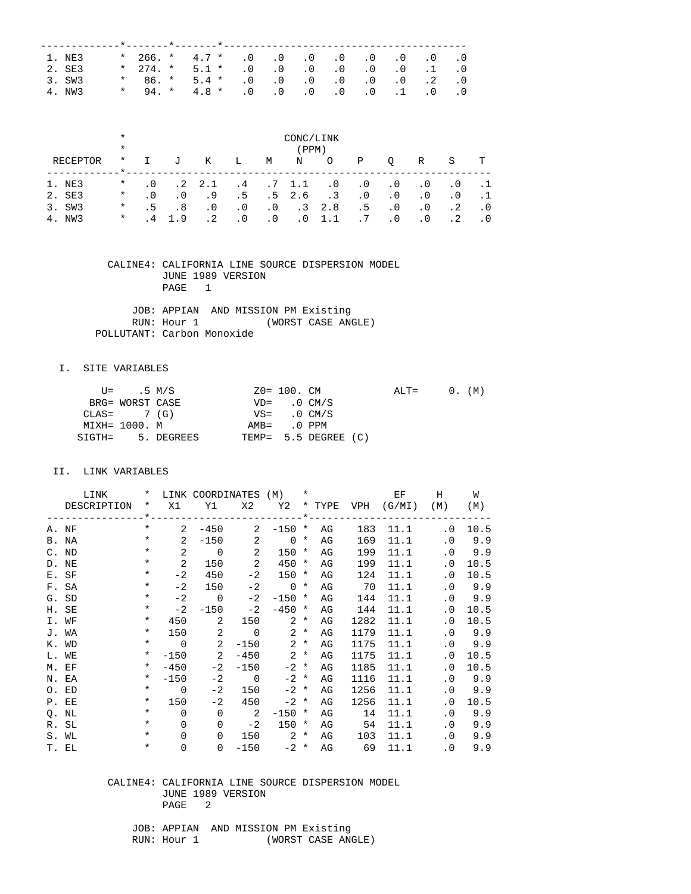| | | | | | | | | | | | |
|---|---|---|---|---|---|---|---|---|---|---|---|
| 1. NE3 | 266. | 4.7 | .0 | .0 | .0 | .0 | .0 | .0 | .0 | .0 |
| 2. SE3 | 274. | 5.1 | .0 | .0 | .0 | .0 | .0 | .0 | .1 | .0 |
| 3. SW3 | 86. | 5.4 | .0 | .0 | .0 | .0 | .0 | .0 | .2 | .0 |
| 4. NW3 | 94. | 4.8 | .0 | .0 | .0 | .0 | .0 | .1 | .0 | .0 |

| RECEPTOR | CONC/LINK (PPM) | | | | | | | | | | | |
|---|---|---|---|---|---|---|---|---|---|---|---|---|
| | I | J | K | L | M | N | O | P | Q | R | S | T |
| 1. NE3 | .0 | .2 | 2.1 | .4 | .7 | 1.1 | .0 | .0 | .0 | .0 | .0 | .1 |
| 2. SE3 | .0 | .0 | .9 | .5 | .5 | 2.6 | .3 | .0 | .0 | .0 | .0 | .1 |
| 3. SW3 | .5 | .8 | .0 | .0 | .0 | .3 | 2.8 | .5 | .0 | .0 | .2 | .0 |
| 4. NW3 | .4 | 1.9 | .2 | .0 | .0 | .0 | 1.1 | .7 | .0 | .0 | .2 | .0 |

CALINE4: CALIFORNIA LINE SOURCE DISPERSION MODEL
JUNE 1989 VERSION
PAGE 1

JOB: APPIAN AND MISSION PM Existing
RUN: Hour 1 (WORST CASE ANGLE)
POLLUTANT: Carbon Monoxide

## I. SITE VARIABLES

```
     U=    .5 M/S             Z0= 100. CM            ALT=     0. (M)
   BRG= WORST CASE            VD=   .0 CM/S
  CLAS=     7 (G)             VS=   .0 CM/S
  MIXH= 1000. M              AMB=   .0 PPM
 SIGTH=    5. DEGREES       TEMP=  5.5 DEGREE (C)
```

## II. LINK VARIABLES

| LINK DESCRIPTION | X1 | Y1 | X2 | Y2 | TYPE | VPH | EF (G/MI) | H (M) | W (M) |
|---|---|---|---|---|---|---|---|---|---|
| A. NF | 2 | -450 | 2 | -150 | AG | 183 | 11.1 | .0 | 10.5 |
| B. NA | 2 | -150 | 2 | 0 | AG | 169 | 11.1 | .0 | 9.9 |
| C. ND | 2 | 0 | 2 | 150 | AG | 199 | 11.1 | .0 | 9.9 |
| D. NE | 2 | 150 | 2 | 450 | AG | 199 | 11.1 | .0 | 10.5 |
| E. SF | -2 | 450 | -2 | 150 | AG | 124 | 11.1 | .0 | 10.5 |
| F. SA | -2 | 150 | -2 | 0 | AG | 70 | 11.1 | .0 | 9.9 |
| G. SD | -2 | 0 | -2 | -150 | AG | 144 | 11.1 | .0 | 9.9 |
| H. SE | -2 | -150 | -2 | -450 | AG | 144 | 11.1 | .0 | 10.5 |
| I. WF | 450 | 2 | 150 | 2 | AG | 1282 | 11.1 | .0 | 10.5 |
| J. WA | 150 | 2 | 0 | 2 | AG | 1179 | 11.1 | .0 | 9.9 |
| K. WD | 0 | 2 | -150 | 2 | AG | 1175 | 11.1 | .0 | 9.9 |
| L. WE | -150 | 2 | -450 | 2 | AG | 1175 | 11.1 | .0 | 10.5 |
| M. EF | -450 | -2 | -150 | -2 | AG | 1185 | 11.1 | .0 | 10.5 |
| N. EA | -150 | -2 | 0 | -2 | AG | 1116 | 11.1 | .0 | 9.9 |
| O. ED | 0 | -2 | 150 | -2 | AG | 1256 | 11.1 | .0 | 9.9 |
| P. EE | 150 | -2 | 450 | -2 | AG | 1256 | 11.1 | .0 | 10.5 |
| Q. NL | 0 | 0 | 2 | -150 | AG | 14 | 11.1 | .0 | 9.9 |
| R. SL | 0 | 0 | -2 | 150 | AG | 54 | 11.1 | .0 | 9.9 |
| S. WL | 0 | 0 | 150 | 2 | AG | 103 | 11.1 | .0 | 9.9 |
| T. EL | 0 | 0 | -150 | -2 | AG | 69 | 11.1 | .0 | 9.9 |

CALINE4: CALIFORNIA LINE SOURCE DISPERSION MODEL
JUNE 1989 VERSION
PAGE 2

JOB: APPIAN AND MISSION PM Existing
RUN: Hour 1 (WORST CASE ANGLE)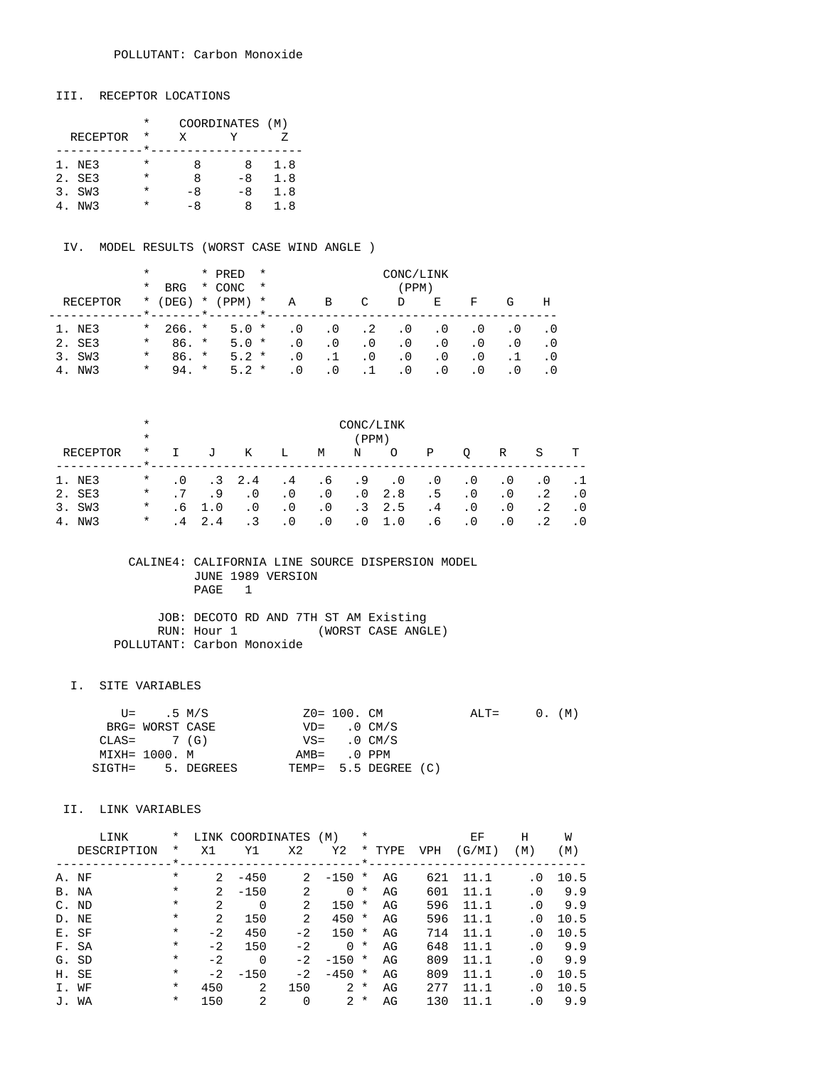POLLUTANT: Carbon Monoxide

## III. RECEPTOR LOCATIONS

| RECEPTOR | X | Y | Z |
|---|---|---|---|
| | COORDINATES (M) | | |
| 1. NE3 | 8 | 8 | 1.8 |
| 2. SE3 | 8 | -8 | 1.8 |
| 3. SW3 | -8 | -8 | 1.8 |
| 4. NW3 | -8 | 8 | 1.8 |

## IV. MODEL RESULTS (WORST CASE WIND ANGLE )

| RECEPTOR | BRG (DEG) | PRED CONC (PPM) | A | B | C | D | E | F | G | H |
|---|---|---|---|---|---|---|---|---|---|---|
| | | | CONC/LINK (PPM) | | | | | | | |
| 1. NE3 | 266. | 5.0 | .0 | .0 | .2 | .0 | .0 | .0 | .0 | .0 |
| 2. SE3 | 86. | 5.0 | .0 | .0 | .0 | .0 | .0 | .0 | .0 | .0 |
| 3. SW3 | 86. | 5.2 | .0 | .1 | .0 | .0 | .0 | .0 | .1 | .0 |
| 4. NW3 | 94. | 5.2 | .0 | .0 | .1 | .0 | .0 | .0 | .0 | .0 |

| RECEPTOR | I | J | K | L | M | N | O | P | Q | R | S | T |
|---|---|---|---|---|---|---|---|---|---|---|---|---|
| | CONC/LINK (PPM) | | | | | | | | | | | |
| 1. NE3 | .0 | .3 | 2.4 | .4 | .6 | .9 | .0 | .0 | .0 | .0 | .0 | .1 |
| 2. SE3 | .7 | .9 | .0 | .0 | .0 | .0 | 2.8 | .5 | .0 | .0 | .2 | .0 |
| 3. SW3 | .6 | 1.0 | .0 | .0 | .0 | .3 | 2.5 | .4 | .0 | .0 | .2 | .0 |
| 4. NW3 | .4 | 2.4 | .3 | .0 | .0 | .0 | 1.0 | .6 | .0 | .0 | .2 | .0 |

CALINE4: CALIFORNIA LINE SOURCE DISPERSION MODEL
JUNE 1989 VERSION
PAGE 1

JOB: DECOTO RD AND 7TH ST AM Existing
RUN: Hour 1 (WORST CASE ANGLE)
POLLUTANT: Carbon Monoxide

## I. SITE VARIABLES

```
     U=    .5 M/S            Z0= 100. CM           ALT=     0. (M)
   BRG= WORST CASE           VD=   .0 CM/S
  CLAS=     7 (G)            VS=   .0 CM/S
  MIXH= 1000. M             AMB=   .0 PPM
 SIGTH=    5. DEGREES       TEMP=  5.5 DEGREE (C)
```

## II. LINK VARIABLES

| LINK DESCRIPTION | X1 | Y1 | X2 | Y2 | TYPE | VPH | EF (G/MI) | H (M) | W (M) |
|---|---|---|---|---|---|---|---|---|---|
| | LINK COORDINATES (M) | | | | | | | | |
| A. NF | 2 | -450 | 2 | -150 | AG | 621 | 11.1 | .0 | 10.5 |
| B. NA | 2 | -150 | 2 | 0 | AG | 601 | 11.1 | .0 | 9.9 |
| C. ND | 2 | 0 | 2 | 150 | AG | 596 | 11.1 | .0 | 9.9 |
| D. NE | 2 | 150 | 2 | 450 | AG | 596 | 11.1 | .0 | 10.5 |
| E. SF | -2 | 450 | -2 | 150 | AG | 714 | 11.1 | .0 | 10.5 |
| F. SA | -2 | 150 | -2 | 0 | AG | 648 | 11.1 | .0 | 9.9 |
| G. SD | -2 | 0 | -2 | -150 | AG | 809 | 11.1 | .0 | 9.9 |
| H. SE | -2 | -150 | -2 | -450 | AG | 809 | 11.1 | .0 | 10.5 |
| I. WF | 450 | 2 | 150 | 2 | AG | 277 | 11.1 | .0 | 10.5 |
| J. WA | 150 | 2 | 0 | 2 | AG | 130 | 11.1 | .0 | 9.9 |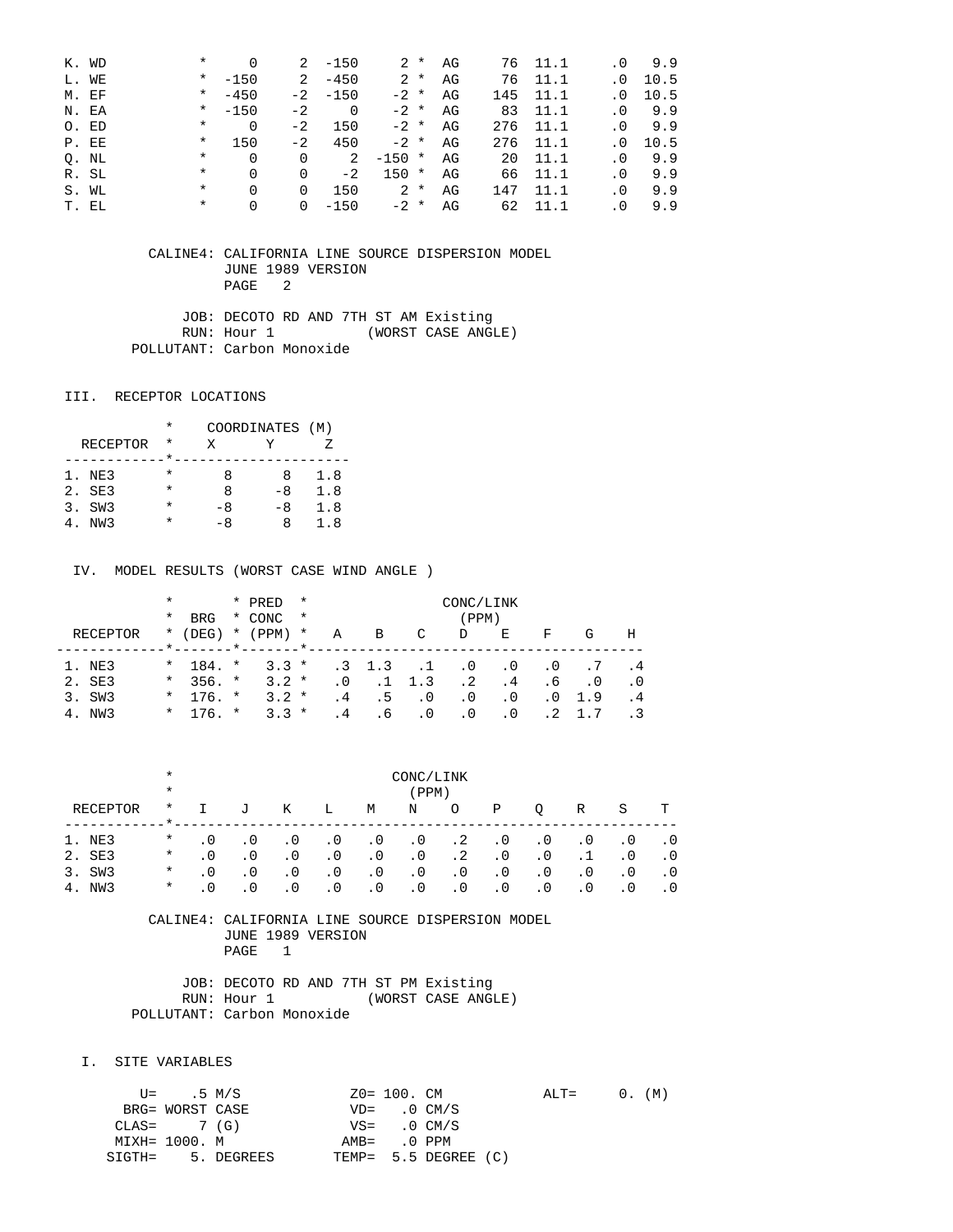| | * | | | | | * | | | | | |
|---|---|---|---|---|---|---|---|---|---|---|---|
| K. WD | * | 0 | 2 | -150 | 2 | * | AG | 76 | 11.1 | .0 | 9.9 |
| L. WE | * | -150 | 2 | -450 | 2 | * | AG | 76 | 11.1 | .0 | 10.5 |
| M. EF | * | -450 | -2 | -150 | -2 | * | AG | 145 | 11.1 | .0 | 10.5 |
| N. EA | * | -150 | -2 | 0 | -2 | * | AG | 83 | 11.1 | .0 | 9.9 |
| O. ED | * | 0 | -2 | 150 | -2 | * | AG | 276 | 11.1 | .0 | 9.9 |
| P. EE | * | 150 | -2 | 450 | -2 | * | AG | 276 | 11.1 | .0 | 10.5 |
| Q. NL | * | 0 | 0 | 2 | -150 | * | AG | 20 | 11.1 | .0 | 9.9 |
| R. SL | * | 0 | 0 | -2 | 150 | * | AG | 66 | 11.1 | .0 | 9.9 |
| S. WL | * | 0 | 0 | 150 | 2 | * | AG | 147 | 11.1 | .0 | 9.9 |
| T. EL | * | 0 | 0 | -150 | -2 | * | AG | 62 | 11.1 | .0 | 9.9 |

CALINE4: CALIFORNIA LINE SOURCE DISPERSION MODEL
JUNE 1989 VERSION
PAGE 2

JOB: DECOTO RD AND 7TH ST AM Existing
RUN: Hour 1 (WORST CASE ANGLE)
POLLUTANT: Carbon Monoxide

## III. RECEPTOR LOCATIONS

| RECEPTOR | * | X | Y | Z |
|---|---|---|---|---|
| | * | COORDINATES (M) | | |
| 1. NE3 | * | 8 | 8 | 1.8 |
| 2. SE3 | * | 8 | -8 | 1.8 |
| 3. SW3 | * | -8 | -8 | 1.8 |
| 4. NW3 | * | -8 | 8 | 1.8 |

## IV. MODEL RESULTS (WORST CASE WIND ANGLE )

| RECEPTOR | * BRG (DEG) | * PRED CONC (PPM) | * A | B | C | D | E | F | G | H |
|---|---|---|---|---|---|---|---|---|---|---|
| | | | CONC/LINK (PPM) | | | | | | | |
| 1. NE3 | 184. | 3.3 | .3 | 1.3 | .1 | .0 | .0 | .0 | .7 | .4 |
| 2. SE3 | 356. | 3.2 | .0 | .1 | 1.3 | .2 | .4 | .6 | .0 | .0 |
| 3. SW3 | 176. | 3.2 | .4 | .5 | .0 | .0 | .0 | .0 | 1.9 | .4 |
| 4. NW3 | 176. | 3.3 | .4 | .6 | .0 | .0 | .0 | .2 | 1.7 | .3 |

| RECEPTOR | * I | J | K | L | M | N | O | P | Q | R | S | T |
|---|---|---|---|---|---|---|---|---|---|---|---|---|
| | CONC/LINK (PPM) | | | | | | | | | | | |
| 1. NE3 | .0 | .0 | .0 | .0 | .0 | .0 | .2 | .0 | .0 | .0 | .0 | .0 |
| 2. SE3 | .0 | .0 | .0 | .0 | .0 | .0 | .2 | .0 | .0 | .1 | .0 | .0 |
| 3. SW3 | .0 | .0 | .0 | .0 | .0 | .0 | .0 | .0 | .0 | .0 | .0 | .0 |
| 4. NW3 | .0 | .0 | .0 | .0 | .0 | .0 | .0 | .0 | .0 | .0 | .0 | .0 |

CALINE4: CALIFORNIA LINE SOURCE DISPERSION MODEL
JUNE 1989 VERSION
PAGE 1

JOB: DECOTO RD AND 7TH ST PM Existing
RUN: Hour 1 (WORST CASE ANGLE)
POLLUTANT: Carbon Monoxide

## I. SITE VARIABLES

```
    U=    .5 M/S            Z0= 100. CM           ALT=     0. (M)
  BRG= WORST CASE           VD=    .0 CM/S
 CLAS=     7 (G)            VS=    .0 CM/S
 MIXH= 1000. M             AMB=    .0 PPM
SIGTH=     5. DEGREES      TEMP=  5.5 DEGREE (C)
```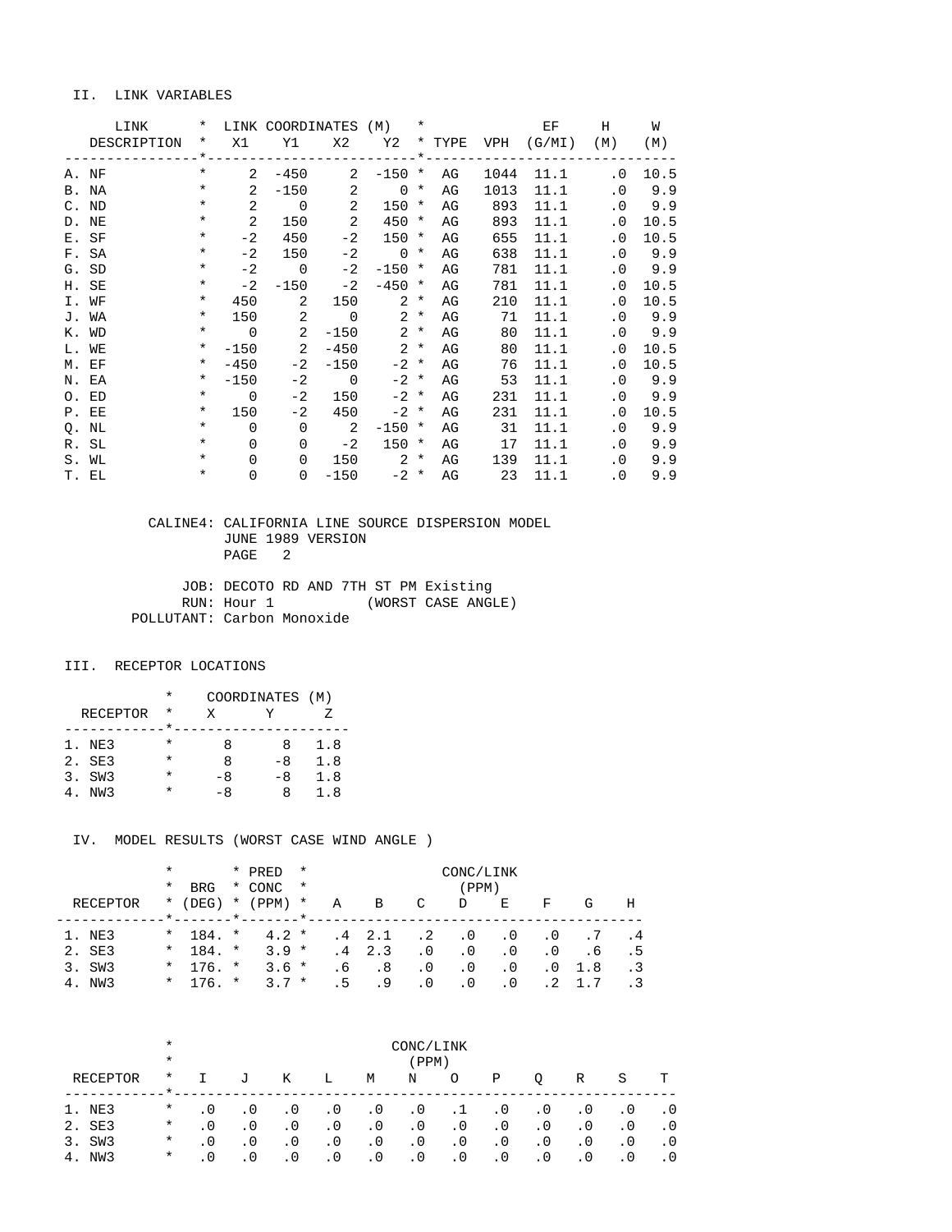## II. LINK VARIABLES

| LINK DESCRIPTION | X1 | Y1 | X2 | Y2 | TYPE | VPH | EF (G/MI) | H (M) | W (M) |
|---|---|---|---|---|---|---|---|---|---|
| A. NF | 2 | -450 | 2 | -150 | AG | 1044 | 11.1 | .0 | 10.5 |
| B. NA | 2 | -150 | 2 | 0 | AG | 1013 | 11.1 | .0 | 9.9 |
| C. ND | 2 | 0 | 2 | 150 | AG | 893 | 11.1 | .0 | 9.9 |
| D. NE | 2 | 150 | 2 | 450 | AG | 893 | 11.1 | .0 | 10.5 |
| E. SF | -2 | 450 | -2 | 150 | AG | 655 | 11.1 | .0 | 10.5 |
| F. SA | -2 | 150 | -2 | 0 | AG | 638 | 11.1 | .0 | 9.9 |
| G. SD | -2 | 0 | -2 | -150 | AG | 781 | 11.1 | .0 | 9.9 |
| H. SE | -2 | -150 | -2 | -450 | AG | 781 | 11.1 | .0 | 10.5 |
| I. WF | 450 | 2 | 150 | 2 | AG | 210 | 11.1 | .0 | 10.5 |
| J. WA | 150 | 2 | 0 | 2 | AG | 71 | 11.1 | .0 | 9.9 |
| K. WD | 0 | 2 | -150 | 2 | AG | 80 | 11.1 | .0 | 9.9 |
| L. WE | -150 | 2 | -450 | 2 | AG | 80 | 11.1 | .0 | 10.5 |
| M. EF | -450 | -2 | -150 | -2 | AG | 76 | 11.1 | .0 | 10.5 |
| N. EA | -150 | -2 | 0 | -2 | AG | 53 | 11.1 | .0 | 9.9 |
| O. ED | 0 | -2 | 150 | -2 | AG | 231 | 11.1 | .0 | 9.9 |
| P. EE | 150 | -2 | 450 | -2 | AG | 231 | 11.1 | .0 | 10.5 |
| Q. NL | 0 | 0 | 2 | -150 | AG | 31 | 11.1 | .0 | 9.9 |
| R. SL | 0 | 0 | -2 | 150 | AG | 17 | 11.1 | .0 | 9.9 |
| S. WL | 0 | 0 | 150 | 2 | AG | 139 | 11.1 | .0 | 9.9 |
| T. EL | 0 | 0 | -150 | -2 | AG | 23 | 11.1 | .0 | 9.9 |

CALINE4: CALIFORNIA LINE SOURCE DISPERSION MODEL
JUNE 1989 VERSION
PAGE 2

JOB: DECOTO RD AND 7TH ST PM Existing
RUN: Hour 1 (WORST CASE ANGLE)
POLLUTANT: Carbon Monoxide

## III. RECEPTOR LOCATIONS

| RECEPTOR | X | Y | Z |
|---|---|---|---|
| 1. NE3 | 8 | 8 | 1.8 |
| 2. SE3 | 8 | -8 | 1.8 |
| 3. SW3 | -8 | -8 | 1.8 |
| 4. NW3 | -8 | 8 | 1.8 |

## IV. MODEL RESULTS (WORST CASE WIND ANGLE )

| RECEPTOR | BRG (DEG) | PRED CONC (PPM) | A | B | C | D | E | F | G | H |
|---|---|---|---|---|---|---|---|---|---|---|
| 1. NE3 | 184. | 4.2 | .4 | 2.1 | .2 | .0 | .0 | .0 | .7 | .4 |
| 2. SE3 | 184. | 3.9 | .4 | 2.3 | .0 | .0 | .0 | .0 | .6 | .5 |
| 3. SW3 | 176. | 3.6 | .6 | .8 | .0 | .0 | .0 | .0 | 1.8 | .3 |
| 4. NW3 | 176. | 3.7 | .5 | .9 | .0 | .0 | .0 | .2 | 1.7 | .3 |

| RECEPTOR | I | J | K | L | M | N | O | P | Q | R | S | T |
|---|---|---|---|---|---|---|---|---|---|---|---|---|
| 1. NE3 | .0 | .0 | .0 | .0 | .0 | .0 | .1 | .0 | .0 | .0 | .0 | .0 |
| 2. SE3 | .0 | .0 | .0 | .0 | .0 | .0 | .0 | .0 | .0 | .0 | .0 | .0 |
| 3. SW3 | .0 | .0 | .0 | .0 | .0 | .0 | .0 | .0 | .0 | .0 | .0 | .0 |
| 4. NW3 | .0 | .0 | .0 | .0 | .0 | .0 | .0 | .0 | .0 | .0 | .0 | .0 |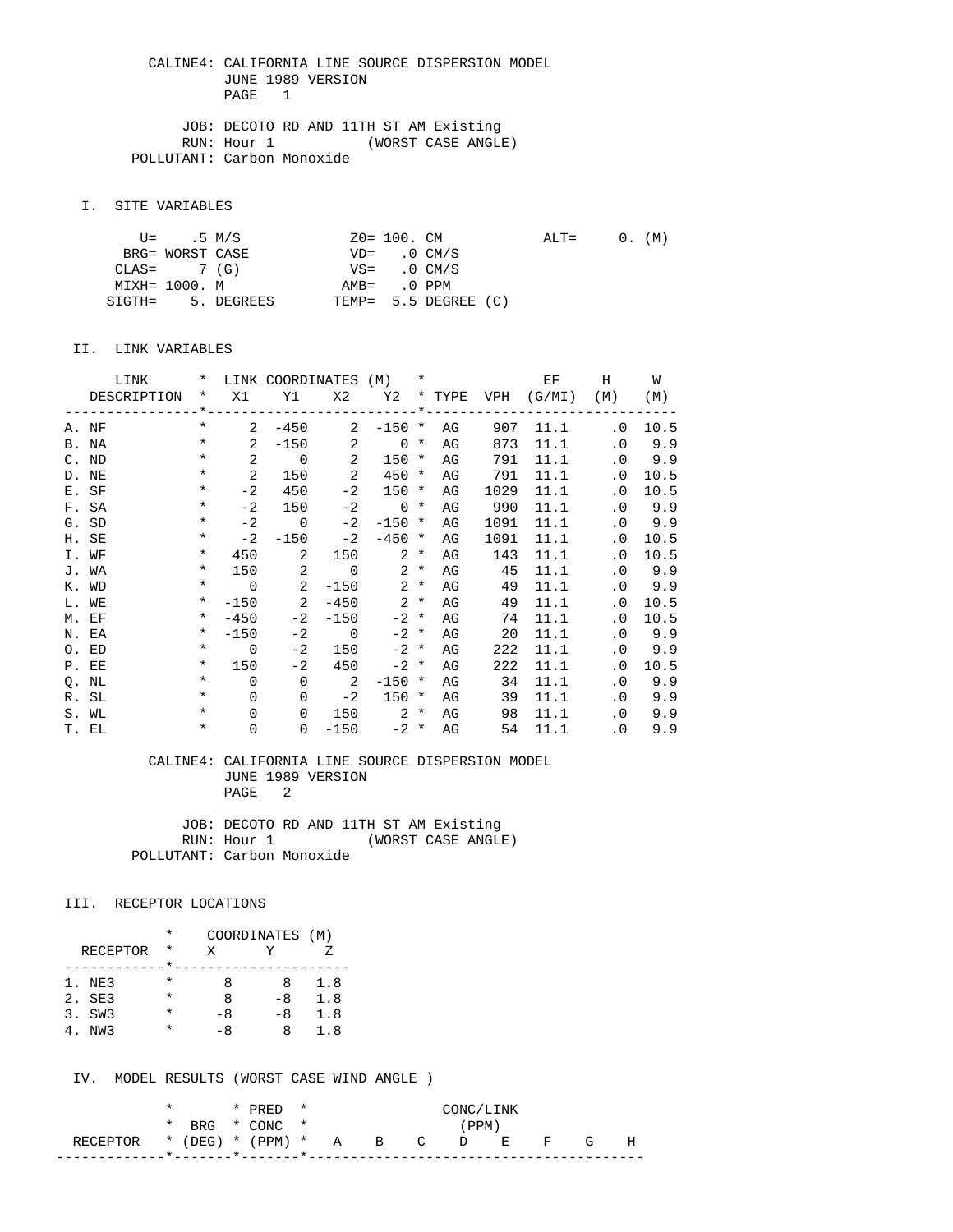CALINE4: CALIFORNIA LINE SOURCE DISPERSION MODEL
JUNE 1989 VERSION
PAGE 1

JOB: DECOTO RD AND 11TH ST AM Existing
RUN: Hour 1 (WORST CASE ANGLE)
POLLUTANT: Carbon Monoxide

## I. SITE VARIABLES

```
     U=    .5 M/S              Z0= 100. CM            ALT=     0. (M)
   BRG= WORST CASE             VD=   .0 CM/S
  CLAS=     7 (G)              VS=   .0 CM/S
  MIXH= 1000. M               AMB=   .0 PPM
 SIGTH=    5. DEGREES        TEMP=  5.5 DEGREE (C)
```

## II. LINK VARIABLES

| LINK DESCRIPTION | X1 | Y1 | X2 | Y2 | TYPE | VPH | EF (G/MI) | H (M) | W (M) |
|---|---|---|---|---|---|---|---|---|---|
| A. NF | 2 | -450 | 2 | -150 | AG | 907 | 11.1 | .0 | 10.5 |
| B. NA | 2 | -150 | 2 | 0 | AG | 873 | 11.1 | .0 | 9.9 |
| C. ND | 2 | 0 | 2 | 150 | AG | 791 | 11.1 | .0 | 9.9 |
| D. NE | 2 | 150 | 2 | 450 | AG | 791 | 11.1 | .0 | 10.5 |
| E. SF | -2 | 450 | -2 | 150 | AG | 1029 | 11.1 | .0 | 10.5 |
| F. SA | -2 | 150 | -2 | 0 | AG | 990 | 11.1 | .0 | 9.9 |
| G. SD | -2 | 0 | -2 | -150 | AG | 1091 | 11.1 | .0 | 9.9 |
| H. SE | -2 | -150 | -2 | -450 | AG | 1091 | 11.1 | .0 | 10.5 |
| I. WF | 450 | 2 | 150 | 2 | AG | 143 | 11.1 | .0 | 10.5 |
| J. WA | 150 | 2 | 0 | 2 | AG | 45 | 11.1 | .0 | 9.9 |
| K. WD | 0 | 2 | -150 | 2 | AG | 49 | 11.1 | .0 | 9.9 |
| L. WE | -150 | 2 | -450 | 2 | AG | 49 | 11.1 | .0 | 10.5 |
| M. EF | -450 | -2 | -150 | -2 | AG | 74 | 11.1 | .0 | 10.5 |
| N. EA | -150 | -2 | 0 | -2 | AG | 20 | 11.1 | .0 | 9.9 |
| O. ED | 0 | -2 | 150 | -2 | AG | 222 | 11.1 | .0 | 9.9 |
| P. EE | 150 | -2 | 450 | -2 | AG | 222 | 11.1 | .0 | 10.5 |
| Q. NL | 0 | 0 | 2 | -150 | AG | 34 | 11.1 | .0 | 9.9 |
| R. SL | 0 | 0 | -2 | 150 | AG | 39 | 11.1 | .0 | 9.9 |
| S. WL | 0 | 0 | 150 | 2 | AG | 98 | 11.1 | .0 | 9.9 |
| T. EL | 0 | 0 | -150 | -2 | AG | 54 | 11.1 | .0 | 9.9 |

CALINE4: CALIFORNIA LINE SOURCE DISPERSION MODEL
JUNE 1989 VERSION
PAGE 2

JOB: DECOTO RD AND 11TH ST AM Existing
RUN: Hour 1 (WORST CASE ANGLE)
POLLUTANT: Carbon Monoxide

## III. RECEPTOR LOCATIONS

| RECEPTOR | X | Y | Z |
|---|---|---|---|
| 1. NE3 | 8 | 8 | 1.8 |
| 2. SE3 | 8 | -8 | 1.8 |
| 3. SW3 | -8 | -8 | 1.8 |
| 4. NW3 | -8 | 8 | 1.8 |

## IV. MODEL RESULTS (WORST CASE WIND ANGLE )

| RECEPTOR | BRG (DEG) | PRED CONC (PPM) | A | B | C | D | E | F | G | H |
|---|---|---|---|---|---|---|---|---|---|---|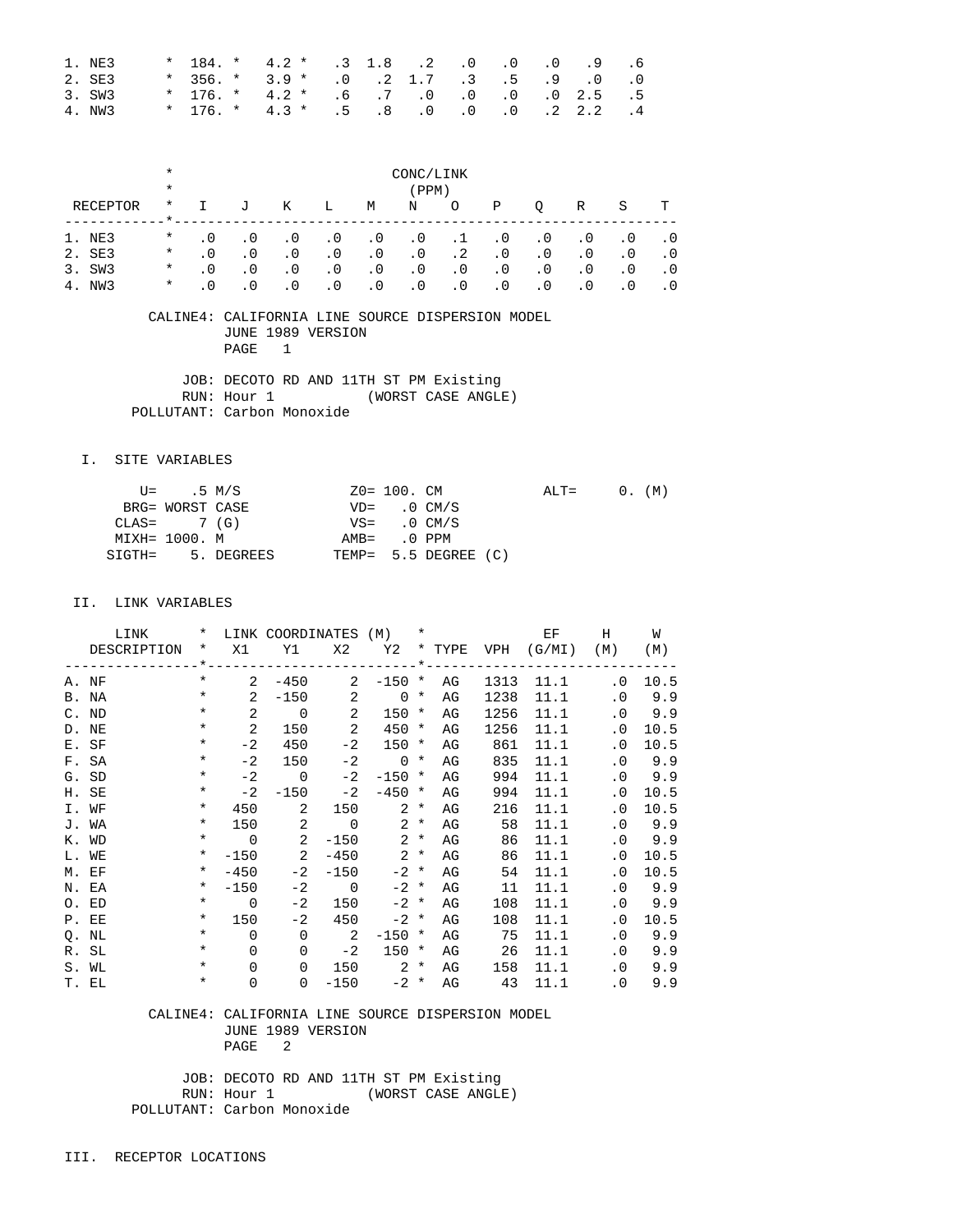| RECEPTOR | * | | | | | | | | | | | |
|---|---|---|---|---|---|---|---|---|---|---|---|---|
| 1. NE3 | * | 184. | * | 4.2 | * | .3 | 1.8 | .2 | .0 | .0 | .0 | .9 | .6 |
| 2. SE3 | * | 356. | * | 3.9 | * | .0 | .2 | 1.7 | .3 | .5 | .9 | .0 | .0 |
| 3. SW3 | * | 176. | * | 4.2 | * | .6 | .7 | .0 | .0 | .0 | .0 | 2.5 | .5 |
| 4. NW3 | * | 176. | * | 4.3 | * | .5 | .8 | .0 | .0 | .0 | .2 | 2.2 | .4 |

CONC/LINK (PPM)

| RECEPTOR | * | I | J | K | L | M | N | O | P | Q | R | S | T |
|---|---|---|---|---|---|---|---|---|---|---|---|---|---|
| 1. NE3 | * | .0 | .0 | .0 | .0 | .0 | .0 | .1 | .0 | .0 | .0 | .0 | .0 |
| 2. SE3 | * | .0 | .0 | .0 | .0 | .0 | .0 | .2 | .0 | .0 | .0 | .0 | .0 |
| 3. SW3 | * | .0 | .0 | .0 | .0 | .0 | .0 | .0 | .0 | .0 | .0 | .0 | .0 |
| 4. NW3 | * | .0 | .0 | .0 | .0 | .0 | .0 | .0 | .0 | .0 | .0 | .0 | .0 |

CALINE4: CALIFORNIA LINE SOURCE DISPERSION MODEL
JUNE 1989 VERSION
PAGE 1

JOB: DECOTO RD AND 11TH ST PM Existing
RUN: Hour 1 (WORST CASE ANGLE)
POLLUTANT: Carbon Monoxide

## I. SITE VARIABLES

```
     U=    .5 M/S             Z0= 100. CM           ALT=     0. (M)
   BRG= WORST CASE            VD=   .0 CM/S
  CLAS=     7 (G)             VS=   .0 CM/S
  MIXH= 1000. M              AMB=   .0 PPM
 SIGTH=     5. DEGREES      TEMP=  5.5 DEGREE (C)
```

## II. LINK VARIABLES

| LINK DESCRIPTION | * | X1 | Y1 | X2 | Y2 | * | TYPE | VPH | EF (G/MI) | H (M) | W (M) |
|---|---|---|---|---|---|---|---|---|---|---|---|
| A. NF | * | 2 | -450 | 2 | -150 | * | AG | 1313 | 11.1 | .0 | 10.5 |
| B. NA | * | 2 | -150 | 2 | 0 | * | AG | 1238 | 11.1 | .0 | 9.9 |
| C. ND | * | 2 | 0 | 2 | 150 | * | AG | 1256 | 11.1 | .0 | 9.9 |
| D. NE | * | 2 | 150 | 2 | 450 | * | AG | 1256 | 11.1 | .0 | 10.5 |
| E. SF | * | -2 | 450 | -2 | 150 | * | AG | 861 | 11.1 | .0 | 10.5 |
| F. SA | * | -2 | 150 | -2 | 0 | * | AG | 835 | 11.1 | .0 | 9.9 |
| G. SD | * | -2 | 0 | -2 | -150 | * | AG | 994 | 11.1 | .0 | 9.9 |
| H. SE | * | -2 | -150 | -2 | -450 | * | AG | 994 | 11.1 | .0 | 10.5 |
| I. WF | * | 450 | 2 | 150 | 2 | * | AG | 216 | 11.1 | .0 | 10.5 |
| J. WA | * | 150 | 2 | 0 | 2 | * | AG | 58 | 11.1 | .0 | 9.9 |
| K. WD | * | 0 | 2 | -150 | 2 | * | AG | 86 | 11.1 | .0 | 9.9 |
| L. WE | * | -150 | 2 | -450 | 2 | * | AG | 86 | 11.1 | .0 | 10.5 |
| M. EF | * | -450 | -2 | -150 | -2 | * | AG | 54 | 11.1 | .0 | 10.5 |
| N. EA | * | -150 | -2 | 0 | -2 | * | AG | 11 | 11.1 | .0 | 9.9 |
| O. ED | * | 0 | -2 | 150 | -2 | * | AG | 108 | 11.1 | .0 | 9.9 |
| P. EE | * | 150 | -2 | 450 | -2 | * | AG | 108 | 11.1 | .0 | 10.5 |
| Q. NL | * | 0 | 0 | 2 | -150 | * | AG | 75 | 11.1 | .0 | 9.9 |
| R. SL | * | 0 | 0 | -2 | 150 | * | AG | 26 | 11.1 | .0 | 9.9 |
| S. WL | * | 0 | 0 | 150 | 2 | * | AG | 158 | 11.1 | .0 | 9.9 |
| T. EL | * | 0 | 0 | -150 | -2 | * | AG | 43 | 11.1 | .0 | 9.9 |

CALINE4: CALIFORNIA LINE SOURCE DISPERSION MODEL
JUNE 1989 VERSION
PAGE 2

JOB: DECOTO RD AND 11TH ST PM Existing
RUN: Hour 1 (WORST CASE ANGLE)
POLLUTANT: Carbon Monoxide

## III. RECEPTOR LOCATIONS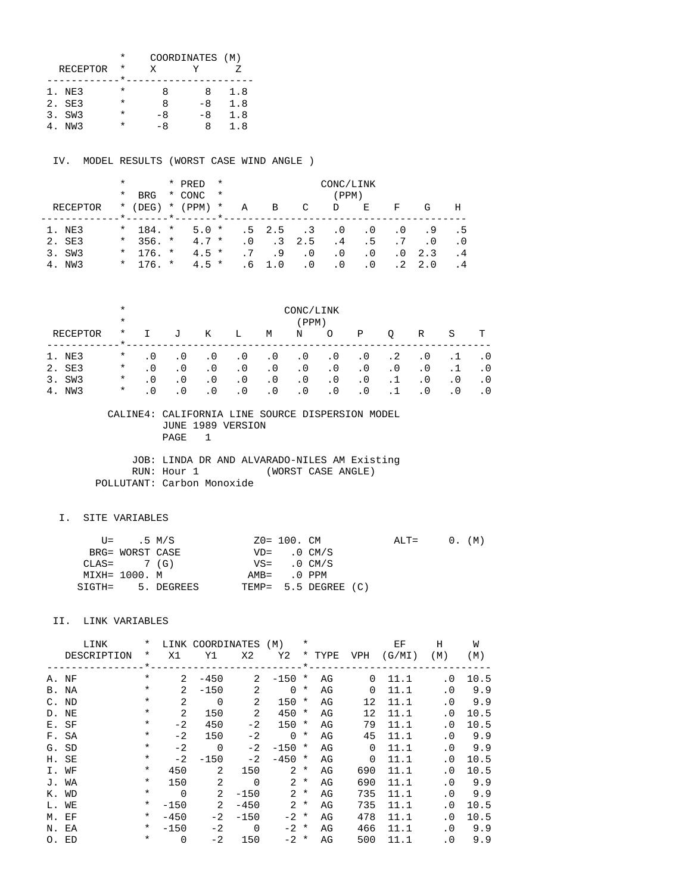| RECEPTOR | X | Y | Z |
|---|---|---|---|
| | COORDINATES (M) | | |
| 1. NE3 | 8 | 8 | 1.8 |
| 2. SE3 | 8 | -8 | 1.8 |
| 3. SW3 | -8 | -8 | 1.8 |
| 4. NW3 | -8 | 8 | 1.8 |

IV. MODEL RESULTS (WORST CASE WIND ANGLE )

| RECEPTOR | BRG (DEG) | PRED CONC (PPM) | A | B | C | D | E | F | G | H |
|---|---|---|---|---|---|---|---|---|---|---|
| | | | CONC/LINK (PPM) | | | | | | | |
| 1. NE3 | 184. | 5.0 | .5 | 2.5 | .3 | .0 | .0 | .0 | .9 | .5 |
| 2. SE3 | 356. | 4.7 | .0 | .3 | 2.5 | .4 | .5 | .7 | .0 | .0 |
| 3. SW3 | 176. | 4.5 | .7 | .9 | .0 | .0 | .0 | .0 | 2.3 | .4 |
| 4. NW3 | 176. | 4.5 | .6 | 1.0 | .0 | .0 | .0 | .2 | 2.0 | .4 |

| RECEPTOR | I | J | K | L | M | N | O | P | Q | R | S | T |
|---|---|---|---|---|---|---|---|---|---|---|---|---|
| | CONC/LINK (PPM) | | | | | | | | | | | |
| 1. NE3 | .0 | .0 | .0 | .0 | .0 | .0 | .0 | .0 | .2 | .0 | .1 | .0 |
| 2. SE3 | .0 | .0 | .0 | .0 | .0 | .0 | .0 | .0 | .0 | .0 | .1 | .0 |
| 3. SW3 | .0 | .0 | .0 | .0 | .0 | .0 | .0 | .0 | .1 | .0 | .0 | .0 |
| 4. NW3 | .0 | .0 | .0 | .0 | .0 | .0 | .0 | .0 | .1 | .0 | .0 | .0 |

CALINE4: CALIFORNIA LINE SOURCE DISPERSION MODEL
JUNE 1989 VERSION
PAGE 1

JOB: LINDA DR AND ALVARADO-NILES AM Existing
RUN: Hour 1 (WORST CASE ANGLE)
POLLUTANT: Carbon Monoxide

I. SITE VARIABLES

```
     U=    .5 M/S              Z0= 100. CM            ALT=     0. (M)
   BRG= WORST CASE             VD=   .0 CM/S
  CLAS=     7 (G)              VS=   .0 CM/S
  MIXH= 1000. M               AMB=   .0 PPM
 SIGTH=     5. DEGREES       TEMP=  5.5 DEGREE (C)
```

II. LINK VARIABLES

| LINK DESCRIPTION | X1 | Y1 | X2 | Y2 | TYPE | VPH | EF (G/MI) | H (M) | W (M) |
|---|---|---|---|---|---|---|---|---|---|
| | LINK COORDINATES (M) | | | | | | | | |
| A. NF | 2 | -450 | 2 | -150 | AG | 0 | 11.1 | .0 | 10.5 |
| B. NA | 2 | -150 | 2 | 0 | AG | 0 | 11.1 | .0 | 9.9 |
| C. ND | 2 | 0 | 2 | 150 | AG | 12 | 11.1 | .0 | 9.9 |
| D. NE | 2 | 150 | 2 | 450 | AG | 12 | 11.1 | .0 | 10.5 |
| E. SF | -2 | 450 | -2 | 150 | AG | 79 | 11.1 | .0 | 10.5 |
| F. SA | -2 | 150 | -2 | 0 | AG | 45 | 11.1 | .0 | 9.9 |
| G. SD | -2 | 0 | -2 | -150 | AG | 0 | 11.1 | .0 | 9.9 |
| H. SE | -2 | -150 | -2 | -450 | AG | 0 | 11.1 | .0 | 10.5 |
| I. WF | 450 | 2 | 150 | 2 | AG | 690 | 11.1 | .0 | 10.5 |
| J. WA | 150 | 2 | 0 | 2 | AG | 690 | 11.1 | .0 | 9.9 |
| K. WD | 0 | 2 | -150 | 2 | AG | 735 | 11.1 | .0 | 9.9 |
| L. WE | -150 | 2 | -450 | 2 | AG | 735 | 11.1 | .0 | 10.5 |
| M. EF | -450 | -2 | -150 | -2 | AG | 478 | 11.1 | .0 | 10.5 |
| N. EA | -150 | -2 | 0 | -2 | AG | 466 | 11.1 | .0 | 9.9 |
| O. ED | 0 | -2 | 150 | -2 | AG | 500 | 11.1 | .0 | 9.9 |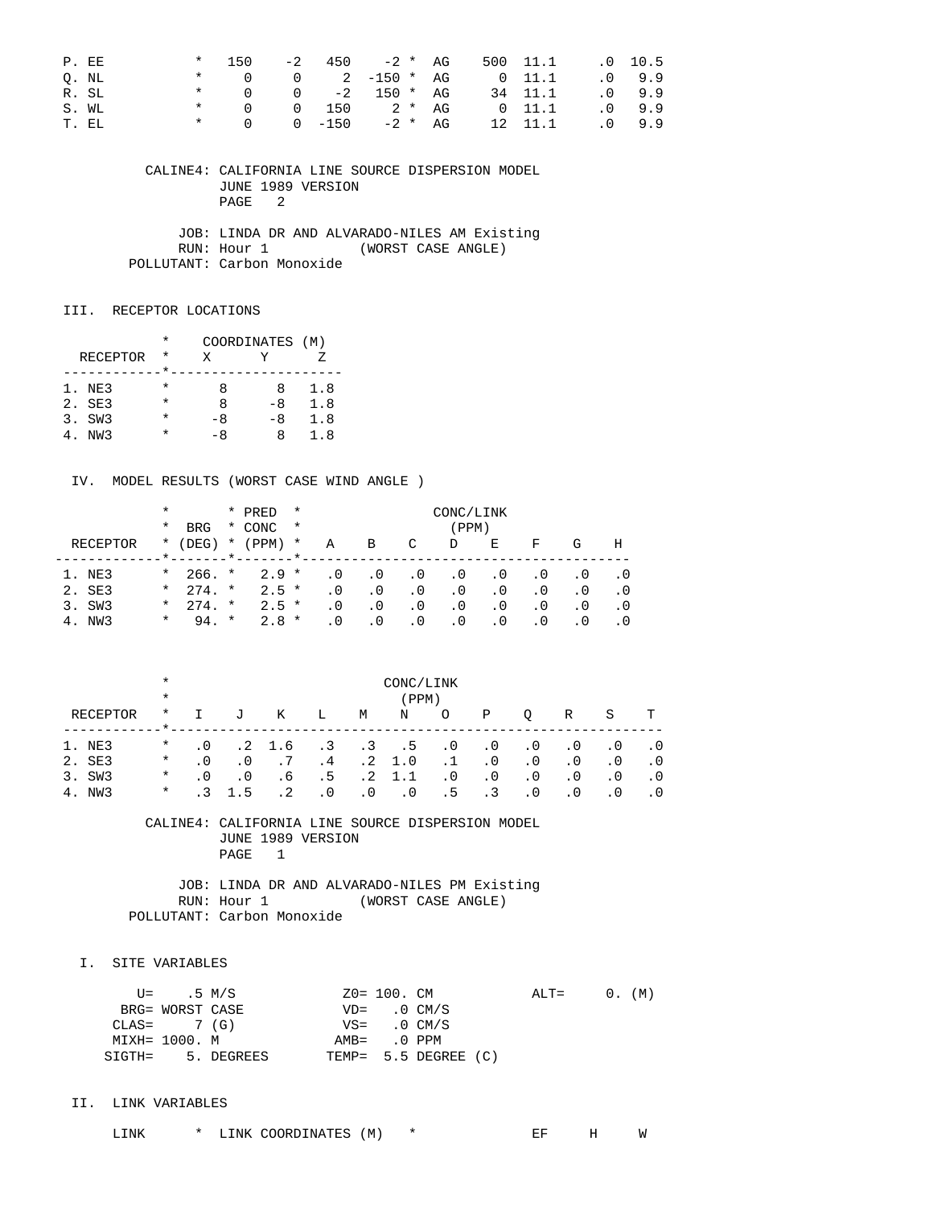| LINK | * | X1 | Y1 | X2 | Y2 | * | TYPE | VPH | EF | H | W |
|---|---|---|---|---|---|---|---|---|---|---|---|
| P. EE | * | 150 | -2 | 450 | -2 | * | AG | 500 | 11.1 | .0 | 10.5 |
| Q. NL | * | 0 | 0 | 2 | -150 | * | AG | 0 | 11.1 | .0 | 9.9 |
| R. SL | * | 0 | 0 | -2 | 150 | * | AG | 34 | 11.1 | .0 | 9.9 |
| S. WL | * | 0 | 0 | 150 | 2 | * | AG | 0 | 11.1 | .0 | 9.9 |
| T. EL | * | 0 | 0 | -150 | -2 | * | AG | 12 | 11.1 | .0 | 9.9 |

CALINE4: CALIFORNIA LINE SOURCE DISPERSION MODEL
JUNE 1989 VERSION
PAGE 2

JOB: LINDA DR AND ALVARADO-NILES AM Existing
RUN: Hour 1 (WORST CASE ANGLE)
POLLUTANT: Carbon Monoxide

## III. RECEPTOR LOCATIONS

| RECEPTOR | * | X | Y | Z |
|---|---|---|---|---|
| 1. NE3 | * | 8 | 8 | 1.8 |
| 2. SE3 | * | 8 | -8 | 1.8 |
| 3. SW3 | * | -8 | -8 | 1.8 |
| 4. NW3 | * | -8 | 8 | 1.8 |

COORDINATES (M)

## IV. MODEL RESULTS (WORST CASE WIND ANGLE )

| RECEPTOR | * | BRG (DEG) | * | PRED CONC (PPM) | * | A | B | C | D | E | F | G | H |
|---|---|---|---|---|---|---|---|---|---|---|---|---|---|
| | | | | | | CONC/LINK (PPM) | | | | | | | |
| 1. NE3 | * | 266. | * | 2.9 | * | .0 | .0 | .0 | .0 | .0 | .0 | .0 | .0 |
| 2. SE3 | * | 274. | * | 2.5 | * | .0 | .0 | .0 | .0 | .0 | .0 | .0 | .0 |
| 3. SW3 | * | 274. | * | 2.5 | * | .0 | .0 | .0 | .0 | .0 | .0 | .0 | .0 |
| 4. NW3 | * | 94. | * | 2.8 | * | .0 | .0 | .0 | .0 | .0 | .0 | .0 | .0 |

| RECEPTOR | * | I | J | K | L | M | N | O | P | Q | R | S | T |
|---|---|---|---|---|---|---|---|---|---|---|---|---|---|
| | | CONC/LINK (PPM) | | | | | | | | | | | |
| 1. NE3 | * | .0 | .2 | 1.6 | .3 | .3 | .5 | .0 | .0 | .0 | .0 | .0 | .0 |
| 2. SE3 | * | .0 | .0 | .7 | .4 | .2 | 1.0 | .1 | .0 | .0 | .0 | .0 | .0 |
| 3. SW3 | * | .0 | .0 | .6 | .5 | .2 | 1.1 | .0 | .0 | .0 | .0 | .0 | .0 |
| 4. NW3 | * | .3 | 1.5 | .2 | .0 | .0 | .0 | .5 | .3 | .0 | .0 | .0 | .0 |

CALINE4: CALIFORNIA LINE SOURCE DISPERSION MODEL
JUNE 1989 VERSION
PAGE 1

JOB: LINDA DR AND ALVARADO-NILES PM Existing
RUN: Hour 1 (WORST CASE ANGLE)
POLLUTANT: Carbon Monoxide

## I. SITE VARIABLES

```
     U=    .5 M/S            Z0= 100. CM          ALT=     0. (M)
   BRG= WORST CASE           VD=   .0 CM/S
  CLAS=    7 (G)             VS=   .0 CM/S
  MIXH= 1000. M             AMB=   .0 PPM
 SIGTH=    5. DEGREES       TEMP=  5.5 DEGREE (C)
```

## II. LINK VARIABLES

| LINK | * | LINK COORDINATES (M) | * | EF | H | W |
|---|---|---|---|---|---|---|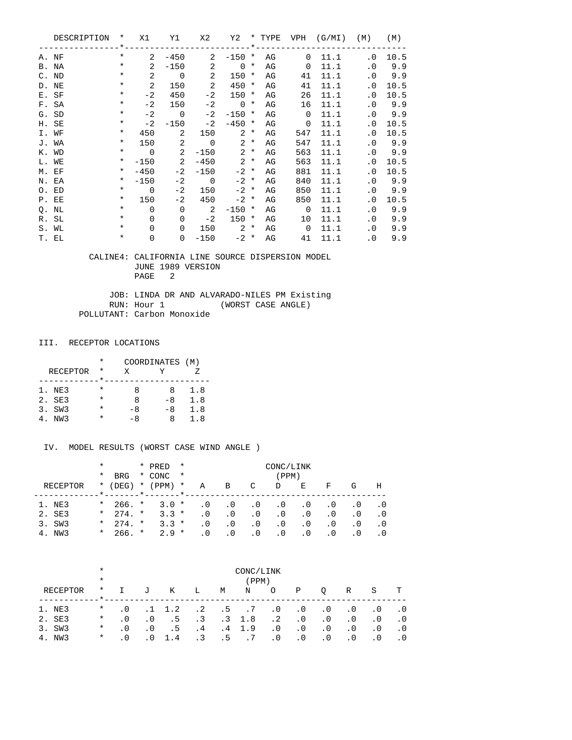| DESCRIPTION | X1 | Y1 | X2 | Y2 | TYPE | VPH | (G/MI) | (M) | (M) |
|---|---|---|---|---|---|---|---|---|---|
| A. NF | 2 | -450 | 2 | -150 | AG | 0 | 11.1 | .0 | 10.5 |
| B. NA | 2 | -150 | 2 | 0 | AG | 0 | 11.1 | .0 | 9.9 |
| C. ND | 2 | 0 | 2 | 150 | AG | 41 | 11.1 | .0 | 9.9 |
| D. NE | 2 | 150 | 2 | 450 | AG | 41 | 11.1 | .0 | 10.5 |
| E. SF | -2 | 450 | -2 | 150 | AG | 26 | 11.1 | .0 | 10.5 |
| F. SA | -2 | 150 | -2 | 0 | AG | 16 | 11.1 | .0 | 9.9 |
| G. SD | -2 | 0 | -2 | -150 | AG | 0 | 11.1 | .0 | 9.9 |
| H. SE | -2 | -150 | -2 | -450 | AG | 0 | 11.1 | .0 | 10.5 |
| I. WF | 450 | 2 | 150 | 2 | AG | 547 | 11.1 | .0 | 10.5 |
| J. WA | 150 | 2 | 0 | 2 | AG | 547 | 11.1 | .0 | 9.9 |
| K. WD | 0 | 2 | -150 | 2 | AG | 563 | 11.1 | .0 | 9.9 |
| L. WE | -150 | 2 | -450 | 2 | AG | 563 | 11.1 | .0 | 10.5 |
| M. EF | -450 | -2 | -150 | -2 | AG | 881 | 11.1 | .0 | 10.5 |
| N. EA | -150 | -2 | 0 | -2 | AG | 840 | 11.1 | .0 | 9.9 |
| O. ED | 0 | -2 | 150 | -2 | AG | 850 | 11.1 | .0 | 9.9 |
| P. EE | 150 | -2 | 450 | -2 | AG | 850 | 11.1 | .0 | 10.5 |
| Q. NL | 0 | 0 | 2 | -150 | AG | 0 | 11.1 | .0 | 9.9 |
| R. SL | 0 | 0 | -2 | 150 | AG | 10 | 11.1 | .0 | 9.9 |
| S. WL | 0 | 0 | 150 | 2 | AG | 0 | 11.1 | .0 | 9.9 |
| T. EL | 0 | 0 | -150 | -2 | AG | 41 | 11.1 | .0 | 9.9 |

CALINE4: CALIFORNIA LINE SOURCE DISPERSION MODEL
JUNE 1989 VERSION
PAGE 2

JOB: LINDA DR AND ALVARADO-NILES PM Existing
RUN: Hour 1 (WORST CASE ANGLE)
POLLUTANT: Carbon Monoxide

## III. RECEPTOR LOCATIONS

| RECEPTOR | X | Y | Z |
|---|---|---|---|
| | COORDINATES (M) | | |
| 1. NE3 | 8 | 8 | 1.8 |
| 2. SE3 | 8 | -8 | 1.8 |
| 3. SW3 | -8 | -8 | 1.8 |
| 4. NW3 | -8 | 8 | 1.8 |

## IV. MODEL RESULTS (WORST CASE WIND ANGLE )

| RECEPTOR | BRG (DEG) | PRED CONC (PPM) | A | B | C | D | E | F | G | H |
|---|---|---|---|---|---|---|---|---|---|---|
| | | | CONC/LINK (PPM) | | | | | | | |
| 1. NE3 | 266. | 3.0 | .0 | .0 | .0 | .0 | .0 | .0 | .0 | .0 |
| 2. SE3 | 274. | 3.3 | .0 | .0 | .0 | .0 | .0 | .0 | .0 | .0 |
| 3. SW3 | 274. | 3.3 | .0 | .0 | .0 | .0 | .0 | .0 | .0 | .0 |
| 4. NW3 | 266. | 2.9 | .0 | .0 | .0 | .0 | .0 | .0 | .0 | .0 |

| RECEPTOR | I | J | K | L | M | N | O | P | Q | R | S | T |
|---|---|---|---|---|---|---|---|---|---|---|---|---|
| | CONC/LINK (PPM) | | | | | | | | | | | |
| 1. NE3 | .0 | .1 | 1.2 | .2 | .5 | .7 | .0 | .0 | .0 | .0 | .0 | .0 |
| 2. SE3 | .0 | .0 | .5 | .3 | .3 | 1.8 | .2 | .0 | .0 | .0 | .0 | .0 |
| 3. SW3 | .0 | .0 | .5 | .4 | .4 | 1.9 | .0 | .0 | .0 | .0 | .0 | .0 |
| 4. NW3 | .0 | .0 | 1.4 | .3 | .5 | .7 | .0 | .0 | .0 | .0 | .0 | .0 |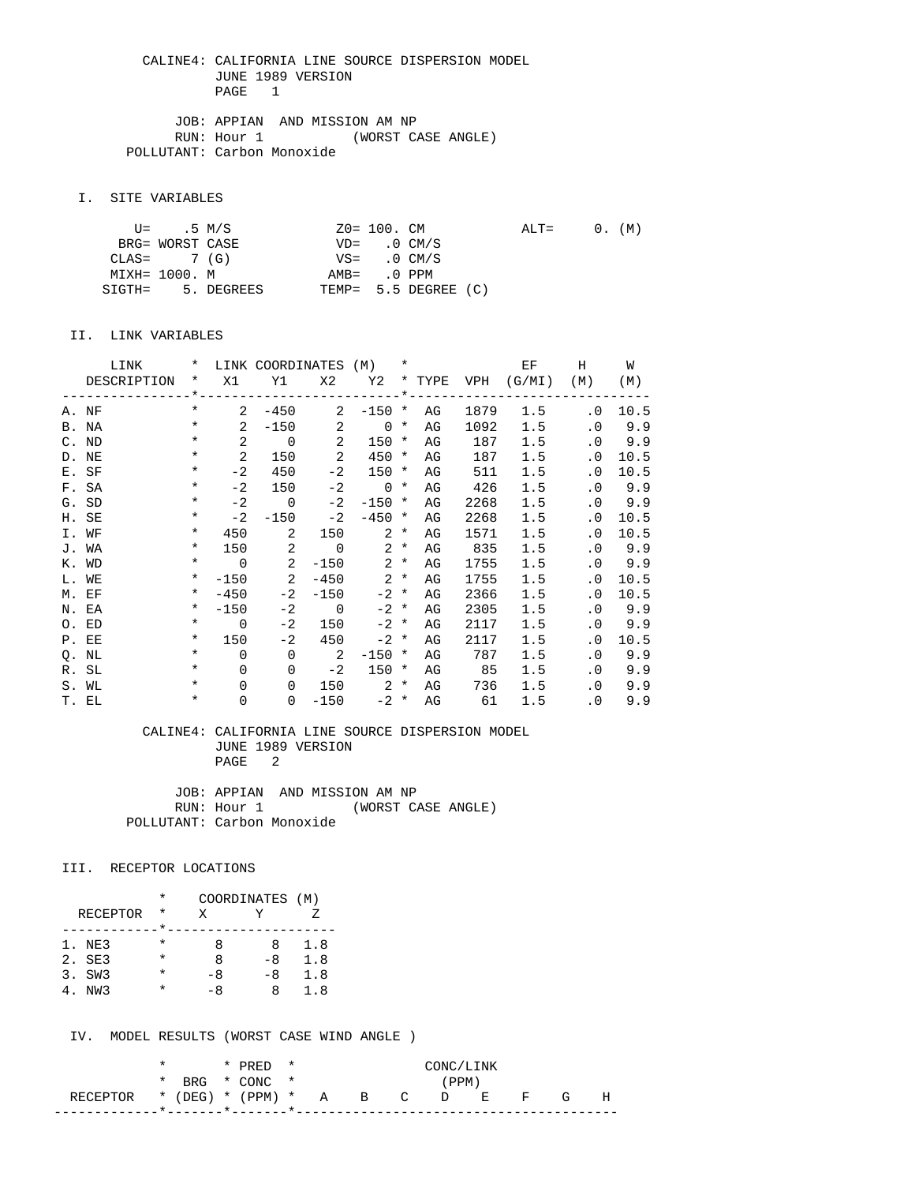CALINE4: CALIFORNIA LINE SOURCE DISPERSION MODEL
JUNE 1989 VERSION
PAGE 1

JOB: APPIAN AND MISSION AM NP
RUN: Hour 1 (WORST CASE ANGLE)
POLLUTANT: Carbon Monoxide

## I. SITE VARIABLES

```
        U=    .5 M/S              Z0= 100. CM            ALT=     0. (M)
      BRG= WORST CASE             VD=   .0 CM/S
     CLAS=     7 (G)              VS=   .0 CM/S
     MIXH= 1000. M               AMB=   .0 PPM
    SIGTH=     5. DEGREES       TEMP=  5.5 DEGREE (C)
```

## II. LINK VARIABLES

| LINK DESCRIPTION | X1 | Y1 | X2 | Y2 | TYPE | VPH | EF (G/MI) | H (M) | W (M) |
|---|---|---|---|---|---|---|---|---|---|
| A. NF | 2 | -450 | 2 | -150 | AG | 1879 | 1.5 | .0 | 10.5 |
| B. NA | 2 | -150 | 2 | 0 | AG | 1092 | 1.5 | .0 | 9.9 |
| C. ND | 2 | 0 | 2 | 150 | AG | 187 | 1.5 | .0 | 9.9 |
| D. NE | 2 | 150 | 2 | 450 | AG | 187 | 1.5 | .0 | 10.5 |
| E. SF | -2 | 450 | -2 | 150 | AG | 511 | 1.5 | .0 | 10.5 |
| F. SA | -2 | 150 | -2 | 0 | AG | 426 | 1.5 | .0 | 9.9 |
| G. SD | -2 | 0 | -2 | -150 | AG | 2268 | 1.5 | .0 | 9.9 |
| H. SE | -2 | -150 | -2 | -450 | AG | 2268 | 1.5 | .0 | 10.5 |
| I. WF | 450 | 2 | 150 | 2 | AG | 1571 | 1.5 | .0 | 10.5 |
| J. WA | 150 | 2 | 0 | 2 | AG | 835 | 1.5 | .0 | 9.9 |
| K. WD | 0 | 2 | -150 | 2 | AG | 1755 | 1.5 | .0 | 9.9 |
| L. WE | -150 | 2 | -450 | 2 | AG | 1755 | 1.5 | .0 | 10.5 |
| M. EF | -450 | -2 | -150 | -2 | AG | 2366 | 1.5 | .0 | 10.5 |
| N. EA | -150 | -2 | 0 | -2 | AG | 2305 | 1.5 | .0 | 9.9 |
| O. ED | 0 | -2 | 150 | -2 | AG | 2117 | 1.5 | .0 | 9.9 |
| P. EE | 150 | -2 | 450 | -2 | AG | 2117 | 1.5 | .0 | 10.5 |
| Q. NL | 0 | 0 | 2 | -150 | AG | 787 | 1.5 | .0 | 9.9 |
| R. SL | 0 | 0 | -2 | 150 | AG | 85 | 1.5 | .0 | 9.9 |
| S. WL | 0 | 0 | 150 | 2 | AG | 736 | 1.5 | .0 | 9.9 |
| T. EL | 0 | 0 | -150 | -2 | AG | 61 | 1.5 | .0 | 9.9 |

CALINE4: CALIFORNIA LINE SOURCE DISPERSION MODEL
JUNE 1989 VERSION
PAGE 2

JOB: APPIAN AND MISSION AM NP
RUN: Hour 1 (WORST CASE ANGLE)
POLLUTANT: Carbon Monoxide

## III. RECEPTOR LOCATIONS

| RECEPTOR | X | Y | Z |
|---|---|---|---|
| 1. NE3 | 8 | 8 | 1.8 |
| 2. SE3 | 8 | -8 | 1.8 |
| 3. SW3 | -8 | -8 | 1.8 |
| 4. NW3 | -8 | 8 | 1.8 |

## IV. MODEL RESULTS (WORST CASE WIND ANGLE )

| RECEPTOR | BRG (DEG) | PRED CONC (PPM) | A | B | C | D | E | F | G | H |
|---|---|---|---|---|---|---|---|---|---|---|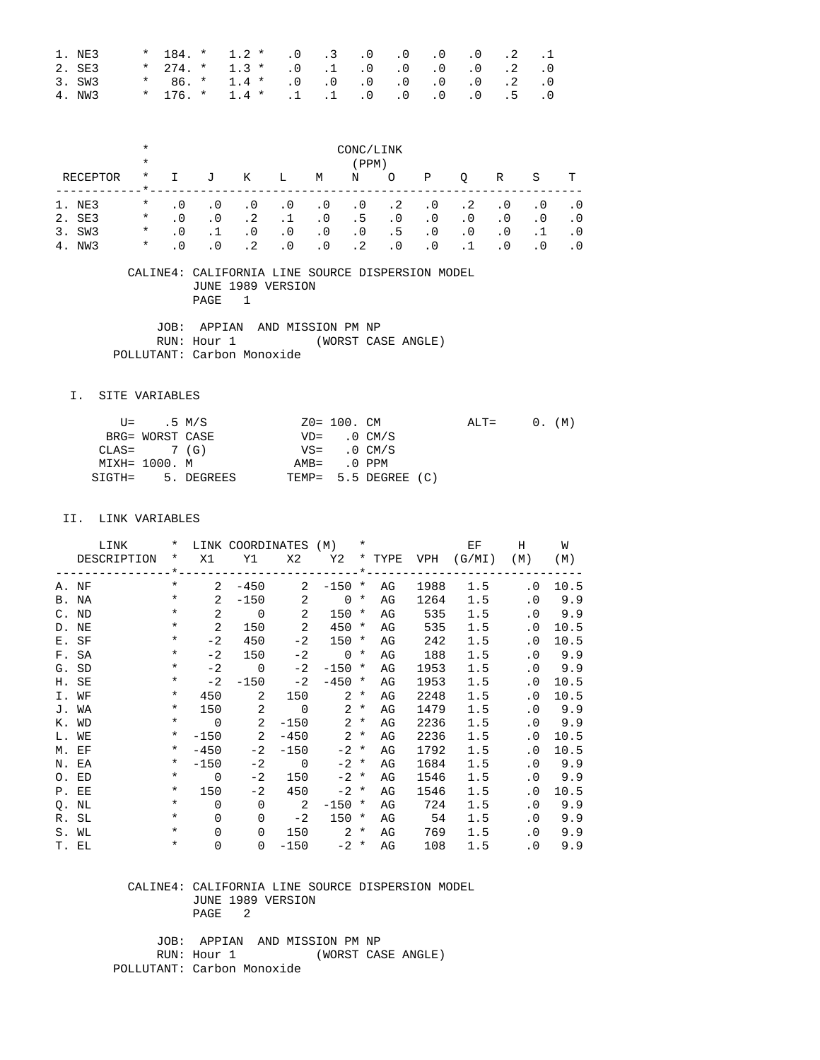| RECEPTOR | * | | * | | * | | | | | | | | |
|---|---|---|---|---|---|---|---|---|---|---|---|---|---|
| 1. NE3 | * | 184. | * | 1.2 | * | .0 | .3 | .0 | .0 | .0 | .0 | .2 | .1 |
| 2. SE3 | * | 274. | * | 1.3 | * | .0 | .1 | .0 | .0 | .0 | .0 | .2 | .0 |
| 3. SW3 | * | 86. | * | 1.4 | * | .0 | .0 | .0 | .0 | .0 | .0 | .2 | .0 |
| 4. NW3 | * | 176. | * | 1.4 | * | .1 | .1 | .0 | .0 | .0 | .0 | .5 | .0 |

CONC/LINK (PPM)

| RECEPTOR | I | J | K | L | M | N | O | P | Q | R | S | T |
|---|---|---|---|---|---|---|---|---|---|---|---|---|
| 1. NE3 | .0 | .0 | .0 | .0 | .0 | .0 | .2 | .0 | .2 | .0 | .0 | .0 |
| 2. SE3 | .0 | .0 | .2 | .1 | .0 | .5 | .0 | .0 | .0 | .0 | .0 | .0 |
| 3. SW3 | .0 | .1 | .0 | .0 | .0 | .0 | .5 | .0 | .0 | .0 | .1 | .0 |
| 4. NW3 | .0 | .0 | .2 | .0 | .0 | .2 | .0 | .0 | .1 | .0 | .0 | .0 |

CALINE4: CALIFORNIA LINE SOURCE DISPERSION MODEL
JUNE 1989 VERSION
PAGE 1

JOB: APPIAN AND MISSION PM NP
RUN: Hour 1 (WORST CASE ANGLE)
POLLUTANT: Carbon Monoxide

## I. SITE VARIABLES

```
     U=    .5 M/S            Z0= 100. CM           ALT=     0. (M)
   BRG= WORST CASE           VD=    .0 CM/S
  CLAS=     7 (G)            VS=    .0 CM/S
  MIXH= 1000. M             AMB=    .0 PPM
 SIGTH=     5. DEGREES      TEMP=  5.5 DEGREE (C)
```

## II. LINK VARIABLES

| LINK DESCRIPTION | X1 | Y1 | X2 | Y2 | TYPE | VPH | EF (G/MI) | H (M) | W (M) |
|---|---|---|---|---|---|---|---|---|---|
| A. NF | 2 | -450 | 2 | -150 | AG | 1988 | 1.5 | .0 | 10.5 |
| B. NA | 2 | -150 | 2 | 0 | AG | 1264 | 1.5 | .0 | 9.9 |
| C. ND | 2 | 0 | 2 | 150 | AG | 535 | 1.5 | .0 | 9.9 |
| D. NE | 2 | 150 | 2 | 450 | AG | 535 | 1.5 | .0 | 10.5 |
| E. SF | -2 | 450 | -2 | 150 | AG | 242 | 1.5 | .0 | 10.5 |
| F. SA | -2 | 150 | -2 | 0 | AG | 188 | 1.5 | .0 | 9.9 |
| G. SD | -2 | 0 | -2 | -150 | AG | 1953 | 1.5 | .0 | 9.9 |
| H. SE | -2 | -150 | -2 | -450 | AG | 1953 | 1.5 | .0 | 10.5 |
| I. WF | 450 | 2 | 150 | 2 | AG | 2248 | 1.5 | .0 | 10.5 |
| J. WA | 150 | 2 | 0 | 2 | AG | 1479 | 1.5 | .0 | 9.9 |
| K. WD | 0 | 2 | -150 | 2 | AG | 2236 | 1.5 | .0 | 9.9 |
| L. WE | -150 | 2 | -450 | 2 | AG | 2236 | 1.5 | .0 | 10.5 |
| M. EF | -450 | -2 | -150 | -2 | AG | 1792 | 1.5 | .0 | 10.5 |
| N. EA | -150 | -2 | 0 | -2 | AG | 1684 | 1.5 | .0 | 9.9 |
| O. ED | 0 | -2 | 150 | -2 | AG | 1546 | 1.5 | .0 | 9.9 |
| P. EE | 150 | -2 | 450 | -2 | AG | 1546 | 1.5 | .0 | 10.5 |
| Q. NL | 0 | 0 | 2 | -150 | AG | 724 | 1.5 | .0 | 9.9 |
| R. SL | 0 | 0 | -2 | 150 | AG | 54 | 1.5 | .0 | 9.9 |
| S. WL | 0 | 0 | 150 | 2 | AG | 769 | 1.5 | .0 | 9.9 |
| T. EL | 0 | 0 | -150 | -2 | AG | 108 | 1.5 | .0 | 9.9 |

CALINE4: CALIFORNIA LINE SOURCE DISPERSION MODEL
JUNE 1989 VERSION
PAGE 2

JOB: APPIAN AND MISSION PM NP
RUN: Hour 1 (WORST CASE ANGLE)
POLLUTANT: Carbon Monoxide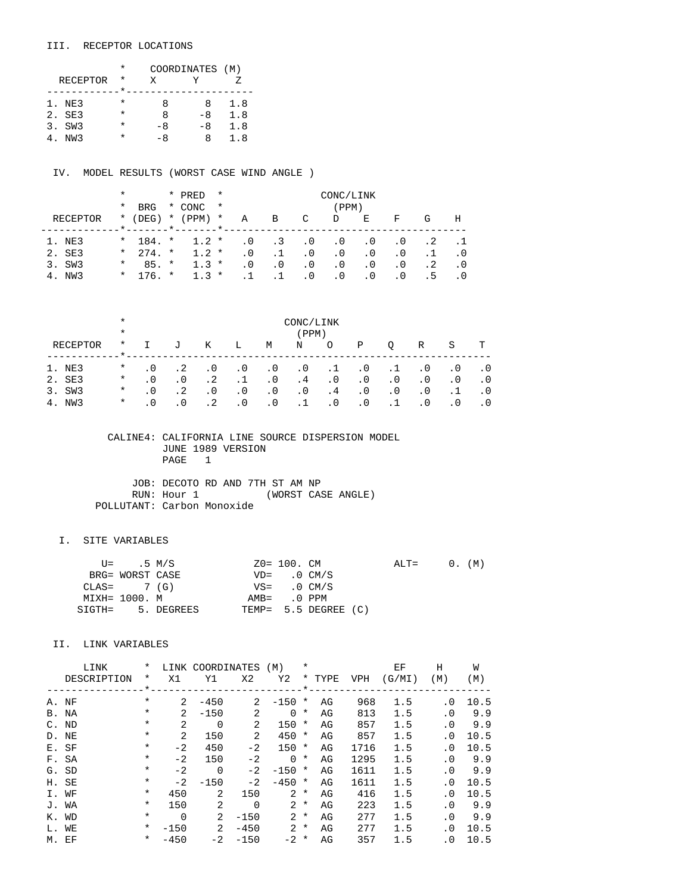## III. RECEPTOR LOCATIONS

| RECEPTOR | X | Y | Z |
|---|---|---|---|
| | COORDINATES (M) | | |
| 1. NE3 | 8 | 8 | 1.8 |
| 2. SE3 | 8 | -8 | 1.8 |
| 3. SW3 | -8 | -8 | 1.8 |
| 4. NW3 | -8 | 8 | 1.8 |

## IV. MODEL RESULTS (WORST CASE WIND ANGLE )

| RECEPTOR | BRG (DEG) | PRED CONC (PPM) | A | B | C | D | E | F | G | H |
|---|---|---|---|---|---|---|---|---|---|---|
| | | | CONC/LINK (PPM) | | | | | | | |
| 1. NE3 | 184. | 1.2 | .0 | .3 | .0 | .0 | .0 | .0 | .2 | .1 |
| 2. SE3 | 274. | 1.2 | .0 | .1 | .0 | .0 | .0 | .0 | .1 | .0 |
| 3. SW3 | 85. | 1.3 | .0 | .0 | .0 | .0 | .0 | .0 | .2 | .0 |
| 4. NW3 | 176. | 1.3 | .1 | .1 | .0 | .0 | .0 | .0 | .5 | .0 |

| RECEPTOR | I | J | K | L | M | N | O | P | Q | R | S | T |
|---|---|---|---|---|---|---|---|---|---|---|---|---|
| | CONC/LINK (PPM) | | | | | | | | | | | |
| 1. NE3 | .0 | .2 | .0 | .0 | .0 | .0 | .1 | .0 | .1 | .0 | .0 | .0 |
| 2. SE3 | .0 | .0 | .2 | .1 | .0 | .4 | .0 | .0 | .0 | .0 | .0 | .0 |
| 3. SW3 | .0 | .2 | .0 | .0 | .0 | .0 | .4 | .0 | .0 | .0 | .1 | .0 |
| 4. NW3 | .0 | .0 | .2 | .0 | .0 | .1 | .0 | .0 | .1 | .0 | .0 | .0 |

CALINE4: CALIFORNIA LINE SOURCE DISPERSION MODEL
JUNE 1989 VERSION
PAGE 1

JOB: DECOTO RD AND 7TH ST AM NP
RUN: Hour 1 (WORST CASE ANGLE)
POLLUTANT: Carbon Monoxide

## I. SITE VARIABLES

```
     U=    .5 M/S             Z0= 100. CM            ALT=     0. (M)
   BRG= WORST CASE            VD=   .0 CM/S
  CLAS=    7 (G)              VS=   .0 CM/S
  MIXH= 1000. M              AMB=   .0 PPM
 SIGTH=    5. DEGREES       TEMP=  5.5 DEGREE (C)
```

## II. LINK VARIABLES

| LINK DESCRIPTION | X1 | Y1 | X2 | Y2 | TYPE | VPH | EF (G/MI) | H (M) | W (M) |
|---|---|---|---|---|---|---|---|---|---|
| | LINK COORDINATES (M) | | | | | | | | |
| A. NF | 2 | -450 | 2 | -150 | AG | 968 | 1.5 | .0 | 10.5 |
| B. NA | 2 | -150 | 2 | 0 | AG | 813 | 1.5 | .0 | 9.9 |
| C. ND | 2 | 0 | 2 | 150 | AG | 857 | 1.5 | .0 | 9.9 |
| D. NE | 2 | 150 | 2 | 450 | AG | 857 | 1.5 | .0 | 10.5 |
| E. SF | -2 | 450 | -2 | 150 | AG | 1716 | 1.5 | .0 | 10.5 |
| F. SA | -2 | 150 | -2 | 0 | AG | 1295 | 1.5 | .0 | 9.9 |
| G. SD | -2 | 0 | -2 | -150 | AG | 1611 | 1.5 | .0 | 9.9 |
| H. SE | -2 | -150 | -2 | -450 | AG | 1611 | 1.5 | .0 | 10.5 |
| I. WF | 450 | 2 | 150 | 2 | AG | 416 | 1.5 | .0 | 10.5 |
| J. WA | 150 | 2 | 0 | 2 | AG | 223 | 1.5 | .0 | 9.9 |
| K. WD | 0 | 2 | -150 | 2 | AG | 277 | 1.5 | .0 | 9.9 |
| L. WE | -150 | 2 | -450 | 2 | AG | 277 | 1.5 | .0 | 10.5 |
| M. EF | -450 | -2 | -150 | -2 | AG | 357 | 1.5 | .0 | 10.5 |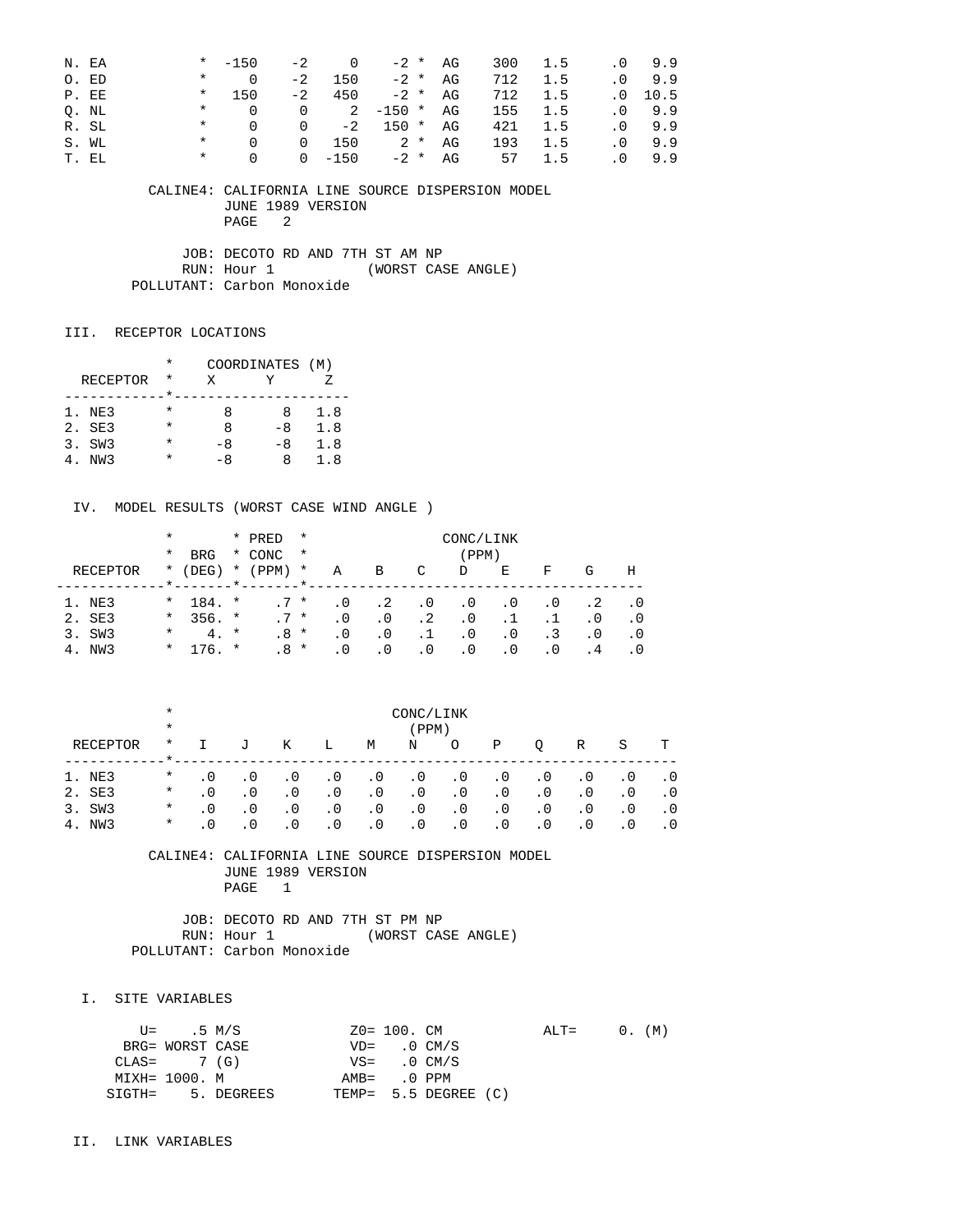```
 N. EA           *  -150    -2     0    -2 *  AG    300   1.5     .0   9.9
 O. ED           *     0    -2   150    -2 *  AG    712   1.5     .0   9.9
 P. EE           *   150    -2   450    -2 *  AG    712   1.5     .0  10.5
 Q. NL           *     0     0     2  -150 *  AG    155   1.5     .0   9.9
 R. SL           *     0     0    -2   150 *  AG    421   1.5     .0   9.9
 S. WL           *     0     0   150     2 *  AG    193   1.5     .0   9.9
 T. EL           *     0     0  -150    -2 *  AG     57   1.5     .0   9.9
```

```
          CALINE4: CALIFORNIA LINE SOURCE DISPERSION MODEL
                   JUNE 1989 VERSION
                   PAGE   2

              JOB: DECOTO RD AND 7TH ST AM NP
              RUN: Hour 1           (WORST CASE ANGLE)
        POLLUTANT: Carbon Monoxide
```

III. RECEPTOR LOCATIONS

| RECEPTOR | X | Y | Z |
|---|---|---|---|
| 1. NE3 | 8 | 8 | 1.8 |
| 2. SE3 | 8 | -8 | 1.8 |
| 3. SW3 | -8 | -8 | 1.8 |
| 4. NW3 | -8 | 8 | 1.8 |

IV. MODEL RESULTS (WORST CASE WIND ANGLE )

| RECEPTOR | BRG (DEG) | PRED CONC (PPM) | A | B | C | D | E | F | G | H |
|---|---|---|---|---|---|---|---|---|---|---|
| 1. NE3 | 184. | .7 | .0 | .2 | .0 | .0 | .0 | .0 | .2 | .0 |
| 2. SE3 | 356. | .7 | .0 | .0 | .2 | .0 | .1 | .1 | .0 | .0 |
| 3. SW3 | 4. | .8 | .0 | .0 | .1 | .0 | .0 | .3 | .0 | .0 |
| 4. NW3 | 176. | .8 | .0 | .0 | .0 | .0 | .0 | .0 | .4 | .0 |

| RECEPTOR | I | J | K | L | M | N | O | P | Q | R | S | T |
|---|---|---|---|---|---|---|---|---|---|---|---|---|
| 1. NE3 | .0 | .0 | .0 | .0 | .0 | .0 | .0 | .0 | .0 | .0 | .0 | .0 |
| 2. SE3 | .0 | .0 | .0 | .0 | .0 | .0 | .0 | .0 | .0 | .0 | .0 | .0 |
| 3. SW3 | .0 | .0 | .0 | .0 | .0 | .0 | .0 | .0 | .0 | .0 | .0 | .0 |
| 4. NW3 | .0 | .0 | .0 | .0 | .0 | .0 | .0 | .0 | .0 | .0 | .0 | .0 |

```
          CALINE4: CALIFORNIA LINE SOURCE DISPERSION MODEL
                   JUNE 1989 VERSION
                   PAGE   1

              JOB: DECOTO RD AND 7TH ST PM NP
              RUN: Hour 1           (WORST CASE ANGLE)
        POLLUTANT: Carbon Monoxide
```

I. SITE VARIABLES

```
        U=    .5 M/S             Z0= 100. CM           ALT=     0. (M)
      BRG= WORST CASE            VD=   .0 CM/S
     CLAS=     7 (G)             VS=   .0 CM/S
     MIXH= 1000. M              AMB=   .0 PPM
    SIGTH=    5. DEGREES       TEMP=  5.5 DEGREE (C)
```

II. LINK VARIABLES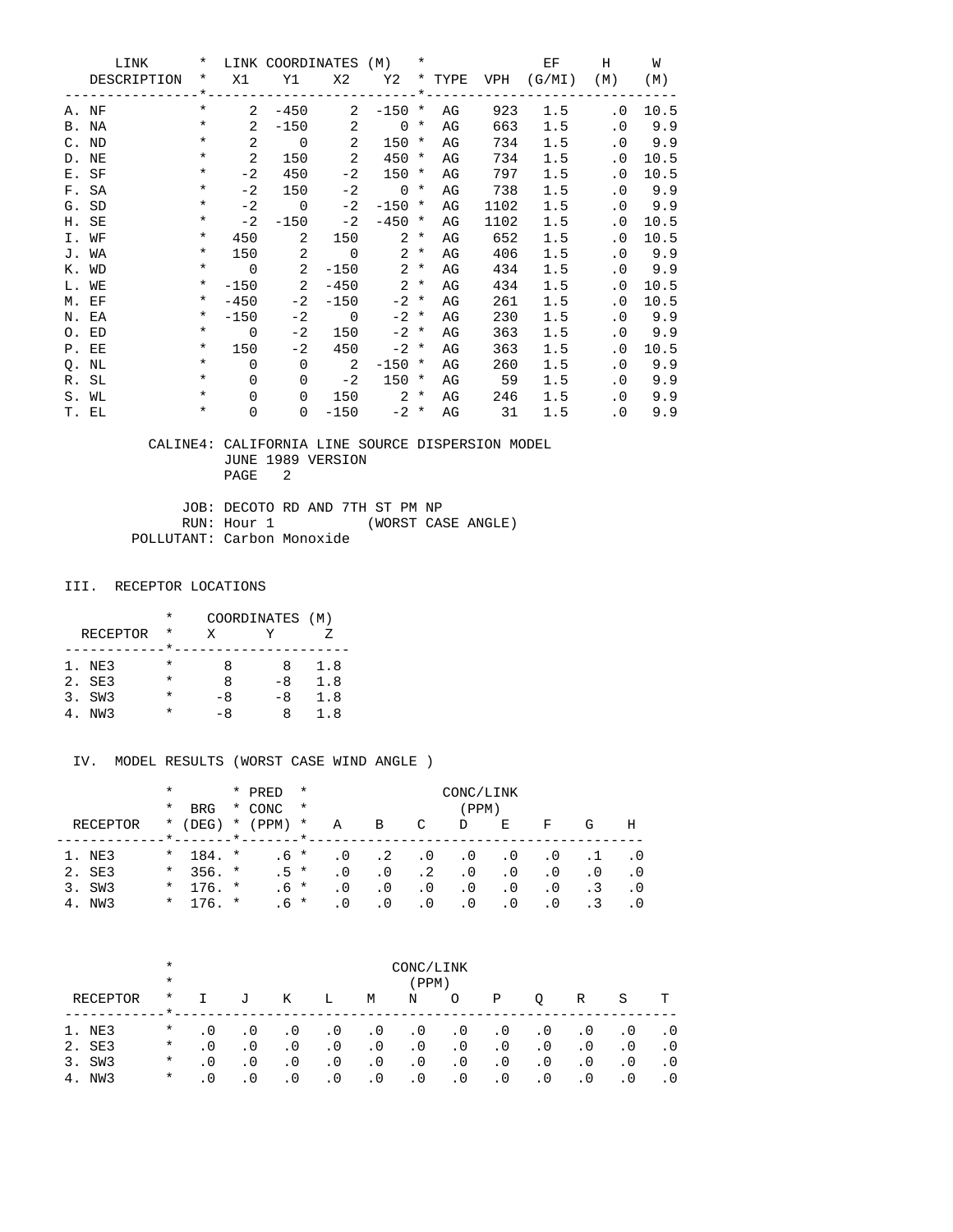| LINK DESCRIPTION | * | LINK COORDINATES (M) X1 | Y1 | X2 | Y2 | * | TYPE | VPH | EF (G/MI) | H (M) | W (M) |
|---|---|---|---|---|---|---|---|---|---|---|---|
| A. NF | * | 2 | -450 | 2 | -150 | * | AG | 923 | 1.5 | .0 | 10.5 |
| B. NA | * | 2 | -150 | 2 | 0 | * | AG | 663 | 1.5 | .0 | 9.9 |
| C. ND | * | 2 | 0 | 2 | 150 | * | AG | 734 | 1.5 | .0 | 9.9 |
| D. NE | * | 2 | 150 | 2 | 450 | * | AG | 734 | 1.5 | .0 | 10.5 |
| E. SF | * | -2 | 450 | -2 | 150 | * | AG | 797 | 1.5 | .0 | 10.5 |
| F. SA | * | -2 | 150 | -2 | 0 | * | AG | 738 | 1.5 | .0 | 9.9 |
| G. SD | * | -2 | 0 | -2 | -150 | * | AG | 1102 | 1.5 | .0 | 9.9 |
| H. SE | * | -2 | -150 | -2 | -450 | * | AG | 1102 | 1.5 | .0 | 10.5 |
| I. WF | * | 450 | 2 | 150 | 2 | * | AG | 652 | 1.5 | .0 | 10.5 |
| J. WA | * | 150 | 2 | 0 | 2 | * | AG | 406 | 1.5 | .0 | 9.9 |
| K. WD | * | 0 | 2 | -150 | 2 | * | AG | 434 | 1.5 | .0 | 9.9 |
| L. WE | * | -150 | 2 | -450 | 2 | * | AG | 434 | 1.5 | .0 | 10.5 |
| M. EF | * | -450 | -2 | -150 | -2 | * | AG | 261 | 1.5 | .0 | 10.5 |
| N. EA | * | -150 | -2 | 0 | -2 | * | AG | 230 | 1.5 | .0 | 9.9 |
| O. ED | * | 0 | -2 | 150 | -2 | * | AG | 363 | 1.5 | .0 | 9.9 |
| P. EE | * | 150 | -2 | 450 | -2 | * | AG | 363 | 1.5 | .0 | 10.5 |
| Q. NL | * | 0 | 0 | 2 | -150 | * | AG | 260 | 1.5 | .0 | 9.9 |
| R. SL | * | 0 | 0 | -2 | 150 | * | AG | 59 | 1.5 | .0 | 9.9 |
| S. WL | * | 0 | 0 | 150 | 2 | * | AG | 246 | 1.5 | .0 | 9.9 |
| T. EL | * | 0 | 0 | -150 | -2 | * | AG | 31 | 1.5 | .0 | 9.9 |

CALINE4: CALIFORNIA LINE SOURCE DISPERSION MODEL
JUNE 1989 VERSION
PAGE 2

JOB: DECOTO RD AND 7TH ST PM NP
RUN: Hour 1 (WORST CASE ANGLE)
POLLUTANT: Carbon Monoxide

III. RECEPTOR LOCATIONS

| RECEPTOR | * | COORDINATES (M) X | Y | Z |
|---|---|---|---|---|
| 1. NE3 | * | 8 | 8 | 1.8 |
| 2. SE3 | * | 8 | -8 | 1.8 |
| 3. SW3 | * | -8 | -8 | 1.8 |
| 4. NW3 | * | -8 | 8 | 1.8 |

IV. MODEL RESULTS (WORST CASE WIND ANGLE )

| RECEPTOR | * | BRG (DEG) | * | PRED CONC (PPM) | * | A | B | C | D | E | F | G | H |
|---|---|---|---|---|---|---|---|---|---|---|---|---|---|
| | | | | | | CONC/LINK (PPM) | | | | | | | |
| 1. NE3 | * | 184. | * | .6 | * | .0 | .2 | .0 | .0 | .0 | .0 | .1 | .0 |
| 2. SE3 | * | 356. | * | .5 | * | .0 | .0 | .2 | .0 | .0 | .0 | .0 | .0 |
| 3. SW3 | * | 176. | * | .6 | * | .0 | .0 | .0 | .0 | .0 | .0 | .3 | .0 |
| 4. NW3 | * | 176. | * | .6 | * | .0 | .0 | .0 | .0 | .0 | .0 | .3 | .0 |

| RECEPTOR | * | I | J | K | L | M | N | O | P | Q | R | S | T |
|---|---|---|---|---|---|---|---|---|---|---|---|---|---|
| | | CONC/LINK (PPM) | | | | | | | | | | | |
| 1. NE3 | * | .0 | .0 | .0 | .0 | .0 | .0 | .0 | .0 | .0 | .0 | .0 | .0 |
| 2. SE3 | * | .0 | .0 | .0 | .0 | .0 | .0 | .0 | .0 | .0 | .0 | .0 | .0 |
| 3. SW3 | * | .0 | .0 | .0 | .0 | .0 | .0 | .0 | .0 | .0 | .0 | .0 | .0 |
| 4. NW3 | * | .0 | .0 | .0 | .0 | .0 | .0 | .0 | .0 | .0 | .0 | .0 | .0 |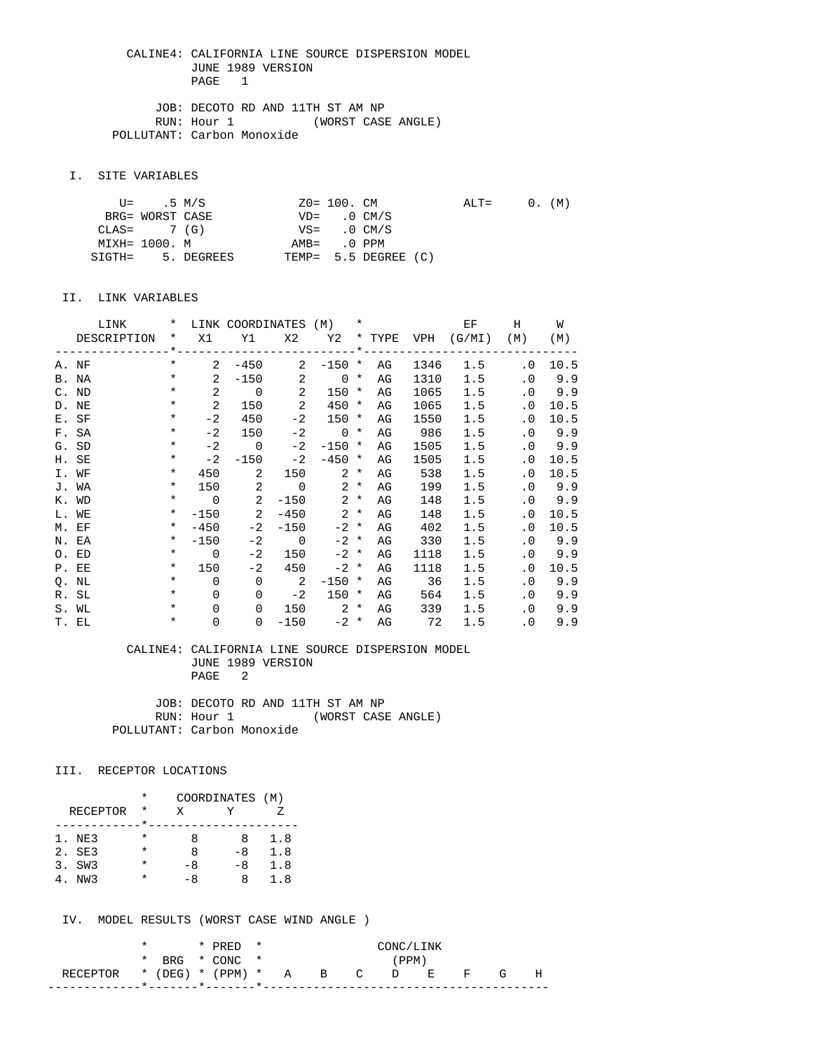CALINE4: CALIFORNIA LINE SOURCE DISPERSION MODEL
JUNE 1989 VERSION
PAGE 1

JOB: DECOTO RD AND 11TH ST AM NP
RUN: Hour 1 (WORST CASE ANGLE)
POLLUTANT: Carbon Monoxide

## I. SITE VARIABLES

```
        U=    .5 M/S              Z0= 100. CM            ALT=     0. (M)
      BRG= WORST CASE            VD=   .0 CM/S
     CLAS=     7 (G)             VS=   .0 CM/S
     MIXH= 1000. M              AMB=   .0 PPM
    SIGTH=    5. DEGREES       TEMP=  5.5 DEGREE (C)
```

## II. LINK VARIABLES

| LINK DESCRIPTION | X1 | Y1 | X2 | Y2 | TYPE | VPH | EF (G/MI) | H (M) | W (M) |
|---|---|---|---|---|---|---|---|---|---|
| A. NF | 2 | -450 | 2 | -150 | AG | 1346 | 1.5 | .0 | 10.5 |
| B. NA | 2 | -150 | 2 | 0 | AG | 1310 | 1.5 | .0 | 9.9 |
| C. ND | 2 | 0 | 2 | 150 | AG | 1065 | 1.5 | .0 | 9.9 |
| D. NE | 2 | 150 | 2 | 450 | AG | 1065 | 1.5 | .0 | 10.5 |
| E. SF | -2 | 450 | -2 | 150 | AG | 1550 | 1.5 | .0 | 10.5 |
| F. SA | -2 | 150 | -2 | 0 | AG | 986 | 1.5 | .0 | 9.9 |
| G. SD | -2 | 0 | -2 | -150 | AG | 1505 | 1.5 | .0 | 9.9 |
| H. SE | -2 | -150 | -2 | -450 | AG | 1505 | 1.5 | .0 | 10.5 |
| I. WF | 450 | 2 | 150 | 2 | AG | 538 | 1.5 | .0 | 10.5 |
| J. WA | 150 | 2 | 0 | 2 | AG | 199 | 1.5 | .0 | 9.9 |
| K. WD | 0 | 2 | -150 | 2 | AG | 148 | 1.5 | .0 | 9.9 |
| L. WE | -150 | 2 | -450 | 2 | AG | 148 | 1.5 | .0 | 10.5 |
| M. EF | -450 | -2 | -150 | -2 | AG | 402 | 1.5 | .0 | 10.5 |
| N. EA | -150 | -2 | 0 | -2 | AG | 330 | 1.5 | .0 | 9.9 |
| O. ED | 0 | -2 | 150 | -2 | AG | 1118 | 1.5 | .0 | 9.9 |
| P. EE | 150 | -2 | 450 | -2 | AG | 1118 | 1.5 | .0 | 10.5 |
| Q. NL | 0 | 0 | 2 | -150 | AG | 36 | 1.5 | .0 | 9.9 |
| R. SL | 0 | 0 | -2 | 150 | AG | 564 | 1.5 | .0 | 9.9 |
| S. WL | 0 | 0 | 150 | 2 | AG | 339 | 1.5 | .0 | 9.9 |
| T. EL | 0 | 0 | -150 | -2 | AG | 72 | 1.5 | .0 | 9.9 |

CALINE4: CALIFORNIA LINE SOURCE DISPERSION MODEL
JUNE 1989 VERSION
PAGE 2

JOB: DECOTO RD AND 11TH ST AM NP
RUN: Hour 1 (WORST CASE ANGLE)
POLLUTANT: Carbon Monoxide

## III. RECEPTOR LOCATIONS

| RECEPTOR | X | Y | Z |
|---|---|---|---|
| 1. NE3 | 8 | 8 | 1.8 |
| 2. SE3 | 8 | -8 | 1.8 |
| 3. SW3 | -8 | -8 | 1.8 |
| 4. NW3 | -8 | 8 | 1.8 |

## IV. MODEL RESULTS (WORST CASE WIND ANGLE )

| RECEPTOR | BRG (DEG) | PRED CONC (PPM) | A | B | C | D | E | F | G | H |
|---|---|---|---|---|---|---|---|---|---|---|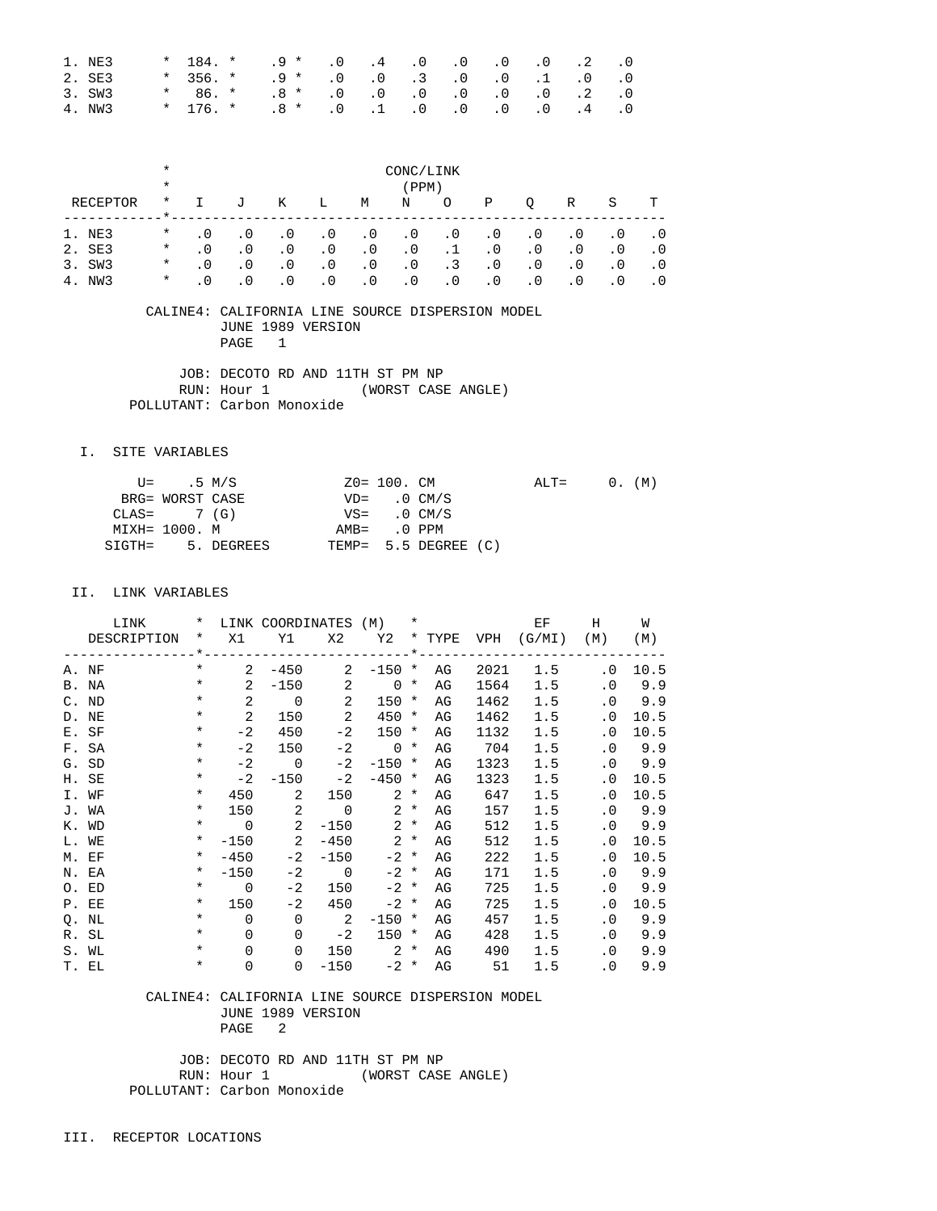| RECEPTOR | * | | | | | | | | | | | |
|---|---|---|---|---|---|---|---|---|---|---|---|---|
| 1. NE3 | * | 184. | * | .9 | * | .0 | .4 | .0 | .0 | .0 | .0 | .2 | .0 |
| 2. SE3 | * | 356. | * | .9 | * | .0 | .0 | .3 | .0 | .0 | .1 | .0 | .0 |
| 3. SW3 | * | 86. | * | .8 | * | .0 | .0 | .0 | .0 | .0 | .0 | .2 | .0 |
| 4. NW3 | * | 176. | * | .8 | * | .0 | .1 | .0 | .0 | .0 | .0 | .4 | .0 |

CONC/LINK (PPM)

| RECEPTOR | I | J | K | L | M | N | O | P | Q | R | S | T |
|---|---|---|---|---|---|---|---|---|---|---|---|---|
| 1. NE3 | .0 | .0 | .0 | .0 | .0 | .0 | .0 | .0 | .0 | .0 | .0 | .0 |
| 2. SE3 | .0 | .0 | .0 | .0 | .0 | .0 | .1 | .0 | .0 | .0 | .0 | .0 |
| 3. SW3 | .0 | .0 | .0 | .0 | .0 | .0 | .3 | .0 | .0 | .0 | .0 | .0 |
| 4. NW3 | .0 | .0 | .0 | .0 | .0 | .0 | .0 | .0 | .0 | .0 | .0 | .0 |

CALINE4: CALIFORNIA LINE SOURCE DISPERSION MODEL
JUNE 1989 VERSION
PAGE 1

JOB: DECOTO RD AND 11TH ST PM NP
RUN: Hour 1 (WORST CASE ANGLE)
POLLUTANT: Carbon Monoxide

## I. SITE VARIABLES

```
     U=    .5 M/S            Z0= 100. CM           ALT=     0. (M)
   BRG= WORST CASE           VD=   .0 CM/S
  CLAS=     7 (G)            VS=   .0 CM/S
  MIXH= 1000. M             AMB=   .0 PPM
 SIGTH=    5. DEGREES      TEMP=  5.5 DEGREE (C)
```

## II. LINK VARIABLES

| LINK DESCRIPTION | X1 | Y1 | X2 | Y2 | TYPE | VPH | EF (G/MI) | H (M) | W (M) |
|---|---|---|---|---|---|---|---|---|---|
| A. NF | 2 | -450 | 2 | -150 | AG | 2021 | 1.5 | .0 | 10.5 |
| B. NA | 2 | -150 | 2 | 0 | AG | 1564 | 1.5 | .0 | 9.9 |
| C. ND | 2 | 0 | 2 | 150 | AG | 1462 | 1.5 | .0 | 9.9 |
| D. NE | 2 | 150 | 2 | 450 | AG | 1462 | 1.5 | .0 | 10.5 |
| E. SF | -2 | 450 | -2 | 150 | AG | 1132 | 1.5 | .0 | 10.5 |
| F. SA | -2 | 150 | -2 | 0 | AG | 704 | 1.5 | .0 | 9.9 |
| G. SD | -2 | 0 | -2 | -150 | AG | 1323 | 1.5 | .0 | 9.9 |
| H. SE | -2 | -150 | -2 | -450 | AG | 1323 | 1.5 | .0 | 10.5 |
| I. WF | 450 | 2 | 150 | 2 | AG | 647 | 1.5 | .0 | 10.5 |
| J. WA | 150 | 2 | 0 | 2 | AG | 157 | 1.5 | .0 | 9.9 |
| K. WD | 0 | 2 | -150 | 2 | AG | 512 | 1.5 | .0 | 9.9 |
| L. WE | -150 | 2 | -450 | 2 | AG | 512 | 1.5 | .0 | 10.5 |
| M. EF | -450 | -2 | -150 | -2 | AG | 222 | 1.5 | .0 | 10.5 |
| N. EA | -150 | -2 | 0 | -2 | AG | 171 | 1.5 | .0 | 9.9 |
| O. ED | 0 | -2 | 150 | -2 | AG | 725 | 1.5 | .0 | 9.9 |
| P. EE | 150 | -2 | 450 | -2 | AG | 725 | 1.5 | .0 | 10.5 |
| Q. NL | 0 | 0 | 2 | -150 | AG | 457 | 1.5 | .0 | 9.9 |
| R. SL | 0 | 0 | -2 | 150 | AG | 428 | 1.5 | .0 | 9.9 |
| S. WL | 0 | 0 | 150 | 2 | AG | 490 | 1.5 | .0 | 9.9 |
| T. EL | 0 | 0 | -150 | -2 | AG | 51 | 1.5 | .0 | 9.9 |

CALINE4: CALIFORNIA LINE SOURCE DISPERSION MODEL
JUNE 1989 VERSION
PAGE 2

JOB: DECOTO RD AND 11TH ST PM NP
RUN: Hour 1 (WORST CASE ANGLE)
POLLUTANT: Carbon Monoxide

## III. RECEPTOR LOCATIONS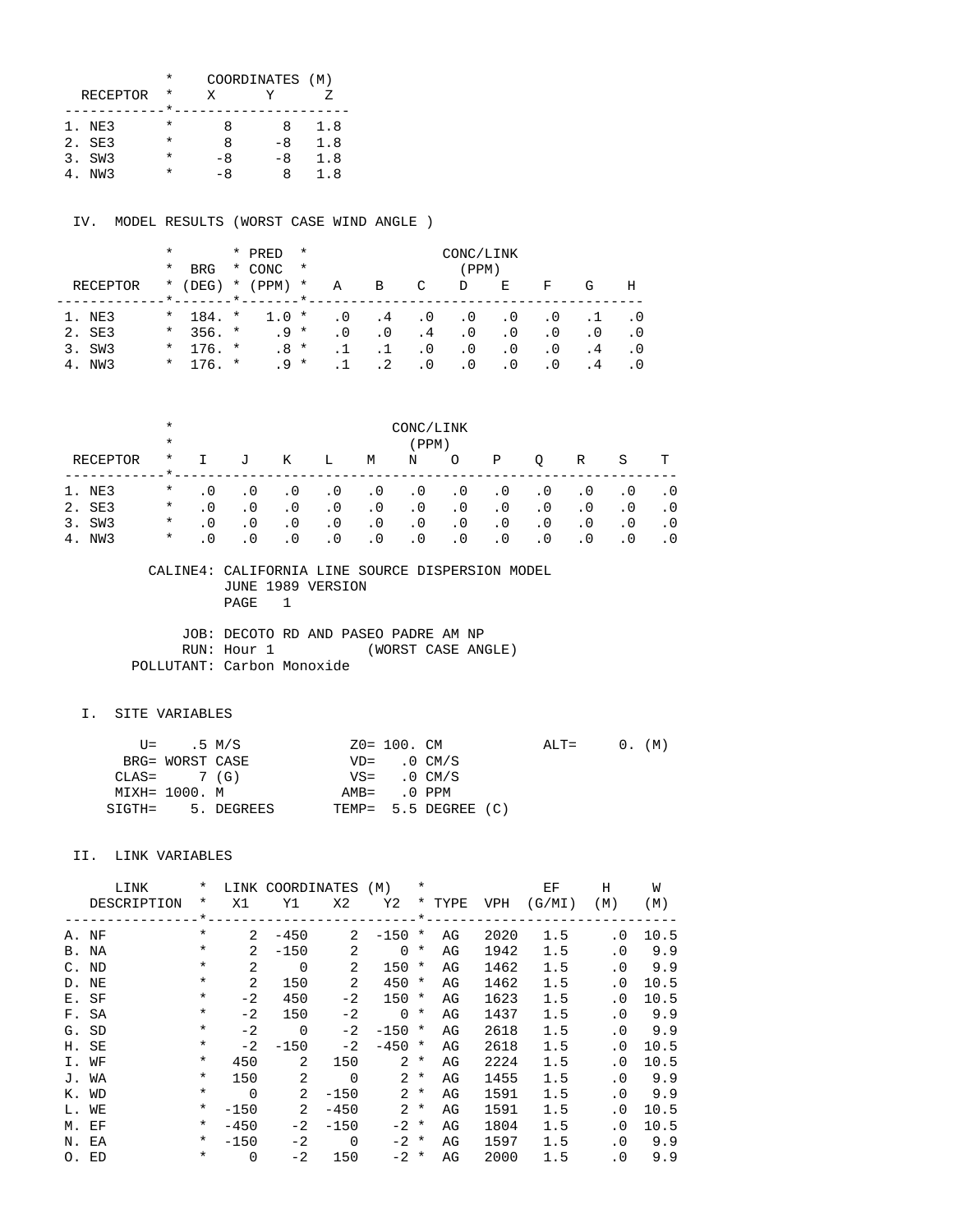| RECEPTOR | X | Y | Z |
|---|---|---|---|
| 1. NE3 | 8 | 8 | 1.8 |
| 2. SE3 | 8 | -8 | 1.8 |
| 3. SW3 | -8 | -8 | 1.8 |
| 4. NW3 | -8 | 8 | 1.8 |

COORDINATES (M)

IV. MODEL RESULTS (WORST CASE WIND ANGLE )

| RECEPTOR | BRG (DEG) | PRED CONC (PPM) | A | B | C | D | E | F | G | H |
|---|---|---|---|---|---|---|---|---|---|---|
| 1. NE3 | 184. | 1.0 | .0 | .4 | .0 | .0 | .0 | .0 | .1 | .0 |
| 2. SE3 | 356. | .9 | .0 | .0 | .4 | .0 | .0 | .0 | .0 | .0 |
| 3. SW3 | 176. | .8 | .1 | .1 | .0 | .0 | .0 | .0 | .4 | .0 |
| 4. NW3 | 176. | .9 | .1 | .2 | .0 | .0 | .0 | .0 | .4 | .0 |

CONC/LINK (PPM)

| RECEPTOR | I | J | K | L | M | N | O | P | Q | R | S | T |
|---|---|---|---|---|---|---|---|---|---|---|---|---|
| 1. NE3 | .0 | .0 | .0 | .0 | .0 | .0 | .0 | .0 | .0 | .0 | .0 | .0 |
| 2. SE3 | .0 | .0 | .0 | .0 | .0 | .0 | .0 | .0 | .0 | .0 | .0 | .0 |
| 3. SW3 | .0 | .0 | .0 | .0 | .0 | .0 | .0 | .0 | .0 | .0 | .0 | .0 |
| 4. NW3 | .0 | .0 | .0 | .0 | .0 | .0 | .0 | .0 | .0 | .0 | .0 | .0 |

CALINE4: CALIFORNIA LINE SOURCE DISPERSION MODEL
JUNE 1989 VERSION
PAGE 1

JOB: DECOTO RD AND PASEO PADRE AM NP
RUN: Hour 1 (WORST CASE ANGLE)
POLLUTANT: Carbon Monoxide

I. SITE VARIABLES

```
     U=    .5 M/S            Z0= 100. CM           ALT=     0. (M)
   BRG= WORST CASE           VD=   .0 CM/S
  CLAS=     7 (G)            VS=   .0 CM/S
  MIXH= 1000. M             AMB=   .0 PPM
 SIGTH=    5. DEGREES       TEMP=  5.5 DEGREE (C)
```

II. LINK VARIABLES

| LINK DESCRIPTION | X1 | Y1 | X2 | Y2 | TYPE | VPH | EF (G/MI) | H (M) | W (M) |
|---|---|---|---|---|---|---|---|---|---|
| A. NF | 2 | -450 | 2 | -150 | AG | 2020 | 1.5 | .0 | 10.5 |
| B. NA | 2 | -150 | 2 | 0 | AG | 1942 | 1.5 | .0 | 9.9 |
| C. ND | 2 | 0 | 2 | 150 | AG | 1462 | 1.5 | .0 | 9.9 |
| D. NE | 2 | 150 | 2 | 450 | AG | 1462 | 1.5 | .0 | 10.5 |
| E. SF | -2 | 450 | -2 | 150 | AG | 1623 | 1.5 | .0 | 10.5 |
| F. SA | -2 | 150 | -2 | 0 | AG | 1437 | 1.5 | .0 | 9.9 |
| G. SD | -2 | 0 | -2 | -150 | AG | 2618 | 1.5 | .0 | 9.9 |
| H. SE | -2 | -150 | -2 | -450 | AG | 2618 | 1.5 | .0 | 10.5 |
| I. WF | 450 | 2 | 150 | 2 | AG | 2224 | 1.5 | .0 | 10.5 |
| J. WA | 150 | 2 | 0 | 2 | AG | 1455 | 1.5 | .0 | 9.9 |
| K. WD | 0 | 2 | -150 | 2 | AG | 1591 | 1.5 | .0 | 9.9 |
| L. WE | -150 | 2 | -450 | 2 | AG | 1591 | 1.5 | .0 | 10.5 |
| M. EF | -450 | -2 | -150 | -2 | AG | 1804 | 1.5 | .0 | 10.5 |
| N. EA | -150 | -2 | 0 | -2 | AG | 1597 | 1.5 | .0 | 9.9 |
| O. ED | 0 | -2 | 150 | -2 | AG | 2000 | 1.5 | .0 | 9.9 |

LINK COORDINATES (M)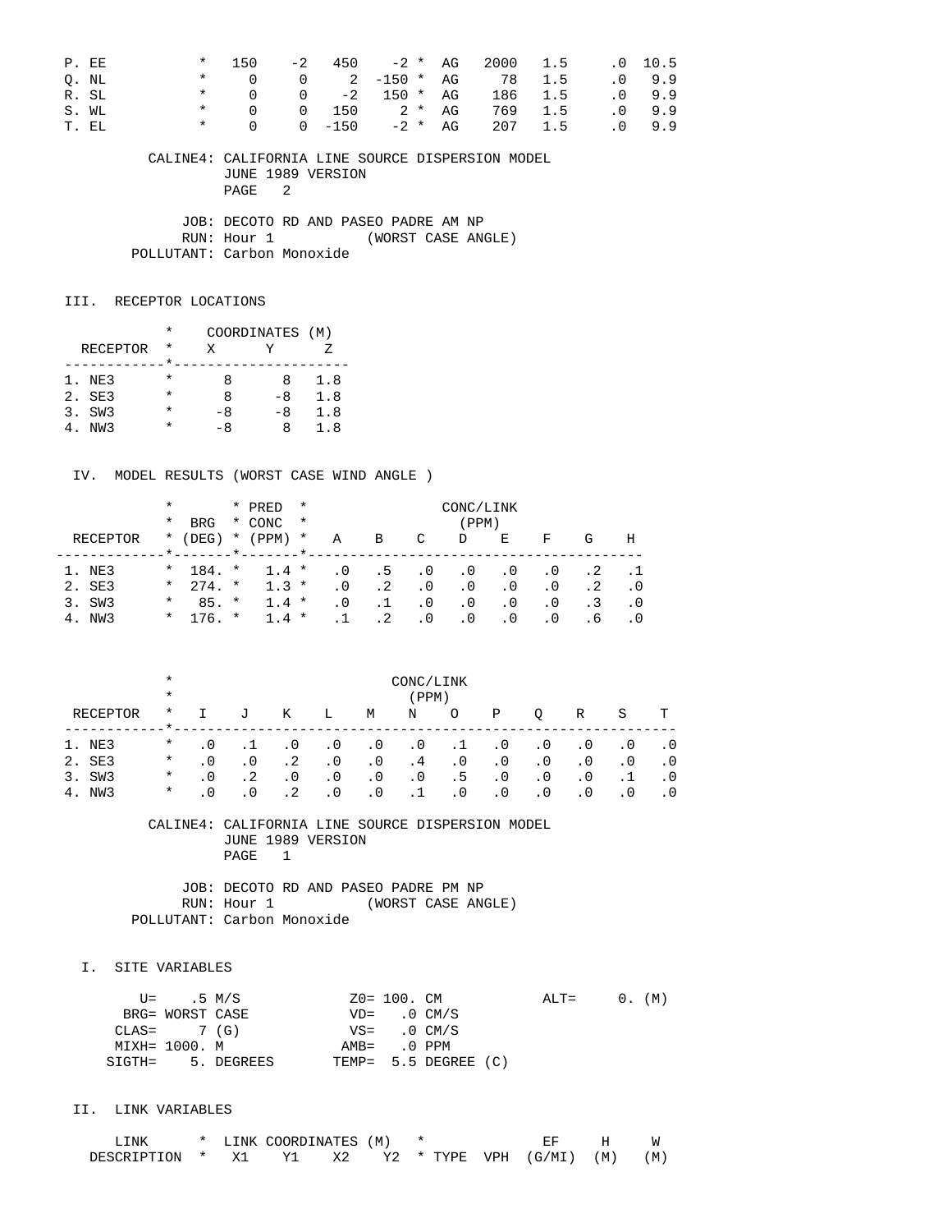| LINK DESCRIPTION | X1 | Y1 | X2 | Y2 | TYPE | VPH | EF (G/MI) | H (M) | W (M) |
|---|---|---|---|---|---|---|---|---|---|
| P. EE | 150 | -2 | 450 | -2 | AG | 2000 | 1.5 | .0 | 10.5 |
| Q. NL | 0 | 0 | 2 | -150 | AG | 78 | 1.5 | .0 | 9.9 |
| R. SL | 0 | 0 | -2 | 150 | AG | 186 | 1.5 | .0 | 9.9 |
| S. WL | 0 | 0 | 150 | 2 | AG | 769 | 1.5 | .0 | 9.9 |
| T. EL | 0 | 0 | -150 | -2 | AG | 207 | 1.5 | .0 | 9.9 |

CALINE4: CALIFORNIA LINE SOURCE DISPERSION MODEL
JUNE 1989 VERSION
PAGE 2

JOB: DECOTO RD AND PASEO PADRE AM NP
RUN: Hour 1 (WORST CASE ANGLE)
POLLUTANT: Carbon Monoxide

## III. RECEPTOR LOCATIONS

| RECEPTOR | X | Y | Z |
|---|---|---|---|
| 1. NE3 | 8 | 8 | 1.8 |
| 2. SE3 | 8 | -8 | 1.8 |
| 3. SW3 | -8 | -8 | 1.8 |
| 4. NW3 | -8 | 8 | 1.8 |

## IV. MODEL RESULTS (WORST CASE WIND ANGLE )

| RECEPTOR | BRG (DEG) | PRED CONC (PPM) | A | B | C | D | E | F | G | H |
|---|---|---|---|---|---|---|---|---|---|---|
| 1. NE3 | 184. | 1.4 | .0 | .5 | .0 | .0 | .0 | .0 | .2 | .1 |
| 2. SE3 | 274. | 1.3 | .0 | .2 | .0 | .0 | .0 | .0 | .2 | .0 |
| 3. SW3 | 85. | 1.4 | .0 | .1 | .0 | .0 | .0 | .0 | .3 | .0 |
| 4. NW3 | 176. | 1.4 | .1 | .2 | .0 | .0 | .0 | .0 | .6 | .0 |

CONC/LINK (PPM)

| RECEPTOR | I | J | K | L | M | N | O | P | Q | R | S | T |
|---|---|---|---|---|---|---|---|---|---|---|---|---|
| 1. NE3 | .0 | .1 | .0 | .0 | .0 | .0 | .1 | .0 | .0 | .0 | .0 | .0 |
| 2. SE3 | .0 | .0 | .2 | .0 | .0 | .4 | .0 | .0 | .0 | .0 | .0 | .0 |
| 3. SW3 | .0 | .2 | .0 | .0 | .0 | .0 | .5 | .0 | .0 | .0 | .1 | .0 |
| 4. NW3 | .0 | .0 | .2 | .0 | .0 | .1 | .0 | .0 | .0 | .0 | .0 | .0 |

CALINE4: CALIFORNIA LINE SOURCE DISPERSION MODEL
JUNE 1989 VERSION
PAGE 1

JOB: DECOTO RD AND PASEO PADRE PM NP
RUN: Hour 1 (WORST CASE ANGLE)
POLLUTANT: Carbon Monoxide

## I. SITE VARIABLES

```
     U=    .5 M/S             Z0= 100. CM           ALT=     0. (M)
   BRG= WORST CASE            VD=   .0 CM/S
  CLAS=     7 (G)             VS=   .0 CM/S
  MIXH= 1000. M              AMB=   .0 PPM
 SIGTH=    5. DEGREES       TEMP=  5.5 DEGREE (C)
```

## II. LINK VARIABLES

| LINK DESCRIPTION | X1 | Y1 | X2 | Y2 | TYPE | VPH | EF (G/MI) | H (M) | W (M) |
|---|---|---|---|---|---|---|---|---|---|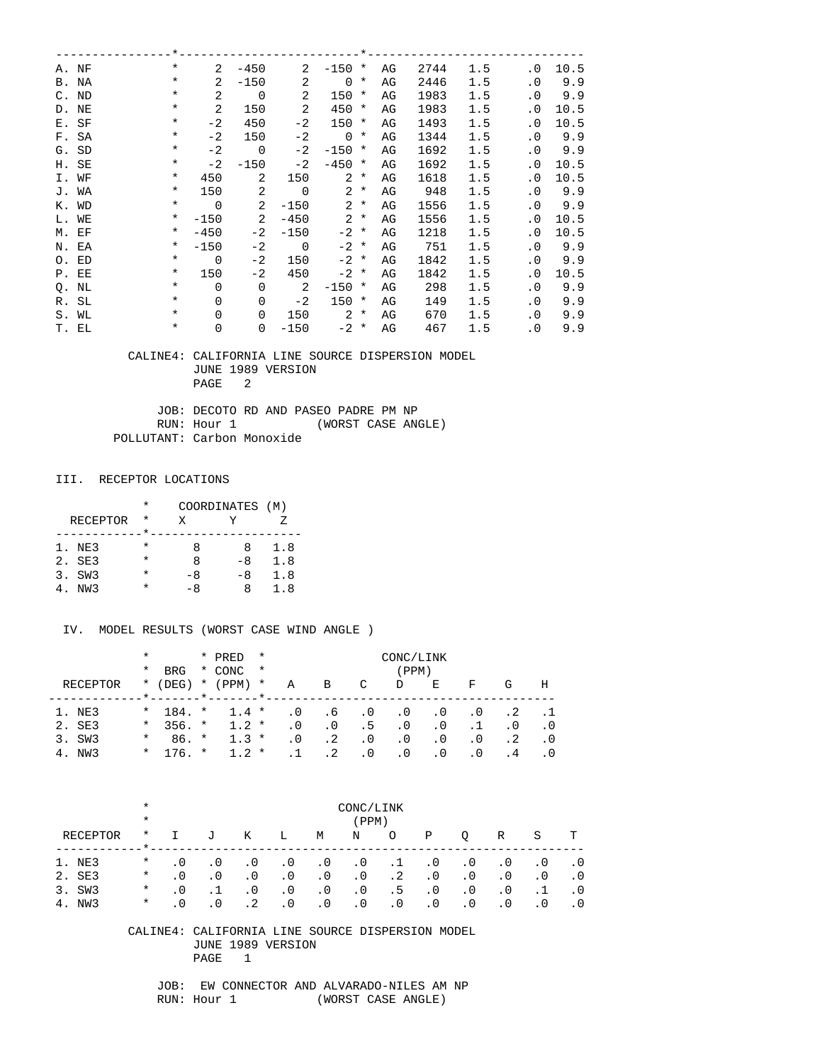| LINK | X1 | Y1 | X2 | Y2 | TYPE | VPH | EF | H | W |
|---|---|---|---|---|---|---|---|---|---|
| A. NF | 2 | -450 | 2 | -150 | AG | 2744 | 1.5 | .0 | 10.5 |
| B. NA | 2 | -150 | 2 | 0 | AG | 2446 | 1.5 | .0 | 9.9 |
| C. ND | 2 | 0 | 2 | 150 | AG | 1983 | 1.5 | .0 | 9.9 |
| D. NE | 2 | 150 | 2 | 450 | AG | 1983 | 1.5 | .0 | 10.5 |
| E. SF | -2 | 450 | -2 | 150 | AG | 1493 | 1.5 | .0 | 10.5 |
| F. SA | -2 | 150 | -2 | 0 | AG | 1344 | 1.5 | .0 | 9.9 |
| G. SD | -2 | 0 | -2 | -150 | AG | 1692 | 1.5 | .0 | 9.9 |
| H. SE | -2 | -150 | -2 | -450 | AG | 1692 | 1.5 | .0 | 10.5 |
| I. WF | 450 | 2 | 150 | 2 | AG | 1618 | 1.5 | .0 | 10.5 |
| J. WA | 150 | 2 | 0 | 2 | AG | 948 | 1.5 | .0 | 9.9 |
| K. WD | 0 | 2 | -150 | 2 | AG | 1556 | 1.5 | .0 | 9.9 |
| L. WE | -150 | 2 | -450 | 2 | AG | 1556 | 1.5 | .0 | 10.5 |
| M. EF | -450 | -2 | -150 | -2 | AG | 1218 | 1.5 | .0 | 10.5 |
| N. EA | -150 | -2 | 0 | -2 | AG | 751 | 1.5 | .0 | 9.9 |
| O. ED | 0 | -2 | 150 | -2 | AG | 1842 | 1.5 | .0 | 9.9 |
| P. EE | 150 | -2 | 450 | -2 | AG | 1842 | 1.5 | .0 | 10.5 |
| Q. NL | 0 | 0 | 2 | -150 | AG | 298 | 1.5 | .0 | 9.9 |
| R. SL | 0 | 0 | -2 | 150 | AG | 149 | 1.5 | .0 | 9.9 |
| S. WL | 0 | 0 | 150 | 2 | AG | 670 | 1.5 | .0 | 9.9 |
| T. EL | 0 | 0 | -150 | -2 | AG | 467 | 1.5 | .0 | 9.9 |

CALINE4: CALIFORNIA LINE SOURCE DISPERSION MODEL
JUNE 1989 VERSION
PAGE 2

JOB: DECOTO RD AND PASEO PADRE PM NP
RUN: Hour 1 (WORST CASE ANGLE)
POLLUTANT: Carbon Monoxide

## III. RECEPTOR LOCATIONS

| RECEPTOR | X | Y | Z |
|---|---|---|---|
| | COORDINATES (M) | | |
| 1. NE3 | 8 | 8 | 1.8 |
| 2. SE3 | 8 | -8 | 1.8 |
| 3. SW3 | -8 | -8 | 1.8 |
| 4. NW3 | -8 | 8 | 1.8 |

## IV. MODEL RESULTS (WORST CASE WIND ANGLE )

| RECEPTOR | BRG (DEG) | PRED CONC (PPM) | A | B | C | D | E | F | G | H |
|---|---|---|---|---|---|---|---|---|---|---|
| | | | CONC/LINK (PPM) | | | | | | | |
| 1. NE3 | 184. | 1.4 | .0 | .6 | .0 | .0 | .0 | .0 | .2 | .1 |
| 2. SE3 | 356. | 1.2 | .0 | .0 | .5 | .0 | .0 | .1 | .0 | .0 |
| 3. SW3 | 86. | 1.3 | .0 | .2 | .0 | .0 | .0 | .0 | .2 | .0 |
| 4. NW3 | 176. | 1.2 | .1 | .2 | .0 | .0 | .0 | .0 | .4 | .0 |

| RECEPTOR | I | J | K | L | M | N | O | P | Q | R | S | T |
|---|---|---|---|---|---|---|---|---|---|---|---|---|
| | CONC/LINK (PPM) | | | | | | | | | | | |
| 1. NE3 | .0 | .0 | .0 | .0 | .0 | .0 | .1 | .0 | .0 | .0 | .0 | .0 |
| 2. SE3 | .0 | .0 | .0 | .0 | .0 | .0 | .2 | .0 | .0 | .0 | .0 | .0 |
| 3. SW3 | .0 | .1 | .0 | .0 | .0 | .0 | .5 | .0 | .0 | .0 | .1 | .0 |
| 4. NW3 | .0 | .0 | .2 | .0 | .0 | .0 | .0 | .0 | .0 | .0 | .0 | .0 |

CALINE4: CALIFORNIA LINE SOURCE DISPERSION MODEL
JUNE 1989 VERSION
PAGE 1

JOB: EW CONNECTOR AND ALVARADO-NILES AM NP
RUN: Hour 1 (WORST CASE ANGLE)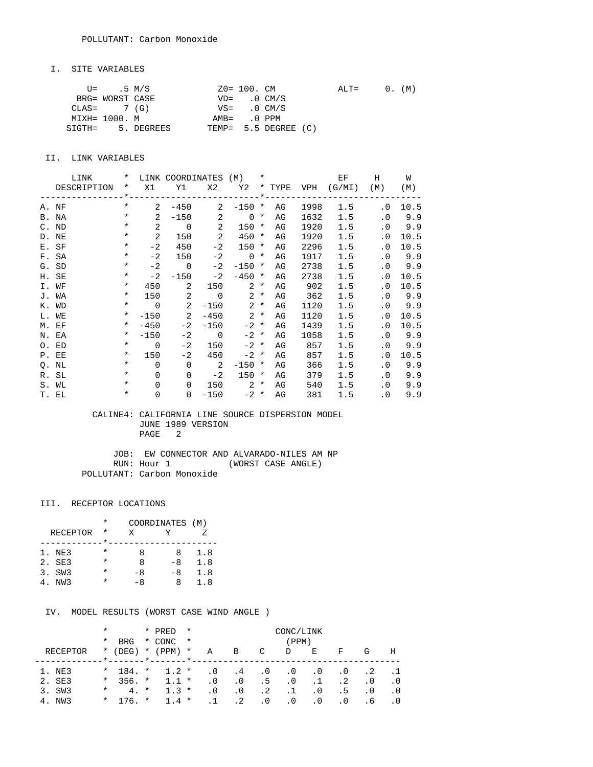POLLUTANT: Carbon Monoxide

## I. SITE VARIABLES

```
      U=    .5 M/S             Z0= 100. CM           ALT=     0. (M)
    BRG= WORST CASE            VD=   .0 CM/S
   CLAS=     7 (G)             VS=   .0 CM/S
   MIXH= 1000. M              AMB=   .0 PPM
  SIGTH=    5. DEGREES       TEMP=  5.5 DEGREE (C)
```

## II. LINK VARIABLES

| LINK DESCRIPTION | X1 | Y1 | X2 | Y2 | TYPE | VPH | EF (G/MI) | H (M) | W (M) |
|---|---|---|---|---|---|---|---|---|---|
| A. NF | 2 | -450 | 2 | -150 | AG | 1998 | 1.5 | .0 | 10.5 |
| B. NA | 2 | -150 | 2 | 0 | AG | 1632 | 1.5 | .0 | 9.9 |
| C. ND | 2 | 0 | 2 | 150 | AG | 1920 | 1.5 | .0 | 9.9 |
| D. NE | 2 | 150 | 2 | 450 | AG | 1920 | 1.5 | .0 | 10.5 |
| E. SF | -2 | 450 | -2 | 150 | AG | 2296 | 1.5 | .0 | 10.5 |
| F. SA | -2 | 150 | -2 | 0 | AG | 1917 | 1.5 | .0 | 9.9 |
| G. SD | -2 | 0 | -2 | -150 | AG | 2738 | 1.5 | .0 | 9.9 |
| H. SE | -2 | -150 | -2 | -450 | AG | 2738 | 1.5 | .0 | 10.5 |
| I. WF | 450 | 2 | 150 | 2 | AG | 902 | 1.5 | .0 | 10.5 |
| J. WA | 150 | 2 | 0 | 2 | AG | 362 | 1.5 | .0 | 9.9 |
| K. WD | 0 | 2 | -150 | 2 | AG | 1120 | 1.5 | .0 | 9.9 |
| L. WE | -150 | 2 | -450 | 2 | AG | 1120 | 1.5 | .0 | 10.5 |
| M. EF | -450 | -2 | -150 | -2 | AG | 1439 | 1.5 | .0 | 10.5 |
| N. EA | -150 | -2 | 0 | -2 | AG | 1058 | 1.5 | .0 | 9.9 |
| O. ED | 0 | -2 | 150 | -2 | AG | 857 | 1.5 | .0 | 9.9 |
| P. EE | 150 | -2 | 450 | -2 | AG | 857 | 1.5 | .0 | 10.5 |
| Q. NL | 0 | 0 | 2 | -150 | AG | 366 | 1.5 | .0 | 9.9 |
| R. SL | 0 | 0 | -2 | 150 | AG | 379 | 1.5 | .0 | 9.9 |
| S. WL | 0 | 0 | 150 | 2 | AG | 540 | 1.5 | .0 | 9.9 |
| T. EL | 0 | 0 | -150 | -2 | AG | 381 | 1.5 | .0 | 9.9 |

CALINE4: CALIFORNIA LINE SOURCE DISPERSION MODEL
JUNE 1989 VERSION
PAGE 2

JOB: EW CONNECTOR AND ALVARADO-NILES AM NP
RUN: Hour 1 (WORST CASE ANGLE)
POLLUTANT: Carbon Monoxide

## III. RECEPTOR LOCATIONS

| RECEPTOR | X | Y | Z |
|---|---|---|---|
| 1. NE3 | 8 | 8 | 1.8 |
| 2. SE3 | 8 | -8 | 1.8 |
| 3. SW3 | -8 | -8 | 1.8 |
| 4. NW3 | -8 | 8 | 1.8 |

## IV. MODEL RESULTS (WORST CASE WIND ANGLE )

| RECEPTOR | BRG (DEG) | PRED CONC (PPM) | A | B | C | D | E | F | G | H |
|---|---|---|---|---|---|---|---|---|---|---|
| 1. NE3 | 184. | 1.2 | .0 | .4 | .0 | .0 | .0 | .0 | .2 | .1 |
| 2. SE3 | 356. | 1.1 | .0 | .0 | .5 | .0 | .1 | .2 | .0 | .0 |
| 3. SW3 | 4. | 1.3 | .0 | .0 | .2 | .1 | .0 | .5 | .0 | .0 |
| 4. NW3 | 176. | 1.4 | .1 | .2 | .0 | .0 | .0 | .0 | .6 | .0 |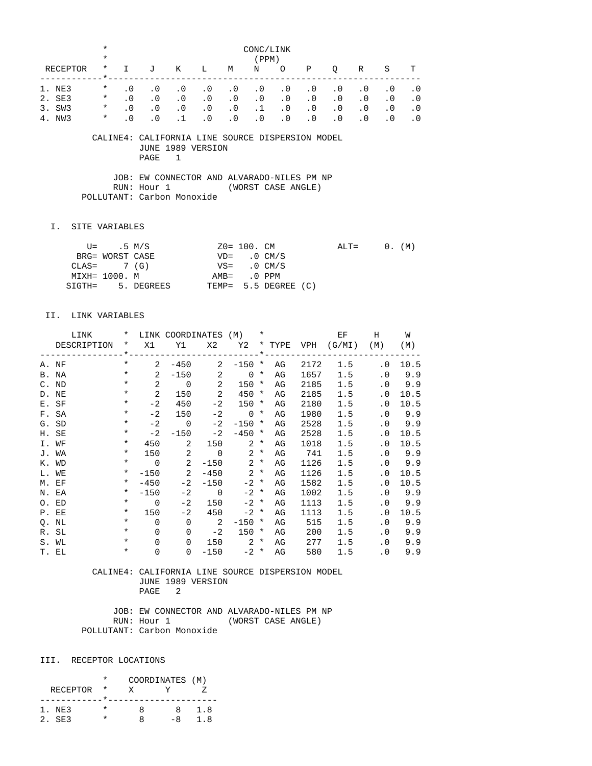| RECEPTOR | I | J | K | L | M | N | O | P | Q | R | S | T |
|---|---|---|---|---|---|---|---|---|---|---|---|---|
| | | | | | CONC/LINK (PPM) | | | | | | | |
| 1. NE3 | .0 | .0 | .0 | .0 | .0 | .0 | .0 | .0 | .0 | .0 | .0 | .0 |
| 2. SE3 | .0 | .0 | .0 | .0 | .0 | .0 | .0 | .0 | .0 | .0 | .0 | .0 |
| 3. SW3 | .0 | .0 | .0 | .0 | .0 | .1 | .0 | .0 | .0 | .0 | .0 | .0 |
| 4. NW3 | .0 | .0 | .1 | .0 | .0 | .0 | .0 | .0 | .0 | .0 | .0 | .0 |

CALINE4: CALIFORNIA LINE SOURCE DISPERSION MODEL
JUNE 1989 VERSION
PAGE 1

JOB: EW CONNECTOR AND ALVARADO-NILES PM NP
RUN: Hour 1 (WORST CASE ANGLE)
POLLUTANT: Carbon Monoxide

## I. SITE VARIABLES

```
    U=    .5 M/S             Z0= 100. CM           ALT=     0. (M)
  BRG= WORST CASE            VD=   .0 CM/S
 CLAS=     7 (G)             VS=   .0 CM/S
 MIXH= 1000. M              AMB=   .0 PPM
SIGTH=    5. DEGREES       TEMP=  5.5 DEGREE (C)
```

## II. LINK VARIABLES

| LINK DESCRIPTION | X1 | Y1 | X2 | Y2 | TYPE | VPH | EF (G/MI) | H (M) | W (M) |
|---|---|---|---|---|---|---|---|---|---|
| A. NF | 2 | -450 | 2 | -150 | AG | 2172 | 1.5 | .0 | 10.5 |
| B. NA | 2 | -150 | 2 | 0 | AG | 1657 | 1.5 | .0 | 9.9 |
| C. ND | 2 | 0 | 2 | 150 | AG | 2185 | 1.5 | .0 | 9.9 |
| D. NE | 2 | 150 | 2 | 450 | AG | 2185 | 1.5 | .0 | 10.5 |
| E. SF | -2 | 450 | -2 | 150 | AG | 2180 | 1.5 | .0 | 10.5 |
| F. SA | -2 | 150 | -2 | 0 | AG | 1980 | 1.5 | .0 | 9.9 |
| G. SD | -2 | 0 | -2 | -150 | AG | 2528 | 1.5 | .0 | 9.9 |
| H. SE | -2 | -150 | -2 | -450 | AG | 2528 | 1.5 | .0 | 10.5 |
| I. WF | 450 | 2 | 150 | 2 | AG | 1018 | 1.5 | .0 | 10.5 |
| J. WA | 150 | 2 | 0 | 2 | AG | 741 | 1.5 | .0 | 9.9 |
| K. WD | 0 | 2 | -150 | 2 | AG | 1126 | 1.5 | .0 | 9.9 |
| L. WE | -150 | 2 | -450 | 2 | AG | 1126 | 1.5 | .0 | 10.5 |
| M. EF | -450 | -2 | -150 | -2 | AG | 1582 | 1.5 | .0 | 10.5 |
| N. EA | -150 | -2 | 0 | -2 | AG | 1002 | 1.5 | .0 | 9.9 |
| O. ED | 0 | -2 | 150 | -2 | AG | 1113 | 1.5 | .0 | 9.9 |
| P. EE | 150 | -2 | 450 | -2 | AG | 1113 | 1.5 | .0 | 10.5 |
| Q. NL | 0 | 0 | 2 | -150 | AG | 515 | 1.5 | .0 | 9.9 |
| R. SL | 0 | 0 | -2 | 150 | AG | 200 | 1.5 | .0 | 9.9 |
| S. WL | 0 | 0 | 150 | 2 | AG | 277 | 1.5 | .0 | 9.9 |
| T. EL | 0 | 0 | -150 | -2 | AG | 580 | 1.5 | .0 | 9.9 |

CALINE4: CALIFORNIA LINE SOURCE DISPERSION MODEL
JUNE 1989 VERSION
PAGE 2

JOB: EW CONNECTOR AND ALVARADO-NILES PM NP
RUN: Hour 1 (WORST CASE ANGLE)
POLLUTANT: Carbon Monoxide

## III. RECEPTOR LOCATIONS

| RECEPTOR | X | Y | Z |
|---|---|---|---|
| | COORDINATES (M) | | |
| 1. NE3 | 8 | 8 | 1.8 |
| 2. SE3 | 8 | -8 | 1.8 |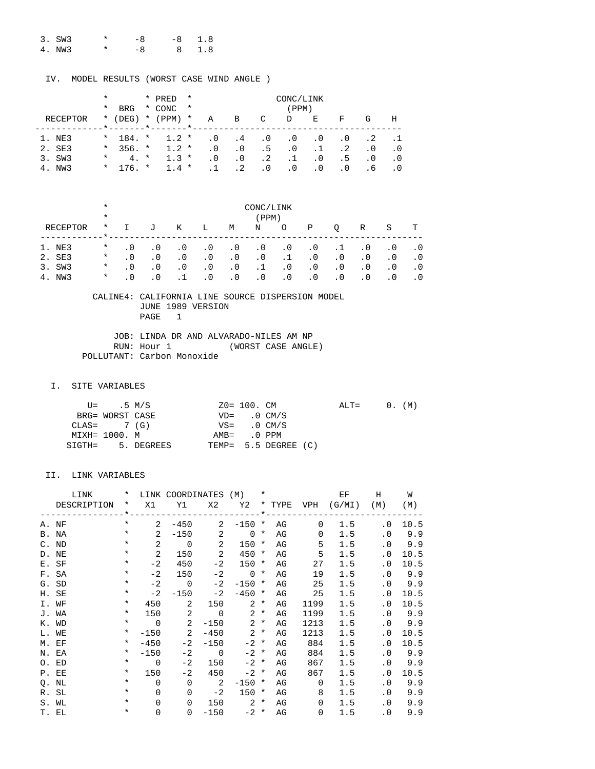| | * | | | |
|---|---|---|---|---|
| 3. SW3 | * | -8 | -8 | 1.8 |
| 4. NW3 | * | -8 | 8 | 1.8 |

IV. MODEL RESULTS (WORST CASE WIND ANGLE )

| RECEPTOR | BRG (DEG) | PRED CONC (PPM) | CONC/LINK (PPM) A | B | C | D | E | F | G | H |
|---|---|---|---|---|---|---|---|---|---|---|
| 1. NE3 | 184. | 1.2 | .0 | .4 | .0 | .0 | .0 | .0 | .2 | .1 |
| 2. SE3 | 356. | 1.2 | .0 | .0 | .5 | .0 | .1 | .2 | .0 | .0 |
| 3. SW3 | 4. | 1.3 | .0 | .0 | .2 | .1 | .0 | .5 | .0 | .0 |
| 4. NW3 | 176. | 1.4 | .1 | .2 | .0 | .0 | .0 | .0 | .6 | .0 |

| RECEPTOR | CONC/LINK (PPM) I | J | K | L | M | N | O | P | Q | R | S | T |
|---|---|---|---|---|---|---|---|---|---|---|---|---|
| 1. NE3 | .0 | .0 | .0 | .0 | .0 | .0 | .0 | .0 | .1 | .0 | .0 | .0 |
| 2. SE3 | .0 | .0 | .0 | .0 | .0 | .0 | .1 | .0 | .0 | .0 | .0 | .0 |
| 3. SW3 | .0 | .0 | .0 | .0 | .0 | .1 | .0 | .0 | .0 | .0 | .0 | .0 |
| 4. NW3 | .0 | .0 | .1 | .0 | .0 | .0 | .0 | .0 | .0 | .0 | .0 | .0 |

CALINE4: CALIFORNIA LINE SOURCE DISPERSION MODEL
JUNE 1989 VERSION
PAGE 1

JOB: LINDA DR AND ALVARADO-NILES AM NP
RUN: Hour 1 (WORST CASE ANGLE)
POLLUTANT: Carbon Monoxide

I. SITE VARIABLES

```
     U=    .5 M/S             Z0= 100. CM            ALT=     0. (M)
   BRG= WORST CASE            VD=   .0 CM/S
  CLAS=     7 (G)             VS=   .0 CM/S
  MIXH= 1000. M              AMB=   .0 PPM
 SIGTH=    5. DEGREES       TEMP=  5.5 DEGREE (C)
```

II. LINK VARIABLES

| LINK DESCRIPTION | X1 | Y1 | X2 | Y2 | TYPE | VPH | EF (G/MI) | H (M) | W (M) |
|---|---|---|---|---|---|---|---|---|---|
| A. NF | 2 | -450 | 2 | -150 | AG | 0 | 1.5 | .0 | 10.5 |
| B. NA | 2 | -150 | 2 | 0 | AG | 0 | 1.5 | .0 | 9.9 |
| C. ND | 2 | 0 | 2 | 150 | AG | 5 | 1.5 | .0 | 9.9 |
| D. NE | 2 | 150 | 2 | 450 | AG | 5 | 1.5 | .0 | 10.5 |
| E. SF | -2 | 450 | -2 | 150 | AG | 27 | 1.5 | .0 | 10.5 |
| F. SA | -2 | 150 | -2 | 0 | AG | 19 | 1.5 | .0 | 9.9 |
| G. SD | -2 | 0 | -2 | -150 | AG | 25 | 1.5 | .0 | 9.9 |
| H. SE | -2 | -150 | -2 | -450 | AG | 25 | 1.5 | .0 | 10.5 |
| I. WF | 450 | 2 | 150 | 2 | AG | 1199 | 1.5 | .0 | 10.5 |
| J. WA | 150 | 2 | 0 | 2 | AG | 1199 | 1.5 | .0 | 9.9 |
| K. WD | 0 | 2 | -150 | 2 | AG | 1213 | 1.5 | .0 | 9.9 |
| L. WE | -150 | 2 | -450 | 2 | AG | 1213 | 1.5 | .0 | 10.5 |
| M. EF | -450 | -2 | -150 | -2 | AG | 884 | 1.5 | .0 | 10.5 |
| N. EA | -150 | -2 | 0 | -2 | AG | 884 | 1.5 | .0 | 9.9 |
| O. ED | 0 | -2 | 150 | -2 | AG | 867 | 1.5 | .0 | 9.9 |
| P. EE | 150 | -2 | 450 | -2 | AG | 867 | 1.5 | .0 | 10.5 |
| Q. NL | 0 | 0 | 2 | -150 | AG | 0 | 1.5 | .0 | 9.9 |
| R. SL | 0 | 0 | -2 | 150 | AG | 8 | 1.5 | .0 | 9.9 |
| S. WL | 0 | 0 | 150 | 2 | AG | 0 | 1.5 | .0 | 9.9 |
| T. EL | 0 | 0 | -150 | -2 | AG | 0 | 1.5 | .0 | 9.9 |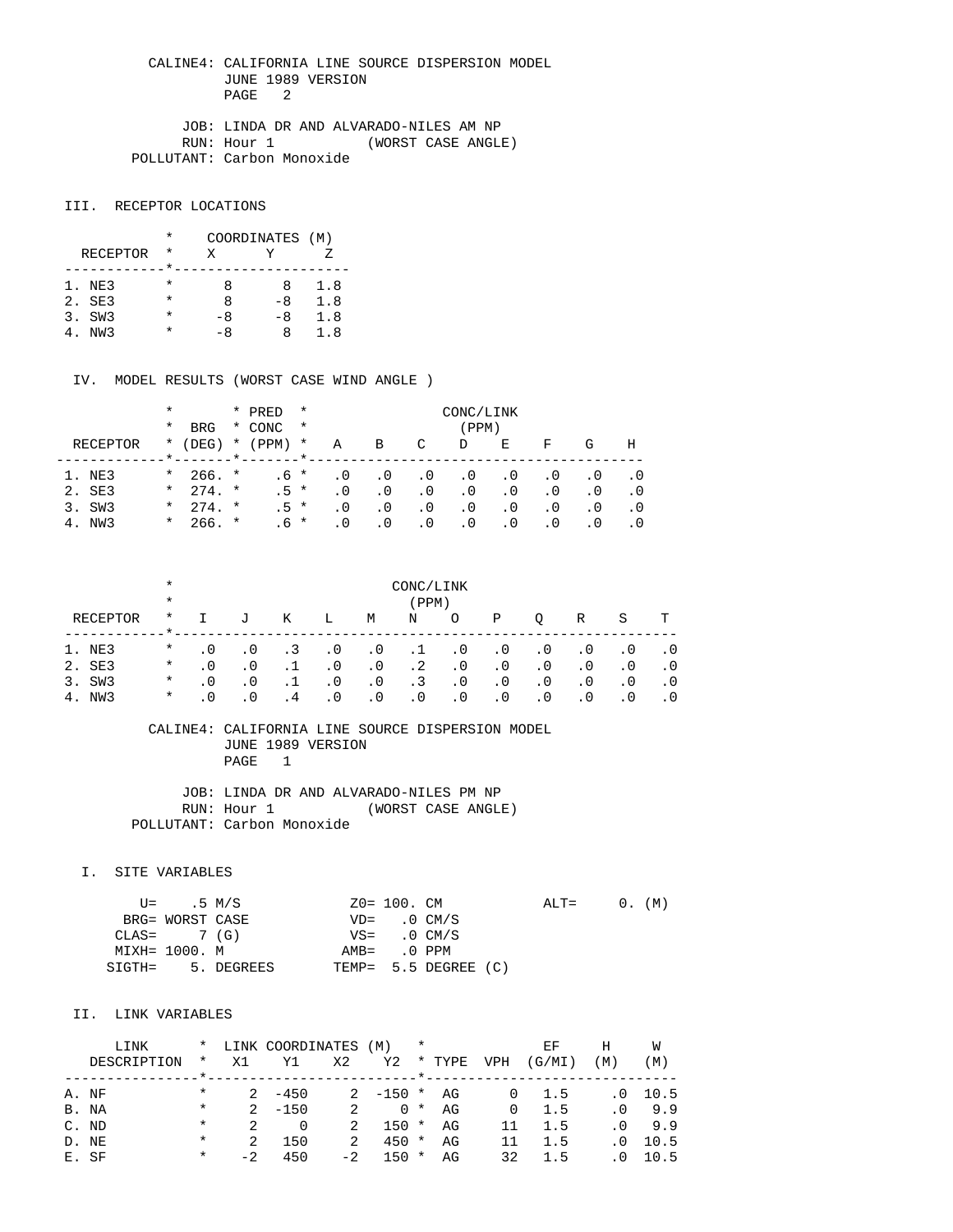CALINE4: CALIFORNIA LINE SOURCE DISPERSION MODEL
JUNE 1989 VERSION
PAGE 2

JOB: LINDA DR AND ALVARADO-NILES AM NP
RUN: Hour 1 (WORST CASE ANGLE)
POLLUTANT: Carbon Monoxide

## III. RECEPTOR LOCATIONS

| RECEPTOR | X | Y | Z |
|---|---|---|---|
| | COORDINATES (M) | | |
| 1. NE3 | 8 | 8 | 1.8 |
| 2. SE3 | 8 | -8 | 1.8 |
| 3. SW3 | -8 | -8 | 1.8 |
| 4. NW3 | -8 | 8 | 1.8 |

## IV. MODEL RESULTS (WORST CASE WIND ANGLE )

| RECEPTOR | BRG (DEG) | PRED CONC (PPM) | CONC/LINK (PPM) A | B | C | D | E | F | G | H |
|---|---|---|---|---|---|---|---|---|---|---|
| 1. NE3 | 266. | .6 | .0 | .0 | .0 | .0 | .0 | .0 | .0 | .0 |
| 2. SE3 | 274. | .5 | .0 | .0 | .0 | .0 | .0 | .0 | .0 | .0 |
| 3. SW3 | 274. | .5 | .0 | .0 | .0 | .0 | .0 | .0 | .0 | .0 |
| 4. NW3 | 266. | .6 | .0 | .0 | .0 | .0 | .0 | .0 | .0 | .0 |

| RECEPTOR | CONC/LINK (PPM) I | J | K | L | M | N | O | P | Q | R | S | T |
|---|---|---|---|---|---|---|---|---|---|---|---|---|
| 1. NE3 | .0 | .0 | .3 | .0 | .0 | .1 | .0 | .0 | .0 | .0 | .0 | .0 |
| 2. SE3 | .0 | .0 | .1 | .0 | .0 | .2 | .0 | .0 | .0 | .0 | .0 | .0 |
| 3. SW3 | .0 | .0 | .1 | .0 | .0 | .3 | .0 | .0 | .0 | .0 | .0 | .0 |
| 4. NW3 | .0 | .0 | .4 | .0 | .0 | .0 | .0 | .0 | .0 | .0 | .0 | .0 |

CALINE4: CALIFORNIA LINE SOURCE DISPERSION MODEL
JUNE 1989 VERSION
PAGE 1

JOB: LINDA DR AND ALVARADO-NILES PM NP
RUN: Hour 1 (WORST CASE ANGLE)
POLLUTANT: Carbon Monoxide

## I. SITE VARIABLES

```
    U=    .5 M/S            Z0= 100. CM           ALT=     0. (M)
  BRG= WORST CASE           VD=   .0 CM/S
 CLAS=     7 (G)            VS=   .0 CM/S
 MIXH= 1000. M             AMB=   .0 PPM
SIGTH=    5. DEGREES       TEMP=  5.5 DEGREE (C)
```

## II. LINK VARIABLES

| LINK DESCRIPTION | X1 | Y1 | X2 | Y2 | TYPE | VPH | EF (G/MI) | H (M) | W (M) |
|---|---|---|---|---|---|---|---|---|---|
| | LINK COORDINATES (M) | | | | | | | | |
| A. NF | 2 | -450 | 2 | -150 | AG | 0 | 1.5 | .0 | 10.5 |
| B. NA | 2 | -150 | 2 | 0 | AG | 0 | 1.5 | .0 | 9.9 |
| C. ND | 2 | 0 | 2 | 150 | AG | 11 | 1.5 | .0 | 9.9 |
| D. NE | 2 | 150 | 2 | 450 | AG | 11 | 1.5 | .0 | 10.5 |
| E. SF | -2 | 450 | -2 | 150 | AG | 32 | 1.5 | .0 | 10.5 |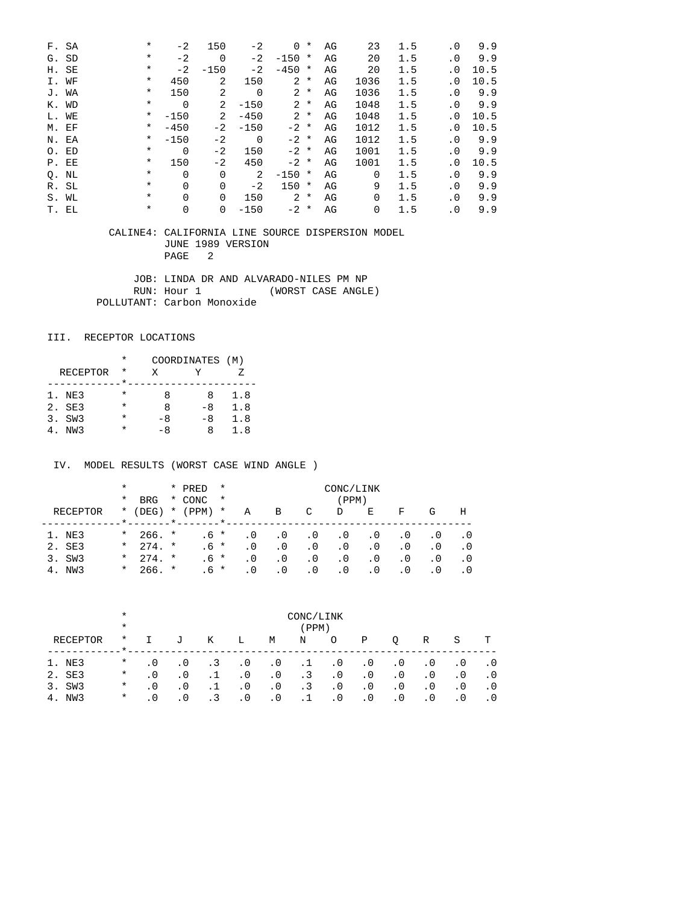| | * | | | | | * | | | | | |
|---|---|---|---|---|---|---|---|---|---|---|---|
| F. SA | * | -2 | 150 | -2 | 0 | * | AG | 23 | 1.5 | .0 | 9.9 |
| G. SD | * | -2 | 0 | -2 | -150 | * | AG | 20 | 1.5 | .0 | 9.9 |
| H. SE | * | -2 | -150 | -2 | -450 | * | AG | 20 | 1.5 | .0 | 10.5 |
| I. WF | * | 450 | 2 | 150 | 2 | * | AG | 1036 | 1.5 | .0 | 10.5 |
| J. WA | * | 150 | 2 | 0 | 2 | * | AG | 1036 | 1.5 | .0 | 9.9 |
| K. WD | * | 0 | 2 | -150 | 2 | * | AG | 1048 | 1.5 | .0 | 9.9 |
| L. WE | * | -150 | 2 | -450 | 2 | * | AG | 1048 | 1.5 | .0 | 10.5 |
| M. EF | * | -450 | -2 | -150 | -2 | * | AG | 1012 | 1.5 | .0 | 10.5 |
| N. EA | * | -150 | -2 | 0 | -2 | * | AG | 1012 | 1.5 | .0 | 9.9 |
| O. ED | * | 0 | -2 | 150 | -2 | * | AG | 1001 | 1.5 | .0 | 9.9 |
| P. EE | * | 150 | -2 | 450 | -2 | * | AG | 1001 | 1.5 | .0 | 10.5 |
| Q. NL | * | 0 | 0 | 2 | -150 | * | AG | 0 | 1.5 | .0 | 9.9 |
| R. SL | * | 0 | 0 | -2 | 150 | * | AG | 9 | 1.5 | .0 | 9.9 |
| S. WL | * | 0 | 0 | 150 | 2 | * | AG | 0 | 1.5 | .0 | 9.9 |
| T. EL | * | 0 | 0 | -150 | -2 | * | AG | 0 | 1.5 | .0 | 9.9 |

CALINE4: CALIFORNIA LINE SOURCE DISPERSION MODEL
JUNE 1989 VERSION
PAGE 2

JOB: LINDA DR AND ALVARADO-NILES PM NP
RUN: Hour 1 (WORST CASE ANGLE)
POLLUTANT: Carbon Monoxide

## III. RECEPTOR LOCATIONS

| RECEPTOR | * | COORDINATES (M) X | Y | Z |
|---|---|---|---|---|
| 1. NE3 | * | 8 | 8 | 1.8 |
| 2. SE3 | * | 8 | -8 | 1.8 |
| 3. SW3 | * | -8 | -8 | 1.8 |
| 4. NW3 | * | -8 | 8 | 1.8 |

## IV. MODEL RESULTS (WORST CASE WIND ANGLE )

| RECEPTOR | * | BRG (DEG) | * | PRED CONC (PPM) | * | CONC/LINK (PPM) A | B | C | D | E | F | G | H |
|---|---|---|---|---|---|---|---|---|---|---|---|---|---|
| 1. NE3 | * | 266. | * | .6 | * | .0 | .0 | .0 | .0 | .0 | .0 | .0 | .0 |
| 2. SE3 | * | 274. | * | .6 | * | .0 | .0 | .0 | .0 | .0 | .0 | .0 | .0 |
| 3. SW3 | * | 274. | * | .6 | * | .0 | .0 | .0 | .0 | .0 | .0 | .0 | .0 |
| 4. NW3 | * | 266. | * | .6 | * | .0 | .0 | .0 | .0 | .0 | .0 | .0 | .0 |

| RECEPTOR | * | CONC/LINK (PPM) I | J | K | L | M | N | O | P | Q | R | S | T |
|---|---|---|---|---|---|---|---|---|---|---|---|---|---|
| 1. NE3 | * | .0 | .0 | .3 | .0 | .0 | .1 | .0 | .0 | .0 | .0 | .0 | .0 |
| 2. SE3 | * | .0 | .0 | .1 | .0 | .0 | .3 | .0 | .0 | .0 | .0 | .0 | .0 |
| 3. SW3 | * | .0 | .0 | .1 | .0 | .0 | .3 | .0 | .0 | .0 | .0 | .0 | .0 |
| 4. NW3 | * | .0 | .0 | .3 | .0 | .0 | .1 | .0 | .0 | .0 | .0 | .0 | .0 |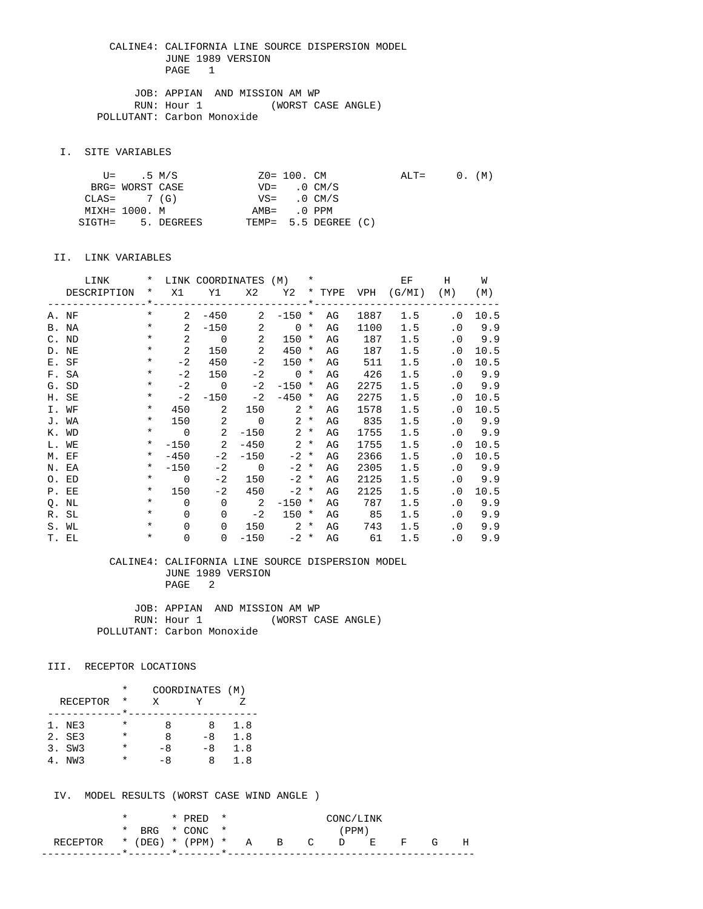CALINE4: CALIFORNIA LINE SOURCE DISPERSION MODEL
JUNE 1989 VERSION
PAGE 1

JOB: APPIAN AND MISSION AM WP
RUN: Hour 1 (WORST CASE ANGLE)
POLLUTANT: Carbon Monoxide

## I. SITE VARIABLES

```
      U=    .5 M/S             Z0= 100. CM           ALT=     0. (M)
    BRG= WORST CASE            VD=    .0 CM/S
   CLAS=     7 (G)             VS=    .0 CM/S
   MIXH= 1000. M              AMB=    .0 PPM
  SIGTH=     5. DEGREES      TEMP=  5.5 DEGREE (C)
```

## II. LINK VARIABLES

| LINK DESCRIPTION | X1 | Y1 | X2 | Y2 | TYPE | VPH | EF (G/MI) | H (M) | W (M) |
|---|---|---|---|---|---|---|---|---|---|
| A. NF | 2 | -450 | 2 | -150 | AG | 1887 | 1.5 | .0 | 10.5 |
| B. NA | 2 | -150 | 2 | 0 | AG | 1100 | 1.5 | .0 | 9.9 |
| C. ND | 2 | 0 | 2 | 150 | AG | 187 | 1.5 | .0 | 9.9 |
| D. NE | 2 | 150 | 2 | 450 | AG | 187 | 1.5 | .0 | 10.5 |
| E. SF | -2 | 450 | -2 | 150 | AG | 511 | 1.5 | .0 | 10.5 |
| F. SA | -2 | 150 | -2 | 0 | AG | 426 | 1.5 | .0 | 9.9 |
| G. SD | -2 | 0 | -2 | -150 | AG | 2275 | 1.5 | .0 | 9.9 |
| H. SE | -2 | -150 | -2 | -450 | AG | 2275 | 1.5 | .0 | 10.5 |
| I. WF | 450 | 2 | 150 | 2 | AG | 1578 | 1.5 | .0 | 10.5 |
| J. WA | 150 | 2 | 0 | 2 | AG | 835 | 1.5 | .0 | 9.9 |
| K. WD | 0 | 2 | -150 | 2 | AG | 1755 | 1.5 | .0 | 9.9 |
| L. WE | -150 | 2 | -450 | 2 | AG | 1755 | 1.5 | .0 | 10.5 |
| M. EF | -450 | -2 | -150 | -2 | AG | 2366 | 1.5 | .0 | 10.5 |
| N. EA | -150 | -2 | 0 | -2 | AG | 2305 | 1.5 | .0 | 9.9 |
| O. ED | 0 | -2 | 150 | -2 | AG | 2125 | 1.5 | .0 | 9.9 |
| P. EE | 150 | -2 | 450 | -2 | AG | 2125 | 1.5 | .0 | 10.5 |
| Q. NL | 0 | 0 | 2 | -150 | AG | 787 | 1.5 | .0 | 9.9 |
| R. SL | 0 | 0 | -2 | 150 | AG | 85 | 1.5 | .0 | 9.9 |
| S. WL | 0 | 0 | 150 | 2 | AG | 743 | 1.5 | .0 | 9.9 |
| T. EL | 0 | 0 | -150 | -2 | AG | 61 | 1.5 | .0 | 9.9 |

CALINE4: CALIFORNIA LINE SOURCE DISPERSION MODEL
JUNE 1989 VERSION
PAGE 2

JOB: APPIAN AND MISSION AM WP
RUN: Hour 1 (WORST CASE ANGLE)
POLLUTANT: Carbon Monoxide

## III. RECEPTOR LOCATIONS

| RECEPTOR | X | Y | Z |
|---|---|---|---|
| 1. NE3 | 8 | 8 | 1.8 |
| 2. SE3 | 8 | -8 | 1.8 |
| 3. SW3 | -8 | -8 | 1.8 |
| 4. NW3 | -8 | 8 | 1.8 |

## IV. MODEL RESULTS (WORST CASE WIND ANGLE )

| RECEPTOR | BRG (DEG) | PRED CONC (PPM) | A | B | C | D | E | F | G | H |
|---|---|---|---|---|---|---|---|---|---|---|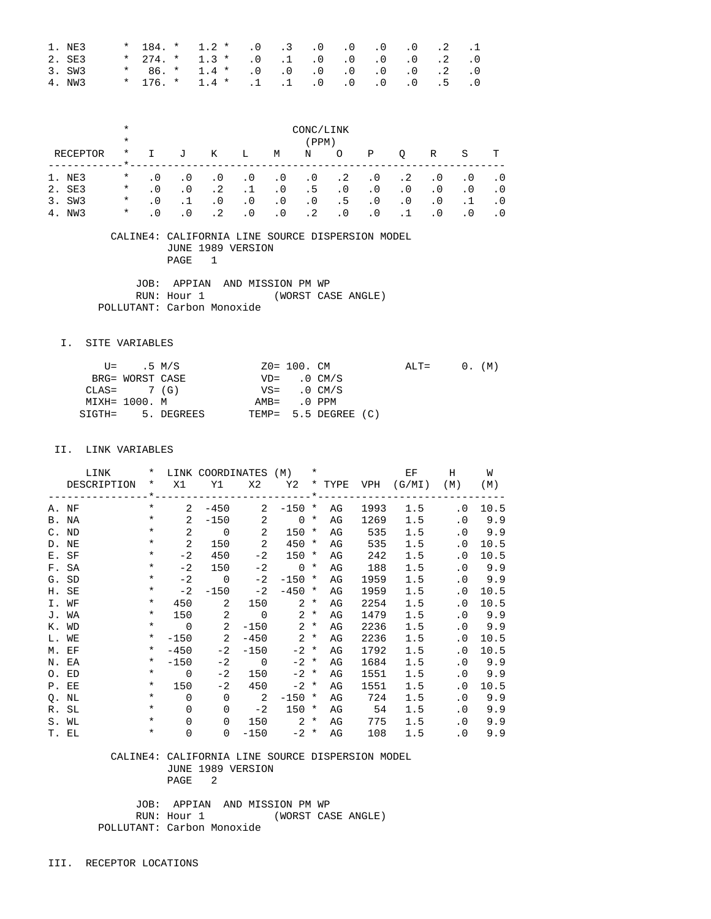| | | | | | | | | | | | |
|---|---|---|---|---|---|---|---|---|---|---|---|
| 1. NE3 | 184. | 1.2 | .0 | .3 | .0 | .0 | .0 | .0 | .2 | .1 |
| 2. SE3 | 274. | 1.3 | .0 | .1 | .0 | .0 | .0 | .0 | .2 | .0 |
| 3. SW3 | 86. | 1.4 | .0 | .0 | .0 | .0 | .0 | .0 | .2 | .0 |
| 4. NW3 | 176. | 1.4 | .1 | .1 | .0 | .0 | .0 | .0 | .5 | .0 |

| RECEPTOR | CONC/LINK (PPM) I | J | K | L | M | N | O | P | Q | R | S | T |
|---|---|---|---|---|---|---|---|---|---|---|---|---|
| 1. NE3 | .0 | .0 | .0 | .0 | .0 | .0 | .2 | .0 | .2 | .0 | .0 | .0 |
| 2. SE3 | .0 | .0 | .2 | .1 | .0 | .5 | .0 | .0 | .0 | .0 | .0 | .0 |
| 3. SW3 | .0 | .1 | .0 | .0 | .0 | .0 | .5 | .0 | .0 | .0 | .1 | .0 |
| 4. NW3 | .0 | .0 | .2 | .0 | .0 | .2 | .0 | .0 | .1 | .0 | .0 | .0 |

CALINE4: CALIFORNIA LINE SOURCE DISPERSION MODEL
JUNE 1989 VERSION
PAGE 1

JOB: APPIAN AND MISSION PM WP
RUN: Hour 1 (WORST CASE ANGLE)
POLLUTANT: Carbon Monoxide

## I. SITE VARIABLES

```
      U=    .5 M/S             Z0= 100. CM           ALT=     0. (M)
    BRG= WORST CASE            VD=   .0 CM/S
   CLAS=     7 (G)             VS=   .0 CM/S
   MIXH= 1000. M              AMB=   .0 PPM
  SIGTH=    5. DEGREES       TEMP=  5.5 DEGREE (C)
```

## II. LINK VARIABLES

| LINK DESCRIPTION | X1 | Y1 | X2 | Y2 | TYPE | VPH | EF (G/MI) | H (M) | W (M) |
|---|---|---|---|---|---|---|---|---|---|
| A. NF | 2 | -450 | 2 | -150 | AG | 1993 | 1.5 | .0 | 10.5 |
| B. NA | 2 | -150 | 2 | 0 | AG | 1269 | 1.5 | .0 | 9.9 |
| C. ND | 2 | 0 | 2 | 150 | AG | 535 | 1.5 | .0 | 9.9 |
| D. NE | 2 | 150 | 2 | 450 | AG | 535 | 1.5 | .0 | 10.5 |
| E. SF | -2 | 450 | -2 | 150 | AG | 242 | 1.5 | .0 | 10.5 |
| F. SA | -2 | 150 | -2 | 0 | AG | 188 | 1.5 | .0 | 9.9 |
| G. SD | -2 | 0 | -2 | -150 | AG | 1959 | 1.5 | .0 | 9.9 |
| H. SE | -2 | -150 | -2 | -450 | AG | 1959 | 1.5 | .0 | 10.5 |
| I. WF | 450 | 2 | 150 | 2 | AG | 2254 | 1.5 | .0 | 10.5 |
| J. WA | 150 | 2 | 0 | 2 | AG | 1479 | 1.5 | .0 | 9.9 |
| K. WD | 0 | 2 | -150 | 2 | AG | 2236 | 1.5 | .0 | 9.9 |
| L. WE | -150 | 2 | -450 | 2 | AG | 2236 | 1.5 | .0 | 10.5 |
| M. EF | -450 | -2 | -150 | -2 | AG | 1792 | 1.5 | .0 | 10.5 |
| N. EA | -150 | -2 | 0 | -2 | AG | 1684 | 1.5 | .0 | 9.9 |
| O. ED | 0 | -2 | 150 | -2 | AG | 1551 | 1.5 | .0 | 9.9 |
| P. EE | 150 | -2 | 450 | -2 | AG | 1551 | 1.5 | .0 | 10.5 |
| Q. NL | 0 | 0 | 2 | -150 | AG | 724 | 1.5 | .0 | 9.9 |
| R. SL | 0 | 0 | -2 | 150 | AG | 54 | 1.5 | .0 | 9.9 |
| S. WL | 0 | 0 | 150 | 2 | AG | 775 | 1.5 | .0 | 9.9 |
| T. EL | 0 | 0 | -150 | -2 | AG | 108 | 1.5 | .0 | 9.9 |

CALINE4: CALIFORNIA LINE SOURCE DISPERSION MODEL
JUNE 1989 VERSION
PAGE 2

JOB: APPIAN AND MISSION PM WP
RUN: Hour 1 (WORST CASE ANGLE)
POLLUTANT: Carbon Monoxide

## III. RECEPTOR LOCATIONS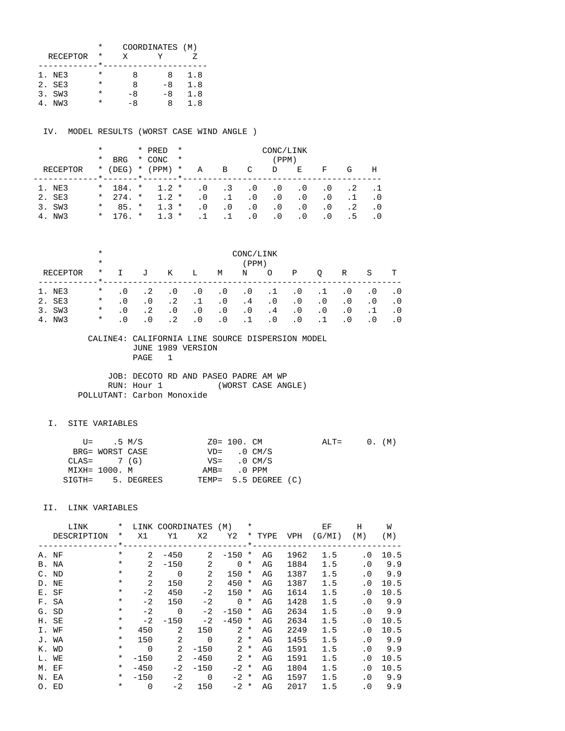| RECEPTOR | X | Y | Z |
|---|---|---|---|
| | COORDINATES (M) | | |
| 1. NE3 | 8 | 8 | 1.8 |
| 2. SE3 | 8 | -8 | 1.8 |
| 3. SW3 | -8 | -8 | 1.8 |
| 4. NW3 | -8 | 8 | 1.8 |

IV. MODEL RESULTS (WORST CASE WIND ANGLE )

| RECEPTOR | BRG (DEG) | PRED CONC (PPM) | A | B | C | D | E | F | G | H |
|---|---|---|---|---|---|---|---|---|---|---|
| | | | CONC/LINK (PPM) | | | | | | | |
| 1. NE3 | 184. | 1.2 | .0 | .3 | .0 | .0 | .0 | .0 | .2 | .1 |
| 2. SE3 | 274. | 1.2 | .0 | .1 | .0 | .0 | .0 | .0 | .1 | .0 |
| 3. SW3 | 85. | 1.3 | .0 | .0 | .0 | .0 | .0 | .0 | .2 | .0 |
| 4. NW3 | 176. | 1.3 | .1 | .1 | .0 | .0 | .0 | .0 | .5 | .0 |

| RECEPTOR | I | J | K | L | M | N | O | P | Q | R | S | T |
|---|---|---|---|---|---|---|---|---|---|---|---|---|
| | CONC/LINK (PPM) | | | | | | | | | | | |
| 1. NE3 | .0 | .2 | .0 | .0 | .0 | .0 | .1 | .0 | .1 | .0 | .0 | .0 |
| 2. SE3 | .0 | .0 | .2 | .1 | .0 | .4 | .0 | .0 | .0 | .0 | .0 | .0 |
| 3. SW3 | .0 | .2 | .0 | .0 | .0 | .0 | .4 | .0 | .0 | .0 | .1 | .0 |
| 4. NW3 | .0 | .0 | .2 | .0 | .0 | .1 | .0 | .0 | .1 | .0 | .0 | .0 |

CALINE4: CALIFORNIA LINE SOURCE DISPERSION MODEL
JUNE 1989 VERSION
PAGE 1

JOB: DECOTO RD AND PASEO PADRE AM WP
RUN: Hour 1 (WORST CASE ANGLE)
POLLUTANT: Carbon Monoxide

I. SITE VARIABLES

```
     U=    .5 M/S            Z0= 100. CM           ALT=     0. (M)
   BRG= WORST CASE           VD=   .0 CM/S
  CLAS=     7 (G)            VS=   .0 CM/S
  MIXH= 1000. M             AMB=   .0 PPM
 SIGTH=    5. DEGREES       TEMP=  5.5 DEGREE (C)
```

II. LINK VARIABLES

| LINK DESCRIPTION | X1 | Y1 | X2 | Y2 | TYPE | VPH | EF (G/MI) | H (M) | W (M) |
|---|---|---|---|---|---|---|---|---|---|
| | LINK COORDINATES (M) | | | | | | | | |
| A. NF | 2 | -450 | 2 | -150 | AG | 1962 | 1.5 | .0 | 10.5 |
| B. NA | 2 | -150 | 2 | 0 | AG | 1884 | 1.5 | .0 | 9.9 |
| C. ND | 2 | 0 | 2 | 150 | AG | 1387 | 1.5 | .0 | 9.9 |
| D. NE | 2 | 150 | 2 | 450 | AG | 1387 | 1.5 | .0 | 10.5 |
| E. SF | -2 | 450 | -2 | 150 | AG | 1614 | 1.5 | .0 | 10.5 |
| F. SA | -2 | 150 | -2 | 0 | AG | 1428 | 1.5 | .0 | 9.9 |
| G. SD | -2 | 0 | -2 | -150 | AG | 2634 | 1.5 | .0 | 9.9 |
| H. SE | -2 | -150 | -2 | -450 | AG | 2634 | 1.5 | .0 | 10.5 |
| I. WF | 450 | 2 | 150 | 2 | AG | 2249 | 1.5 | .0 | 10.5 |
| J. WA | 150 | 2 | 0 | 2 | AG | 1455 | 1.5 | .0 | 9.9 |
| K. WD | 0 | 2 | -150 | 2 | AG | 1591 | 1.5 | .0 | 9.9 |
| L. WE | -150 | 2 | -450 | 2 | AG | 1591 | 1.5 | .0 | 10.5 |
| M. EF | -450 | -2 | -150 | -2 | AG | 1804 | 1.5 | .0 | 10.5 |
| N. EA | -150 | -2 | 0 | -2 | AG | 1597 | 1.5 | .0 | 9.9 |
| O. ED | 0 | -2 | 150 | -2 | AG | 2017 | 1.5 | .0 | 9.9 |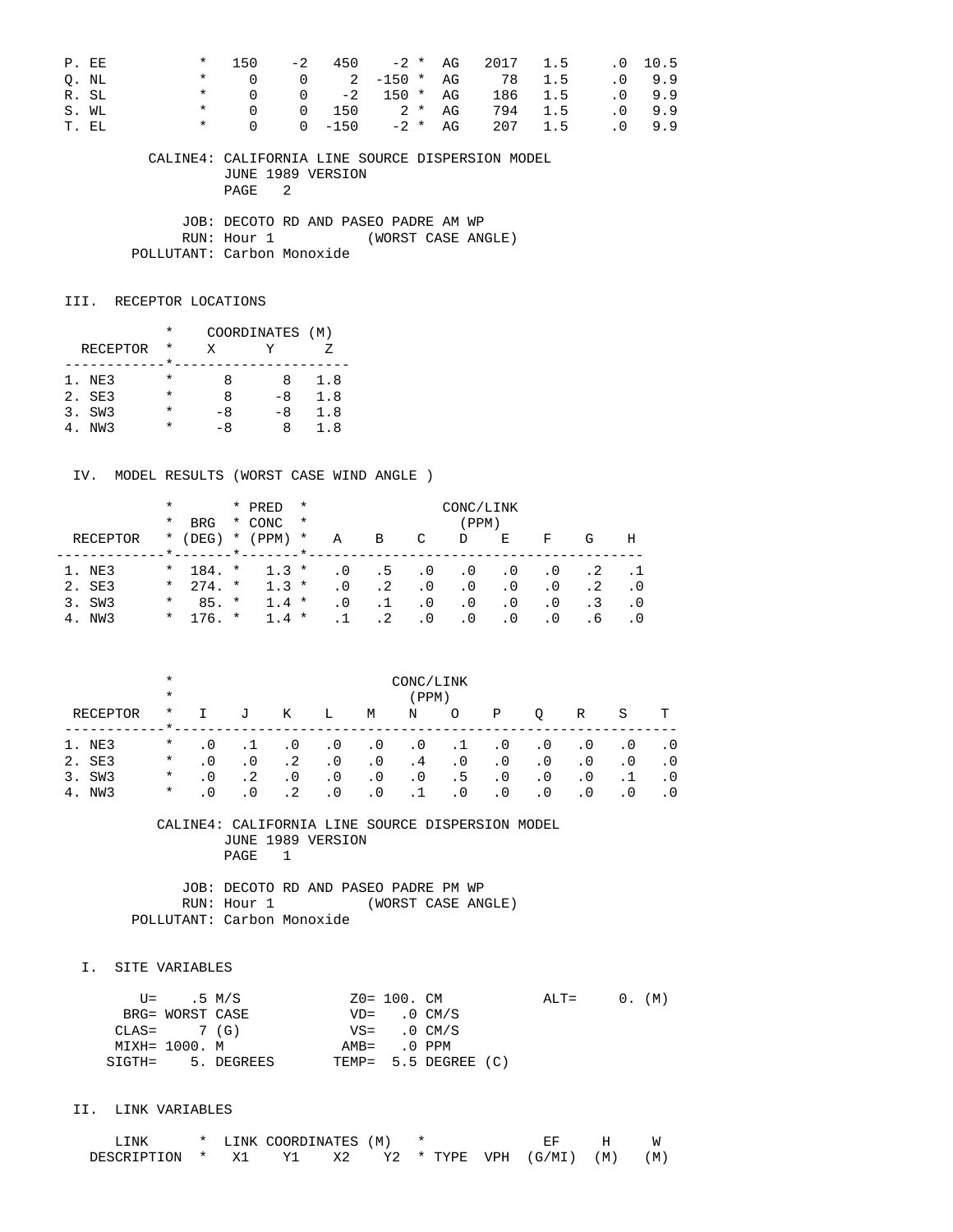| LINK DESCRIPTION | X1 | Y1 | X2 | Y2 | TYPE | VPH | EF (G/MI) | H (M) | W (M) |
|---|---|---|---|---|---|---|---|---|---|
| P. EE | 150 | -2 | 450 | -2 | AG | 2017 | 1.5 | .0 | 10.5 |
| Q. NL | 0 | 0 | 2 | -150 | AG | 78 | 1.5 | .0 | 9.9 |
| R. SL | 0 | 0 | -2 | 150 | AG | 186 | 1.5 | .0 | 9.9 |
| S. WL | 0 | 0 | 150 | 2 | AG | 794 | 1.5 | .0 | 9.9 |
| T. EL | 0 | 0 | -150 | -2 | AG | 207 | 1.5 | .0 | 9.9 |

CALINE4: CALIFORNIA LINE SOURCE DISPERSION MODEL
JUNE 1989 VERSION
PAGE 2

JOB: DECOTO RD AND PASEO PADRE AM WP
RUN: Hour 1 (WORST CASE ANGLE)
POLLUTANT: Carbon Monoxide

## III. RECEPTOR LOCATIONS

| RECEPTOR | X | Y | Z |
|---|---|---|---|
| 1. NE3 | 8 | 8 | 1.8 |
| 2. SE3 | 8 | -8 | 1.8 |
| 3. SW3 | -8 | -8 | 1.8 |
| 4. NW3 | -8 | 8 | 1.8 |

## IV. MODEL RESULTS (WORST CASE WIND ANGLE )

| RECEPTOR | BRG (DEG) | PRED CONC (PPM) | A | B | C | D | E | F | G | H |
|---|---|---|---|---|---|---|---|---|---|---|
| 1. NE3 | 184. | 1.3 | .0 | .5 | .0 | .0 | .0 | .0 | .2 | .1 |
| 2. SE3 | 274. | 1.3 | .0 | .2 | .0 | .0 | .0 | .0 | .2 | .0 |
| 3. SW3 | 85. | 1.4 | .0 | .1 | .0 | .0 | .0 | .0 | .3 | .0 |
| 4. NW3 | 176. | 1.4 | .1 | .2 | .0 | .0 | .0 | .0 | .6 | .0 |

CONC/LINK (PPM)

| RECEPTOR | I | J | K | L | M | N | O | P | Q | R | S | T |
|---|---|---|---|---|---|---|---|---|---|---|---|---|
| 1. NE3 | .0 | .1 | .0 | .0 | .0 | .0 | .1 | .0 | .0 | .0 | .0 | .0 |
| 2. SE3 | .0 | .0 | .2 | .0 | .0 | .4 | .0 | .0 | .0 | .0 | .0 | .0 |
| 3. SW3 | .0 | .2 | .0 | .0 | .0 | .0 | .5 | .0 | .0 | .0 | .1 | .0 |
| 4. NW3 | .0 | .0 | .2 | .0 | .0 | .1 | .0 | .0 | .0 | .0 | .0 | .0 |

CALINE4: CALIFORNIA LINE SOURCE DISPERSION MODEL
JUNE 1989 VERSION
PAGE 1

JOB: DECOTO RD AND PASEO PADRE PM WP
RUN: Hour 1 (WORST CASE ANGLE)
POLLUTANT: Carbon Monoxide

## I. SITE VARIABLES

```
     U=    .5 M/S            Z0= 100. CM           ALT=     0. (M)
   BRG= WORST CASE           VD=   .0 CM/S
  CLAS=     7 (G)            VS=   .0 CM/S
  MIXH= 1000. M             AMB=   .0 PPM
 SIGTH=    5. DEGREES       TEMP=  5.5 DEGREE (C)
```

## II. LINK VARIABLES

| LINK DESCRIPTION | X1 | Y1 | X2 | Y2 | TYPE | VPH | EF (G/MI) | H (M) | W (M) |
|---|---|---|---|---|---|---|---|---|---|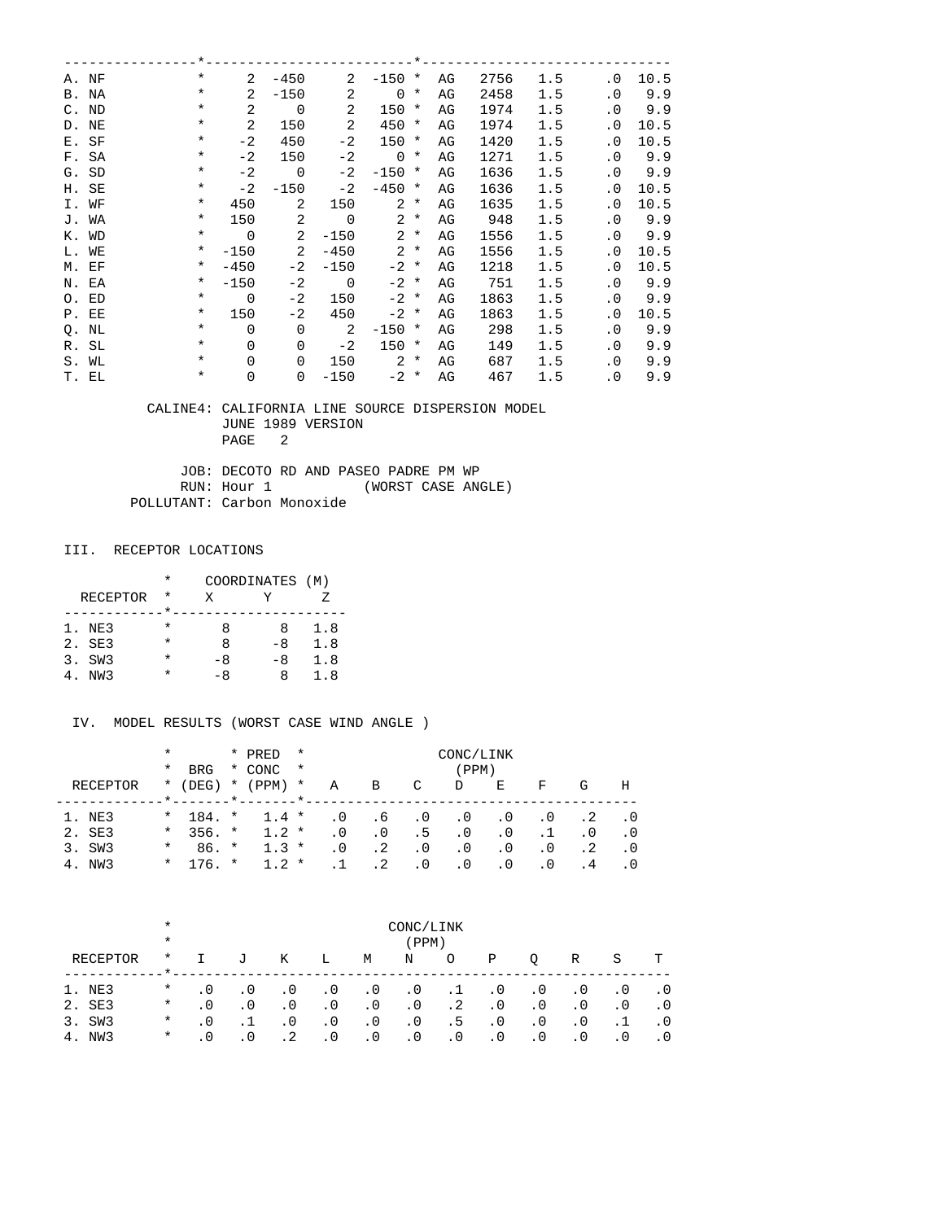| LINK | X1 | Y1 | X2 | Y2 | TYPE | VPH | EF | H | W |
|---|---|---|---|---|---|---|---|---|---|
| A. NF | 2 | -450 | 2 | -150 | AG | 2756 | 1.5 | .0 | 10.5 |
| B. NA | 2 | -150 | 2 | 0 | AG | 2458 | 1.5 | .0 | 9.9 |
| C. ND | 2 | 0 | 2 | 150 | AG | 1974 | 1.5 | .0 | 9.9 |
| D. NE | 2 | 150 | 2 | 450 | AG | 1974 | 1.5 | .0 | 10.5 |
| E. SF | -2 | 450 | -2 | 150 | AG | 1420 | 1.5 | .0 | 10.5 |
| F. SA | -2 | 150 | -2 | 0 | AG | 1271 | 1.5 | .0 | 9.9 |
| G. SD | -2 | 0 | -2 | -150 | AG | 1636 | 1.5 | .0 | 9.9 |
| H. SE | -2 | -150 | -2 | -450 | AG | 1636 | 1.5 | .0 | 10.5 |
| I. WF | 450 | 2 | 150 | 2 | AG | 1635 | 1.5 | .0 | 10.5 |
| J. WA | 150 | 2 | 0 | 2 | AG | 948 | 1.5 | .0 | 9.9 |
| K. WD | 0 | 2 | -150 | 2 | AG | 1556 | 1.5 | .0 | 9.9 |
| L. WE | -150 | 2 | -450 | 2 | AG | 1556 | 1.5 | .0 | 10.5 |
| M. EF | -450 | -2 | -150 | -2 | AG | 1218 | 1.5 | .0 | 10.5 |
| N. EA | -150 | -2 | 0 | -2 | AG | 751 | 1.5 | .0 | 9.9 |
| O. ED | 0 | -2 | 150 | -2 | AG | 1863 | 1.5 | .0 | 9.9 |
| P. EE | 150 | -2 | 450 | -2 | AG | 1863 | 1.5 | .0 | 10.5 |
| Q. NL | 0 | 0 | 2 | -150 | AG | 298 | 1.5 | .0 | 9.9 |
| R. SL | 0 | 0 | -2 | 150 | AG | 149 | 1.5 | .0 | 9.9 |
| S. WL | 0 | 0 | 150 | 2 | AG | 687 | 1.5 | .0 | 9.9 |
| T. EL | 0 | 0 | -150 | -2 | AG | 467 | 1.5 | .0 | 9.9 |

CALINE4: CALIFORNIA LINE SOURCE DISPERSION MODEL
JUNE 1989 VERSION
PAGE 2

JOB: DECOTO RD AND PASEO PADRE PM WP
RUN: Hour 1 (WORST CASE ANGLE)
POLLUTANT: Carbon Monoxide

## III. RECEPTOR LOCATIONS

| RECEPTOR | X | Y | Z |
|---|---|---|---|
| 1. NE3 | 8 | 8 | 1.8 |
| 2. SE3 | 8 | -8 | 1.8 |
| 3. SW3 | -8 | -8 | 1.8 |
| 4. NW3 | -8 | 8 | 1.8 |

## IV. MODEL RESULTS (WORST CASE WIND ANGLE )

| RECEPTOR | BRG (DEG) | PRED CONC (PPM) | A | B | C | D | E | F | G | H |
|---|---|---|---|---|---|---|---|---|---|---|
| 1. NE3 | 184. | 1.4 | .0 | .6 | .0 | .0 | .0 | .0 | .2 | .0 |
| 2. SE3 | 356. | 1.2 | .0 | .0 | .5 | .0 | .0 | .1 | .0 | .0 |
| 3. SW3 | 86. | 1.3 | .0 | .2 | .0 | .0 | .0 | .0 | .2 | .0 |
| 4. NW3 | 176. | 1.2 | .1 | .2 | .0 | .0 | .0 | .0 | .4 | .0 |

| RECEPTOR | I | J | K | L | M | N | O | P | Q | R | S | T |
|---|---|---|---|---|---|---|---|---|---|---|---|---|
| 1. NE3 | .0 | .0 | .0 | .0 | .0 | .0 | .1 | .0 | .0 | .0 | .0 | .0 |
| 2. SE3 | .0 | .0 | .0 | .0 | .0 | .0 | .2 | .0 | .0 | .0 | .0 | .0 |
| 3. SW3 | .0 | .1 | .0 | .0 | .0 | .0 | .5 | .0 | .0 | .0 | .1 | .0 |
| 4. NW3 | .0 | .0 | .2 | .0 | .0 | .0 | .0 | .0 | .0 | .0 | .0 | .0 |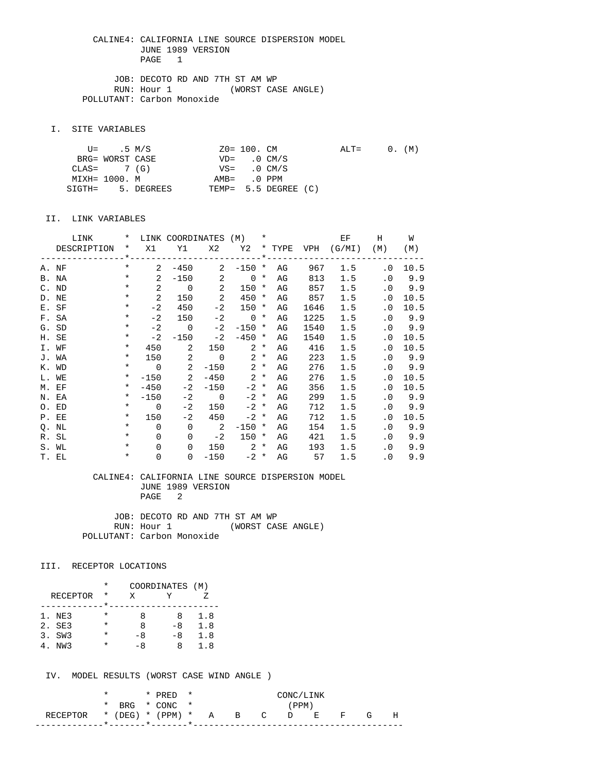CALINE4: CALIFORNIA LINE SOURCE DISPERSION MODEL
JUNE 1989 VERSION
PAGE 1

JOB: DECOTO RD AND 7TH ST AM WP
RUN: Hour 1 (WORST CASE ANGLE)
POLLUTANT: Carbon Monoxide

## I. SITE VARIABLES

```
        U=    .5 M/S             Z0= 100. CM           ALT=     0. (M)
      BRG= WORST CASE            VD=    .0 CM/S
     CLAS=     7 (G)             VS=    .0 CM/S
     MIXH= 1000. M              AMB=    .0 PPM
    SIGTH=     5. DEGREES      TEMP=  5.5 DEGREE (C)
```

## II. LINK VARIABLES

| LINK DESCRIPTION | X1 | Y1 | X2 | Y2 | TYPE | VPH | EF (G/MI) | H (M) | W (M) |
|---|---|---|---|---|---|---|---|---|---|
| A. NF | 2 | -450 | 2 | -150 | AG | 967 | 1.5 | .0 | 10.5 |
| B. NA | 2 | -150 | 2 | 0 | AG | 813 | 1.5 | .0 | 9.9 |
| C. ND | 2 | 0 | 2 | 150 | AG | 857 | 1.5 | .0 | 9.9 |
| D. NE | 2 | 150 | 2 | 450 | AG | 857 | 1.5 | .0 | 10.5 |
| E. SF | -2 | 450 | -2 | 150 | AG | 1646 | 1.5 | .0 | 10.5 |
| F. SA | -2 | 150 | -2 | 0 | AG | 1225 | 1.5 | .0 | 9.9 |
| G. SD | -2 | 0 | -2 | -150 | AG | 1540 | 1.5 | .0 | 9.9 |
| H. SE | -2 | -150 | -2 | -450 | AG | 1540 | 1.5 | .0 | 10.5 |
| I. WF | 450 | 2 | 150 | 2 | AG | 416 | 1.5 | .0 | 10.5 |
| J. WA | 150 | 2 | 0 | 2 | AG | 223 | 1.5 | .0 | 9.9 |
| K. WD | 0 | 2 | -150 | 2 | AG | 276 | 1.5 | .0 | 9.9 |
| L. WE | -150 | 2 | -450 | 2 | AG | 276 | 1.5 | .0 | 10.5 |
| M. EF | -450 | -2 | -150 | -2 | AG | 356 | 1.5 | .0 | 10.5 |
| N. EA | -150 | -2 | 0 | -2 | AG | 299 | 1.5 | .0 | 9.9 |
| O. ED | 0 | -2 | 150 | -2 | AG | 712 | 1.5 | .0 | 9.9 |
| P. EE | 150 | -2 | 450 | -2 | AG | 712 | 1.5 | .0 | 10.5 |
| Q. NL | 0 | 0 | 2 | -150 | AG | 154 | 1.5 | .0 | 9.9 |
| R. SL | 0 | 0 | -2 | 150 | AG | 421 | 1.5 | .0 | 9.9 |
| S. WL | 0 | 0 | 150 | 2 | AG | 193 | 1.5 | .0 | 9.9 |
| T. EL | 0 | 0 | -150 | -2 | AG | 57 | 1.5 | .0 | 9.9 |

CALINE4: CALIFORNIA LINE SOURCE DISPERSION MODEL
JUNE 1989 VERSION
PAGE 2

JOB: DECOTO RD AND 7TH ST AM WP
RUN: Hour 1 (WORST CASE ANGLE)
POLLUTANT: Carbon Monoxide

## III. RECEPTOR LOCATIONS

| RECEPTOR | X | Y | Z |
|---|---|---|---|
| 1. NE3 | 8 | 8 | 1.8 |
| 2. SE3 | 8 | -8 | 1.8 |
| 3. SW3 | -8 | -8 | 1.8 |
| 4. NW3 | -8 | 8 | 1.8 |

## IV. MODEL RESULTS (WORST CASE WIND ANGLE )

| RECEPTOR | BRG (DEG) | PRED CONC (PPM) | A | B | C | D | E | F | G | H |
|---|---|---|---|---|---|---|---|---|---|---|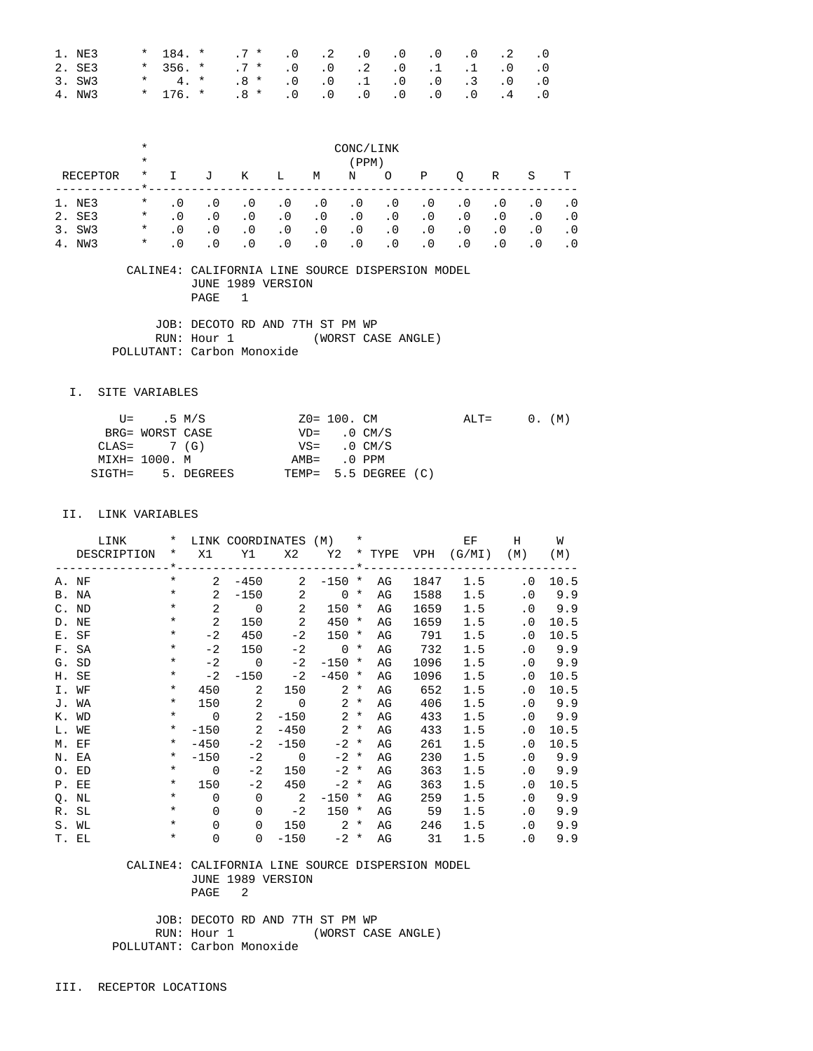| RECEPTOR | * | | * | | * | | | | | | | | |
|---|---|---|---|---|---|---|---|---|---|---|---|---|---|
| 1. NE3 | * | 184. | * | .7 | * | .0 | .2 | .0 | .0 | .0 | .0 | .2 | .0 |
| 2. SE3 | * | 356. | * | .7 | * | .0 | .0 | .2 | .0 | .1 | .1 | .0 | .0 |
| 3. SW3 | * | 4. | * | .8 | * | .0 | .0 | .1 | .0 | .0 | .3 | .0 | .0 |
| 4. NW3 | * | 176. | * | .8 | * | .0 | .0 | .0 | .0 | .0 | .0 | .4 | .0 |

CONC/LINK (PPM)

| RECEPTOR | * | I | J | K | L | M | N | O | P | Q | R | S | T |
|---|---|---|---|---|---|---|---|---|---|---|---|---|---|
| 1. NE3 | * | .0 | .0 | .0 | .0 | .0 | .0 | .0 | .0 | .0 | .0 | .0 | .0 |
| 2. SE3 | * | .0 | .0 | .0 | .0 | .0 | .0 | .0 | .0 | .0 | .0 | .0 | .0 |
| 3. SW3 | * | .0 | .0 | .0 | .0 | .0 | .0 | .0 | .0 | .0 | .0 | .0 | .0 |
| 4. NW3 | * | .0 | .0 | .0 | .0 | .0 | .0 | .0 | .0 | .0 | .0 | .0 | .0 |

CALINE4: CALIFORNIA LINE SOURCE DISPERSION MODEL
JUNE 1989 VERSION
PAGE 1

JOB: DECOTO RD AND 7TH ST PM WP
RUN: Hour 1 (WORST CASE ANGLE)
POLLUTANT: Carbon Monoxide

I. SITE VARIABLES

```
   U=    .5 M/S            Z0= 100. CM           ALT=     0. (M)
 BRG= WORST CASE           VD=   .0 CM/S
CLAS=     7 (G)            VS=   .0 CM/S
MIXH= 1000. M             AMB=   .0 PPM
SIGTH=    5. DEGREES      TEMP=  5.5 DEGREE (C)
```

II. LINK VARIABLES

| LINK DESCRIPTION | * | X1 | Y1 | X2 | Y2 | * | TYPE | VPH | EF (G/MI) | H (M) | W (M) |
|---|---|---|---|---|---|---|---|---|---|---|---|
| A. NF | * | 2 | -450 | 2 | -150 | * | AG | 1847 | 1.5 | .0 | 10.5 |
| B. NA | * | 2 | -150 | 2 | 0 | * | AG | 1588 | 1.5 | .0 | 9.9 |
| C. ND | * | 2 | 0 | 2 | 150 | * | AG | 1659 | 1.5 | .0 | 9.9 |
| D. NE | * | 2 | 150 | 2 | 450 | * | AG | 1659 | 1.5 | .0 | 10.5 |
| E. SF | * | -2 | 450 | -2 | 150 | * | AG | 791 | 1.5 | .0 | 10.5 |
| F. SA | * | -2 | 150 | -2 | 0 | * | AG | 732 | 1.5 | .0 | 9.9 |
| G. SD | * | -2 | 0 | -2 | -150 | * | AG | 1096 | 1.5 | .0 | 9.9 |
| H. SE | * | -2 | -150 | -2 | -450 | * | AG | 1096 | 1.5 | .0 | 10.5 |
| I. WF | * | 450 | 2 | 150 | 2 | * | AG | 652 | 1.5 | .0 | 10.5 |
| J. WA | * | 150 | 2 | 0 | 2 | * | AG | 406 | 1.5 | .0 | 9.9 |
| K. WD | * | 0 | 2 | -150 | 2 | * | AG | 433 | 1.5 | .0 | 9.9 |
| L. WE | * | -150 | 2 | -450 | 2 | * | AG | 433 | 1.5 | .0 | 10.5 |
| M. EF | * | -450 | -2 | -150 | -2 | * | AG | 261 | 1.5 | .0 | 10.5 |
| N. EA | * | -150 | -2 | 0 | -2 | * | AG | 230 | 1.5 | .0 | 9.9 |
| O. ED | * | 0 | -2 | 150 | -2 | * | AG | 363 | 1.5 | .0 | 9.9 |
| P. EE | * | 150 | -2 | 450 | -2 | * | AG | 363 | 1.5 | .0 | 10.5 |
| Q. NL | * | 0 | 0 | 2 | -150 | * | AG | 259 | 1.5 | .0 | 9.9 |
| R. SL | * | 0 | 0 | -2 | 150 | * | AG | 59 | 1.5 | .0 | 9.9 |
| S. WL | * | 0 | 0 | 150 | 2 | * | AG | 246 | 1.5 | .0 | 9.9 |
| T. EL | * | 0 | 0 | -150 | -2 | * | AG | 31 | 1.5 | .0 | 9.9 |

CALINE4: CALIFORNIA LINE SOURCE DISPERSION MODEL
JUNE 1989 VERSION
PAGE 2

JOB: DECOTO RD AND 7TH ST PM WP
RUN: Hour 1 (WORST CASE ANGLE)
POLLUTANT: Carbon Monoxide

III. RECEPTOR LOCATIONS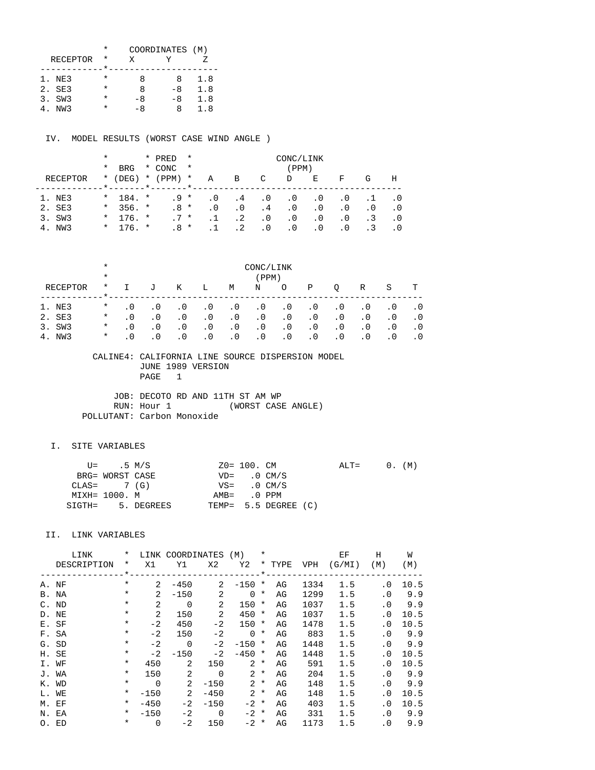| RECEPTOR | COORDINATES (M) X | Y | Z |
|---|---|---|---|
| 1. NE3 | 8 | 8 | 1.8 |
| 2. SE3 | 8 | -8 | 1.8 |
| 3. SW3 | -8 | -8 | 1.8 |
| 4. NW3 | -8 | 8 | 1.8 |

IV. MODEL RESULTS (WORST CASE WIND ANGLE )

| RECEPTOR | BRG (DEG) | PRED CONC (PPM) | CONC/LINK (PPM) A | B | C | D | E | F | G | H |
|---|---|---|---|---|---|---|---|---|---|---|
| 1. NE3 | 184. | .9 | .0 | .4 | .0 | .0 | .0 | .0 | .1 | .0 |
| 2. SE3 | 356. | .8 | .0 | .0 | .4 | .0 | .0 | .0 | .0 | .0 |
| 3. SW3 | 176. | .7 | .1 | .2 | .0 | .0 | .0 | .0 | .3 | .0 |
| 4. NW3 | 176. | .8 | .1 | .2 | .0 | .0 | .0 | .0 | .3 | .0 |

| RECEPTOR | CONC/LINK (PPM) I | J | K | L | M | N | O | P | Q | R | S | T |
|---|---|---|---|---|---|---|---|---|---|---|---|---|
| 1. NE3 | .0 | .0 | .0 | .0 | .0 | .0 | .0 | .0 | .0 | .0 | .0 | .0 |
| 2. SE3 | .0 | .0 | .0 | .0 | .0 | .0 | .0 | .0 | .0 | .0 | .0 | .0 |
| 3. SW3 | .0 | .0 | .0 | .0 | .0 | .0 | .0 | .0 | .0 | .0 | .0 | .0 |
| 4. NW3 | .0 | .0 | .0 | .0 | .0 | .0 | .0 | .0 | .0 | .0 | .0 | .0 |

CALINE4: CALIFORNIA LINE SOURCE DISPERSION MODEL
JUNE 1989 VERSION
PAGE 1

JOB: DECOTO RD AND 11TH ST AM WP
RUN: Hour 1 (WORST CASE ANGLE)
POLLUTANT: Carbon Monoxide

I. SITE VARIABLES

```
      U=    .5 M/S             Z0= 100. CM           ALT=     0. (M)
    BRG= WORST CASE            VD=   .0 CM/S
   CLAS=     7 (G)             VS=   .0 CM/S
   MIXH= 1000. M              AMB=   .0 PPM
  SIGTH=    5. DEGREES       TEMP=  5.5 DEGREE (C)
```

II. LINK VARIABLES

| LINK DESCRIPTION | X1 | Y1 | X2 | Y2 | TYPE | VPH | EF (G/MI) | H (M) | W (M) |
|---|---|---|---|---|---|---|---|---|---|
| A. NF | 2 | -450 | 2 | -150 | AG | 1334 | 1.5 | .0 | 10.5 |
| B. NA | 2 | -150 | 2 | 0 | AG | 1299 | 1.5 | .0 | 9.9 |
| C. ND | 2 | 0 | 2 | 150 | AG | 1037 | 1.5 | .0 | 9.9 |
| D. NE | 2 | 150 | 2 | 450 | AG | 1037 | 1.5 | .0 | 10.5 |
| E. SF | -2 | 450 | -2 | 150 | AG | 1478 | 1.5 | .0 | 10.5 |
| F. SA | -2 | 150 | -2 | 0 | AG | 883 | 1.5 | .0 | 9.9 |
| G. SD | -2 | 0 | -2 | -150 | AG | 1448 | 1.5 | .0 | 9.9 |
| H. SE | -2 | -150 | -2 | -450 | AG | 1448 | 1.5 | .0 | 10.5 |
| I. WF | 450 | 2 | 150 | 2 | AG | 591 | 1.5 | .0 | 10.5 |
| J. WA | 150 | 2 | 0 | 2 | AG | 204 | 1.5 | .0 | 9.9 |
| K. WD | 0 | 2 | -150 | 2 | AG | 148 | 1.5 | .0 | 9.9 |
| L. WE | -150 | 2 | -450 | 2 | AG | 148 | 1.5 | .0 | 10.5 |
| M. EF | -450 | -2 | -150 | -2 | AG | 403 | 1.5 | .0 | 10.5 |
| N. EA | -150 | -2 | 0 | -2 | AG | 331 | 1.5 | .0 | 9.9 |
| O. ED | 0 | -2 | 150 | -2 | AG | 1173 | 1.5 | .0 | 9.9 |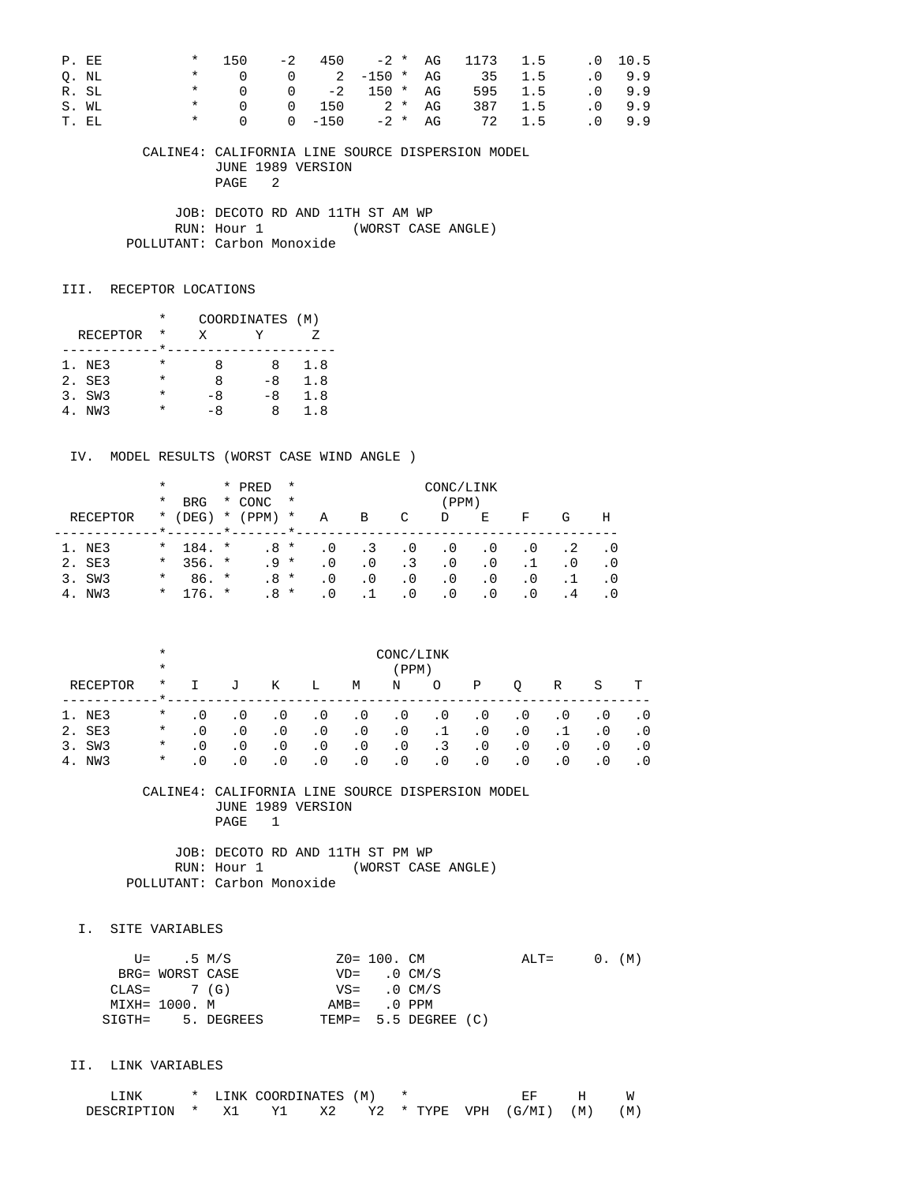| LINK DESCRIPTION | * | X1 | Y1 | X2 | Y2 | * | TYPE | VPH | EF (G/MI) | H (M) | W (M) |
|---|---|---|---|---|---|---|---|---|---|---|---|
| P. EE | * | 150 | -2 | 450 | -2 | * | AG | 1173 | 1.5 | .0 | 10.5 |
| Q. NL | * | 0 | 0 | 2 | -150 | * | AG | 35 | 1.5 | .0 | 9.9 |
| R. SL | * | 0 | 0 | -2 | 150 | * | AG | 595 | 1.5 | .0 | 9.9 |
| S. WL | * | 0 | 0 | 150 | 2 | * | AG | 387 | 1.5 | .0 | 9.9 |
| T. EL | * | 0 | 0 | -150 | -2 | * | AG | 72 | 1.5 | .0 | 9.9 |

CALINE4: CALIFORNIA LINE SOURCE DISPERSION MODEL
JUNE 1989 VERSION
PAGE 2

JOB: DECOTO RD AND 11TH ST AM WP
RUN: Hour 1 (WORST CASE ANGLE)
POLLUTANT: Carbon Monoxide

III. RECEPTOR LOCATIONS

| RECEPTOR | * | X | Y | Z |
|---|---|---|---|---|
| 1. NE3 | * | 8 | 8 | 1.8 |
| 2. SE3 | * | 8 | -8 | 1.8 |
| 3. SW3 | * | -8 | -8 | 1.8 |
| 4. NW3 | * | -8 | 8 | 1.8 |

IV. MODEL RESULTS (WORST CASE WIND ANGLE )

| RECEPTOR | * | BRG (DEG) | * | PRED CONC (PPM) | * | A | B | C | D | E | F | G | H |
|---|---|---|---|---|---|---|---|---|---|---|---|---|---|
| 1. NE3 | * | 184. | * | .8 | * | .0 | .3 | .0 | .0 | .0 | .0 | .2 | .0 |
| 2. SE3 | * | 356. | * | .9 | * | .0 | .0 | .3 | .0 | .0 | .1 | .0 | .0 |
| 3. SW3 | * | 86. | * | .8 | * | .0 | .0 | .0 | .0 | .0 | .0 | .1 | .0 |
| 4. NW3 | * | 176. | * | .8 | * | .0 | .1 | .0 | .0 | .0 | .0 | .4 | .0 |

| RECEPTOR | * | I | J | K | L | M | N | O | P | Q | R | S | T |
|---|---|---|---|---|---|---|---|---|---|---|---|---|---|
| 1. NE3 | * | .0 | .0 | .0 | .0 | .0 | .0 | .0 | .0 | .0 | .0 | .0 | .0 |
| 2. SE3 | * | .0 | .0 | .0 | .0 | .0 | .0 | .1 | .0 | .0 | .1 | .0 | .0 |
| 3. SW3 | * | .0 | .0 | .0 | .0 | .0 | .0 | .3 | .0 | .0 | .0 | .0 | .0 |
| 4. NW3 | * | .0 | .0 | .0 | .0 | .0 | .0 | .0 | .0 | .0 | .0 | .0 | .0 |

CALINE4: CALIFORNIA LINE SOURCE DISPERSION MODEL
JUNE 1989 VERSION
PAGE 1

JOB: DECOTO RD AND 11TH ST PM WP
RUN: Hour 1 (WORST CASE ANGLE)
POLLUTANT: Carbon Monoxide

I. SITE VARIABLES

```
   U=    .5 M/S            Z0= 100. CM           ALT=     0. (M)
 BRG= WORST CASE           VD=    .0 CM/S
CLAS=     7 (G)            VS=    .0 CM/S
MIXH= 1000. M             AMB=    .0 PPM
SIGTH=    5. DEGREES      TEMP=  5.5 DEGREE (C)
```

II. LINK VARIABLES

| LINK DESCRIPTION | * | X1 | Y1 | X2 | Y2 | * | TYPE | VPH | EF (G/MI) | H (M) | W (M) |
|---|---|---|---|---|---|---|---|---|---|---|---|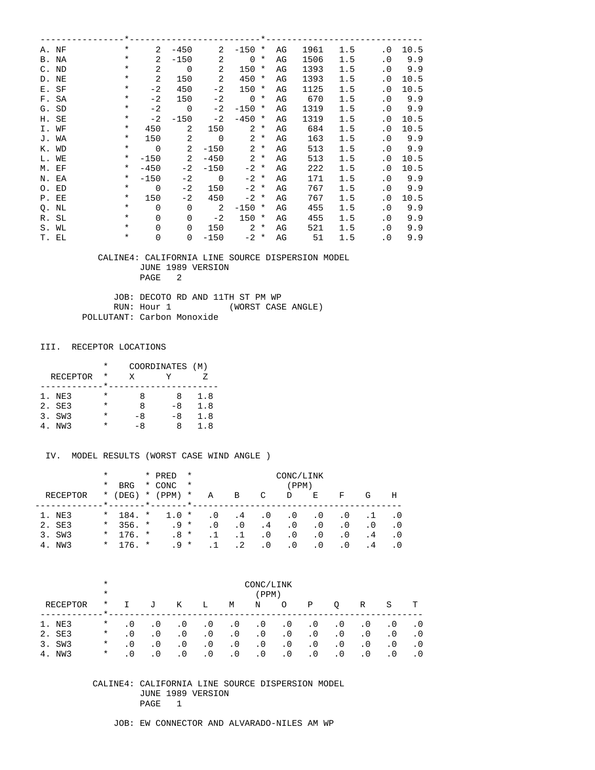| LINK | X1 | Y1 | X2 | Y2 | TYPE | VPH | EF | H | W |
|---|---|---|---|---|---|---|---|---|---|
| A. NF | 2 | -450 | 2 | -150 | AG | 1961 | 1.5 | .0 | 10.5 |
| B. NA | 2 | -150 | 2 | 0 | AG | 1506 | 1.5 | .0 | 9.9 |
| C. ND | 2 | 0 | 2 | 150 | AG | 1393 | 1.5 | .0 | 9.9 |
| D. NE | 2 | 150 | 2 | 450 | AG | 1393 | 1.5 | .0 | 10.5 |
| E. SF | -2 | 450 | -2 | 150 | AG | 1125 | 1.5 | .0 | 10.5 |
| F. SA | -2 | 150 | -2 | 0 | AG | 670 | 1.5 | .0 | 9.9 |
| G. SD | -2 | 0 | -2 | -150 | AG | 1319 | 1.5 | .0 | 9.9 |
| H. SE | -2 | -150 | -2 | -450 | AG | 1319 | 1.5 | .0 | 10.5 |
| I. WF | 450 | 2 | 150 | 2 | AG | 684 | 1.5 | .0 | 10.5 |
| J. WA | 150 | 2 | 0 | 2 | AG | 163 | 1.5 | .0 | 9.9 |
| K. WD | 0 | 2 | -150 | 2 | AG | 513 | 1.5 | .0 | 9.9 |
| L. WE | -150 | 2 | -450 | 2 | AG | 513 | 1.5 | .0 | 10.5 |
| M. EF | -450 | -2 | -150 | -2 | AG | 222 | 1.5 | .0 | 10.5 |
| N. EA | -150 | -2 | 0 | -2 | AG | 171 | 1.5 | .0 | 9.9 |
| O. ED | 0 | -2 | 150 | -2 | AG | 767 | 1.5 | .0 | 9.9 |
| P. EE | 150 | -2 | 450 | -2 | AG | 767 | 1.5 | .0 | 10.5 |
| Q. NL | 0 | 0 | 2 | -150 | AG | 455 | 1.5 | .0 | 9.9 |
| R. SL | 0 | 0 | -2 | 150 | AG | 455 | 1.5 | .0 | 9.9 |
| S. WL | 0 | 0 | 150 | 2 | AG | 521 | 1.5 | .0 | 9.9 |
| T. EL | 0 | 0 | -150 | -2 | AG | 51 | 1.5 | .0 | 9.9 |

CALINE4: CALIFORNIA LINE SOURCE DISPERSION MODEL
JUNE 1989 VERSION
PAGE 2

JOB: DECOTO RD AND 11TH ST PM WP
RUN: Hour 1 (WORST CASE ANGLE)
POLLUTANT: Carbon Monoxide

III. RECEPTOR LOCATIONS

| RECEPTOR | X | Y | Z |
|---|---|---|---|
| | COORDINATES (M) | | |
| 1. NE3 | 8 | 8 | 1.8 |
| 2. SE3 | 8 | -8 | 1.8 |
| 3. SW3 | -8 | -8 | 1.8 |
| 4. NW3 | -8 | 8 | 1.8 |

IV. MODEL RESULTS (WORST CASE WIND ANGLE )

| RECEPTOR | BRG (DEG) | PRED CONC (PPM) | A | B | C | D | E | F | G | H |
|---|---|---|---|---|---|---|---|---|---|---|
| | | | CONC/LINK (PPM) | | | | | | | |
| 1. NE3 | 184. | 1.0 | .0 | .4 | .0 | .0 | .0 | .0 | .1 | .0 |
| 2. SE3 | 356. | .9 | .0 | .0 | .4 | .0 | .0 | .0 | .0 | .0 |
| 3. SW3 | 176. | .8 | .1 | .1 | .0 | .0 | .0 | .0 | .4 | .0 |
| 4. NW3 | 176. | .9 | .1 | .2 | .0 | .0 | .0 | .0 | .4 | .0 |

| RECEPTOR | I | J | K | L | M | N | O | P | Q | R | S | T |
|---|---|---|---|---|---|---|---|---|---|---|---|---|
| | CONC/LINK (PPM) | | | | | | | | | | | |
| 1. NE3 | .0 | .0 | .0 | .0 | .0 | .0 | .0 | .0 | .0 | .0 | .0 | .0 |
| 2. SE3 | .0 | .0 | .0 | .0 | .0 | .0 | .0 | .0 | .0 | .0 | .0 | .0 |
| 3. SW3 | .0 | .0 | .0 | .0 | .0 | .0 | .0 | .0 | .0 | .0 | .0 | .0 |
| 4. NW3 | .0 | .0 | .0 | .0 | .0 | .0 | .0 | .0 | .0 | .0 | .0 | .0 |

CALINE4: CALIFORNIA LINE SOURCE DISPERSION MODEL
JUNE 1989 VERSION
PAGE 1

JOB: EW CONNECTOR AND ALVARADO-NILES AM WP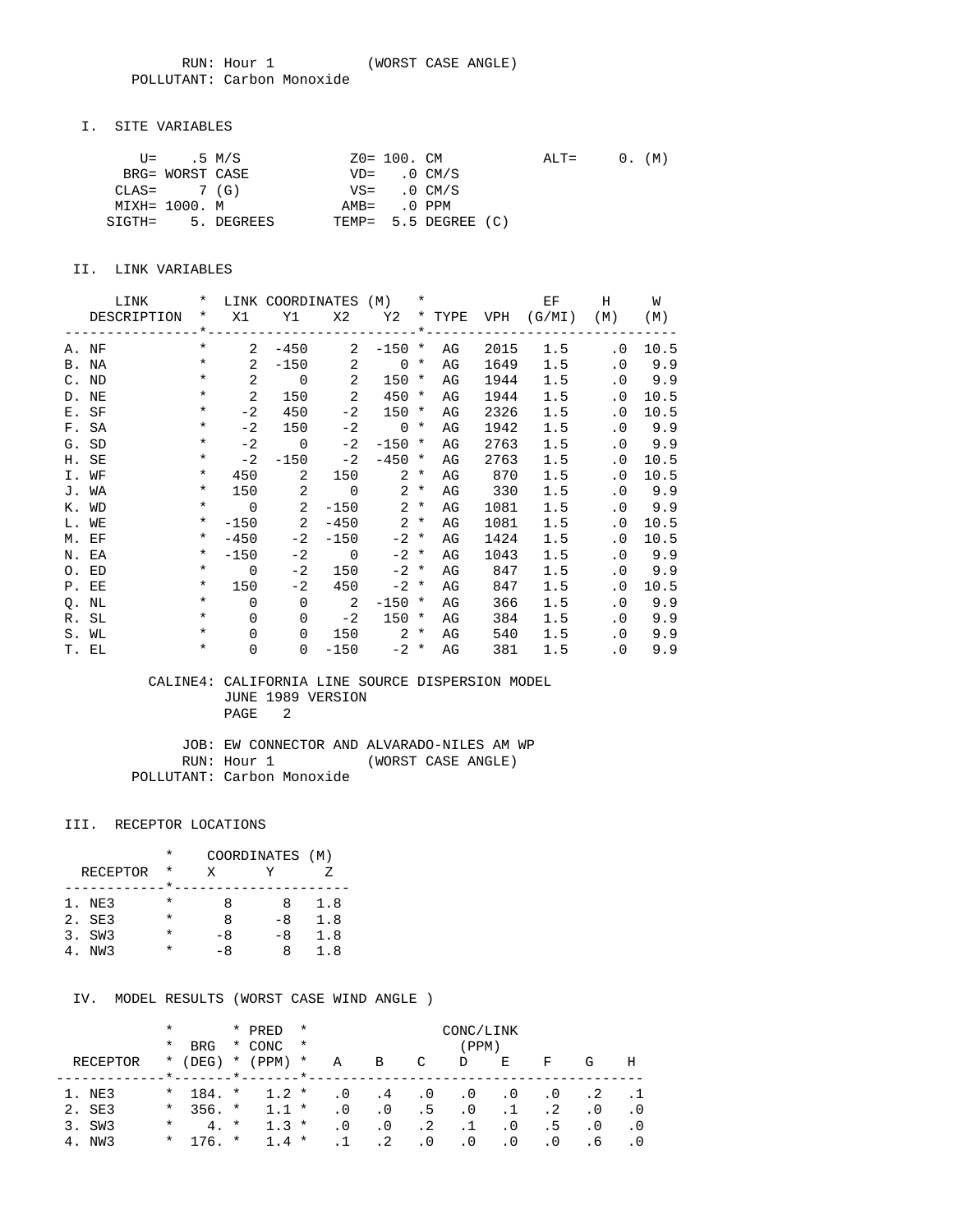RUN: Hour 1 (WORST CASE ANGLE)
POLLUTANT: Carbon Monoxide

## I. SITE VARIABLES

```
        U=    .5 M/S             Z0= 100. CM           ALT=     0. (M)
      BRG= WORST CASE            VD=    .0 CM/S
     CLAS=     7 (G)             VS=    .0 CM/S
     MIXH= 1000. M              AMB=    .0 PPM
    SIGTH=    5. DEGREES       TEMP=  5.5 DEGREE (C)
```

## II. LINK VARIABLES

| LINK DESCRIPTION | X1 | Y1 | X2 | Y2 | TYPE | VPH | EF (G/MI) | H (M) | W (M) |
|---|---|---|---|---|---|---|---|---|---|
| A. NF | 2 | -450 | 2 | -150 | AG | 2015 | 1.5 | .0 | 10.5 |
| B. NA | 2 | -150 | 2 | 0 | AG | 1649 | 1.5 | .0 | 9.9 |
| C. ND | 2 | 0 | 2 | 150 | AG | 1944 | 1.5 | .0 | 9.9 |
| D. NE | 2 | 150 | 2 | 450 | AG | 1944 | 1.5 | .0 | 10.5 |
| E. SF | -2 | 450 | -2 | 150 | AG | 2326 | 1.5 | .0 | 10.5 |
| F. SA | -2 | 150 | -2 | 0 | AG | 1942 | 1.5 | .0 | 9.9 |
| G. SD | -2 | 0 | -2 | -150 | AG | 2763 | 1.5 | .0 | 9.9 |
| H. SE | -2 | -150 | -2 | -450 | AG | 2763 | 1.5 | .0 | 10.5 |
| I. WF | 450 | 2 | 150 | 2 | AG | 870 | 1.5 | .0 | 10.5 |
| J. WA | 150 | 2 | 0 | 2 | AG | 330 | 1.5 | .0 | 9.9 |
| K. WD | 0 | 2 | -150 | 2 | AG | 1081 | 1.5 | .0 | 9.9 |
| L. WE | -150 | 2 | -450 | 2 | AG | 1081 | 1.5 | .0 | 10.5 |
| M. EF | -450 | -2 | -150 | -2 | AG | 1424 | 1.5 | .0 | 10.5 |
| N. EA | -150 | -2 | 0 | -2 | AG | 1043 | 1.5 | .0 | 9.9 |
| O. ED | 0 | -2 | 150 | -2 | AG | 847 | 1.5 | .0 | 9.9 |
| P. EE | 150 | -2 | 450 | -2 | AG | 847 | 1.5 | .0 | 10.5 |
| Q. NL | 0 | 0 | 2 | -150 | AG | 366 | 1.5 | .0 | 9.9 |
| R. SL | 0 | 0 | -2 | 150 | AG | 384 | 1.5 | .0 | 9.9 |
| S. WL | 0 | 0 | 150 | 2 | AG | 540 | 1.5 | .0 | 9.9 |
| T. EL | 0 | 0 | -150 | -2 | AG | 381 | 1.5 | .0 | 9.9 |

CALINE4: CALIFORNIA LINE SOURCE DISPERSION MODEL
JUNE 1989 VERSION
PAGE 2

JOB: EW CONNECTOR AND ALVARADO-NILES AM WP
RUN: Hour 1 (WORST CASE ANGLE)
POLLUTANT: Carbon Monoxide

## III. RECEPTOR LOCATIONS

| RECEPTOR | X | Y | Z |
|---|---|---|---|
| 1. NE3 | 8 | 8 | 1.8 |
| 2. SE3 | 8 | -8 | 1.8 |
| 3. SW3 | -8 | -8 | 1.8 |
| 4. NW3 | -8 | 8 | 1.8 |

## IV. MODEL RESULTS (WORST CASE WIND ANGLE )

| RECEPTOR | BRG (DEG) | PRED CONC (PPM) | A | B | C | D | E | F | G | H |
|---|---|---|---|---|---|---|---|---|---|---|
| 1. NE3 | 184. | 1.2 | .0 | .4 | .0 | .0 | .0 | .0 | .2 | .1 |
| 2. SE3 | 356. | 1.1 | .0 | .0 | .5 | .0 | .1 | .2 | .0 | .0 |
| 3. SW3 | 4. | 1.3 | .0 | .0 | .2 | .1 | .0 | .5 | .0 | .0 |
| 4. NW3 | 176. | 1.4 | .1 | .2 | .0 | .0 | .0 | .0 | .6 | .0 |

(CONC/LINK values in PPM)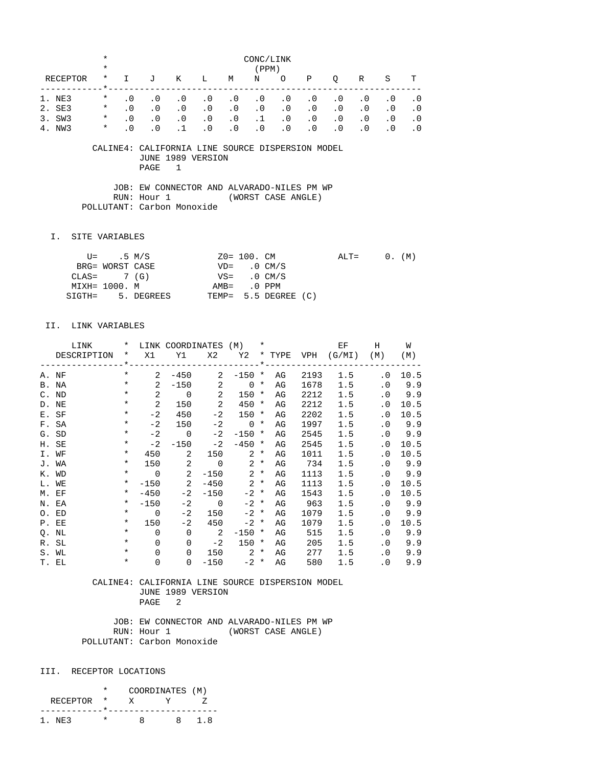| RECEPTOR | I | J | K | L | M | N | O | P | Q | R | S | T |
|---|---|---|---|---|---|---|---|---|---|---|---|---|
| | CONC/LINK (PPM) | | | | | | | | | | | |
| 1. NE3 | .0 | .0 | .0 | .0 | .0 | .0 | .0 | .0 | .0 | .0 | .0 | .0 |
| 2. SE3 | .0 | .0 | .0 | .0 | .0 | .0 | .0 | .0 | .0 | .0 | .0 | .0 |
| 3. SW3 | .0 | .0 | .0 | .0 | .0 | .1 | .0 | .0 | .0 | .0 | .0 | .0 |
| 4. NW3 | .0 | .0 | .1 | .0 | .0 | .0 | .0 | .0 | .0 | .0 | .0 | .0 |

CALINE4: CALIFORNIA LINE SOURCE DISPERSION MODEL
JUNE 1989 VERSION
PAGE 1

JOB: EW CONNECTOR AND ALVARADO-NILES PM WP
RUN: Hour 1 (WORST CASE ANGLE)
POLLUTANT: Carbon Monoxide

## I. SITE VARIABLES

```
     U=    .5 M/S             Z0= 100. CM           ALT=     0. (M)
   BRG= WORST CASE            VD=   .0 CM/S
  CLAS=     7 (G)             VS=   .0 CM/S
  MIXH= 1000. M              AMB=   .0 PPM
 SIGTH=     5. DEGREES       TEMP=  5.5 DEGREE (C)
```

## II. LINK VARIABLES

| LINK DESCRIPTION | X1 | Y1 | X2 | Y2 | TYPE | VPH | EF (G/MI) | H (M) | W (M) |
|---|---|---|---|---|---|---|---|---|---|
| | LINK COORDINATES (M) | | | | | | | | |
| A. NF | 2 | -450 | 2 | -150 | AG | 2193 | 1.5 | .0 | 10.5 |
| B. NA | 2 | -150 | 2 | 0 | AG | 1678 | 1.5 | .0 | 9.9 |
| C. ND | 2 | 0 | 2 | 150 | AG | 2212 | 1.5 | .0 | 9.9 |
| D. NE | 2 | 150 | 2 | 450 | AG | 2212 | 1.5 | .0 | 10.5 |
| E. SF | -2 | 450 | -2 | 150 | AG | 2202 | 1.5 | .0 | 10.5 |
| F. SA | -2 | 150 | -2 | 0 | AG | 1997 | 1.5 | .0 | 9.9 |
| G. SD | -2 | 0 | -2 | -150 | AG | 2545 | 1.5 | .0 | 9.9 |
| H. SE | -2 | -150 | -2 | -450 | AG | 2545 | 1.5 | .0 | 10.5 |
| I. WF | 450 | 2 | 150 | 2 | AG | 1011 | 1.5 | .0 | 10.5 |
| J. WA | 150 | 2 | 0 | 2 | AG | 734 | 1.5 | .0 | 9.9 |
| K. WD | 0 | 2 | -150 | 2 | AG | 1113 | 1.5 | .0 | 9.9 |
| L. WE | -150 | 2 | -450 | 2 | AG | 1113 | 1.5 | .0 | 10.5 |
| M. EF | -450 | -2 | -150 | -2 | AG | 1543 | 1.5 | .0 | 10.5 |
| N. EA | -150 | -2 | 0 | -2 | AG | 963 | 1.5 | .0 | 9.9 |
| O. ED | 0 | -2 | 150 | -2 | AG | 1079 | 1.5 | .0 | 9.9 |
| P. EE | 150 | -2 | 450 | -2 | AG | 1079 | 1.5 | .0 | 10.5 |
| Q. NL | 0 | 0 | 2 | -150 | AG | 515 | 1.5 | .0 | 9.9 |
| R. SL | 0 | 0 | -2 | 150 | AG | 205 | 1.5 | .0 | 9.9 |
| S. WL | 0 | 0 | 150 | 2 | AG | 277 | 1.5 | .0 | 9.9 |
| T. EL | 0 | 0 | -150 | -2 | AG | 580 | 1.5 | .0 | 9.9 |

CALINE4: CALIFORNIA LINE SOURCE DISPERSION MODEL
JUNE 1989 VERSION
PAGE 2

JOB: EW CONNECTOR AND ALVARADO-NILES PM WP
RUN: Hour 1 (WORST CASE ANGLE)
POLLUTANT: Carbon Monoxide

## III. RECEPTOR LOCATIONS

| RECEPTOR | X | Y | Z |
|---|---|---|---|
| | COORDINATES (M) | | |
| 1. NE3 | 8 | 8 | 1.8 |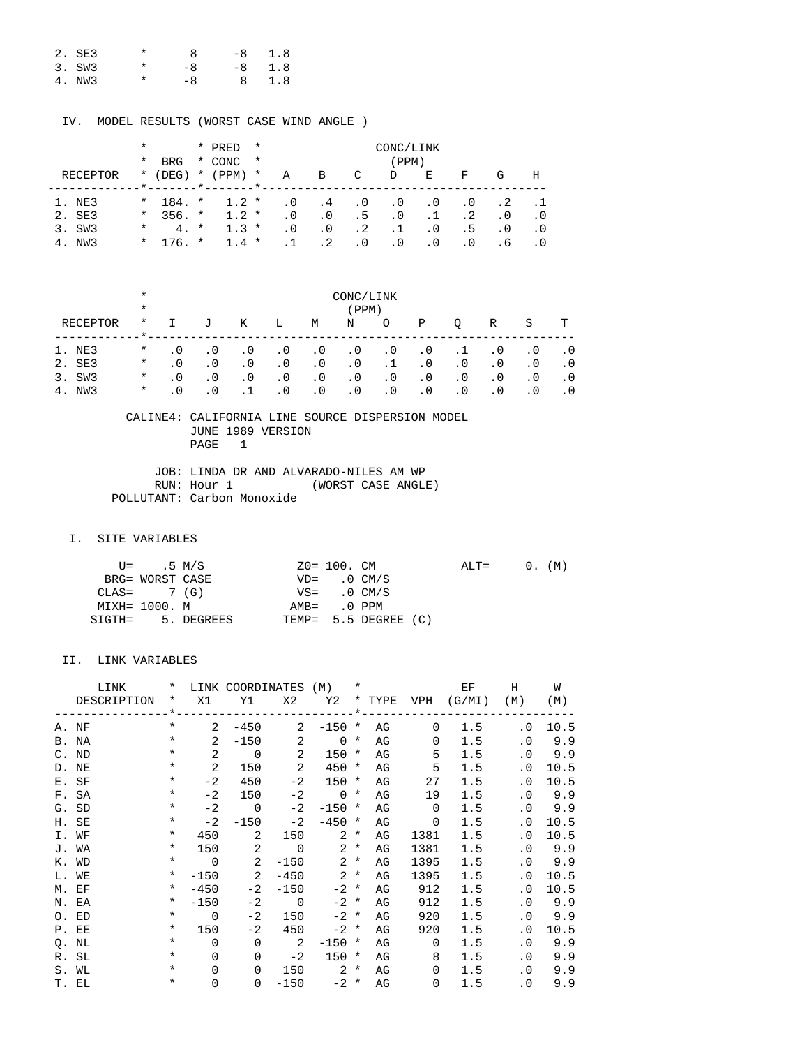| | | | | |
|---|---|---|---|---|
| 2. SE3 | * | 8 | -8 | 1.8 |
| 3. SW3 | * | -8 | -8 | 1.8 |
| 4. NW3 | * | -8 | 8 | 1.8 |

IV. MODEL RESULTS (WORST CASE WIND ANGLE )

| RECEPTOR | BRG (DEG) | PRED CONC (PPM) | A | B | C | D | E | F | G | H |
|---|---|---|---|---|---|---|---|---|---|---|
| 1. NE3 | 184. | 1.2 | .0 | .4 | .0 | .0 | .0 | .0 | .2 | .1 |
| 2. SE3 | 356. | 1.2 | .0 | .0 | .5 | .0 | .1 | .2 | .0 | .0 |
| 3. SW3 | 4. | 1.3 | .0 | .0 | .2 | .1 | .0 | .5 | .0 | .0 |
| 4. NW3 | 176. | 1.4 | .1 | .2 | .0 | .0 | .0 | .0 | .6 | .0 |

CONC/LINK (PPM)

| RECEPTOR | I | J | K | L | M | N | O | P | Q | R | S | T |
|---|---|---|---|---|---|---|---|---|---|---|---|---|
| 1. NE3 | .0 | .0 | .0 | .0 | .0 | .0 | .0 | .0 | .1 | .0 | .0 | .0 |
| 2. SE3 | .0 | .0 | .0 | .0 | .0 | .0 | .1 | .0 | .0 | .0 | .0 | .0 |
| 3. SW3 | .0 | .0 | .0 | .0 | .0 | .0 | .0 | .0 | .0 | .0 | .0 | .0 |
| 4. NW3 | .0 | .0 | .1 | .0 | .0 | .0 | .0 | .0 | .0 | .0 | .0 | .0 |

CALINE4: CALIFORNIA LINE SOURCE DISPERSION MODEL
JUNE 1989 VERSION
PAGE 1

JOB: LINDA DR AND ALVARADO-NILES AM WP
RUN: Hour 1 (WORST CASE ANGLE)
POLLUTANT: Carbon Monoxide

I. SITE VARIABLES

```
     U=    .5 M/S            Z0= 100. CM           ALT=     0. (M)
   BRG= WORST CASE           VD=    .0 CM/S
  CLAS=     7 (G)            VS=    .0 CM/S
  MIXH= 1000. M             AMB=    .0 PPM
 SIGTH=     5. DEGREES      TEMP=  5.5 DEGREE (C)
```

II. LINK VARIABLES

| LINK DESCRIPTION | X1 | Y1 | X2 | Y2 | TYPE | VPH | EF (G/MI) | H (M) | W (M) |
|---|---|---|---|---|---|---|---|---|---|
| A. NF | 2 | -450 | 2 | -150 | AG | 0 | 1.5 | .0 | 10.5 |
| B. NA | 2 | -150 | 2 | 0 | AG | 0 | 1.5 | .0 | 9.9 |
| C. ND | 2 | 0 | 2 | 150 | AG | 5 | 1.5 | .0 | 9.9 |
| D. NE | 2 | 150 | 2 | 450 | AG | 5 | 1.5 | .0 | 10.5 |
| E. SF | -2 | 450 | -2 | 150 | AG | 27 | 1.5 | .0 | 10.5 |
| F. SA | -2 | 150 | -2 | 0 | AG | 19 | 1.5 | .0 | 9.9 |
| G. SD | -2 | 0 | -2 | -150 | AG | 0 | 1.5 | .0 | 9.9 |
| H. SE | -2 | -150 | -2 | -450 | AG | 0 | 1.5 | .0 | 10.5 |
| I. WF | 450 | 2 | 150 | 2 | AG | 1381 | 1.5 | .0 | 10.5 |
| J. WA | 150 | 2 | 0 | 2 | AG | 1381 | 1.5 | .0 | 9.9 |
| K. WD | 0 | 2 | -150 | 2 | AG | 1395 | 1.5 | .0 | 9.9 |
| L. WE | -150 | 2 | -450 | 2 | AG | 1395 | 1.5 | .0 | 10.5 |
| M. EF | -450 | -2 | -150 | -2 | AG | 912 | 1.5 | .0 | 10.5 |
| N. EA | -150 | -2 | 0 | -2 | AG | 912 | 1.5 | .0 | 9.9 |
| O. ED | 0 | -2 | 150 | -2 | AG | 920 | 1.5 | .0 | 9.9 |
| P. EE | 150 | -2 | 450 | -2 | AG | 920 | 1.5 | .0 | 10.5 |
| Q. NL | 0 | 0 | 2 | -150 | AG | 0 | 1.5 | .0 | 9.9 |
| R. SL | 0 | 0 | -2 | 150 | AG | 8 | 1.5 | .0 | 9.9 |
| S. WL | 0 | 0 | 150 | 2 | AG | 0 | 1.5 | .0 | 9.9 |
| T. EL | 0 | 0 | -150 | -2 | AG | 0 | 1.5 | .0 | 9.9 |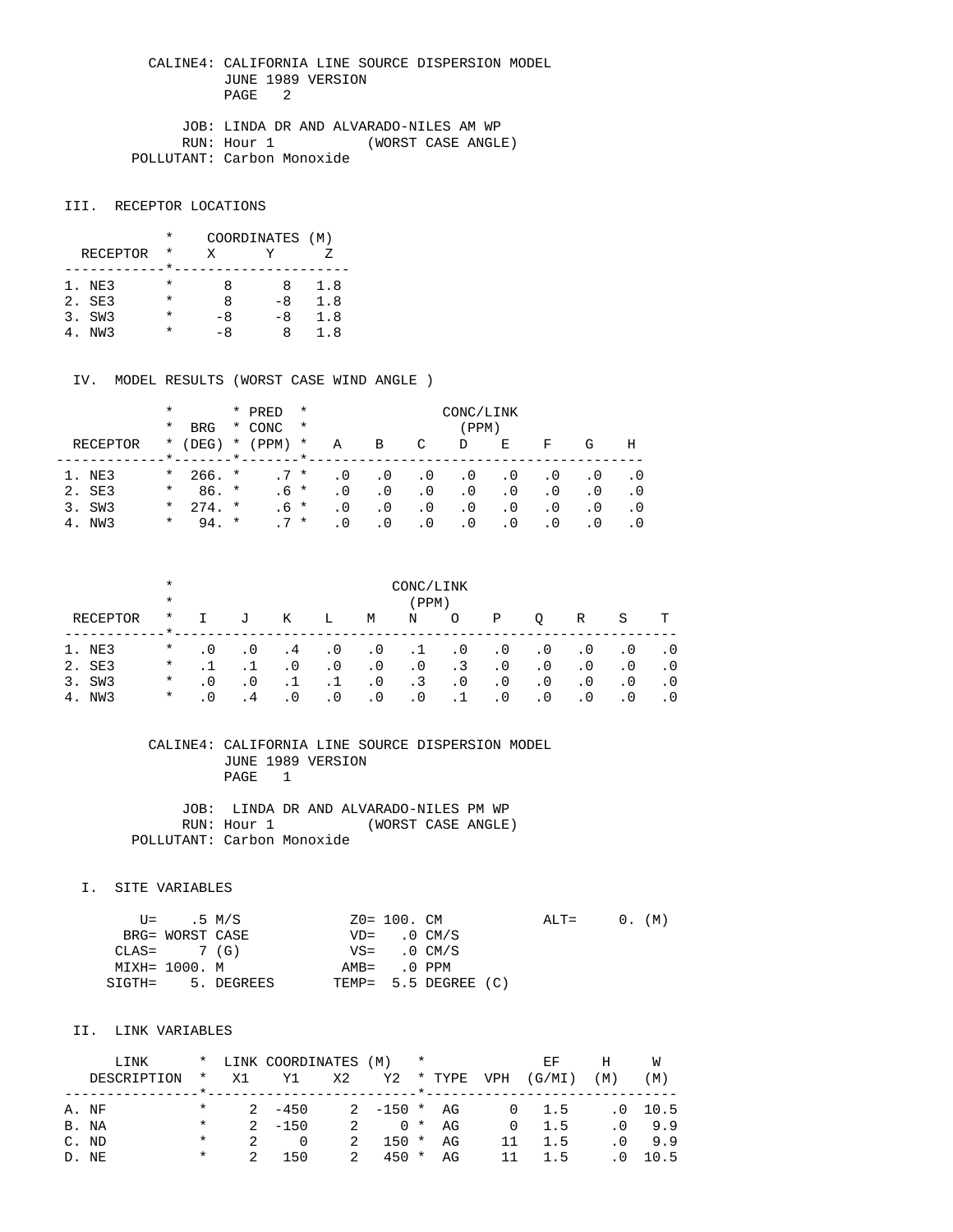CALINE4: CALIFORNIA LINE SOURCE DISPERSION MODEL
JUNE 1989 VERSION
PAGE 2

JOB: LINDA DR AND ALVARADO-NILES AM WP
RUN: Hour 1 (WORST CASE ANGLE)
POLLUTANT: Carbon Monoxide

## III. RECEPTOR LOCATIONS

| RECEPTOR | X | Y | Z |
|---|---|---|---|
| | COORDINATES (M) | | |
| 1. NE3 | 8 | 8 | 1.8 |
| 2. SE3 | 8 | -8 | 1.8 |
| 3. SW3 | -8 | -8 | 1.8 |
| 4. NW3 | -8 | 8 | 1.8 |

## IV. MODEL RESULTS (WORST CASE WIND ANGLE )

| RECEPTOR | BRG (DEG) | PRED CONC (PPM) | A | B | C | D | E | F | G | H |
|---|---|---|---|---|---|---|---|---|---|---|
| | | | CONC/LINK (PPM) | | | | | | | |
| 1. NE3 | 266. | .7 | .0 | .0 | .0 | .0 | .0 | .0 | .0 | .0 |
| 2. SE3 | 86. | .6 | .0 | .0 | .0 | .0 | .0 | .0 | .0 | .0 |
| 3. SW3 | 274. | .6 | .0 | .0 | .0 | .0 | .0 | .0 | .0 | .0 |
| 4. NW3 | 94. | .7 | .0 | .0 | .0 | .0 | .0 | .0 | .0 | .0 |

| RECEPTOR | I | J | K | L | M | N | O | P | Q | R | S | T |
|---|---|---|---|---|---|---|---|---|---|---|---|---|
| | CONC/LINK (PPM) | | | | | | | | | | | |
| 1. NE3 | .0 | .0 | .4 | .0 | .0 | .1 | .0 | .0 | .0 | .0 | .0 | .0 |
| 2. SE3 | .1 | .1 | .0 | .0 | .0 | .0 | .3 | .0 | .0 | .0 | .0 | .0 |
| 3. SW3 | .0 | .0 | .1 | .1 | .0 | .3 | .0 | .0 | .0 | .0 | .0 | .0 |
| 4. NW3 | .0 | .4 | .0 | .0 | .0 | .0 | .1 | .0 | .0 | .0 | .0 | .0 |

CALINE4: CALIFORNIA LINE SOURCE DISPERSION MODEL
JUNE 1989 VERSION
PAGE 1

JOB: LINDA DR AND ALVARADO-NILES PM WP
RUN: Hour 1 (WORST CASE ANGLE)
POLLUTANT: Carbon Monoxide

## I. SITE VARIABLES

```
     U=    .5 M/S             Z0= 100. CM           ALT=     0. (M)
   BRG= WORST CASE            VD=   .0 CM/S
  CLAS=     7 (G)             VS=   .0 CM/S
  MIXH= 1000. M              AMB=   .0 PPM
 SIGTH=    5. DEGREES       TEMP=  5.5 DEGREE (C)
```

## II. LINK VARIABLES

| LINK DESCRIPTION | X1 | Y1 | X2 | Y2 | TYPE | VPH | EF (G/MI) | H (M) | W (M) |
|---|---|---|---|---|---|---|---|---|---|
| | LINK COORDINATES (M) | | | | | | | | |
| A. NF | 2 | -450 | 2 | -150 | AG | 0 | 1.5 | .0 | 10.5 |
| B. NA | 2 | -150 | 2 | 0 | AG | 0 | 1.5 | .0 | 9.9 |
| C. ND | 2 | 0 | 2 | 150 | AG | 11 | 1.5 | .0 | 9.9 |
| D. NE | 2 | 150 | 2 | 450 | AG | 11 | 1.5 | .0 | 10.5 |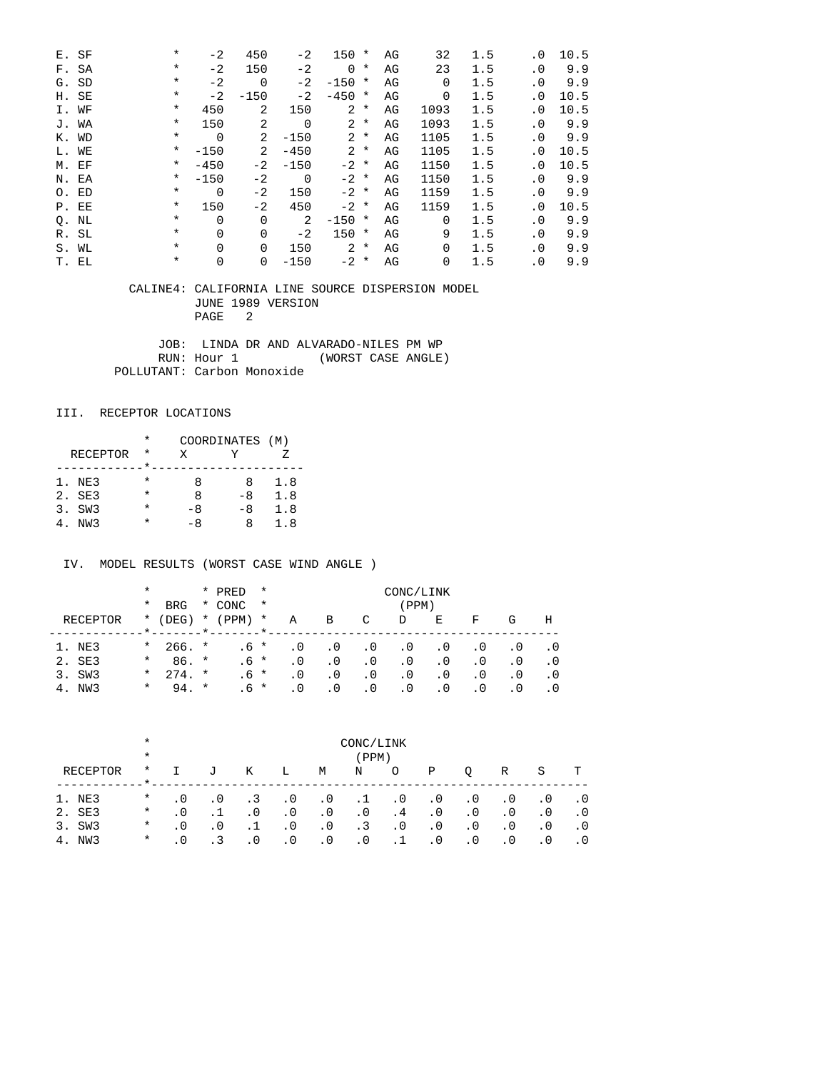| LINK | * | X1 | Y1 | X2 | Y2 | * | TYPE | VPH | EF | H | W |
|---|---|---|---|---|---|---|---|---|---|---|---|
| E. SF | * | -2 | 450 | -2 | 150 | * | AG | 32 | 1.5 | .0 | 10.5 |
| F. SA | * | -2 | 150 | -2 | 0 | * | AG | 23 | 1.5 | .0 | 9.9 |
| G. SD | * | -2 | 0 | -2 | -150 | * | AG | 0 | 1.5 | .0 | 9.9 |
| H. SE | * | -2 | -150 | -2 | -450 | * | AG | 0 | 1.5 | .0 | 10.5 |
| I. WF | * | 450 | 2 | 150 | 2 | * | AG | 1093 | 1.5 | .0 | 10.5 |
| J. WA | * | 150 | 2 | 0 | 2 | * | AG | 1093 | 1.5 | .0 | 9.9 |
| K. WD | * | 0 | 2 | -150 | 2 | * | AG | 1105 | 1.5 | .0 | 9.9 |
| L. WE | * | -150 | 2 | -450 | 2 | * | AG | 1105 | 1.5 | .0 | 10.5 |
| M. EF | * | -450 | -2 | -150 | -2 | * | AG | 1150 | 1.5 | .0 | 10.5 |
| N. EA | * | -150 | -2 | 0 | -2 | * | AG | 1150 | 1.5 | .0 | 9.9 |
| O. ED | * | 0 | -2 | 150 | -2 | * | AG | 1159 | 1.5 | .0 | 9.9 |
| P. EE | * | 150 | -2 | 450 | -2 | * | AG | 1159 | 1.5 | .0 | 10.5 |
| Q. NL | * | 0 | 0 | 2 | -150 | * | AG | 0 | 1.5 | .0 | 9.9 |
| R. SL | * | 0 | 0 | -2 | 150 | * | AG | 9 | 1.5 | .0 | 9.9 |
| S. WL | * | 0 | 0 | 150 | 2 | * | AG | 0 | 1.5 | .0 | 9.9 |
| T. EL | * | 0 | 0 | -150 | -2 | * | AG | 0 | 1.5 | .0 | 9.9 |

CALINE4: CALIFORNIA LINE SOURCE DISPERSION MODEL
JUNE 1989 VERSION
PAGE 2

JOB: LINDA DR AND ALVARADO-NILES PM WP
RUN: Hour 1 (WORST CASE ANGLE)
POLLUTANT: Carbon Monoxide

## III. RECEPTOR LOCATIONS

| RECEPTOR | * | X (M) | Y (M) | Z (M) |
|---|---|---|---|---|
| 1. NE3 | * | 8 | 8 | 1.8 |
| 2. SE3 | * | 8 | -8 | 1.8 |
| 3. SW3 | * | -8 | -8 | 1.8 |
| 4. NW3 | * | -8 | 8 | 1.8 |

## IV. MODEL RESULTS (WORST CASE WIND ANGLE )

| RECEPTOR | * | BRG (DEG) | * | PRED CONC (PPM) | * | A | B | C | D | E | F | G | H |
|---|---|---|---|---|---|---|---|---|---|---|---|---|---|
| | | | | | | CONC/LINK (PPM) | | | | | | | |
| 1. NE3 | * | 266. | * | .6 | * | .0 | .0 | .0 | .0 | .0 | .0 | .0 | .0 |
| 2. SE3 | * | 86. | * | .6 | * | .0 | .0 | .0 | .0 | .0 | .0 | .0 | .0 |
| 3. SW3 | * | 274. | * | .6 | * | .0 | .0 | .0 | .0 | .0 | .0 | .0 | .0 |
| 4. NW3 | * | 94. | * | .6 | * | .0 | .0 | .0 | .0 | .0 | .0 | .0 | .0 |

| RECEPTOR | * | I | J | K | L | M | N | O | P | Q | R | S | T |
|---|---|---|---|---|---|---|---|---|---|---|---|---|---|
| | | CONC/LINK (PPM) | | | | | | | | | | | |
| 1. NE3 | * | .0 | .0 | .3 | .0 | .0 | .1 | .0 | .0 | .0 | .0 | .0 | .0 |
| 2. SE3 | * | .0 | .1 | .0 | .0 | .0 | .0 | .4 | .0 | .0 | .0 | .0 | .0 |
| 3. SW3 | * | .0 | .0 | .1 | .0 | .0 | .3 | .0 | .0 | .0 | .0 | .0 | .0 |
| 4. NW3 | * | .0 | .3 | .0 | .0 | .0 | .0 | .1 | .0 | .0 | .0 | .0 | .0 |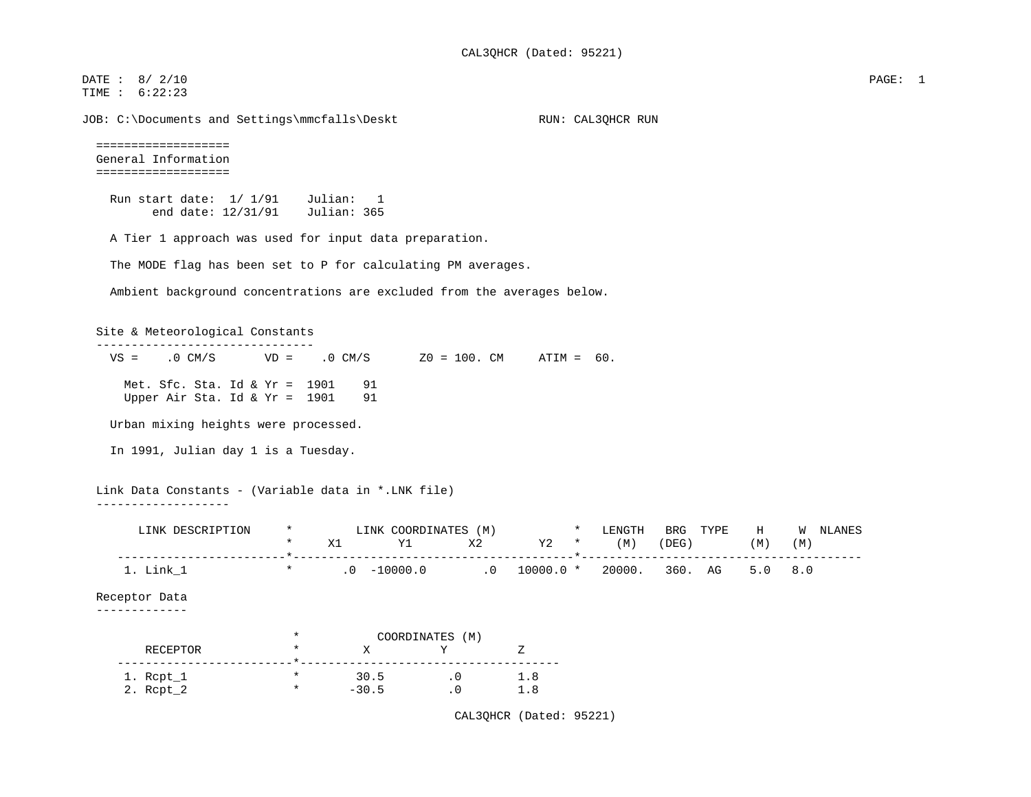CAL3QHCR (Dated: 95221)

DATE : 8/ 2/10
TIME : 6:22:23

JOB: C:\Documents and Settings\mmcfalls\Deskt RUN: CAL3QHCR RUN

## General Information

Run start date: 1/ 1/91 Julian: 1
end date: 12/31/91 Julian: 365

A Tier 1 approach was used for input data preparation.

The MODE flag has been set to P for calculating PM averages.

Ambient background concentrations are excluded from the averages below.

### Site & Meteorological Constants

VS = .0 CM/S VD = .0 CM/S Z0 = 100. CM ATIM = 60.

Met. Sfc. Sta. Id & Yr = 1901 91
Upper Air Sta. Id & Yr = 1901 91

Urban mixing heights were processed.

In 1991, Julian day 1 is a Tuesday.

### Link Data Constants - (Variable data in *.LNK file)

| LINK DESCRIPTION | X1 | Y1 | X2 | Y2 | LENGTH (M) | BRG (DEG) | TYPE | H (M) | W (M) | NLANES |
|---|---|---|---|---|---|---|---|---|---|---|
| 1. Link_1 | .0 | -10000.0 | .0 | 10000.0 | 20000. | 360. | AG | 5.0 | 8.0 | |

LINK COORDINATES (M) apply to X1, Y1, X2, Y2.

### Receptor Data

| RECEPTOR | X | Y | Z |
|---|---|---|---|
| 1. Rcpt_1 | 30.5 | .0 | 1.8 |
| 2. Rcpt_2 | -30.5 | .0 | 1.8 |

COORDINATES (M) apply to X, Y, Z.

CAL3QHCR (Dated: 95221)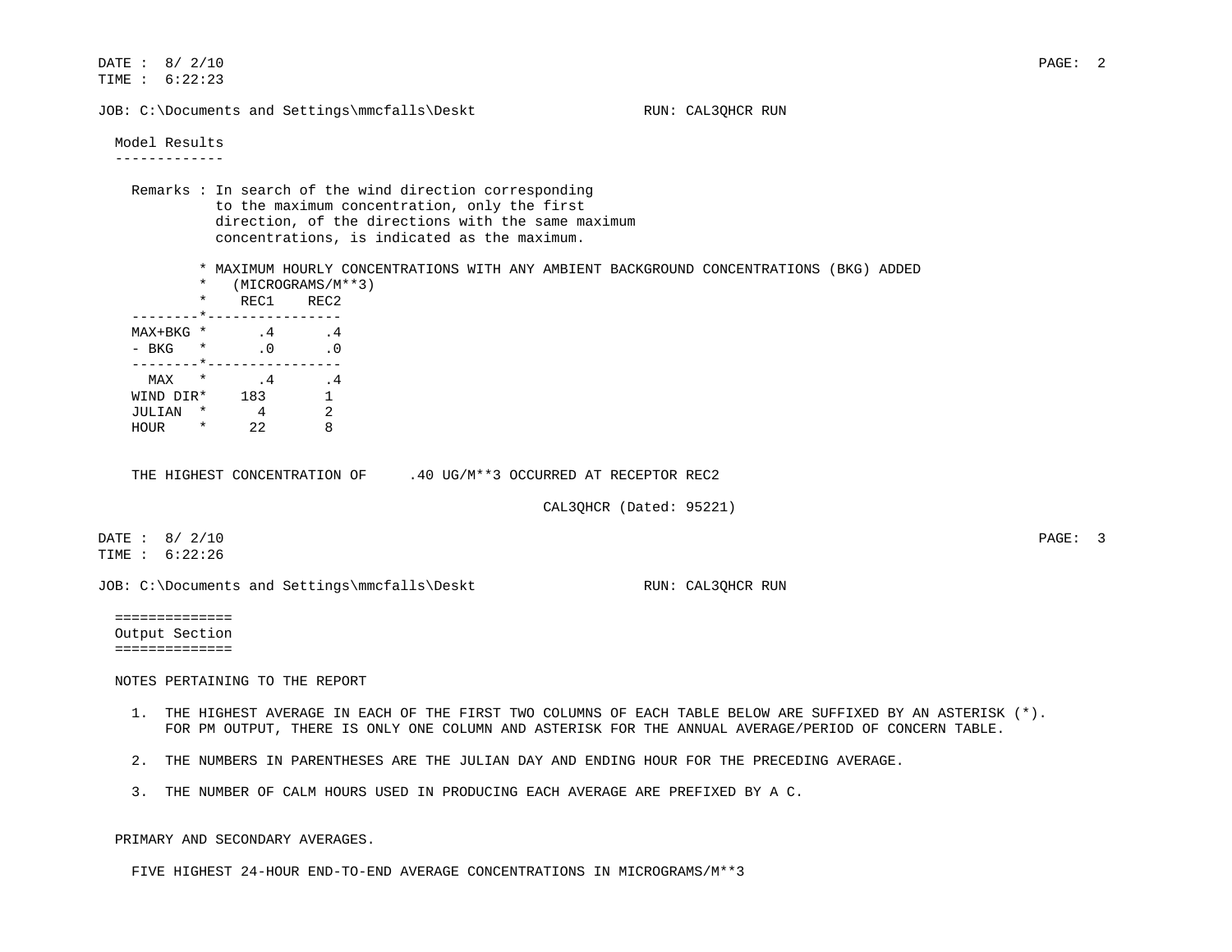JOB: C:\Documents and Settings\mmcfalls\Deskt RUN: CAL3QHCR RUN

Model Results
-------------

Remarks : In search of the wind direction corresponding to the maximum concentration, only the first direction, of the directions with the same maximum concentrations, is indicated as the maximum.

\* MAXIMUM HOURLY CONCENTRATIONS WITH ANY AMBIENT BACKGROUND CONCENTRATIONS (BKG) ADDED
\* (MICROGRAMS/M**3)

| | REC1 | REC2 |
|---|---|---|
| MAX+BKG | .4 | .4 |
| - BKG | .0 | .0 |
| MAX | .4 | .4 |
| WIND DIR | 183 | 1 |
| JULIAN | 4 | 2 |
| HOUR | 22 | 8 |

THE HIGHEST CONCENTRATION OF .40 UG/M**3 OCCURRED AT RECEPTOR REC2

CAL3QHCR (Dated: 95221)

DATE : 8/ 2/10
TIME : 6:22:26

JOB: C:\Documents and Settings\mmcfalls\Deskt RUN: CAL3QHCR RUN

## Output Section

NOTES PERTAINING TO THE REPORT

1. THE HIGHEST AVERAGE IN EACH OF THE FIRST TWO COLUMNS OF EACH TABLE BELOW ARE SUFFIXED BY AN ASTERISK (*). FOR PM OUTPUT, THERE IS ONLY ONE COLUMN AND ASTERISK FOR THE ANNUAL AVERAGE/PERIOD OF CONCERN TABLE.

2. THE NUMBERS IN PARENTHESES ARE THE JULIAN DAY AND ENDING HOUR FOR THE PRECEDING AVERAGE.

3. THE NUMBER OF CALM HOURS USED IN PRODUCING EACH AVERAGE ARE PREFIXED BY A C.

PRIMARY AND SECONDARY AVERAGES.

FIVE HIGHEST 24-HOUR END-TO-END AVERAGE CONCENTRATIONS IN MICROGRAMS/M**3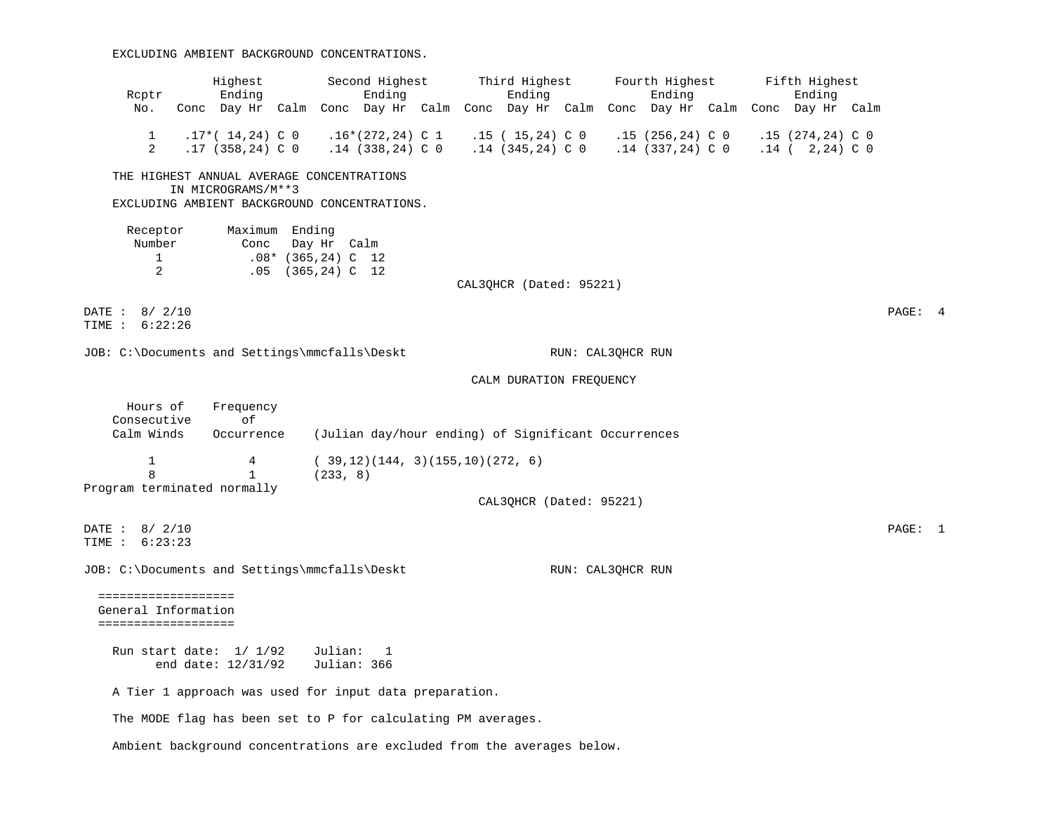EXCLUDING AMBIENT BACKGROUND CONCENTRATIONS.

```
                Highest         Second Highest       Third Highest      Fourth Highest       Fifth Highest
   Rcptr        Ending              Ending              Ending              Ending              Ending
    No.   Conc  Day Hr  Calm  Conc  Day Hr  Calm  Conc  Day Hr  Calm  Conc  Day Hr  Calm  Conc  Day Hr  Calm

     1    .17*( 14,24) C 0    .16*(272,24) C 1    .15 ( 15,24) C 0    .15 (256,24) C 0    .15 (274,24) C 0
     2    .17 (358,24) C 0    .14 (338,24) C 0    .14 (345,24) C 0    .14 (337,24) C 0    .14 (  2,24) C 0
```

THE HIGHEST ANNUAL AVERAGE CONCENTRATIONS
IN MICROGRAMS/M**3
EXCLUDING AMBIENT BACKGROUND CONCENTRATIONS.

```
   Receptor      Maximum  Ending
    Number         Conc   Day Hr  Calm
      1            .08* (365,24) C  12
      2            .05  (365,24) C  12
```

CAL3QHCR (Dated: 95221)

DATE : 8/ 2/10
TIME : 6:22:26

JOB: C:\Documents and Settings\mmcfalls\Deskt                    RUN: CAL3QHCR RUN

CALM DURATION FREQUENCY

```
  Hours of    Frequency
 Consecutive      of
 Calm Winds   Occurrence    (Julian day/hour ending) of Significant Occurrences

      1            4        ( 39,12)(144, 3)(155,10)(272, 6)
      8            1        (233, 8)
```

Program terminated normally

CAL3QHCR (Dated: 95221)

DATE : 8/ 2/10
TIME : 6:23:23

JOB: C:\Documents and Settings\mmcfalls\Deskt                    RUN: CAL3QHCR RUN

===================
General Information
===================

Run start date: 1/ 1/92    Julian:   1
end date: 12/31/92    Julian: 366

A Tier 1 approach was used for input data preparation.

The MODE flag has been set to P for calculating PM averages.

Ambient background concentrations are excluded from the averages below.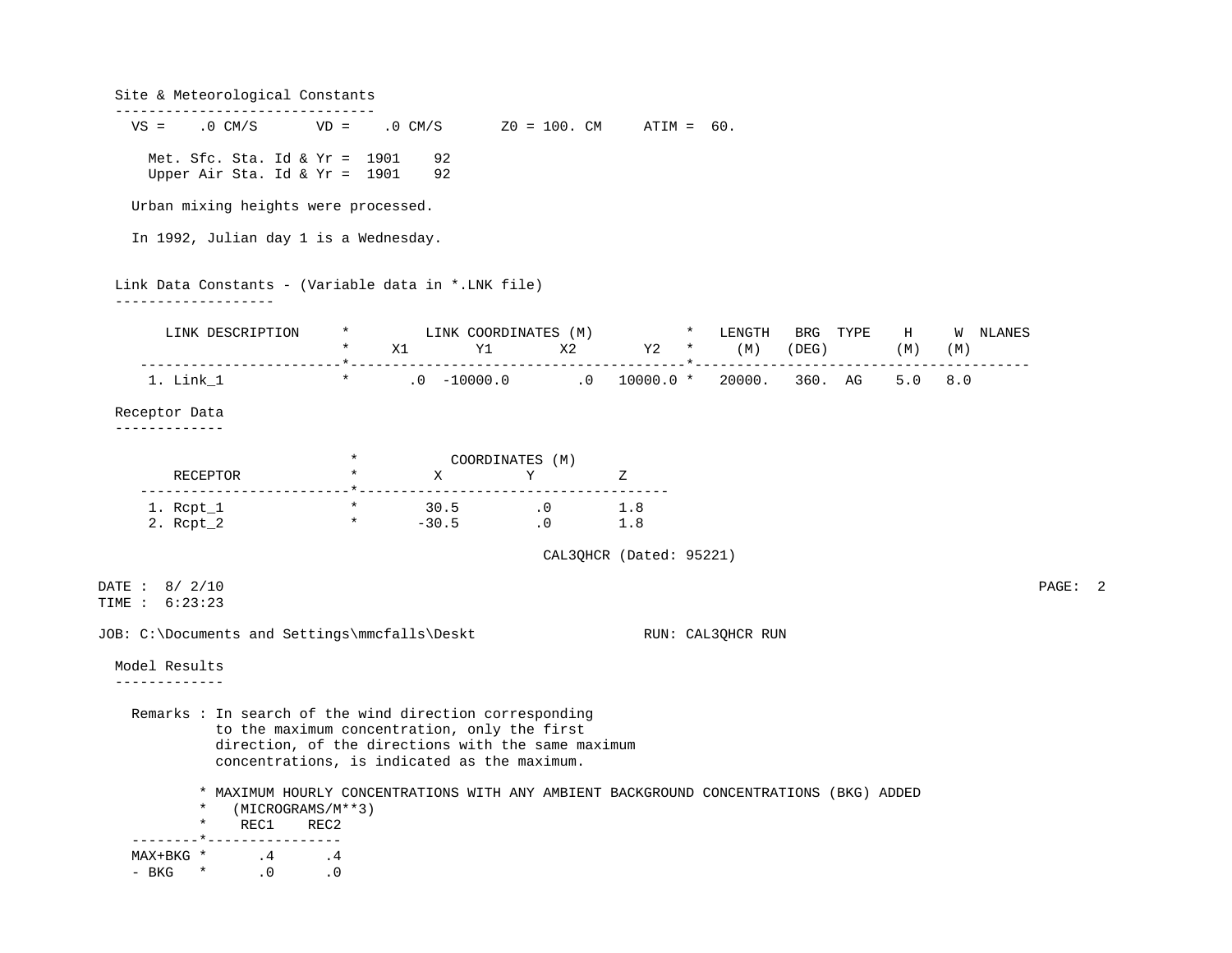## Site & Meteorological Constants

```
VS =    .0 CM/S       VD =    .0 CM/S       Z0 = 100. CM     ATIM =  60.

  Met. Sfc. Sta. Id & Yr =  1901    92
  Upper Air Sta. Id & Yr =  1901    92

Urban mixing heights were processed.

In 1992, Julian day 1 is a Wednesday.
```

## Link Data Constants - (Variable data in *.LNK file)

| LINK DESCRIPTION | X1 | Y1 | X2 | Y2 | LENGTH (M) | BRG (DEG) | TYPE | H (M) | W (M) | NLANES |
|---|---|---|---|---|---|---|---|---|---|---|
| 1. Link_1 | .0 | -10000.0 | .0 | 10000.0 | 20000. | 360. | AG | 5.0 | 8.0 | |

## Receptor Data

| RECEPTOR | X | Y | Z |
|---|---|---|---|
| 1. Rcpt_1 | 30.5 | .0 | 1.8 |
| 2. Rcpt_2 | -30.5 | .0 | 1.8 |

CAL3QHCR (Dated: 95221)

DATE : 8/ 2/10
TIME : 6:23:23

JOB: C:\Documents and Settings\mmcfalls\Deskt                    RUN: CAL3QHCR RUN

## Model Results

Remarks : In search of the wind direction corresponding to the maximum concentration, only the first direction, of the directions with the same maximum concentrations, is indicated as the maximum.

* MAXIMUM HOURLY CONCENTRATIONS WITH ANY AMBIENT BACKGROUND CONCENTRATIONS (BKG) ADDED
* (MICROGRAMS/M**3)

| | REC1 | REC2 |
|---|---|---|
| MAX+BKG | .4 | .4 |
| - BKG | .0 | .0 |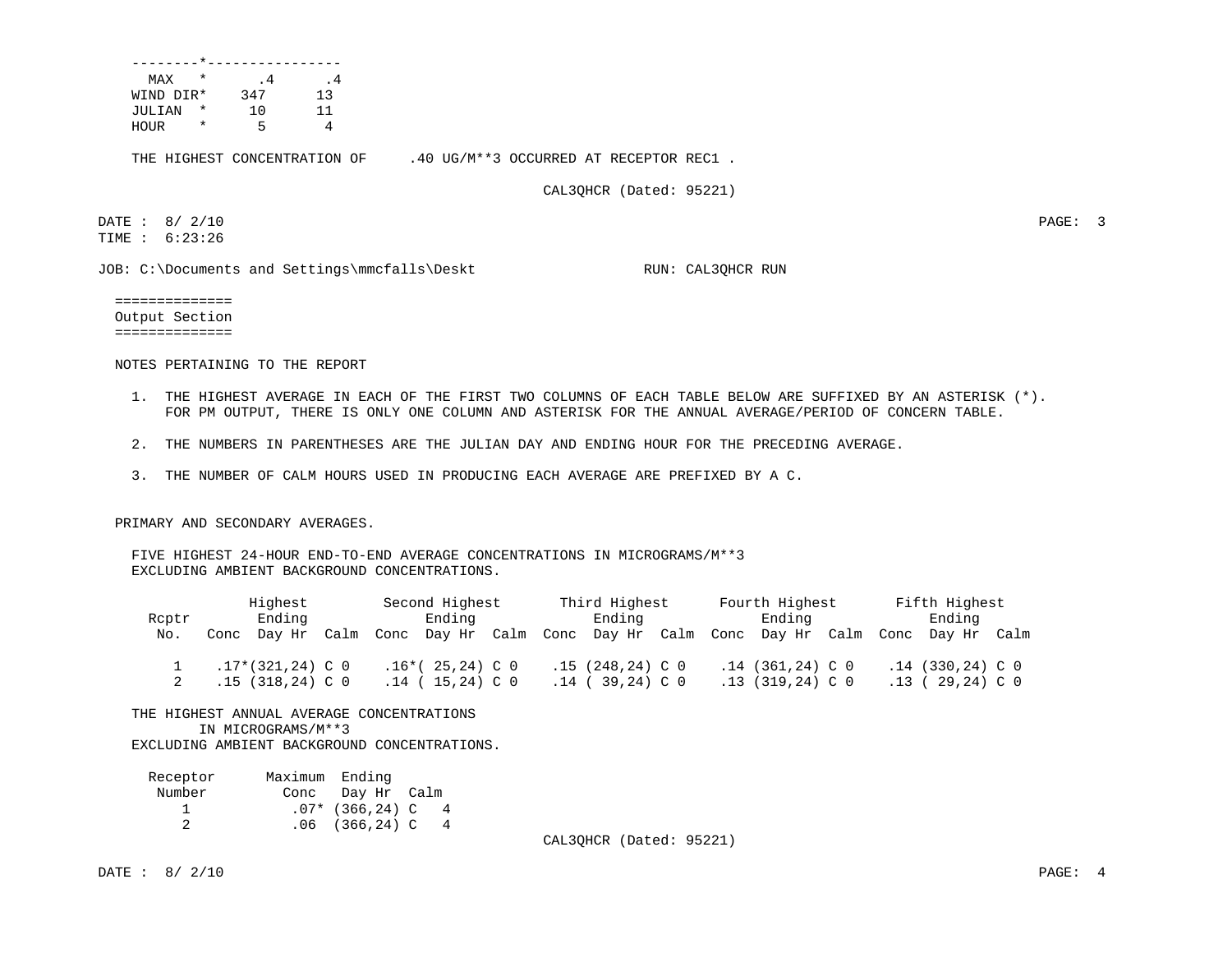```
--------*----------------
  MAX   *      .4      .4
WIND DIR*    347      13
JULIAN  *     10      11
HOUR    *      5       4
```

THE HIGHEST CONCENTRATION OF .40 UG/M**3 OCCURRED AT RECEPTOR REC1 .

CAL3QHCR (Dated: 95221)

DATE : 8/ 2/10
TIME : 6:23:26

JOB: C:\Documents and Settings\mmcfalls\Deskt RUN: CAL3QHCR RUN

## Output Section

NOTES PERTAINING TO THE REPORT

1. THE HIGHEST AVERAGE IN EACH OF THE FIRST TWO COLUMNS OF EACH TABLE BELOW ARE SUFFIXED BY AN ASTERISK (*). FOR PM OUTPUT, THERE IS ONLY ONE COLUMN AND ASTERISK FOR THE ANNUAL AVERAGE/PERIOD OF CONCERN TABLE.

2. THE NUMBERS IN PARENTHESES ARE THE JULIAN DAY AND ENDING HOUR FOR THE PRECEDING AVERAGE.

3. THE NUMBER OF CALM HOURS USED IN PRODUCING EACH AVERAGE ARE PREFIXED BY A C.

PRIMARY AND SECONDARY AVERAGES.

FIVE HIGHEST 24-HOUR END-TO-END AVERAGE CONCENTRATIONS IN MICROGRAMS/M**3
EXCLUDING AMBIENT BACKGROUND CONCENTRATIONS.

| Rcptr No. | Highest Conc | Ending Day Hr | Calm | Second Highest Conc | Ending Day Hr | Calm | Third Highest Conc | Ending Day Hr | Calm | Fourth Highest Conc | Ending Day Hr | Calm | Fifth Highest Conc | Ending Day Hr | Calm |
|---|---|---|---|---|---|---|---|---|---|---|---|---|---|---|---|
| 1 | .17* | (321,24) | C 0 | .16* | ( 25,24) | C 0 | .15 | (248,24) | C 0 | .14 | (361,24) | C 0 | .14 | (330,24) | C 0 |
| 2 | .15 | (318,24) | C 0 | .14 | ( 15,24) | C 0 | .14 | ( 39,24) | C 0 | .13 | (319,24) | C 0 | .13 | ( 29,24) | C 0 |

THE HIGHEST ANNUAL AVERAGE CONCENTRATIONS
IN MICROGRAMS/M**3
EXCLUDING AMBIENT BACKGROUND CONCENTRATIONS.

| Receptor Number | Maximum Conc | Ending Day Hr | Calm |
|---|---|---|---|
| 1 | .07* | (366,24) | C 4 |
| 2 | .06 | (366,24) | C 4 |

CAL3QHCR (Dated: 95221)

DATE : 8/ 2/10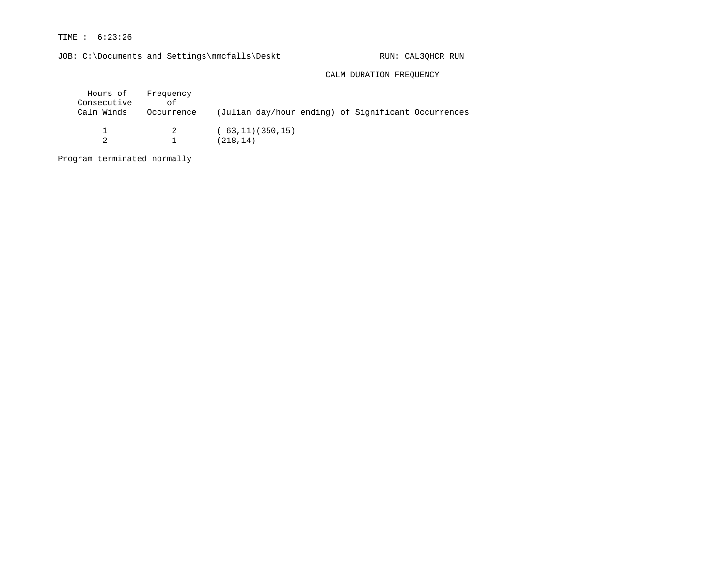TIME : 6:23:26

JOB: C:\Documents and Settings\mmcfalls\Deskt RUN: CAL3QHCR RUN

CALM DURATION FREQUENCY

| Hours of Consecutive Calm Winds | Frequency of Occurrence | (Julian day/hour ending) of Significant Occurrences |
|---|---|---|
| 1 | 2 | ( 63,11)(350,15) |
| 2 | 1 | (218,14) |

Program terminated normally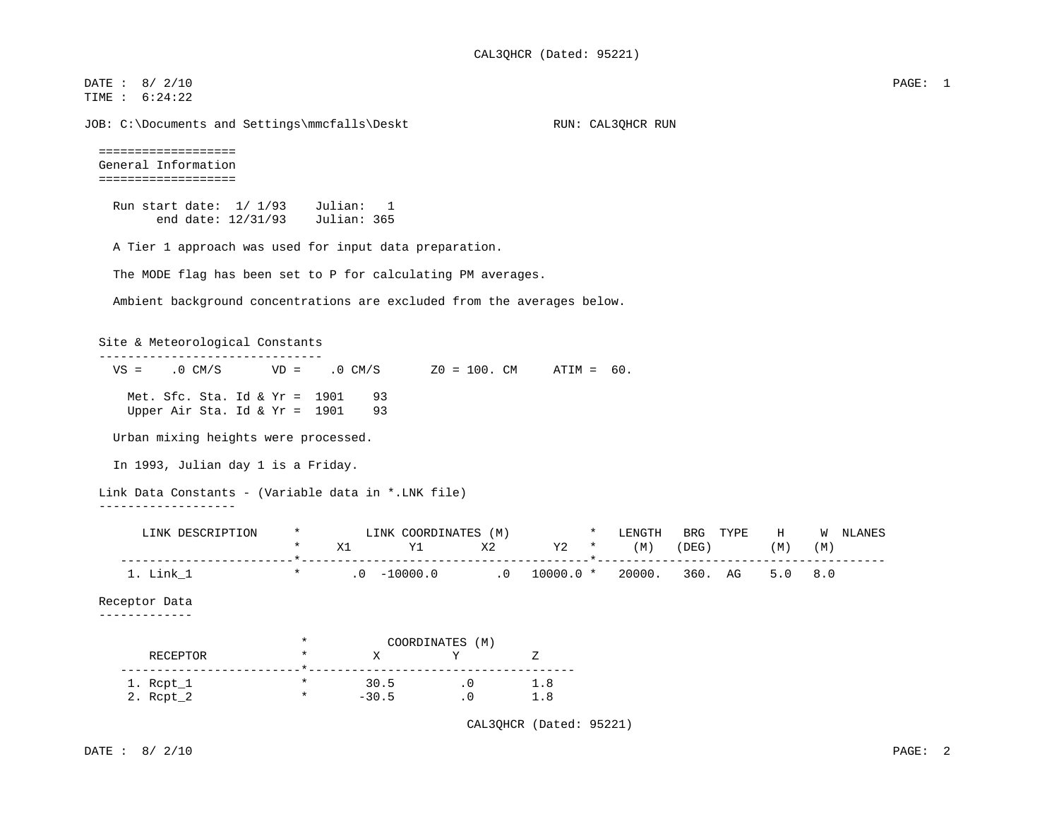CAL3QHCR (Dated: 95221)

DATE : 8/ 2/10
TIME : 6:24:22

JOB: C:\Documents and Settings\mmcfalls\Deskt RUN: CAL3QHCR RUN

## General Information

Run start date: 1/ 1/93 Julian: 1
end date: 12/31/93 Julian: 365

A Tier 1 approach was used for input data preparation.

The MODE flag has been set to P for calculating PM averages.

Ambient background concentrations are excluded from the averages below.

### Site & Meteorological Constants

VS = .0 CM/S VD = .0 CM/S Z0 = 100. CM ATIM = 60.

Met. Sfc. Sta. Id & Yr = 1901 93
Upper Air Sta. Id & Yr = 1901 93

Urban mixing heights were processed.

In 1993, Julian day 1 is a Friday.

### Link Data Constants - (Variable data in *.LNK file)

| LINK DESCRIPTION | X1 | Y1 | X2 | Y2 | LENGTH (M) | BRG (DEG) | TYPE | H (M) | W (M) | NLANES |
|---|---|---|---|---|---|---|---|---|---|---|
| | LINK COORDINATES (M) | | | | | | | | | |
| 1. Link_1 | .0 | -10000.0 | .0 | 10000.0 | 20000. | 360. | AG | 5.0 | 8.0 | |

### Receptor Data

| RECEPTOR | X | Y | Z |
|---|---|---|---|
| | COORDINATES (M) | | |
| 1. Rcpt_1 | 30.5 | .0 | 1.8 |
| 2. Rcpt_2 | -30.5 | .0 | 1.8 |

CAL3QHCR (Dated: 95221)

DATE : 8/ 2/10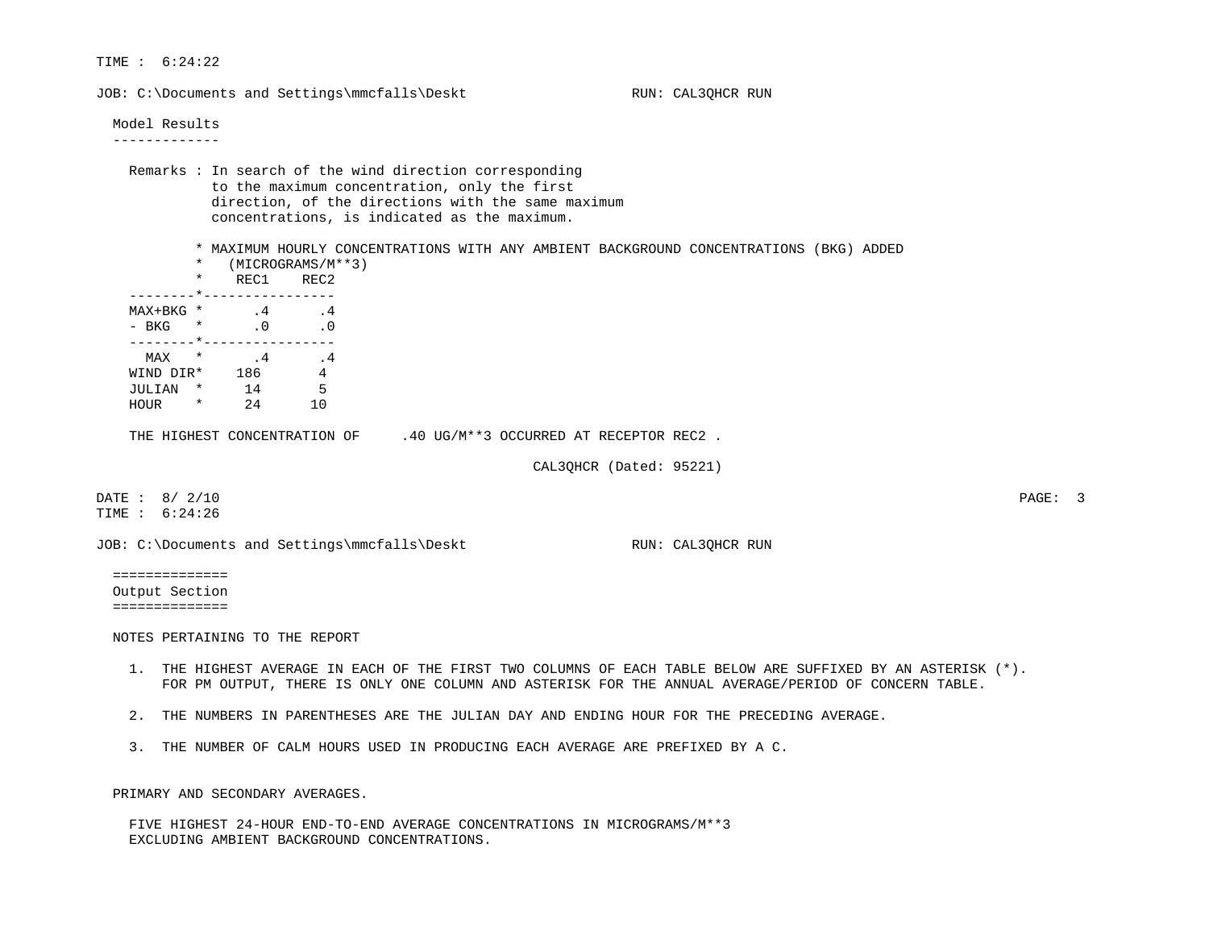TIME :  6:24:22

JOB: C:\Documents and Settings\mmcfalls\Deskt                    RUN: CAL3QHCR RUN

Model Results

-------------

Remarks : In search of the wind direction corresponding to the maximum concentration, only the first direction, of the directions with the same maximum concentrations, is indicated as the maximum.

```
          * MAXIMUM HOURLY CONCENTRATIONS WITH ANY AMBIENT BACKGROUND CONCENTRATIONS (BKG) ADDED
          *   (MICROGRAMS/M**3)
          *    REC1    REC2
  --------*----------------
  MAX+BKG *      .4      .4
  - BKG   *      .0      .0
  --------*----------------
    MAX   *      .4      .4
  WIND DIR*    186       4
  JULIAN  *     14       5
  HOUR    *     24      10
```

THE HIGHEST CONCENTRATION OF     .40 UG/M**3 OCCURRED AT RECEPTOR REC2 .

CAL3QHCR (Dated: 95221)

DATE :  8/ 2/10

TIME :  6:24:26

JOB: C:\Documents and Settings\mmcfalls\Deskt                    RUN: CAL3QHCR RUN

==============

Output Section

==============

NOTES PERTAINING TO THE REPORT

1. THE HIGHEST AVERAGE IN EACH OF THE FIRST TWO COLUMNS OF EACH TABLE BELOW ARE SUFFIXED BY AN ASTERISK (*). FOR PM OUTPUT, THERE IS ONLY ONE COLUMN AND ASTERISK FOR THE ANNUAL AVERAGE/PERIOD OF CONCERN TABLE.

2. THE NUMBERS IN PARENTHESES ARE THE JULIAN DAY AND ENDING HOUR FOR THE PRECEDING AVERAGE.

3. THE NUMBER OF CALM HOURS USED IN PRODUCING EACH AVERAGE ARE PREFIXED BY A C.

PRIMARY AND SECONDARY AVERAGES.

FIVE HIGHEST 24-HOUR END-TO-END AVERAGE CONCENTRATIONS IN MICROGRAMS/M**3
EXCLUDING AMBIENT BACKGROUND CONCENTRATIONS.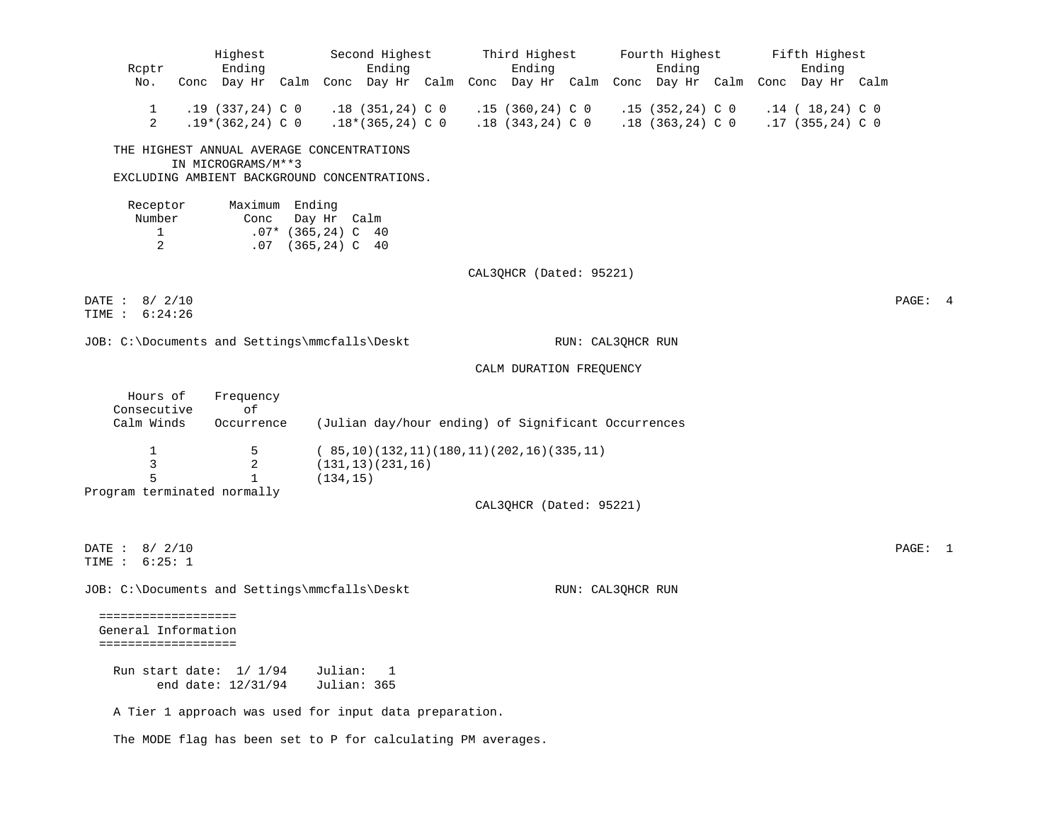| Rcptr No. | Highest Conc | Highest Ending Day Hr | Highest Calm | Second Highest Conc | Second Highest Ending Day Hr | Second Highest Calm | Third Highest Conc | Third Highest Ending Day Hr | Third Highest Calm | Fourth Highest Conc | Fourth Highest Ending Day Hr | Fourth Highest Calm | Fifth Highest Conc | Fifth Highest Ending Day Hr | Fifth Highest Calm |
|---|---|---|---|---|---|---|---|---|---|---|---|---|---|---|---|
| 1 | .19 | (337,24) | C 0 | .18 | (351,24) | C 0 | .15 | (360,24) | C 0 | .15 | (352,24) | C 0 | .14 | ( 18,24) | C 0 |
| 2 | .19* | (362,24) | C 0 | .18* | (365,24) | C 0 | .18 | (343,24) | C 0 | .18 | (363,24) | C 0 | .17 | (355,24) | C 0 |

THE HIGHEST ANNUAL AVERAGE CONCENTRATIONS
IN MICROGRAMS/M**3
EXCLUDING AMBIENT BACKGROUND CONCENTRATIONS.

| Receptor Number | Maximum Conc | Ending Day Hr | Calm |
|---|---|---|---|
| 1 | .07* | (365,24) | C 40 |
| 2 | .07 | (365,24) | C 40 |

CAL3QHCR (Dated: 95221)

DATE : 8/ 2/10
TIME : 6:24:26

JOB: C:\Documents and Settings\mmcfalls\Deskt RUN: CAL3QHCR RUN

CALM DURATION FREQUENCY

| Hours of Consecutive Calm Winds | Frequency of Occurrence | (Julian day/hour ending) of Significant Occurrences |
|---|---|---|
| 1 | 5 | ( 85,10)(132,11)(180,11)(202,16)(335,11) |
| 3 | 2 | (131,13)(231,16) |
| 5 | 1 | (134,15) |

Program terminated normally

CAL3QHCR (Dated: 95221)

DATE : 8/ 2/10
TIME : 6:25: 1

JOB: C:\Documents and Settings\mmcfalls\Deskt RUN: CAL3QHCR RUN

===================
General Information
===================

Run start date: 1/ 1/94 Julian: 1
end date: 12/31/94 Julian: 365

A Tier 1 approach was used for input data preparation.

The MODE flag has been set to P for calculating PM averages.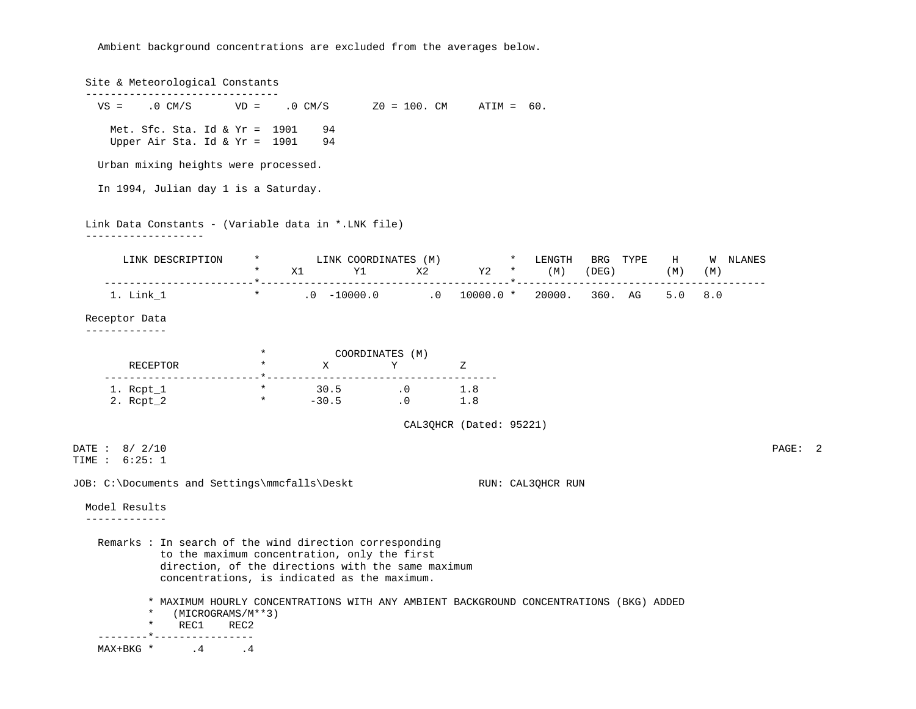Ambient background concentrations are excluded from the averages below.

## Site & Meteorological Constants

VS = .0 CM/S    VD = .0 CM/S    Z0 = 100. CM    ATIM = 60.

Met. Sfc. Sta. Id & Yr = 1901 94
Upper Air Sta. Id & Yr = 1901 94

Urban mixing heights were processed.

In 1994, Julian day 1 is a Saturday.

## Link Data Constants - (Variable data in *.LNK file)

| LINK DESCRIPTION | X1 | Y1 | X2 | Y2 | LENGTH (M) | BRG (DEG) | TYPE | H (M) | W (M) | NLANES |
|---|---|---|---|---|---|---|---|---|---|---|
| 1. Link_1 | .0 | -10000.0 | .0 | 10000.0 | 20000. | 360. | AG | 5.0 | 8.0 | |

LINK COORDINATES (M)

## Receptor Data

| RECEPTOR | X | Y | Z |
|---|---|---|---|
| 1. Rcpt_1 | 30.5 | .0 | 1.8 |
| 2. Rcpt_2 | -30.5 | .0 | 1.8 |

COORDINATES (M)

CAL3QHCR (Dated: 95221)

DATE : 8/ 2/10
TIME : 6:25: 1

JOB: C:\Documents and Settings\mmcfalls\Deskt    RUN: CAL3QHCR RUN

## Model Results

Remarks : In search of the wind direction corresponding to the maximum concentration, only the first direction, of the directions with the same maximum concentrations, is indicated as the maximum.

MAXIMUM HOURLY CONCENTRATIONS WITH ANY AMBIENT BACKGROUND CONCENTRATIONS (BKG) ADDED (MICROGRAMS/M**3)

| | REC1 | REC2 |
|---|---|---|
| MAX+BKG | .4 | .4 |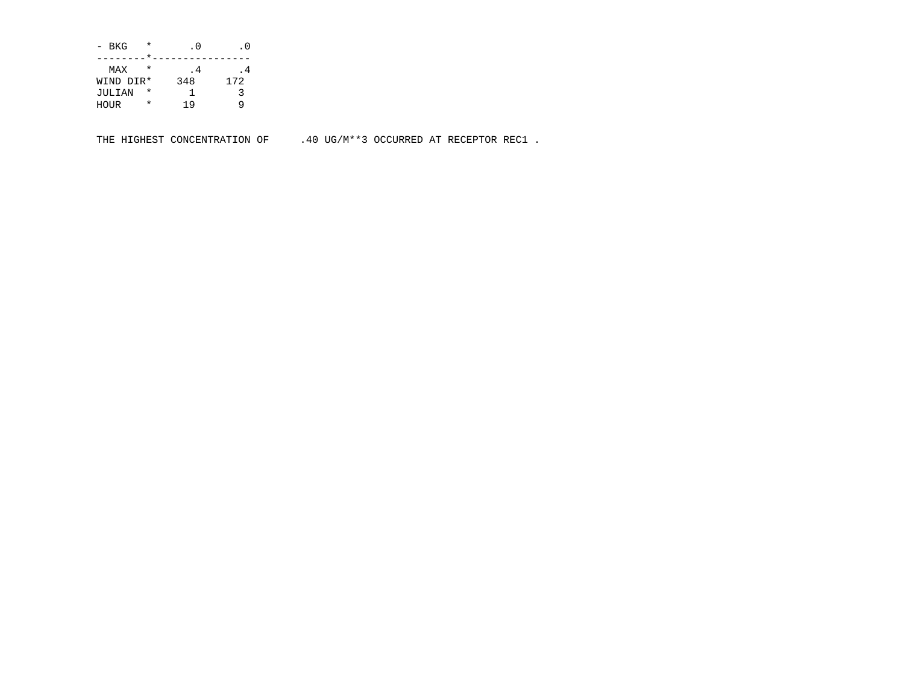```
- BKG   *      .0      .0
--------*----------------
  MAX   *      .4      .4
WIND DIR*    348     172
JULIAN  *      1       3
HOUR    *     19       9


THE HIGHEST CONCENTRATION OF     .40 UG/M**3 OCCURRED AT RECEPTOR REC1 .
```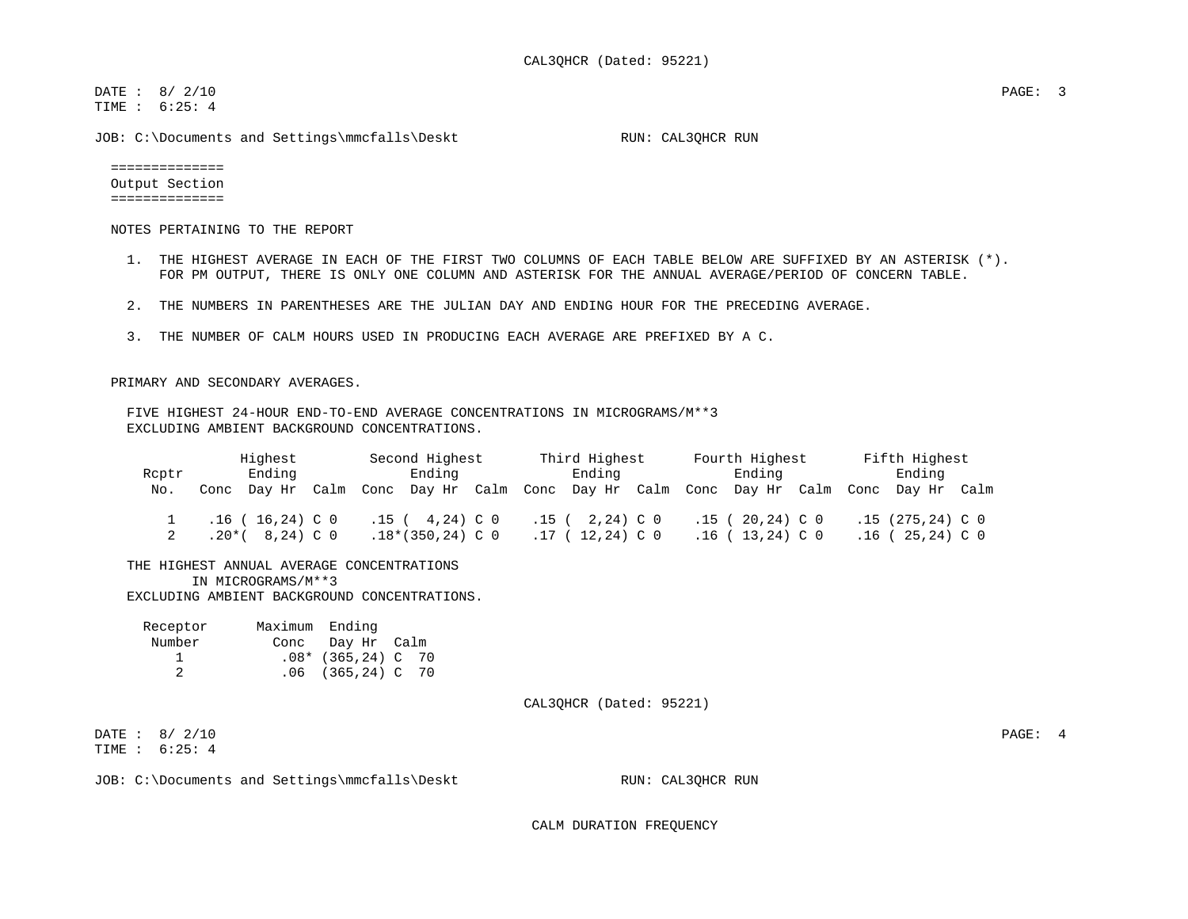## Output Section

NOTES PERTAINING TO THE REPORT

1. THE HIGHEST AVERAGE IN EACH OF THE FIRST TWO COLUMNS OF EACH TABLE BELOW ARE SUFFIXED BY AN ASTERISK (*). FOR PM OUTPUT, THERE IS ONLY ONE COLUMN AND ASTERISK FOR THE ANNUAL AVERAGE/PERIOD OF CONCERN TABLE.
2. THE NUMBERS IN PARENTHESES ARE THE JULIAN DAY AND ENDING HOUR FOR THE PRECEDING AVERAGE.
3. THE NUMBER OF CALM HOURS USED IN PRODUCING EACH AVERAGE ARE PREFIXED BY A C.

PRIMARY AND SECONDARY AVERAGES.

FIVE HIGHEST 24-HOUR END-TO-END AVERAGE CONCENTRATIONS IN MICROGRAMS/M**3
EXCLUDING AMBIENT BACKGROUND CONCENTRATIONS.

| Rcptr | Highest | | | Second Highest | | | Third Highest | | | Fourth Highest | | | Fifth Highest | | |
|---|---|---|---|---|---|---|---|---|---|---|---|---|---|---|---|
| | | Ending | | | Ending | | | Ending | | | Ending | | | Ending | |
| No. | Conc | Day Hr | Calm | Conc | Day Hr | Calm | Conc | Day Hr | Calm | Conc | Day Hr | Calm | Conc | Day Hr | Calm |
| 1 | .16 | ( 16,24) | C 0 | .15 | ( 4,24) | C 0 | .15 | ( 2,24) | C 0 | .15 | ( 20,24) | C 0 | .15 | (275,24) | C 0 |
| 2 | .20* | ( 8,24) | C 0 | .18* | (350,24) | C 0 | .17 | ( 12,24) | C 0 | .16 | ( 13,24) | C 0 | .16 | ( 25,24) | C 0 |

THE HIGHEST ANNUAL AVERAGE CONCENTRATIONS
IN MICROGRAMS/M**3
EXCLUDING AMBIENT BACKGROUND CONCENTRATIONS.

| Receptor Number | Maximum Conc | Ending Day Hr | Calm |
|---|---|---|---|
| 1 | .08* | (365,24) | C 70 |
| 2 | .06 | (365,24) | C 70 |

CAL3QHCR (Dated: 95221)

DATE : 8/ 2/10
TIME : 6:25: 4

JOB: C:\Documents and Settings\mmcfalls\Deskt RUN: CAL3QHCR RUN

CALM DURATION FREQUENCY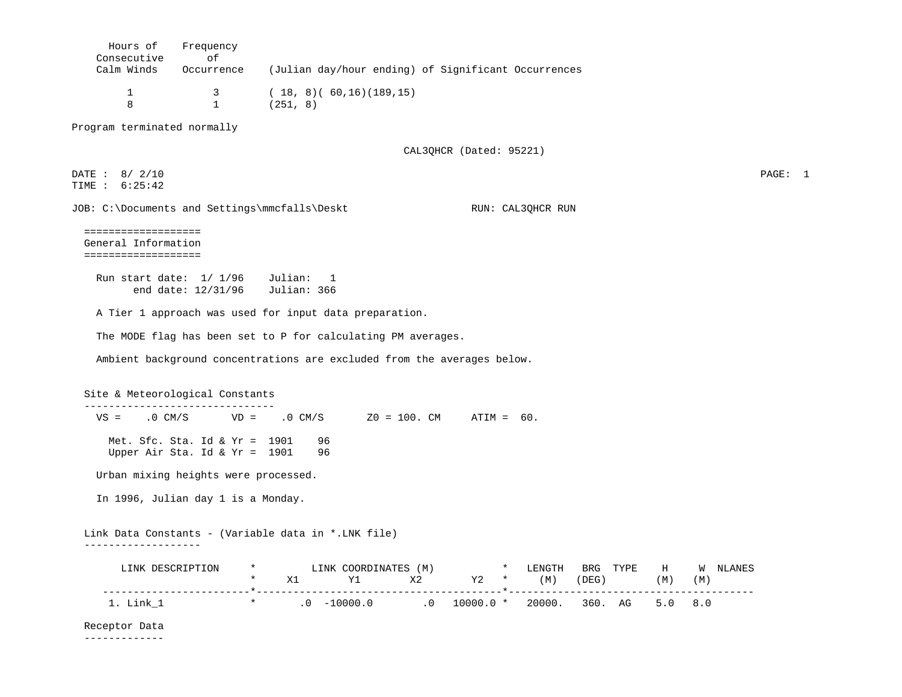```
      Hours of    Frequency
    Consecutive       of
    Calm Winds    Occurrence    (Julian day/hour ending) of Significant Occurrences

         1             3        ( 18, 8)( 60,16)(189,15)
         8             1        (251, 8)

Program terminated normally
```

CAL3QHCR (Dated: 95221)

```
DATE :  8/ 2/10                                                                                                       PAGE:  1
TIME :  6:25:42

JOB: C:\Documents and Settings\mmcfalls\Deskt                    RUN: CAL3QHCR RUN
```

## General Information

```
    Run start date:  1/ 1/96    Julian:   1
          end date: 12/31/96    Julian: 366

    A Tier 1 approach was used for input data preparation.

    The MODE flag has been set to P for calculating PM averages.

    Ambient background concentrations are excluded from the averages below.
```

### Site & Meteorological Constants

```
    VS =    .0 CM/S       VD =    .0 CM/S       Z0 = 100. CM     ATIM =  60.

      Met. Sfc. Sta. Id & Yr =  1901    96
      Upper Air Sta. Id & Yr =  1901    96

    Urban mixing heights were processed.

    In 1996, Julian day 1 is a Monday.
```

### Link Data Constants - (Variable data in *.LNK file)

```
       LINK DESCRIPTION     *         LINK COORDINATES (M)           *   LENGTH   BRG  TYPE    H     W  NLANES
                            *     X1        Y1        X2        Y2   *     (M)   (DEG)        (M)   (M)
     -----------------------*----------------------------------------*----------------------------------------
      1. Link_1             *       .0  -10000.0        .0   10000.0 *   20000.   360.  AG    5.0   8.0
```

### Receptor Data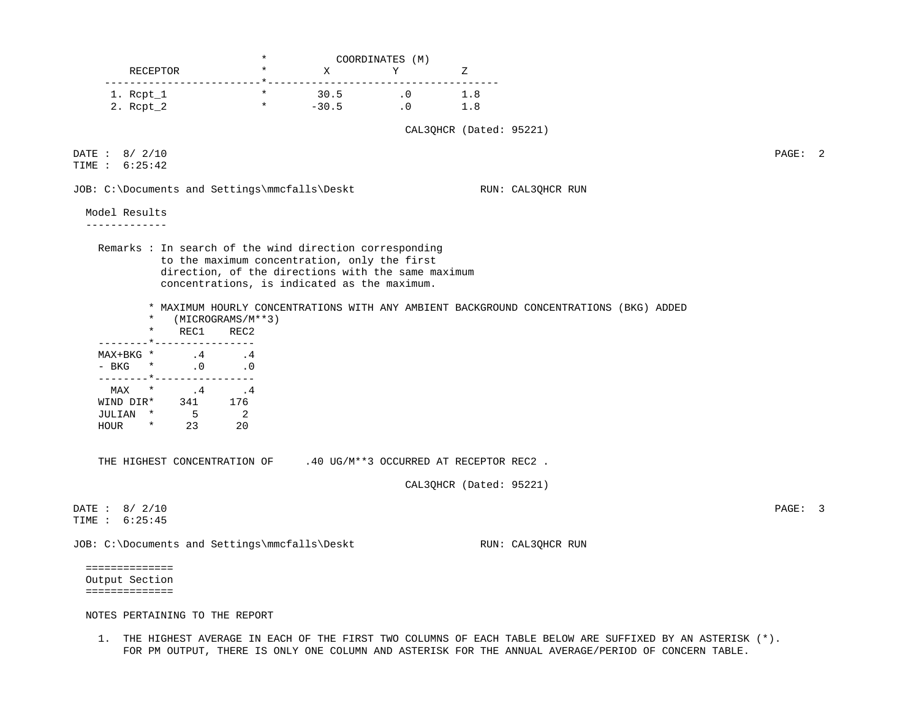| RECEPTOR | COORDINATES (M) X | Y | Z |
|---|---|---|---|
| 1. Rcpt_1 | 30.5 | .0 | 1.8 |
| 2. Rcpt_2 | -30.5 | .0 | 1.8 |

CAL3QHCR (Dated: 95221)

DATE : 8/ 2/10

TIME : 6:25:42

JOB: C:\Documents and Settings\mmcfalls\Deskt RUN: CAL3QHCR RUN

## Model Results

Remarks : In search of the wind direction corresponding to the maximum concentration, only the first direction, of the directions with the same maximum concentrations, is indicated as the maximum.

MAXIMUM HOURLY CONCENTRATIONS WITH ANY AMBIENT BACKGROUND CONCENTRATIONS (BKG) ADDED (MICROGRAMS/M**3)

| | REC1 | REC2 |
|---|---|---|
| MAX+BKG | .4 | .4 |
| - BKG | .0 | .0 |
| MAX | .4 | .4 |
| WIND DIR | 341 | 176 |
| JULIAN | 5 | 2 |
| HOUR | 23 | 20 |

THE HIGHEST CONCENTRATION OF .40 UG/M**3 OCCURRED AT RECEPTOR REC2 .

CAL3QHCR (Dated: 95221)

DATE : 8/ 2/10

TIME : 6:25:45

JOB: C:\Documents and Settings\mmcfalls\Deskt RUN: CAL3QHCR RUN

## Output Section

NOTES PERTAINING TO THE REPORT

1. THE HIGHEST AVERAGE IN EACH OF THE FIRST TWO COLUMNS OF EACH TABLE BELOW ARE SUFFIXED BY AN ASTERISK (*). FOR PM OUTPUT, THERE IS ONLY ONE COLUMN AND ASTERISK FOR THE ANNUAL AVERAGE/PERIOD OF CONCERN TABLE.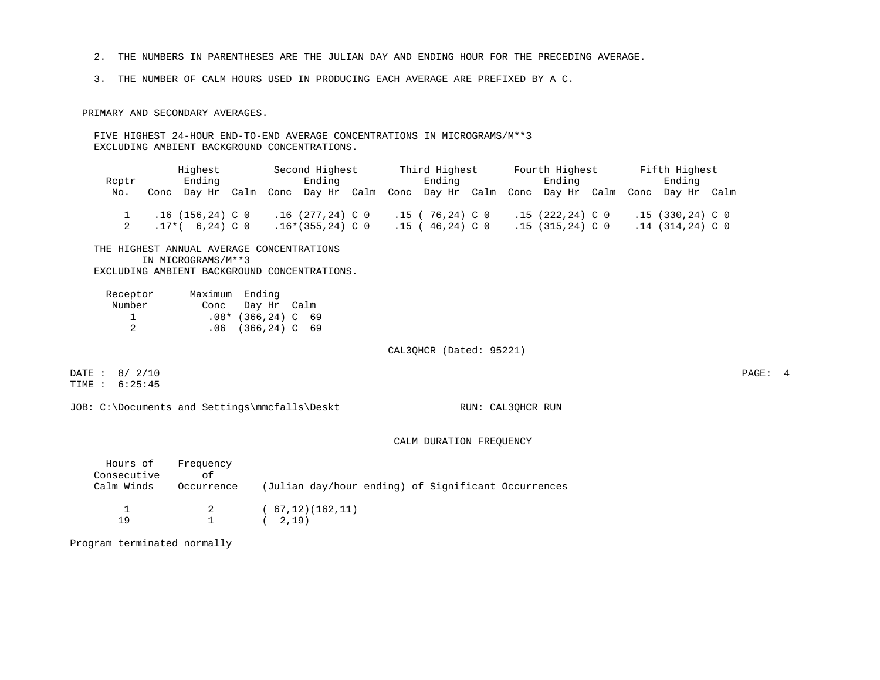2. THE NUMBERS IN PARENTHESES ARE THE JULIAN DAY AND ENDING HOUR FOR THE PRECEDING AVERAGE.

3. THE NUMBER OF CALM HOURS USED IN PRODUCING EACH AVERAGE ARE PREFIXED BY A C.

PRIMARY AND SECONDARY AVERAGES.

FIVE HIGHEST 24-HOUR END-TO-END AVERAGE CONCENTRATIONS IN MICROGRAMS/M**3
EXCLUDING AMBIENT BACKGROUND CONCENTRATIONS.

| Rcptr | Highest | | | Second Highest | | | Third Highest | | | Fourth Highest | | | Fifth Highest | | |
|---|---|---|---|---|---|---|---|---|---|---|---|---|---|---|---|
| | | Ending | | | Ending | | | Ending | | | Ending | | | Ending | |
| No. | Conc | Day Hr | Calm | Conc | Day Hr | Calm | Conc | Day Hr | Calm | Conc | Day Hr | Calm | Conc | Day Hr | Calm |
| 1 | .16 | (156,24) | C 0 | .16 | (277,24) | C 0 | .15 | ( 76,24) | C 0 | .15 | (222,24) | C 0 | .15 | (330,24) | C 0 |
| 2 | .17* | ( 6,24) | C 0 | .16* | (355,24) | C 0 | .15 | ( 46,24) | C 0 | .15 | (315,24) | C 0 | .14 | (314,24) | C 0 |

THE HIGHEST ANNUAL AVERAGE CONCENTRATIONS
IN MICROGRAMS/M**3
EXCLUDING AMBIENT BACKGROUND CONCENTRATIONS.

| Receptor Number | Maximum Conc | Ending Day Hr | Calm |
|---|---|---|---|
| 1 | .08* | (366,24) | C 69 |
| 2 | .06 | (366,24) | C 69 |

CAL3QHCR (Dated: 95221)

DATE : 8/ 2/10
TIME : 6:25:45

JOB: C:\Documents and Settings\mmcfalls\Deskt RUN: CAL3QHCR RUN

CALM DURATION FREQUENCY

| Hours of Consecutive Calm Winds | Frequency of Occurrence | (Julian day/hour ending) of Significant Occurrences |
|---|---|---|
| 1 | 2 | ( 67,12)(162,11) |
| 19 | 1 | ( 2,19) |

Program terminated normally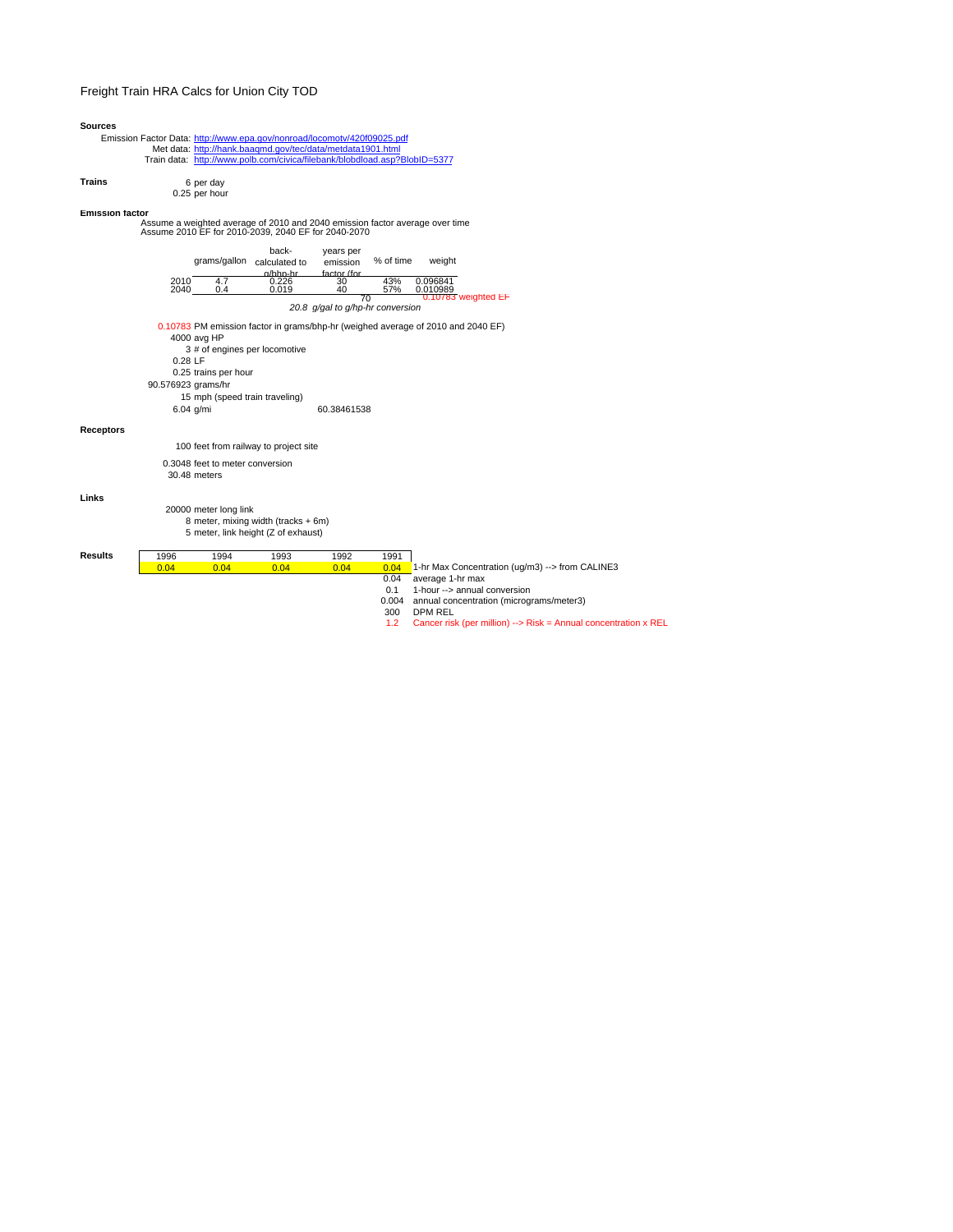# Freight Train HRA Calcs for Union City TOD

**Sources**

Emission Factor Data: http://www.epa.gov/nonroad/locomotv/420f09025.pdf
Met data: http://hank.baaqmd.gov/tec/data/metdata1901.html
Train data: http://www.polb.com/civica/filebank/blobdload.asp?BlobID=5377

**Trains**

6 per day
0.25 per hour

**Emission factor**

Assume a weighted average of 2010 and 2040 emission factor average over time
Assume 2010 EF for 2010-2039, 2040 EF for 2040-2070

| | grams/gallon | back-calculated to g/bhp-hr | years per emission factor (for | % of time | weight |
|---|---|---|---|---|---|
| 2010 | 4.7 | 0.226 | 30 | 43% | 0.096841 |
| 2040 | 0.4 | 0.019 | 40 | 57% | 0.010989 |
| | | | 70 | | 0.10783 weighted EF |

*20.8 g/gal to g/hp-hr conversion*

0.10783 PM emission factor in grams/bhp-hr (weighed average of 2010 and 2040 EF)
4000 avg HP
3 # of engines per locomotive
0.28 LF
0.25 trains per hour
90.576923 grams/hr
15 mph (speed train traveling)
6.04 g/mi &nbsp;&nbsp;&nbsp; 60.38461538

**Receptors**

100 feet from railway to project site

0.3048 feet to meter conversion
30.48 meters

**Links**

20000 meter long link
8 meter, mixing width (tracks + 6m)
5 meter, link height (Z of exhaust)

**Results**

| 1996 | 1994 | 1993 | 1992 | 1991 | |
|---|---|---|---|---|---|
| 0.04 | 0.04 | 0.04 | 0.04 | 0.04 | 1-hr Max Concentration (ug/m3) --> from CALINE3 |
| | | | | 0.04 | average 1-hr max |
| | | | | 0.1 | 1-hour --> annual conversion |
| | | | | 0.004 | annual concentration (micrograms/meter3) |
| | | | | 300 | DPM REL |
| | | | | 1.2 | Cancer risk (per million) --> Risk = Annual concentration x REL |